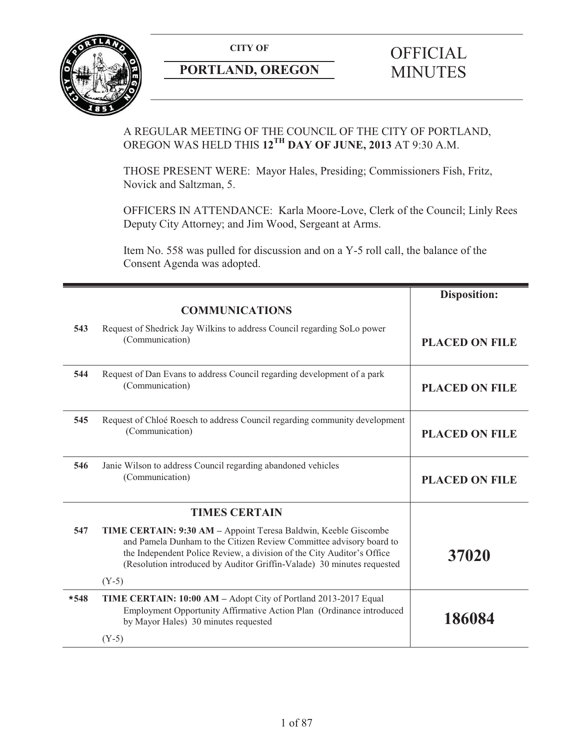**CITY OF**

**PORTLAND, OREGON**

# OFFICIAL MINUTES

A REGULAR MEETING OF THE COUNCIL OF THE CITY OF PORTLAND, OREGON WAS HELD THIS **12TH DAY OF JUNE, 2013** AT 9:30 A.M.

THOSE PRESENT WERE: Mayor Hales, Presiding; Commissioners Fish, Fritz, Novick and Saltzman, 5.

OFFICERS IN ATTENDANCE: Karla Moore-Love, Clerk of the Council; Linly Rees Deputy City Attorney; and Jim Wood, Sergeant at Arms.

Item No. 558 was pulled for discussion and on a Y-5 roll call, the balance of the Consent Agenda was adopted.

| | | **Disposition:** |
|---|---|---|
| | **COMMUNICATIONS** | |
| **543** | Request of Shedrick Jay Wilkins to address Council regarding SoLo power (Communication) | **PLACED ON FILE** |
| **544** | Request of Dan Evans to address Council regarding development of a park (Communication) | **PLACED ON FILE** |
| **545** | Request of Chloé Roesch to address Council regarding community development (Communication) | **PLACED ON FILE** |
| **546** | Janie Wilson to address Council regarding abandoned vehicles (Communication) | **PLACED ON FILE** |
| | **TIMES CERTAIN** | |
| **547** | **TIME CERTAIN: 9:30 AM –** Appoint Teresa Baldwin, Keeble Giscombe and Pamela Dunham to the Citizen Review Committee advisory board to the Independent Police Review, a division of the City Auditor's Office (Resolution introduced by Auditor Griffin-Valade) 30 minutes requested<br><br>(Y-5) | **37020** |
| **\*548** | **TIME CERTAIN: 10:00 AM –** Adopt City of Portland 2013-2017 Equal Employment Opportunity Affirmative Action Plan (Ordinance introduced by Mayor Hales) 30 minutes requested<br><br>(Y-5) | **186084** |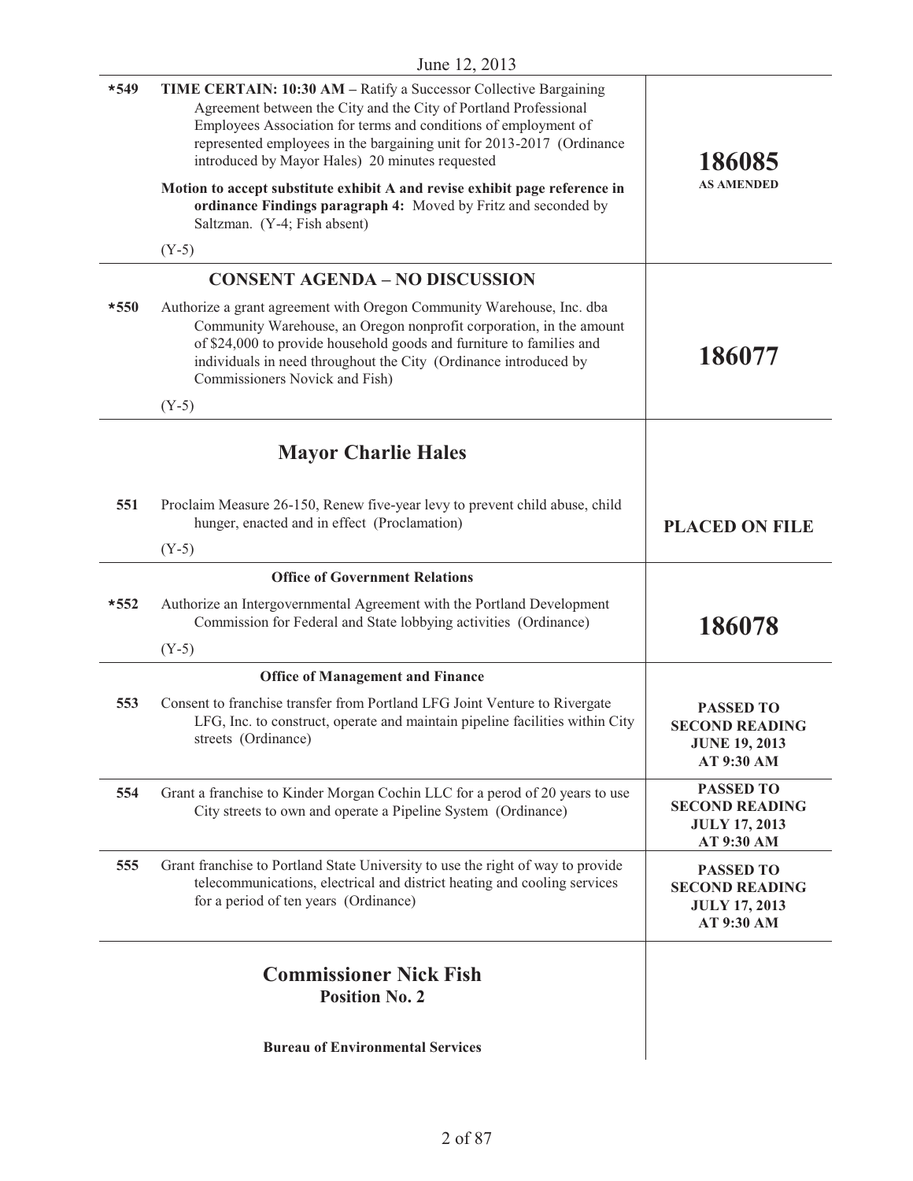June 12, 2013

| | | |
|---|---|---|
| *549 | **TIME CERTAIN: 10:30 AM –** Ratify a Successor Collective Bargaining Agreement between the City and the City of Portland Professional Employees Association for terms and conditions of employment of represented employees in the bargaining unit for 2013-2017 (Ordinance introduced by Mayor Hales) 20 minutes requested<br><br>**Motion to accept substitute exhibit A and revise exhibit page reference in ordinance Findings paragraph 4:** Moved by Fritz and seconded by Saltzman. (Y-4; Fish absent)<br><br>(Y-5) | **186085**<br>**AS AMENDED** |
| | **CONSENT AGENDA – NO DISCUSSION** | |
| *550 | Authorize a grant agreement with Oregon Community Warehouse, Inc. dba Community Warehouse, an Oregon nonprofit corporation, in the amount of $24,000 to provide household goods and furniture to families and individuals in need throughout the City (Ordinance introduced by Commissioners Novick and Fish)<br><br>(Y-5) | **186077** |
| | **Mayor Charlie Hales** | |
| 551 | Proclaim Measure 26-150, Renew five-year levy to prevent child abuse, child hunger, enacted and in effect (Proclamation)<br><br>(Y-5) | **PLACED ON FILE** |
| | **Office of Government Relations** | |
| *552 | Authorize an Intergovernmental Agreement with the Portland Development Commission for Federal and State lobbying activities (Ordinance)<br><br>(Y-5) | **186078** |
| | **Office of Management and Finance** | |
| 553 | Consent to franchise transfer from Portland LFG Joint Venture to Rivergate LFG, Inc. to construct, operate and maintain pipeline facilities within City streets (Ordinance) | **PASSED TO SECOND READING JUNE 19, 2013 AT 9:30 AM** |
| 554 | Grant a franchise to Kinder Morgan Cochin LLC for a perod of 20 years to use City streets to own and operate a Pipeline System (Ordinance) | **PASSED TO SECOND READING JULY 17, 2013 AT 9:30 AM** |
| 555 | Grant franchise to Portland State University to use the right of way to provide telecommunications, electrical and district heating and cooling services for a period of ten years (Ordinance) | **PASSED TO SECOND READING JULY 17, 2013 AT 9:30 AM** |
| | **Commissioner Nick Fish**<br>**Position No. 2**<br><br>**Bureau of Environmental Services** | |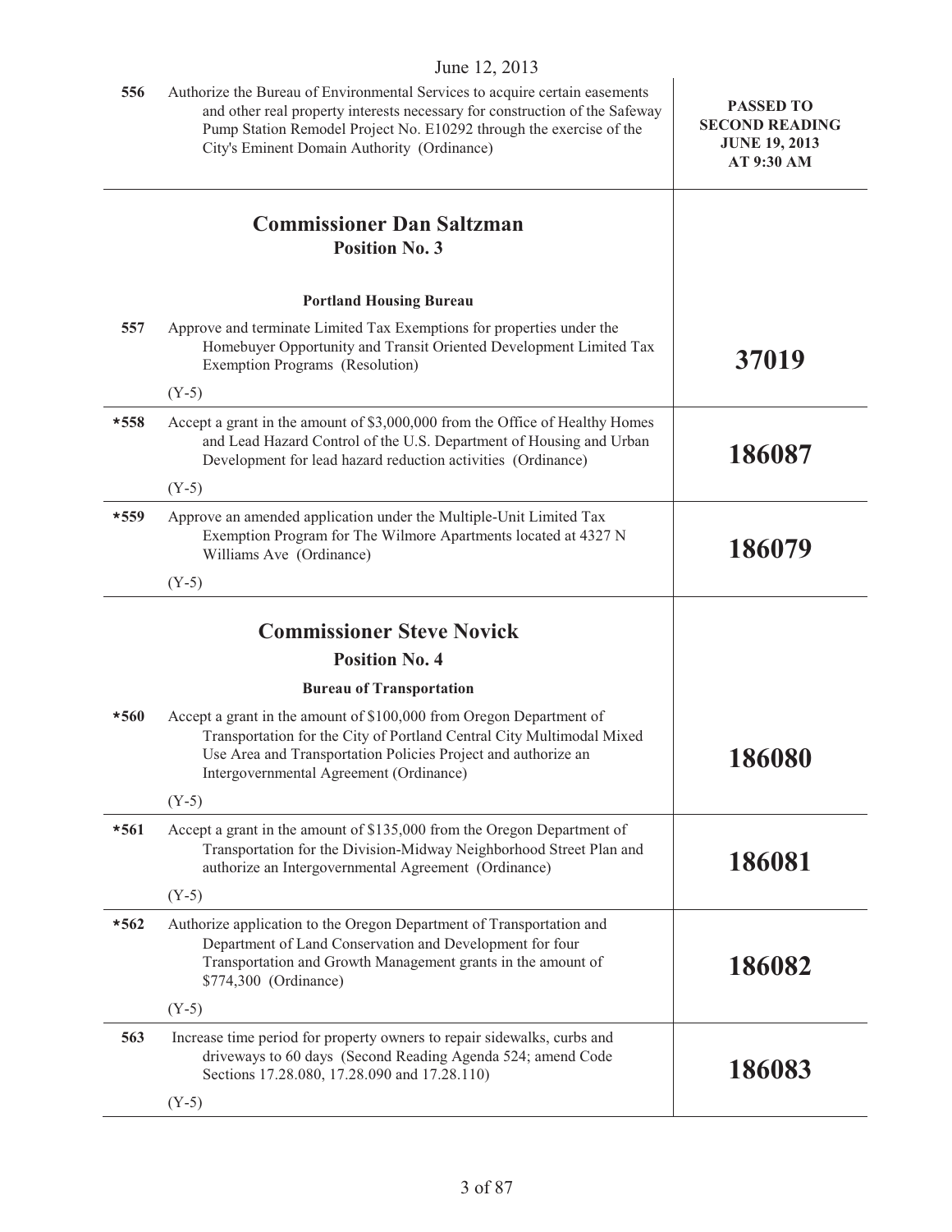| | | |
|---|---|---|
| 556 | Authorize the Bureau of Environmental Services to acquire certain easements and other real property interests necessary for construction of the Safeway Pump Station Remodel Project No. E10292 through the exercise of the City's Eminent Domain Authority (Ordinance) | **PASSED TO SECOND READING JUNE 19, 2013 AT 9:30 AM** |

## Commissioner Dan Saltzman
### Position No. 3

**Portland Housing Bureau**

| | | |
|---|---|---|
| 557 | Approve and terminate Limited Tax Exemptions for properties under the Homebuyer Opportunity and Transit Oriented Development Limited Tax Exemption Programs (Resolution)<br>(Y-5) | **37019** |
| *558 | Accept a grant in the amount of $3,000,000 from the Office of Healthy Homes and Lead Hazard Control of the U.S. Department of Housing and Urban Development for lead hazard reduction activities (Ordinance)<br>(Y-5) | **186087** |
| *559 | Approve an amended application under the Multiple-Unit Limited Tax Exemption Program for The Wilmore Apartments located at 4327 N Williams Ave (Ordinance)<br>(Y-5) | **186079** |

## Commissioner Steve Novick
### Position No. 4

**Bureau of Transportation**

| | | |
|---|---|---|
| *560 | Accept a grant in the amount of $100,000 from Oregon Department of Transportation for the City of Portland Central City Multimodal Mixed Use Area and Transportation Policies Project and authorize an Intergovernmental Agreement (Ordinance)<br>(Y-5) | **186080** |
| *561 | Accept a grant in the amount of $135,000 from the Oregon Department of Transportation for the Division-Midway Neighborhood Street Plan and authorize an Intergovernmental Agreement (Ordinance)<br>(Y-5) | **186081** |
| *562 | Authorize application to the Oregon Department of Transportation and Department of Land Conservation and Development for four Transportation and Growth Management grants in the amount of $774,300 (Ordinance)<br>(Y-5) | **186082** |
| 563 | Increase time period for property owners to repair sidewalks, curbs and driveways to 60 days (Second Reading Agenda 524; amend Code Sections 17.28.080, 17.28.090 and 17.28.110)<br>(Y-5) | **186083** |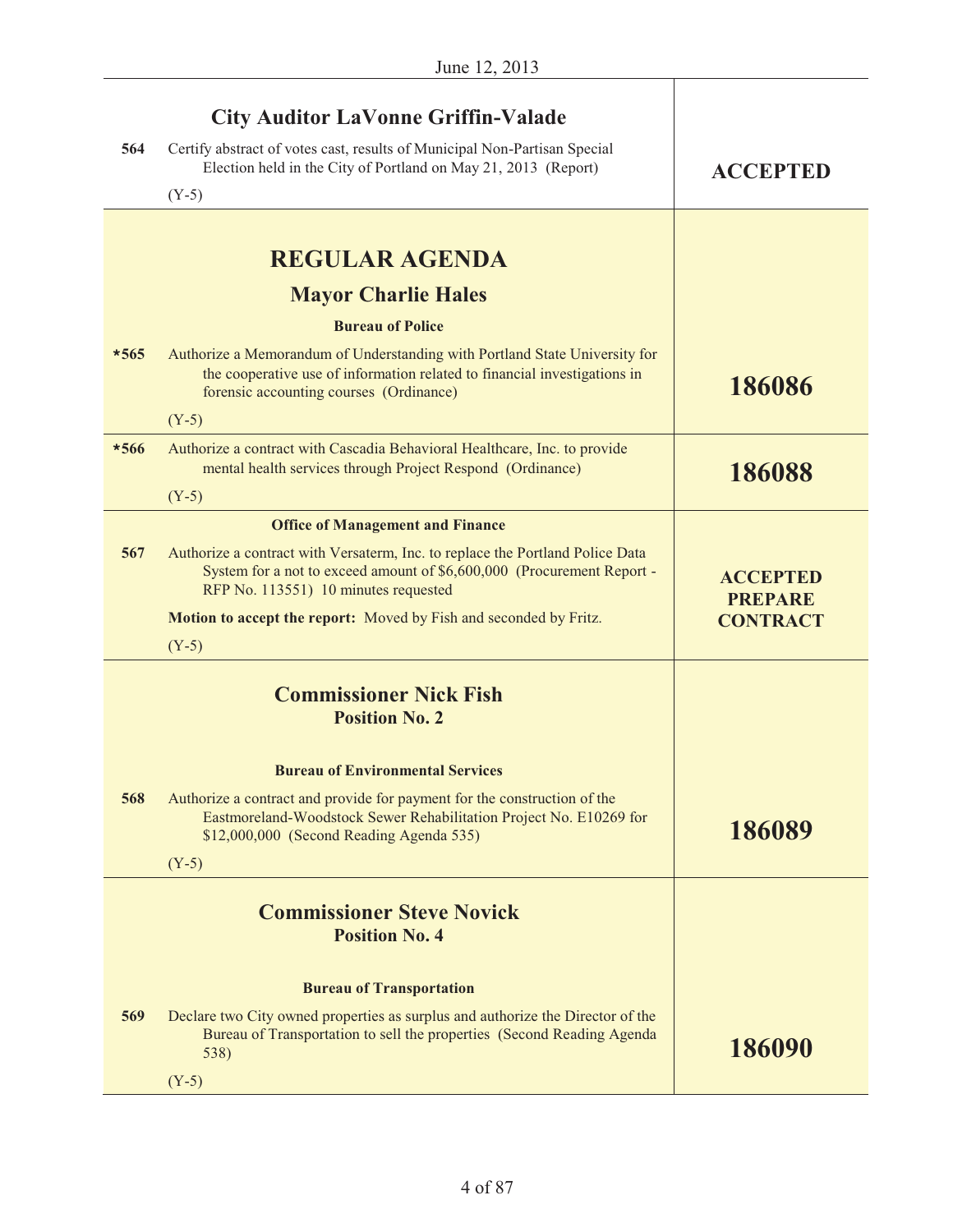June 12, 2013

| | | |
|---|---|---|
| | **City Auditor LaVonne Griffin-Valade** | |
| 564 | Certify abstract of votes cast, results of Municipal Non-Partisan Special Election held in the City of Portland on May 21, 2013 (Report)<br><br>(Y-5) | **ACCEPTED** |
| | **REGULAR AGENDA**<br><br>**Mayor Charlie Hales**<br><br>**Bureau of Police** | |
| *565 | Authorize a Memorandum of Understanding with Portland State University for the cooperative use of information related to financial investigations in forensic accounting courses (Ordinance)<br><br>(Y-5) | **186086** |
| *566 | Authorize a contract with Cascadia Behavioral Healthcare, Inc. to provide mental health services through Project Respond (Ordinance)<br><br>(Y-5) | **186088** |
| | **Office of Management and Finance** | |
| 567 | Authorize a contract with Versaterm, Inc. to replace the Portland Police Data System for a not to exceed amount of $6,600,000 (Procurement Report - RFP No. 113551) 10 minutes requested<br><br>**Motion to accept the report:** Moved by Fish and seconded by Fritz.<br><br>(Y-5) | **ACCEPTED PREPARE CONTRACT** |
| | **Commissioner Nick Fish**<br>**Position No. 2**<br><br>**Bureau of Environmental Services** | |
| 568 | Authorize a contract and provide for payment for the construction of the Eastmoreland-Woodstock Sewer Rehabilitation Project No. E10269 for $12,000,000 (Second Reading Agenda 535)<br><br>(Y-5) | **186089** |
| | **Commissioner Steve Novick**<br>**Position No. 4**<br><br>**Bureau of Transportation** | |
| 569 | Declare two City owned properties as surplus and authorize the Director of the Bureau of Transportation to sell the properties (Second Reading Agenda 538)<br><br>(Y-5) | **186090** |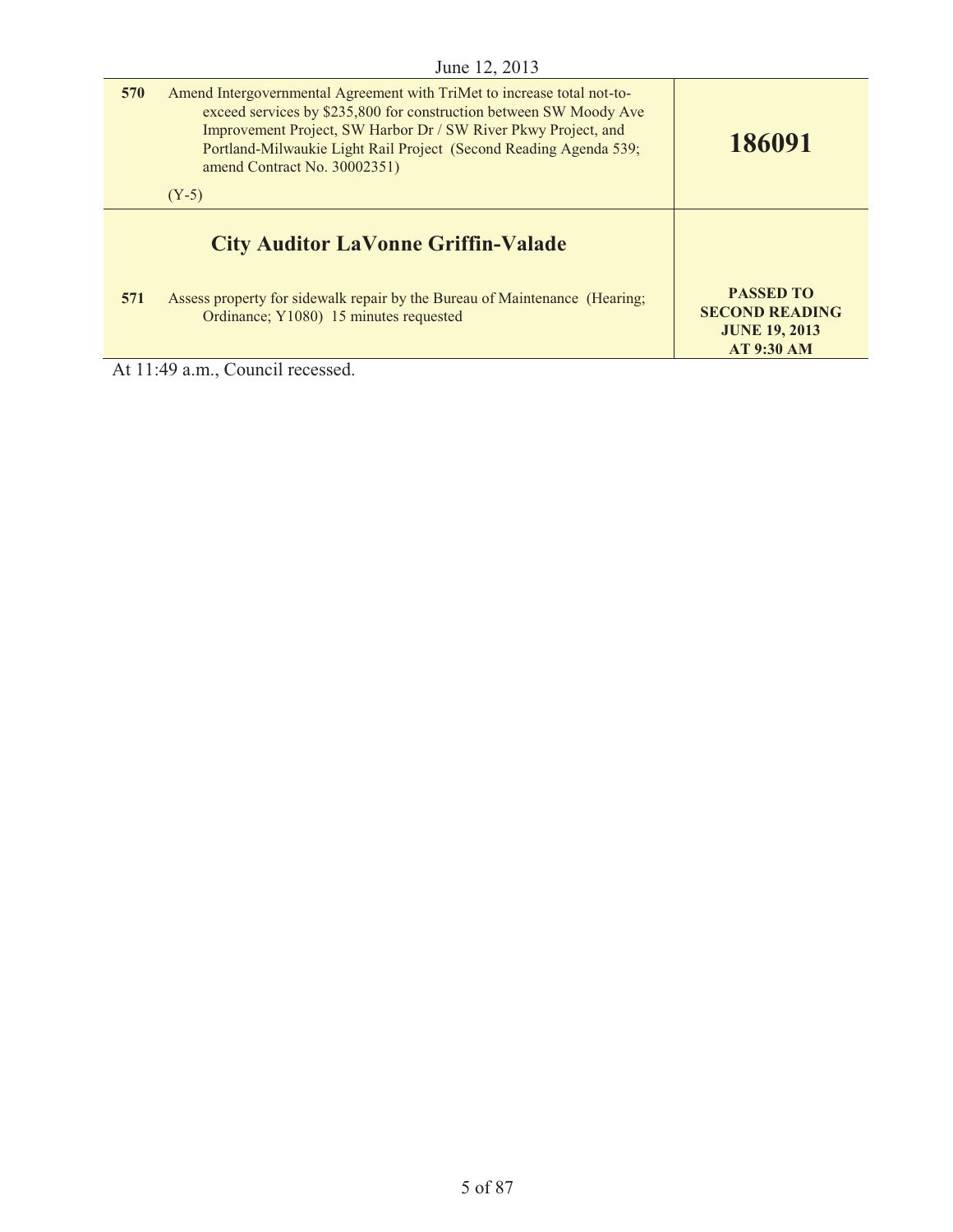| | | |
|---|---|---|
| **570** | Amend Intergovernmental Agreement with TriMet to increase total not-to-exceed services by $235,800 for construction between SW Moody Ave Improvement Project, SW Harbor Dr / SW River Pkwy Project, and Portland-Milwaukie Light Rail Project (Second Reading Agenda 539; amend Contract No. 30002351)<br><br>(Y-5) | **186091** |
| | **City Auditor LaVonne Griffin-Valade** | |
| **571** | Assess property for sidewalk repair by the Bureau of Maintenance (Hearing; Ordinance; Y1080) 15 minutes requested | **PASSED TO SECOND READING JUNE 19, 2013 AT 9:30 AM** |

At 11:49 a.m., Council recessed.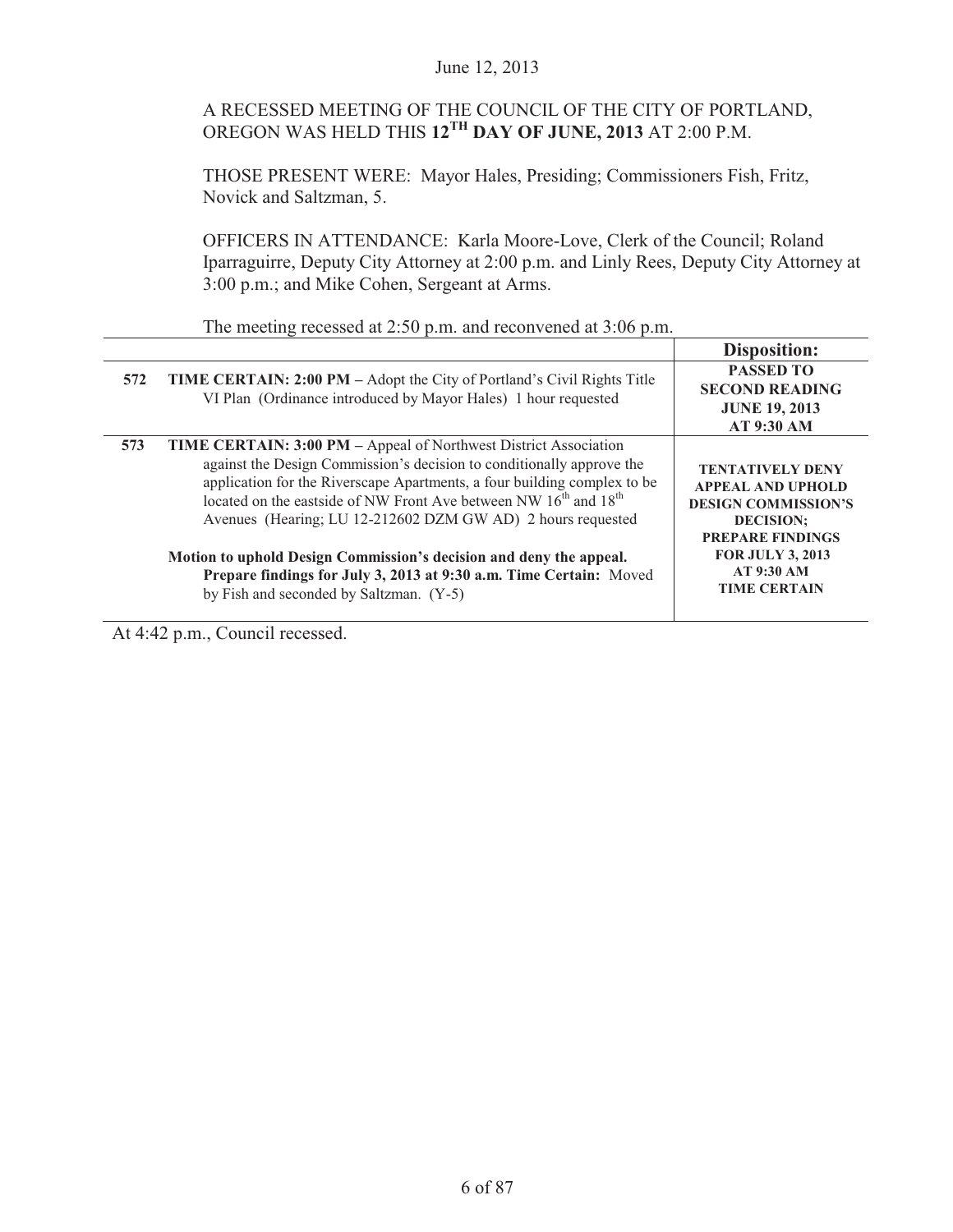June 12, 2013

A RECESSED MEETING OF THE COUNCIL OF THE CITY OF PORTLAND, OREGON WAS HELD THIS **12TH DAY OF JUNE, 2013** AT 2:00 P.M.

THOSE PRESENT WERE: Mayor Hales, Presiding; Commissioners Fish, Fritz, Novick and Saltzman, 5.

OFFICERS IN ATTENDANCE: Karla Moore-Love, Clerk of the Council; Roland Iparraguirre, Deputy City Attorney at 2:00 p.m. and Linly Rees, Deputy City Attorney at 3:00 p.m.; and Mike Cohen, Sergeant at Arms.

The meeting recessed at 2:50 p.m. and reconvened at 3:06 p.m.

| | | **Disposition:** |
|---|---|---|
| **572** | **TIME CERTAIN: 2:00 PM –** Adopt the City of Portland's Civil Rights Title VI Plan (Ordinance introduced by Mayor Hales) 1 hour requested | **PASSED TO SECOND READING JUNE 19, 2013 AT 9:30 AM** |
| **573** | **TIME CERTAIN: 3:00 PM –** Appeal of Northwest District Association against the Design Commission's decision to conditionally approve the application for the Riverscape Apartments, a four building complex to be located on the eastside of NW Front Ave between NW 16th and 18th Avenues (Hearing; LU 12-212602 DZM GW AD) 2 hours requested<br><br>**Motion to uphold Design Commission's decision and deny the appeal. Prepare findings for July 3, 2013 at 9:30 a.m. Time Certain:** Moved by Fish and seconded by Saltzman. (Y-5) | **TENTATIVELY DENY APPEAL AND UPHOLD DESIGN COMMISSION'S DECISION; PREPARE FINDINGS FOR JULY 3, 2013 AT 9:30 AM TIME CERTAIN** |

At 4:42 p.m., Council recessed.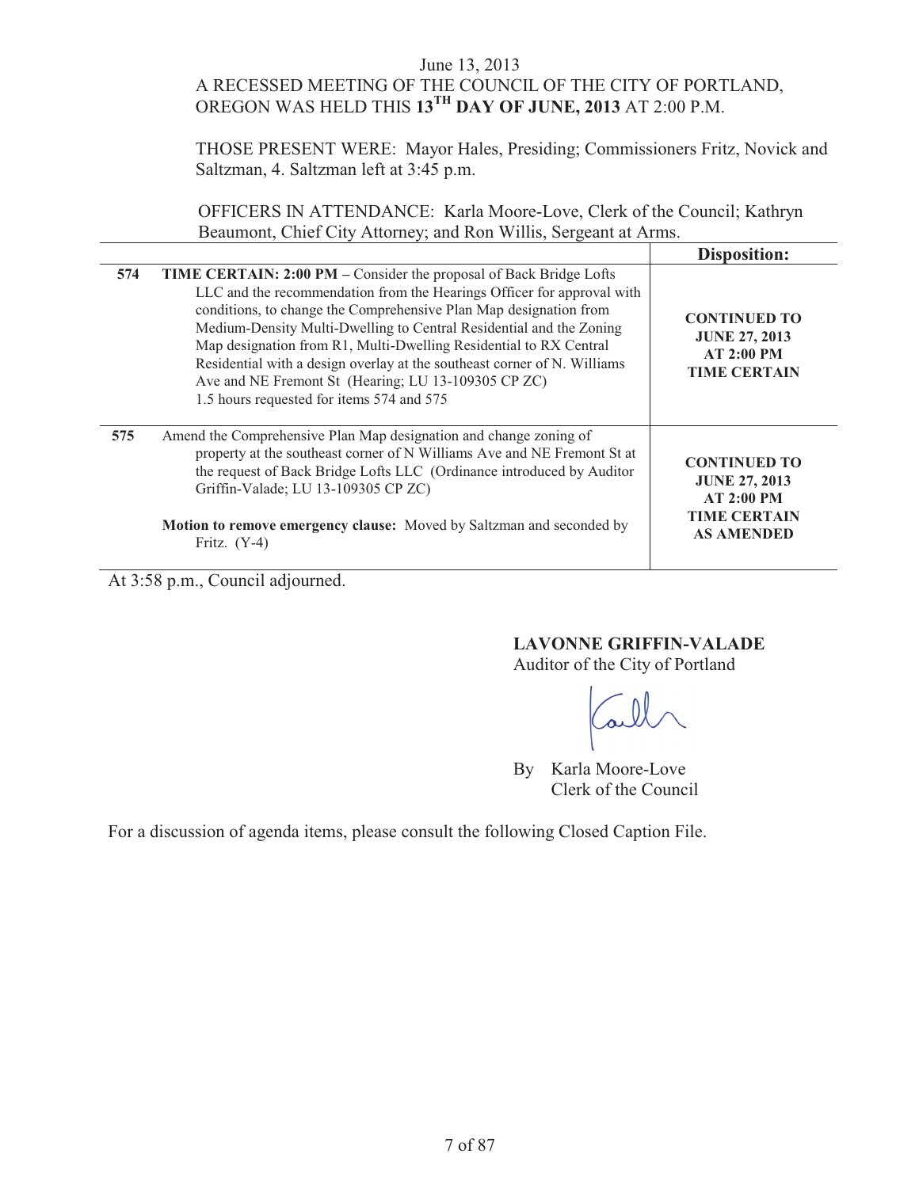June 13, 2013

A RECESSED MEETING OF THE COUNCIL OF THE CITY OF PORTLAND, OREGON WAS HELD THIS **13TH DAY OF JUNE, 2013** AT 2:00 P.M.

THOSE PRESENT WERE: Mayor Hales, Presiding; Commissioners Fritz, Novick and Saltzman, 4. Saltzman left at 3:45 p.m.

OFFICERS IN ATTENDANCE: Karla Moore-Love, Clerk of the Council; Kathryn Beaumont, Chief City Attorney; and Ron Willis, Sergeant at Arms.

| | | **Disposition:** |
|---|---|---|
| **574** | **TIME CERTAIN: 2:00 PM** – Consider the proposal of Back Bridge Lofts LLC and the recommendation from the Hearings Officer for approval with conditions, to change the Comprehensive Plan Map designation from Medium-Density Multi-Dwelling to Central Residential and the Zoning Map designation from R1, Multi-Dwelling Residential to RX Central Residential with a design overlay at the southeast corner of N. Williams Ave and NE Fremont St (Hearing; LU 13-109305 CP ZC) 1.5 hours requested for items 574 and 575 | **CONTINUED TO JUNE 27, 2013 AT 2:00 PM TIME CERTAIN** |
| **575** | Amend the Comprehensive Plan Map designation and change zoning of property at the southeast corner of N Williams Ave and NE Fremont St at the request of Back Bridge Lofts LLC (Ordinance introduced by Auditor Griffin-Valade; LU 13-109305 CP ZC)<br><br>**Motion to remove emergency clause:** Moved by Saltzman and seconded by Fritz. (Y-4) | **CONTINUED TO JUNE 27, 2013 AT 2:00 PM TIME CERTAIN AS AMENDED** |

At 3:58 p.m., Council adjourned.

**LAVONNE GRIFFIN-VALADE**
Auditor of the City of Portland

By Karla Moore-Love
Clerk of the Council

For a discussion of agenda items, please consult the following Closed Caption File.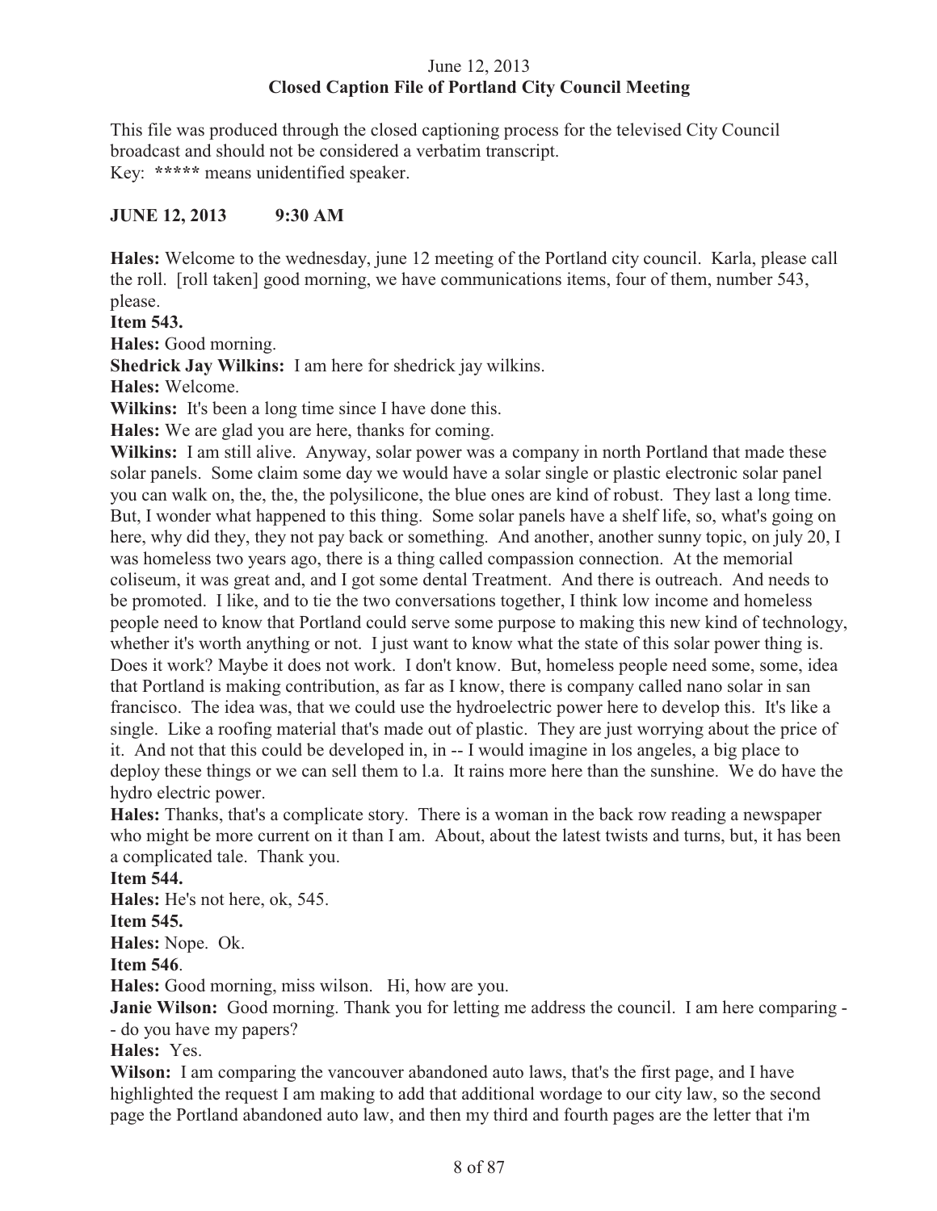June 12, 2013
**Closed Caption File of Portland City Council Meeting**

This file was produced through the closed captioning process for the televised City Council broadcast and should not be considered a verbatim transcript.
Key: ***** means unidentified speaker.

**JUNE 12, 2013 9:30 AM**

**Hales:** Welcome to the wednesday, june 12 meeting of the Portland city council. Karla, please call the roll. [roll taken] good morning, we have communications items, four of them, number 543, please.

**Item 543.**

**Hales:** Good morning.

**Shedrick Jay Wilkins:** I am here for shedrick jay wilkins.

**Hales:** Welcome.

**Wilkins:** It's been a long time since I have done this.

**Hales:** We are glad you are here, thanks for coming.

**Wilkins:** I am still alive. Anyway, solar power was a company in north Portland that made these solar panels. Some claim some day we would have a solar single or plastic electronic solar panel you can walk on, the, the, the polysilicone, the blue ones are kind of robust. They last a long time. But, I wonder what happened to this thing. Some solar panels have a shelf life, so, what's going on here, why did they, they not pay back or something. And another, another sunny topic, on july 20, I was homeless two years ago, there is a thing called compassion connection. At the memorial coliseum, it was great and, and I got some dental Treatment. And there is outreach. And needs to be promoted. I like, and to tie the two conversations together, I think low income and homeless people need to know that Portland could serve some purpose to making this new kind of technology, whether it's worth anything or not. I just want to know what the state of this solar power thing is. Does it work? Maybe it does not work. I don't know. But, homeless people need some, some, idea that Portland is making contribution, as far as I know, there is company called nano solar in san francisco. The idea was, that we could use the hydroelectric power here to develop this. It's like a single. Like a roofing material that's made out of plastic. They are just worrying about the price of it. And not that this could be developed in, in -- I would imagine in los angeles, a big place to deploy these things or we can sell them to l.a. It rains more here than the sunshine. We do have the hydro electric power.

**Hales:** Thanks, that's a complicate story. There is a woman in the back row reading a newspaper who might be more current on it than I am. About, about the latest twists and turns, but, it has been a complicated tale. Thank you.

**Item 544.**

**Hales:** He's not here, ok, 545.

**Item 545.**

**Hales:** Nope. Ok.

**Item 546**.

**Hales:** Good morning, miss wilson. Hi, how are you.

**Janie Wilson:** Good morning. Thank you for letting me address the council. I am here comparing -- do you have my papers?

**Hales:** Yes.

**Wilson:** I am comparing the vancouver abandoned auto laws, that's the first page, and I have highlighted the request I am making to add that additional wordage to our city law, so the second page the Portland abandoned auto law, and then my third and fourth pages are the letter that i'm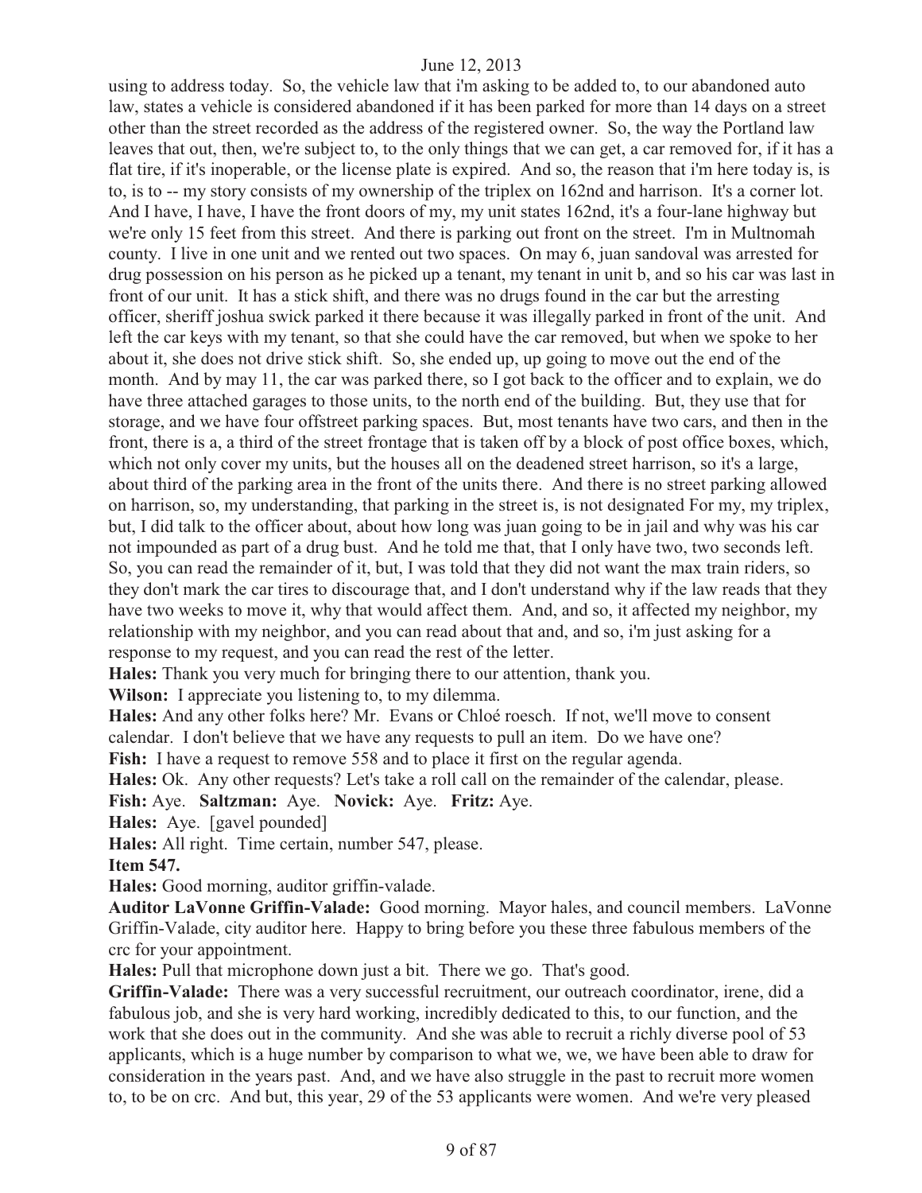using to address today. So, the vehicle law that i'm asking to be added to, to our abandoned auto law, states a vehicle is considered abandoned if it has been parked for more than 14 days on a street other than the street recorded as the address of the registered owner. So, the way the Portland law leaves that out, then, we're subject to, to the only things that we can get, a car removed for, if it has a flat tire, if it's inoperable, or the license plate is expired. And so, the reason that i'm here today is, is to, is to -- my story consists of my ownership of the triplex on 162nd and harrison. It's a corner lot. And I have, I have, I have the front doors of my, my unit states 162nd, it's a four-lane highway but we're only 15 feet from this street. And there is parking out front on the street. I'm in Multnomah county. I live in one unit and we rented out two spaces. On may 6, juan sandoval was arrested for drug possession on his person as he picked up a tenant, my tenant in unit b, and so his car was last in front of our unit. It has a stick shift, and there was no drugs found in the car but the arresting officer, sheriff joshua swick parked it there because it was illegally parked in front of the unit. And left the car keys with my tenant, so that she could have the car removed, but when we spoke to her about it, she does not drive stick shift. So, she ended up, up going to move out the end of the month. And by may 11, the car was parked there, so I got back to the officer and to explain, we do have three attached garages to those units, to the north end of the building. But, they use that for storage, and we have four offstreet parking spaces. But, most tenants have two cars, and then in the front, there is a, a third of the street frontage that is taken off by a block of post office boxes, which, which not only cover my units, but the houses all on the deadened street harrison, so it's a large, about third of the parking area in the front of the units there. And there is no street parking allowed on harrison, so, my understanding, that parking in the street is, is not designated For my, my triplex, but, I did talk to the officer about, about how long was juan going to be in jail and why was his car not impounded as part of a drug bust. And he told me that, that I only have two, two seconds left. So, you can read the remainder of it, but, I was told that they did not want the max train riders, so they don't mark the car tires to discourage that, and I don't understand why if the law reads that they have two weeks to move it, why that would affect them. And, and so, it affected my neighbor, my relationship with my neighbor, and you can read about that and, and so, i'm just asking for a response to my request, and you can read the rest of the letter.

**Hales:** Thank you very much for bringing there to our attention, thank you.

**Wilson:** I appreciate you listening to, to my dilemma.

**Hales:** And any other folks here? Mr. Evans or Chloé roesch. If not, we'll move to consent calendar. I don't believe that we have any requests to pull an item. Do we have one?

**Fish:** I have a request to remove 558 and to place it first on the regular agenda.

**Hales:** Ok. Any other requests? Let's take a roll call on the remainder of the calendar, please.

**Fish:** Aye. **Saltzman:** Aye. **Novick:** Aye. **Fritz:** Aye.

**Hales:** Aye. [gavel pounded]

**Hales:** All right. Time certain, number 547, please.

**Item 547.**

**Hales:** Good morning, auditor griffin-valade.

**Auditor LaVonne Griffin-Valade:** Good morning. Mayor hales, and council members. LaVonne Griffin-Valade, city auditor here. Happy to bring before you these three fabulous members of the crc for your appointment.

**Hales:** Pull that microphone down just a bit. There we go. That's good.

**Griffin-Valade:** There was a very successful recruitment, our outreach coordinator, irene, did a fabulous job, and she is very hard working, incredibly dedicated to this, to our function, and the work that she does out in the community. And she was able to recruit a richly diverse pool of 53 applicants, which is a huge number by comparison to what we, we, we have been able to draw for consideration in the years past. And, and we have also struggle in the past to recruit more women to, to be on crc. And but, this year, 29 of the 53 applicants were women. And we're very pleased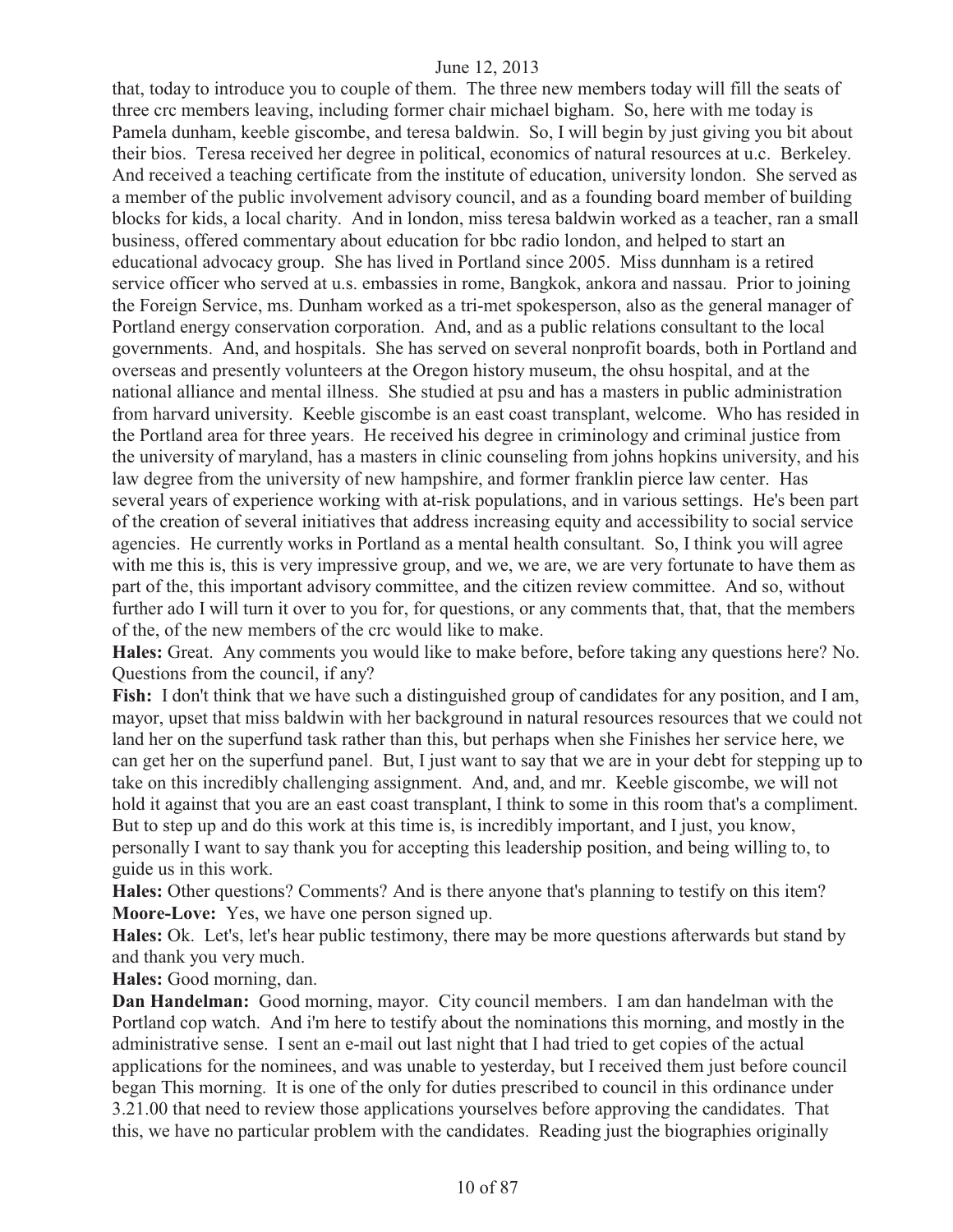that, today to introduce you to couple of them. The three new members today will fill the seats of three crc members leaving, including former chair michael bigham. So, here with me today is Pamela dunham, keeble giscombe, and teresa baldwin. So, I will begin by just giving you bit about their bios. Teresa received her degree in political, economics of natural resources at u.c. Berkeley. And received a teaching certificate from the institute of education, university london. She served as a member of the public involvement advisory council, and as a founding board member of building blocks for kids, a local charity. And in london, miss teresa baldwin worked as a teacher, ran a small business, offered commentary about education for bbc radio london, and helped to start an educational advocacy group. She has lived in Portland since 2005. Miss dunnham is a retired service officer who served at u.s. embassies in rome, Bangkok, ankora and nassau. Prior to joining the Foreign Service, ms. Dunham worked as a tri-met spokesperson, also as the general manager of Portland energy conservation corporation. And, and as a public relations consultant to the local governments. And, and hospitals. She has served on several nonprofit boards, both in Portland and overseas and presently volunteers at the Oregon history museum, the ohsu hospital, and at the national alliance and mental illness. She studied at psu and has a masters in public administration from harvard university. Keeble giscombe is an east coast transplant, welcome. Who has resided in the Portland area for three years. He received his degree in criminology and criminal justice from the university of maryland, has a masters in clinic counseling from johns hopkins university, and his law degree from the university of new hampshire, and former franklin pierce law center. Has several years of experience working with at-risk populations, and in various settings. He's been part of the creation of several initiatives that address increasing equity and accessibility to social service agencies. He currently works in Portland as a mental health consultant. So, I think you will agree with me this is, this is very impressive group, and we, we are, we are very fortunate to have them as part of the, this important advisory committee, and the citizen review committee. And so, without further ado I will turn it over to you for, for questions, or any comments that, that, that the members of the, of the new members of the crc would like to make.

**Hales:** Great. Any comments you would like to make before, before taking any questions here? No. Questions from the council, if any?

**Fish:** I don't think that we have such a distinguished group of candidates for any position, and I am, mayor, upset that miss baldwin with her background in natural resources resources that we could not land her on the superfund task rather than this, but perhaps when she Finishes her service here, we can get her on the superfund panel. But, I just want to say that we are in your debt for stepping up to take on this incredibly challenging assignment. And, and, and mr. Keeble giscombe, we will not hold it against that you are an east coast transplant, I think to some in this room that's a compliment. But to step up and do this work at this time is, is incredibly important, and I just, you know, personally I want to say thank you for accepting this leadership position, and being willing to, to guide us in this work.

**Hales:** Other questions? Comments? And is there anyone that's planning to testify on this item?

**Moore-Love:** Yes, we have one person signed up.

**Hales:** Ok. Let's, let's hear public testimony, there may be more questions afterwards but stand by and thank you very much.

**Hales:** Good morning, dan.

**Dan Handelman:** Good morning, mayor. City council members. I am dan handelman with the Portland cop watch. And i'm here to testify about the nominations this morning, and mostly in the administrative sense. I sent an e-mail out last night that I had tried to get copies of the actual applications for the nominees, and was unable to yesterday, but I received them just before council began This morning. It is one of the only for duties prescribed to council in this ordinance under 3.21.00 that need to review those applications yourselves before approving the candidates. That this, we have no particular problem with the candidates. Reading just the biographies originally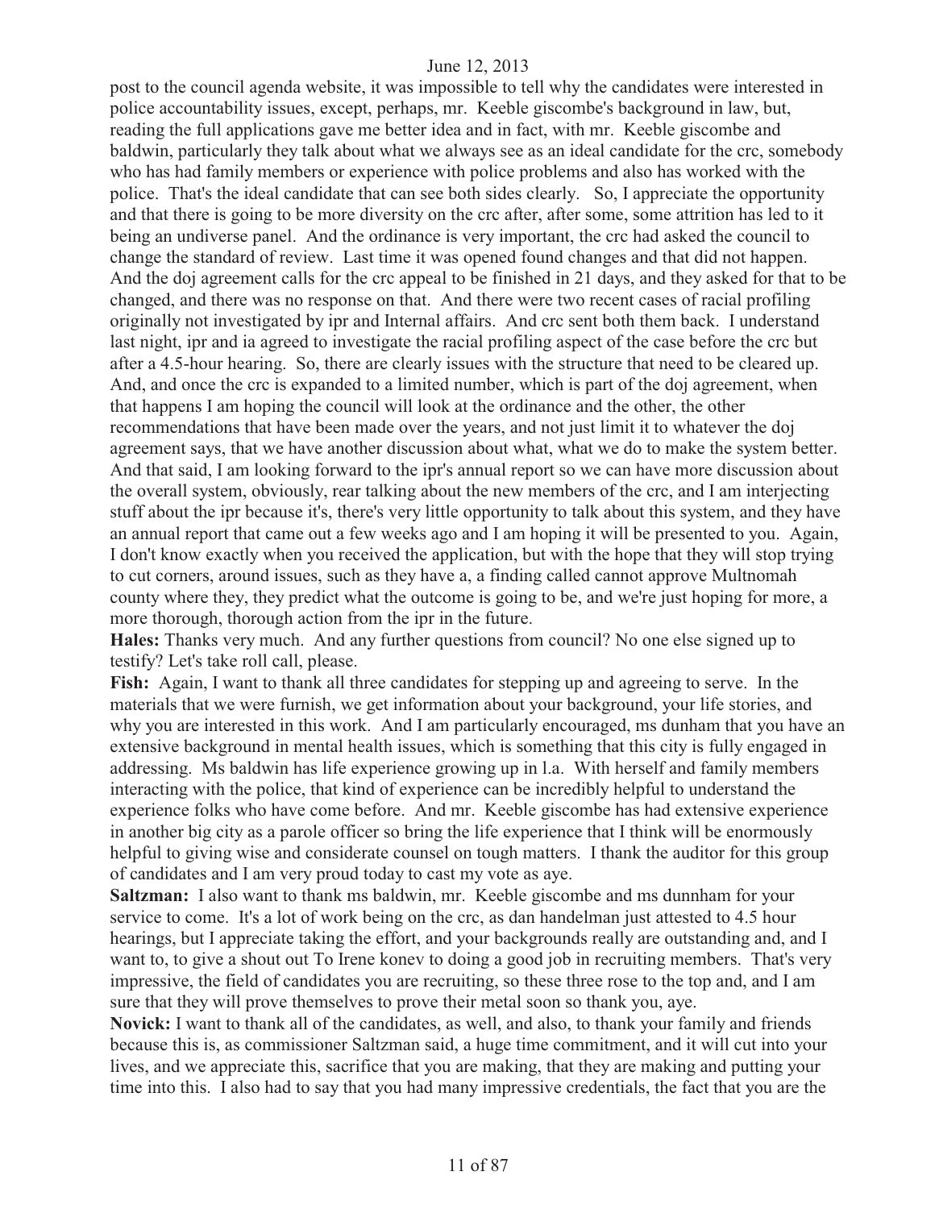post to the council agenda website, it was impossible to tell why the candidates were interested in police accountability issues, except, perhaps, mr. Keeble giscombe's background in law, but, reading the full applications gave me better idea and in fact, with mr. Keeble giscombe and baldwin, particularly they talk about what we always see as an ideal candidate for the crc, somebody who has had family members or experience with police problems and also has worked with the police. That's the ideal candidate that can see both sides clearly. So, I appreciate the opportunity and that there is going to be more diversity on the crc after, after some, some attrition has led to it being an undiverse panel. And the ordinance is very important, the crc had asked the council to change the standard of review. Last time it was opened found changes and that did not happen. And the doj agreement calls for the crc appeal to be finished in 21 days, and they asked for that to be changed, and there was no response on that. And there were two recent cases of racial profiling originally not investigated by ipr and Internal affairs. And crc sent both them back. I understand last night, ipr and ia agreed to investigate the racial profiling aspect of the case before the crc but after a 4.5-hour hearing. So, there are clearly issues with the structure that need to be cleared up. And, and once the crc is expanded to a limited number, which is part of the doj agreement, when that happens I am hoping the council will look at the ordinance and the other, the other recommendations that have been made over the years, and not just limit it to whatever the doj agreement says, that we have another discussion about what, what we do to make the system better. And that said, I am looking forward to the ipr's annual report so we can have more discussion about the overall system, obviously, rear talking about the new members of the crc, and I am interjecting stuff about the ipr because it's, there's very little opportunity to talk about this system, and they have an annual report that came out a few weeks ago and I am hoping it will be presented to you. Again, I don't know exactly when you received the application, but with the hope that they will stop trying to cut corners, around issues, such as they have a, a finding called cannot approve Multnomah county where they, they predict what the outcome is going to be, and we're just hoping for more, a more thorough, thorough action from the ipr in the future.

**Hales:** Thanks very much. And any further questions from council? No one else signed up to testify? Let's take roll call, please.

**Fish:** Again, I want to thank all three candidates for stepping up and agreeing to serve. In the materials that we were furnish, we get information about your background, your life stories, and why you are interested in this work. And I am particularly encouraged, ms dunham that you have an extensive background in mental health issues, which is something that this city is fully engaged in addressing. Ms baldwin has life experience growing up in l.a. With herself and family members interacting with the police, that kind of experience can be incredibly helpful to understand the experience folks who have come before. And mr. Keeble giscombe has had extensive experience in another big city as a parole officer so bring the life experience that I think will be enormously helpful to giving wise and considerate counsel on tough matters. I thank the auditor for this group of candidates and I am very proud today to cast my vote as aye.

**Saltzman:** I also want to thank ms baldwin, mr. Keeble giscombe and ms dunnham for your service to come. It's a lot of work being on the crc, as dan handelman just attested to 4.5 hour hearings, but I appreciate taking the effort, and your backgrounds really are outstanding and, and I want to, to give a shout out To Irene konev to doing a good job in recruiting members. That's very impressive, the field of candidates you are recruiting, so these three rose to the top and, and I am sure that they will prove themselves to prove their metal soon so thank you, aye.

**Novick:** I want to thank all of the candidates, as well, and also, to thank your family and friends because this is, as commissioner Saltzman said, a huge time commitment, and it will cut into your lives, and we appreciate this, sacrifice that you are making, that they are making and putting your time into this. I also had to say that you had many impressive credentials, the fact that you are the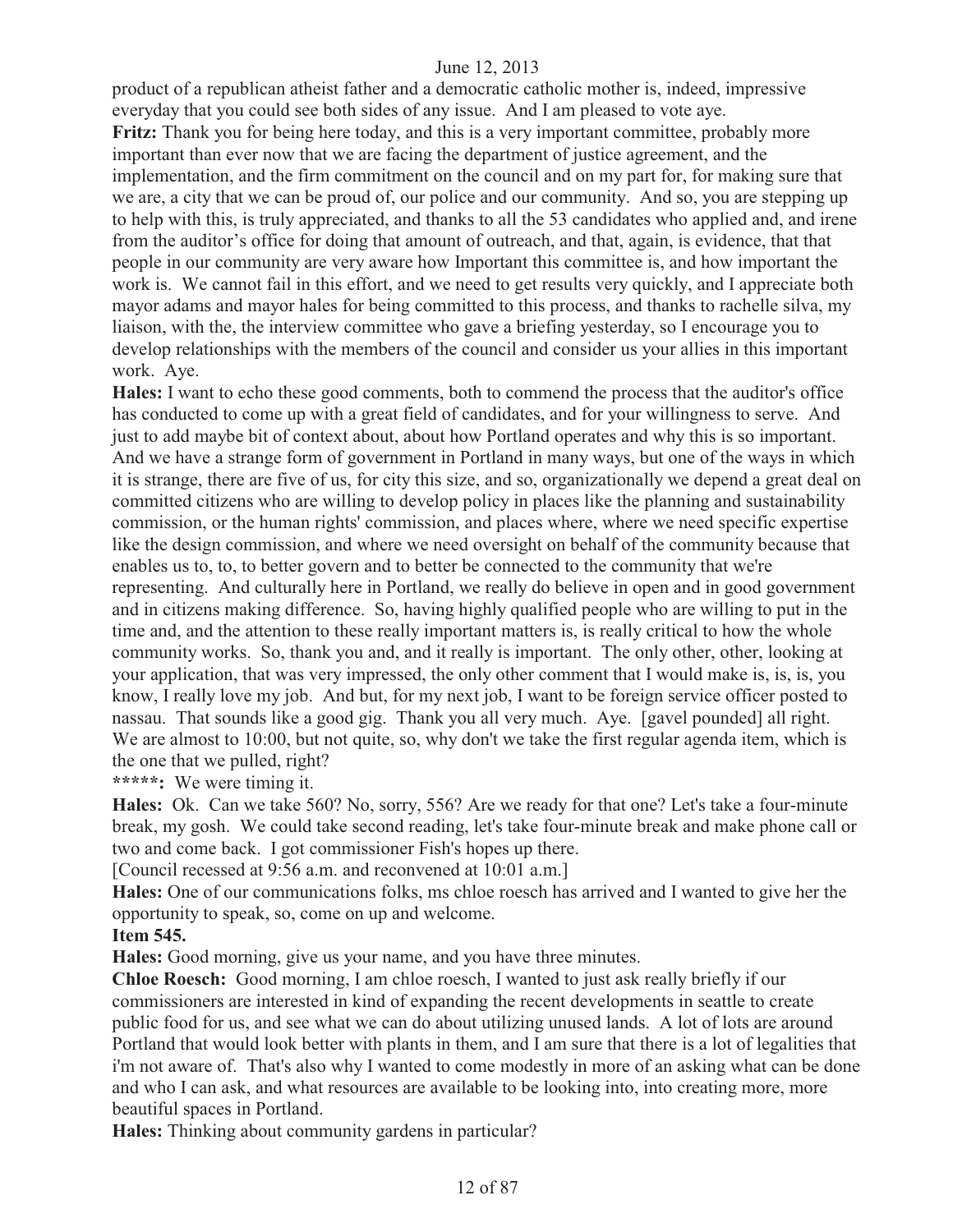product of a republican atheist father and a democratic catholic mother is, indeed, impressive everyday that you could see both sides of any issue. And I am pleased to vote aye.

**Fritz:** Thank you for being here today, and this is a very important committee, probably more important than ever now that we are facing the department of justice agreement, and the implementation, and the firm commitment on the council and on my part for, for making sure that we are, a city that we can be proud of, our police and our community. And so, you are stepping up to help with this, is truly appreciated, and thanks to all the 53 candidates who applied and, and irene from the auditor's office for doing that amount of outreach, and that, again, is evidence, that that people in our community are very aware how Important this committee is, and how important the work is. We cannot fail in this effort, and we need to get results very quickly, and I appreciate both mayor adams and mayor hales for being committed to this process, and thanks to rachelle silva, my liaison, with the, the interview committee who gave a briefing yesterday, so I encourage you to develop relationships with the members of the council and consider us your allies in this important work. Aye.

**Hales:** I want to echo these good comments, both to commend the process that the auditor's office has conducted to come up with a great field of candidates, and for your willingness to serve. And just to add maybe bit of context about, about how Portland operates and why this is so important. And we have a strange form of government in Portland in many ways, but one of the ways in which it is strange, there are five of us, for city this size, and so, organizationally we depend a great deal on committed citizens who are willing to develop policy in places like the planning and sustainability commission, or the human rights' commission, and places where, where we need specific expertise like the design commission, and where we need oversight on behalf of the community because that enables us to, to, to better govern and to better be connected to the community that we're representing. And culturally here in Portland, we really do believe in open and in good government and in citizens making difference. So, having highly qualified people who are willing to put in the time and, and the attention to these really important matters is, is really critical to how the whole community works. So, thank you and, and it really is important. The only other, other, looking at your application, that was very impressed, the only other comment that I would make is, is, is, you know, I really love my job. And but, for my next job, I want to be foreign service officer posted to nassau. That sounds like a good gig. Thank you all very much. Aye. [gavel pounded] all right. We are almost to 10:00, but not quite, so, why don't we take the first regular agenda item, which is the one that we pulled, right?

**\*\*\*\*\*:** We were timing it.

**Hales:** Ok. Can we take 560? No, sorry, 556? Are we ready for that one? Let's take a four-minute break, my gosh. We could take second reading, let's take four-minute break and make phone call or two and come back. I got commissioner Fish's hopes up there.

[Council recessed at 9:56 a.m. and reconvened at 10:01 a.m.]

**Hales:** One of our communications folks, ms chloe roesch has arrived and I wanted to give her the opportunity to speak, so, come on up and welcome.

**Item 545.**

**Hales:** Good morning, give us your name, and you have three minutes.

**Chloe Roesch:** Good morning, I am chloe roesch, I wanted to just ask really briefly if our commissioners are interested in kind of expanding the recent developments in seattle to create public food for us, and see what we can do about utilizing unused lands. A lot of lots are around Portland that would look better with plants in them, and I am sure that there is a lot of legalities that i'm not aware of. That's also why I wanted to come modestly in more of an asking what can be done and who I can ask, and what resources are available to be looking into, into creating more, more beautiful spaces in Portland.

**Hales:** Thinking about community gardens in particular?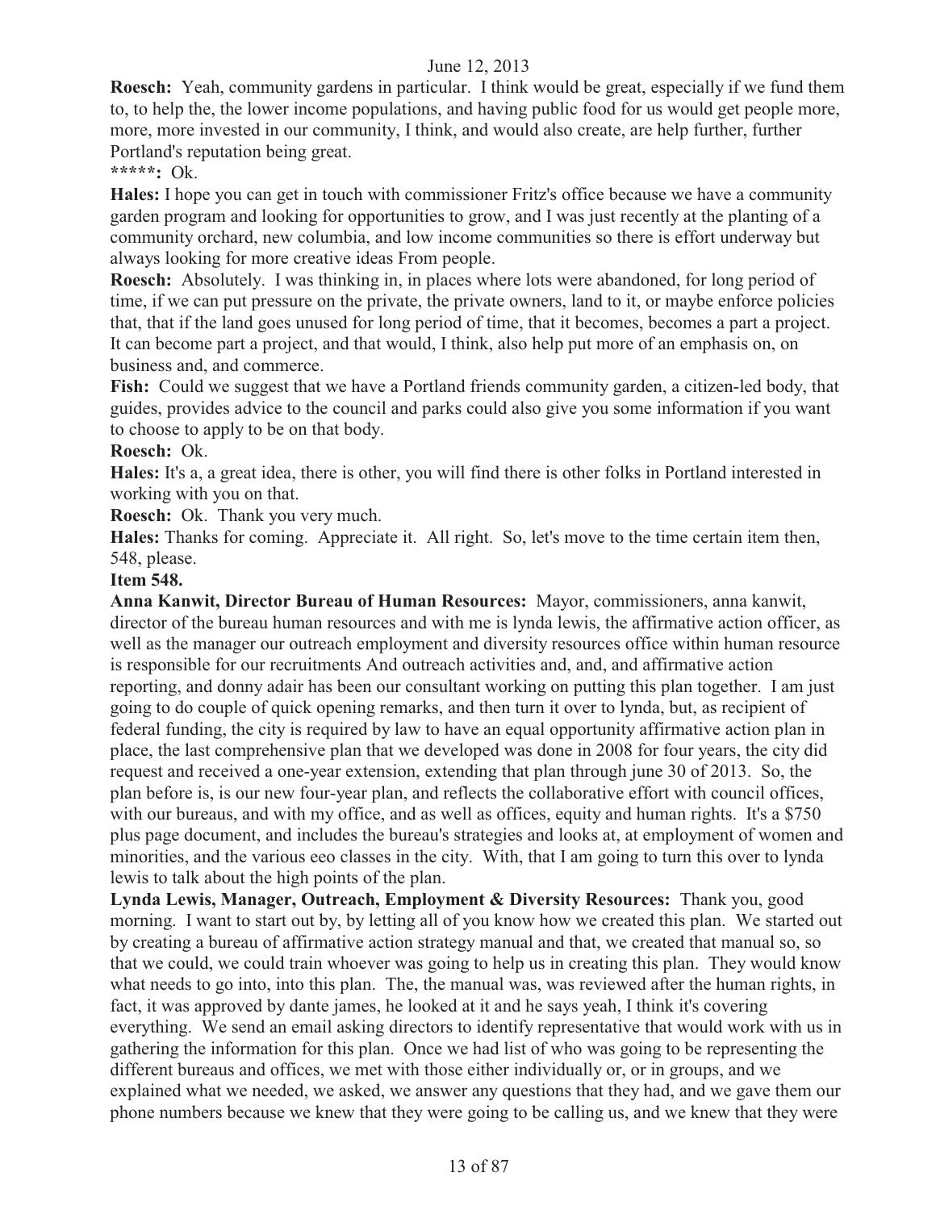**Roesch:** Yeah, community gardens in particular. I think would be great, especially if we fund them to, to help the, the lower income populations, and having public food for us would get people more, more, more invested in our community, I think, and would also create, are help further, further Portland's reputation being great.

*****: Ok.

**Hales:** I hope you can get in touch with commissioner Fritz's office because we have a community garden program and looking for opportunities to grow, and I was just recently at the planting of a community orchard, new columbia, and low income communities so there is effort underway but always looking for more creative ideas From people.

**Roesch:** Absolutely. I was thinking in, in places where lots were abandoned, for long period of time, if we can put pressure on the private, the private owners, land to it, or maybe enforce policies that, that if the land goes unused for long period of time, that it becomes, becomes a part a project. It can become part a project, and that would, I think, also help put more of an emphasis on, on business and, and commerce.

**Fish:** Could we suggest that we have a Portland friends community garden, a citizen-led body, that guides, provides advice to the council and parks could also give you some information if you want to choose to apply to be on that body.

**Roesch:** Ok.

**Hales:** It's a, a great idea, there is other, you will find there is other folks in Portland interested in working with you on that.

**Roesch:** Ok. Thank you very much.

**Hales:** Thanks for coming. Appreciate it. All right. So, let's move to the time certain item then, 548, please.

**Item 548.**

**Anna Kanwit, Director Bureau of Human Resources:** Mayor, commissioners, anna kanwit, director of the bureau human resources and with me is lynda lewis, the affirmative action officer, as well as the manager our outreach employment and diversity resources office within human resource is responsible for our recruitments And outreach activities and, and, and affirmative action reporting, and donny adair has been our consultant working on putting this plan together. I am just going to do couple of quick opening remarks, and then turn it over to lynda, but, as recipient of federal funding, the city is required by law to have an equal opportunity affirmative action plan in place, the last comprehensive plan that we developed was done in 2008 for four years, the city did request and received a one-year extension, extending that plan through june 30 of 2013. So, the plan before is, is our new four-year plan, and reflects the collaborative effort with council offices, with our bureaus, and with my office, and as well as offices, equity and human rights. It's a $750 plus page document, and includes the bureau's strategies and looks at, at employment of women and minorities, and the various eeo classes in the city. With, that I am going to turn this over to lynda lewis to talk about the high points of the plan.

**Lynda Lewis, Manager, Outreach, Employment & Diversity Resources:** Thank you, good morning. I want to start out by, by letting all of you know how we created this plan. We started out by creating a bureau of affirmative action strategy manual and that, we created that manual so, so that we could, we could train whoever was going to help us in creating this plan. They would know what needs to go into, into this plan. The, the manual was, was reviewed after the human rights, in fact, it was approved by dante james, he looked at it and he says yeah, I think it's covering everything. We send an email asking directors to identify representative that would work with us in gathering the information for this plan. Once we had list of who was going to be representing the different bureaus and offices, we met with those either individually or, or in groups, and we explained what we needed, we asked, we answer any questions that they had, and we gave them our phone numbers because we knew that they were going to be calling us, and we knew that they were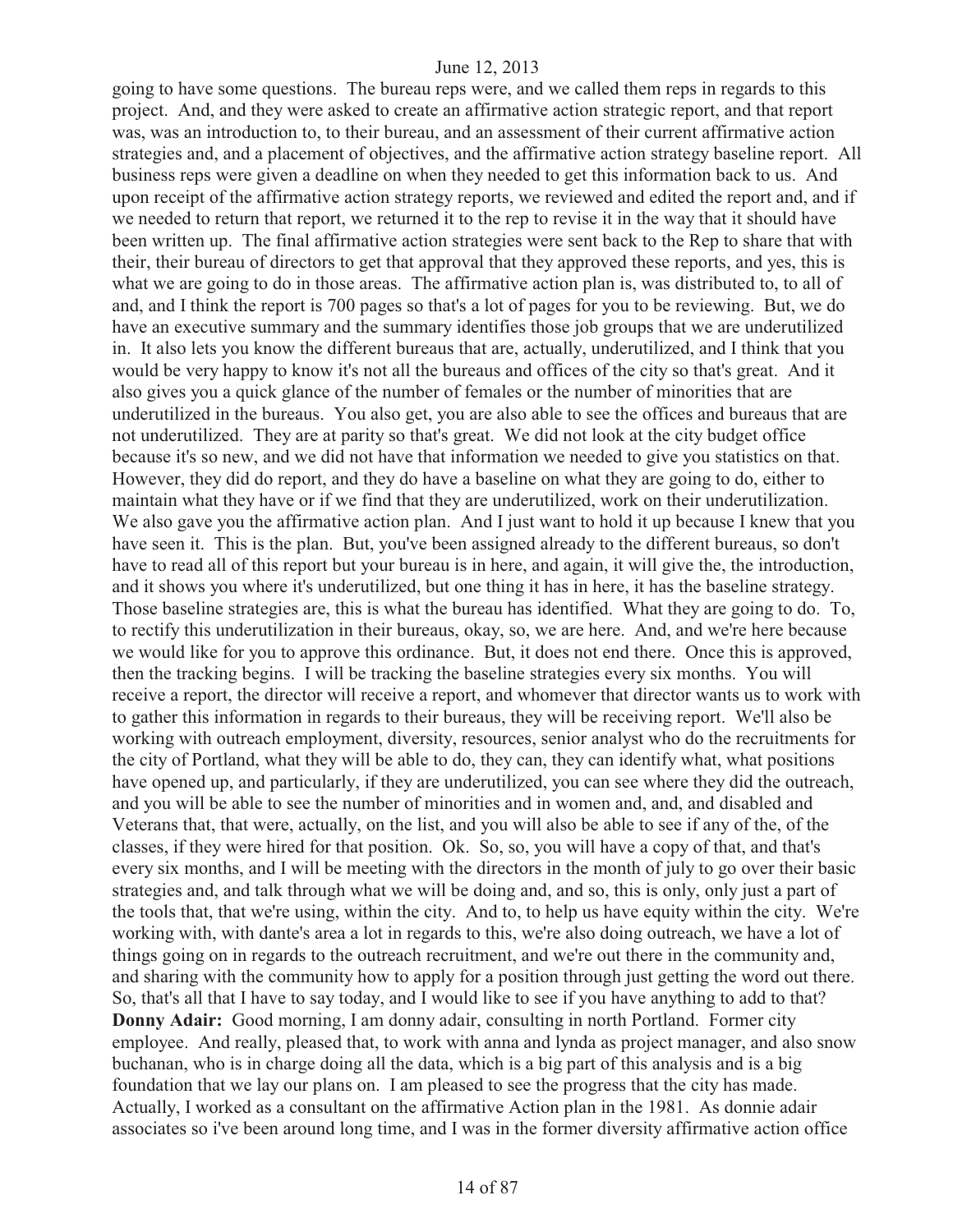going to have some questions. The bureau reps were, and we called them reps in regards to this project. And, and they were asked to create an affirmative action strategic report, and that report was, was an introduction to, to their bureau, and an assessment of their current affirmative action strategies and, and a placement of objectives, and the affirmative action strategy baseline report. All business reps were given a deadline on when they needed to get this information back to us. And upon receipt of the affirmative action strategy reports, we reviewed and edited the report and, and if we needed to return that report, we returned it to the rep to revise it in the way that it should have been written up. The final affirmative action strategies were sent back to the Rep to share that with their, their bureau of directors to get that approval that they approved these reports, and yes, this is what we are going to do in those areas. The affirmative action plan is, was distributed to, to all of and, and I think the report is 700 pages so that's a lot of pages for you to be reviewing. But, we do have an executive summary and the summary identifies those job groups that we are underutilized in. It also lets you know the different bureaus that are, actually, underutilized, and I think that you would be very happy to know it's not all the bureaus and offices of the city so that's great. And it also gives you a quick glance of the number of females or the number of minorities that are underutilized in the bureaus. You also get, you are also able to see the offices and bureaus that are not underutilized. They are at parity so that's great. We did not look at the city budget office because it's so new, and we did not have that information we needed to give you statistics on that. However, they did do report, and they do have a baseline on what they are going to do, either to maintain what they have or if we find that they are underutilized, work on their underutilization. We also gave you the affirmative action plan. And I just want to hold it up because I knew that you have seen it. This is the plan. But, you've been assigned already to the different bureaus, so don't have to read all of this report but your bureau is in here, and again, it will give the, the introduction, and it shows you where it's underutilized, but one thing it has in here, it has the baseline strategy. Those baseline strategies are, this is what the bureau has identified. What they are going to do. To, to rectify this underutilization in their bureaus, okay, so, we are here. And, and we're here because we would like for you to approve this ordinance. But, it does not end there. Once this is approved, then the tracking begins. I will be tracking the baseline strategies every six months. You will receive a report, the director will receive a report, and whomever that director wants us to work with to gather this information in regards to their bureaus, they will be receiving report. We'll also be working with outreach employment, diversity, resources, senior analyst who do the recruitments for the city of Portland, what they will be able to do, they can, they can identify what, what positions have opened up, and particularly, if they are underutilized, you can see where they did the outreach, and you will be able to see the number of minorities and in women and, and, and disabled and Veterans that, that were, actually, on the list, and you will also be able to see if any of the, of the classes, if they were hired for that position. Ok. So, so, you will have a copy of that, and that's every six months, and I will be meeting with the directors in the month of july to go over their basic strategies and, and talk through what we will be doing and, and so, this is only, only just a part of the tools that, that we're using, within the city. And to, to help us have equity within the city. We're working with, with dante's area a lot in regards to this, we're also doing outreach, we have a lot of things going on in regards to the outreach recruitment, and we're out there in the community and, and sharing with the community how to apply for a position through just getting the word out there. So, that's all that I have to say today, and I would like to see if you have anything to add to that?

**Donny Adair:** Good morning, I am donny adair, consulting in north Portland. Former city employee. And really, pleased that, to work with anna and lynda as project manager, and also snow buchanan, who is in charge doing all the data, which is a big part of this analysis and is a big foundation that we lay our plans on. I am pleased to see the progress that the city has made. Actually, I worked as a consultant on the affirmative Action plan in the 1981. As donnie adair associates so i've been around long time, and I was in the former diversity affirmative action office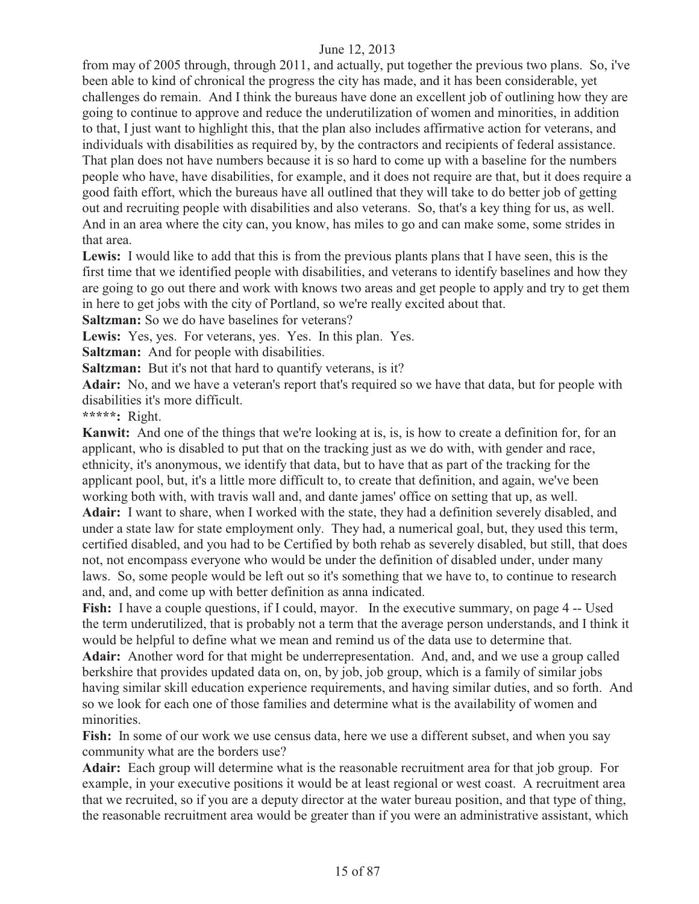from may of 2005 through, through 2011, and actually, put together the previous two plans. So, i've been able to kind of chronical the progress the city has made, and it has been considerable, yet challenges do remain. And I think the bureaus have done an excellent job of outlining how they are going to continue to approve and reduce the underutilization of women and minorities, in addition to that, I just want to highlight this, that the plan also includes affirmative action for veterans, and individuals with disabilities as required by, by the contractors and recipients of federal assistance. That plan does not have numbers because it is so hard to come up with a baseline for the numbers people who have, have disabilities, for example, and it does not require are that, but it does require a good faith effort, which the bureaus have all outlined that they will take to do better job of getting out and recruiting people with disabilities and also veterans. So, that's a key thing for us, as well. And in an area where the city can, you know, has miles to go and can make some, some strides in that area.

**Lewis:** I would like to add that this is from the previous plants plans that I have seen, this is the first time that we identified people with disabilities, and veterans to identify baselines and how they are going to go out there and work with knows two areas and get people to apply and try to get them in here to get jobs with the city of Portland, so we're really excited about that.

**Saltzman:** So we do have baselines for veterans?

**Lewis:** Yes, yes. For veterans, yes. Yes. In this plan. Yes.

**Saltzman:** And for people with disabilities.

**Saltzman:** But it's not that hard to quantify veterans, is it?

**Adair:** No, and we have a veteran's report that's required so we have that data, but for people with disabilities it's more difficult.

*****: Right.

**Kanwit:** And one of the things that we're looking at is, is, is how to create a definition for, for an applicant, who is disabled to put that on the tracking just as we do with, with gender and race, ethnicity, it's anonymous, we identify that data, but to have that as part of the tracking for the applicant pool, but, it's a little more difficult to, to create that definition, and again, we've been working both with, with travis wall and, and dante james' office on setting that up, as well.

**Adair:** I want to share, when I worked with the state, they had a definition severely disabled, and under a state law for state employment only. They had, a numerical goal, but, they used this term, certified disabled, and you had to be Certified by both rehab as severely disabled, but still, that does not, not encompass everyone who would be under the definition of disabled under, under many laws. So, some people would be left out so it's something that we have to, to continue to research and, and, and come up with better definition as anna indicated.

**Fish:** I have a couple questions, if I could, mayor. In the executive summary, on page 4 -- Used the term underutilized, that is probably not a term that the average person understands, and I think it would be helpful to define what we mean and remind us of the data use to determine that.

**Adair:** Another word for that might be underrepresentation. And, and, and we use a group called berkshire that provides updated data on, on, by job, job group, which is a family of similar jobs having similar skill education experience requirements, and having similar duties, and so forth. And so we look for each one of those families and determine what is the availability of women and minorities.

**Fish:** In some of our work we use census data, here we use a different subset, and when you say community what are the borders use?

**Adair:** Each group will determine what is the reasonable recruitment area for that job group. For example, in your executive positions it would be at least regional or west coast. A recruitment area that we recruited, so if you are a deputy director at the water bureau position, and that type of thing, the reasonable recruitment area would be greater than if you were an administrative assistant, which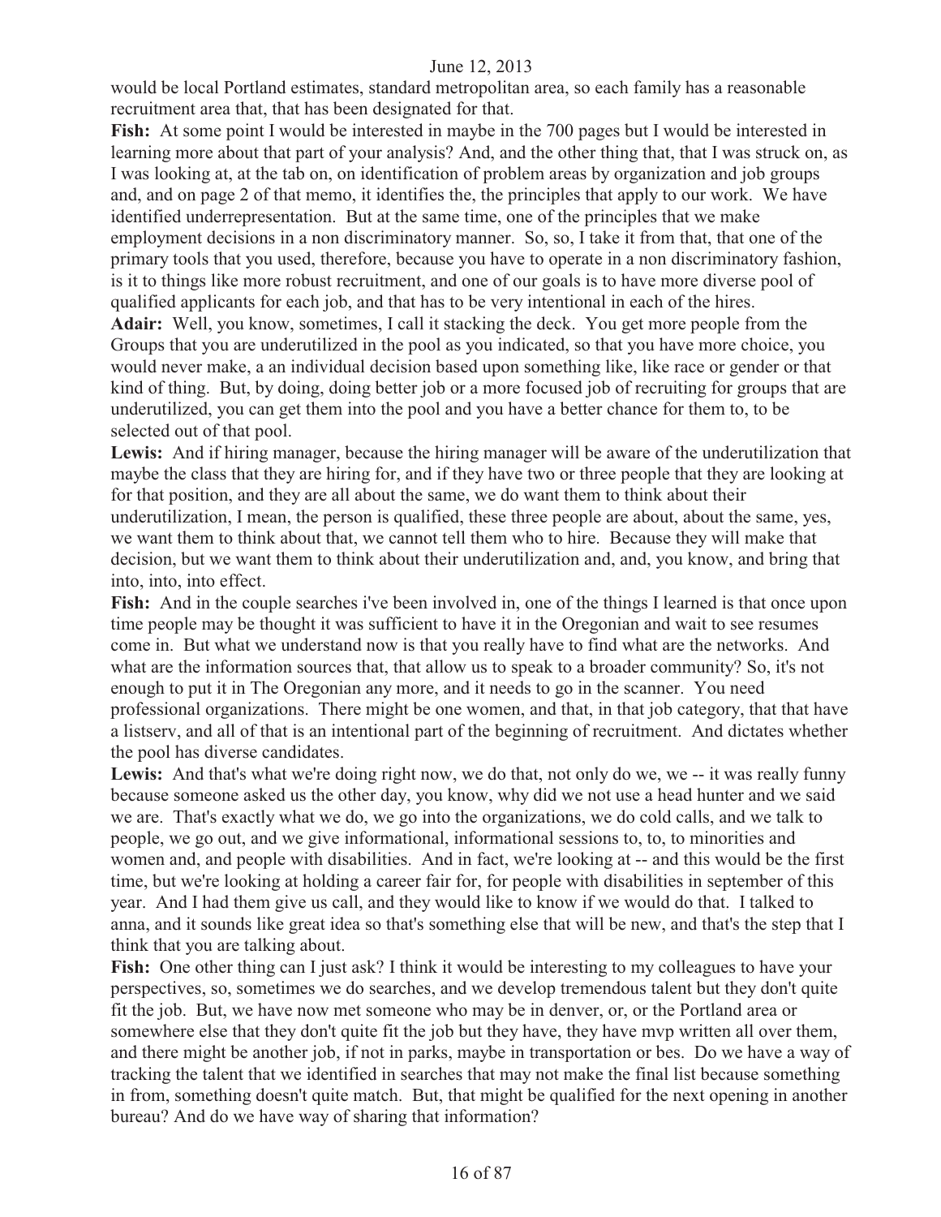would be local Portland estimates, standard metropolitan area, so each family has a reasonable recruitment area that, that has been designated for that.

**Fish:** At some point I would be interested in maybe in the 700 pages but I would be interested in learning more about that part of your analysis? And, and the other thing that, that I was struck on, as I was looking at, at the tab on, on identification of problem areas by organization and job groups and, and on page 2 of that memo, it identifies the, the principles that apply to our work. We have identified underrepresentation. But at the same time, one of the principles that we make employment decisions in a non discriminatory manner. So, so, I take it from that, that one of the primary tools that you used, therefore, because you have to operate in a non discriminatory fashion, is it to things like more robust recruitment, and one of our goals is to have more diverse pool of qualified applicants for each job, and that has to be very intentional in each of the hires.

**Adair:** Well, you know, sometimes, I call it stacking the deck. You get more people from the Groups that you are underutilized in the pool as you indicated, so that you have more choice, you would never make, a an individual decision based upon something like, like race or gender or that kind of thing. But, by doing, doing better job or a more focused job of recruiting for groups that are underutilized, you can get them into the pool and you have a better chance for them to, to be selected out of that pool.

**Lewis:** And if hiring manager, because the hiring manager will be aware of the underutilization that maybe the class that they are hiring for, and if they have two or three people that they are looking at for that position, and they are all about the same, we do want them to think about their underutilization, I mean, the person is qualified, these three people are about, about the same, yes, we want them to think about that, we cannot tell them who to hire. Because they will make that decision, but we want them to think about their underutilization and, and, you know, and bring that into, into, into effect.

**Fish:** And in the couple searches i've been involved in, one of the things I learned is that once upon time people may be thought it was sufficient to have it in the Oregonian and wait to see resumes come in. But what we understand now is that you really have to find what are the networks. And what are the information sources that, that allow us to speak to a broader community? So, it's not enough to put it in The Oregonian any more, and it needs to go in the scanner. You need professional organizations. There might be one women, and that, in that job category, that that have a listserv, and all of that is an intentional part of the beginning of recruitment. And dictates whether the pool has diverse candidates.

**Lewis:** And that's what we're doing right now, we do that, not only do we, we -- it was really funny because someone asked us the other day, you know, why did we not use a head hunter and we said we are. That's exactly what we do, we go into the organizations, we do cold calls, and we talk to people, we go out, and we give informational, informational sessions to, to, to minorities and women and, and people with disabilities. And in fact, we're looking at -- and this would be the first time, but we're looking at holding a career fair for, for people with disabilities in september of this year. And I had them give us call, and they would like to know if we would do that. I talked to anna, and it sounds like great idea so that's something else that will be new, and that's the step that I think that you are talking about.

**Fish:** One other thing can I just ask? I think it would be interesting to my colleagues to have your perspectives, so, sometimes we do searches, and we develop tremendous talent but they don't quite fit the job. But, we have now met someone who may be in denver, or, or the Portland area or somewhere else that they don't quite fit the job but they have, they have mvp written all over them, and there might be another job, if not in parks, maybe in transportation or bes. Do we have a way of tracking the talent that we identified in searches that may not make the final list because something in from, something doesn't quite match. But, that might be qualified for the next opening in another bureau? And do we have way of sharing that information?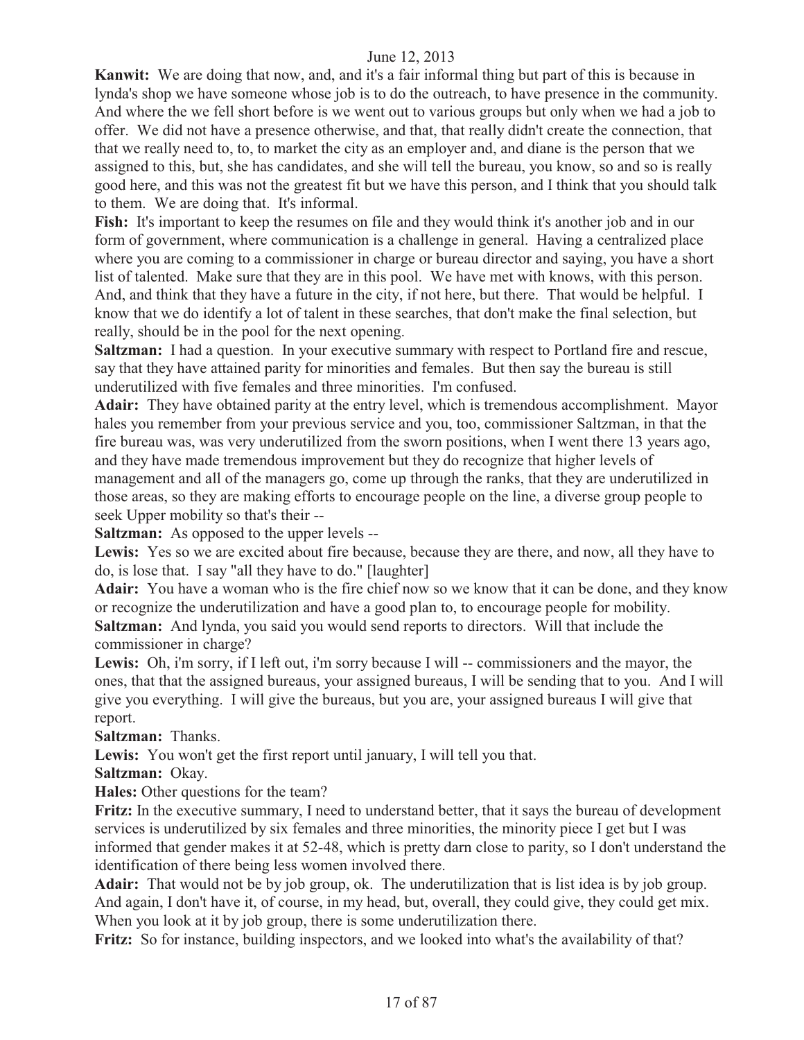**Kanwit:** We are doing that now, and, and it's a fair informal thing but part of this is because in lynda's shop we have someone whose job is to do the outreach, to have presence in the community. And where the we fell short before is we went out to various groups but only when we had a job to offer. We did not have a presence otherwise, and that, that really didn't create the connection, that that we really need to, to, to market the city as an employer and, and diane is the person that we assigned to this, but, she has candidates, and she will tell the bureau, you know, so and so is really good here, and this was not the greatest fit but we have this person, and I think that you should talk to them. We are doing that. It's informal.

**Fish:** It's important to keep the resumes on file and they would think it's another job and in our form of government, where communication is a challenge in general. Having a centralized place where you are coming to a commissioner in charge or bureau director and saying, you have a short list of talented. Make sure that they are in this pool. We have met with knows, with this person. And, and think that they have a future in the city, if not here, but there. That would be helpful. I know that we do identify a lot of talent in these searches, that don't make the final selection, but really, should be in the pool for the next opening.

**Saltzman:** I had a question. In your executive summary with respect to Portland fire and rescue, say that they have attained parity for minorities and females. But then say the bureau is still underutilized with five females and three minorities. I'm confused.

**Adair:** They have obtained parity at the entry level, which is tremendous accomplishment. Mayor hales you remember from your previous service and you, too, commissioner Saltzman, in that the fire bureau was, was very underutilized from the sworn positions, when I went there 13 years ago, and they have made tremendous improvement but they do recognize that higher levels of management and all of the managers go, come up through the ranks, that they are underutilized in those areas, so they are making efforts to encourage people on the line, a diverse group people to seek Upper mobility so that's their --

**Saltzman:** As opposed to the upper levels --

**Lewis:** Yes so we are excited about fire because, because they are there, and now, all they have to do, is lose that. I say "all they have to do." [laughter]

**Adair:** You have a woman who is the fire chief now so we know that it can be done, and they know or recognize the underutilization and have a good plan to, to encourage people for mobility.

**Saltzman:** And lynda, you said you would send reports to directors. Will that include the commissioner in charge?

**Lewis:** Oh, i'm sorry, if I left out, i'm sorry because I will -- commissioners and the mayor, the ones, that that the assigned bureaus, your assigned bureaus, I will be sending that to you. And I will give you everything. I will give the bureaus, but you are, your assigned bureaus I will give that report.

**Saltzman:** Thanks.

**Lewis:** You won't get the first report until january, I will tell you that.

**Saltzman:** Okay.

**Hales:** Other questions for the team?

**Fritz:** In the executive summary, I need to understand better, that it says the bureau of development services is underutilized by six females and three minorities, the minority piece I get but I was informed that gender makes it at 52-48, which is pretty darn close to parity, so I don't understand the identification of there being less women involved there.

**Adair:** That would not be by job group, ok. The underutilization that is list idea is by job group. And again, I don't have it, of course, in my head, but, overall, they could give, they could get mix. When you look at it by job group, there is some underutilization there.

**Fritz:** So for instance, building inspectors, and we looked into what's the availability of that?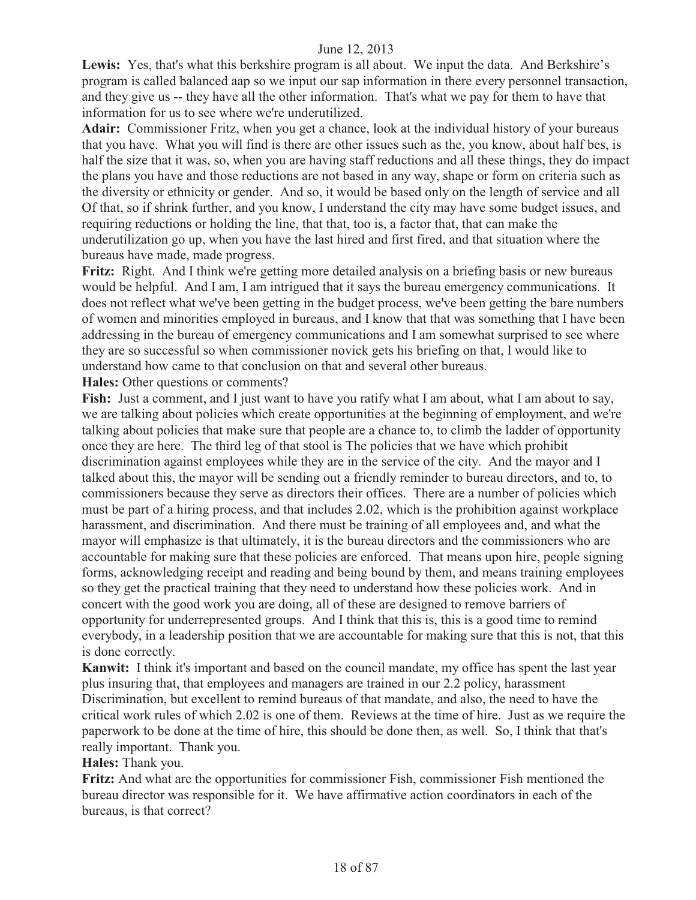**Lewis:** Yes, that's what this berkshire program is all about. We input the data. And Berkshire's program is called balanced aap so we input our sap information in there every personnel transaction, and they give us -- they have all the other information. That's what we pay for them to have that information for us to see where we're underutilized.

**Adair:** Commissioner Fritz, when you get a chance, look at the individual history of your bureaus that you have. What you will find is there are other issues such as the, you know, about half bes, is half the size that it was, so, when you are having staff reductions and all these things, they do impact the plans you have and those reductions are not based in any way, shape or form on criteria such as the diversity or ethnicity or gender. And so, it would be based only on the length of service and all Of that, so if shrink further, and you know, I understand the city may have some budget issues, and requiring reductions or holding the line, that that, too is, a factor that, that can make the underutilization go up, when you have the last hired and first fired, and that situation where the bureaus have made, made progress.

**Fritz:** Right. And I think we're getting more detailed analysis on a briefing basis or new bureaus would be helpful. And I am, I am intrigued that it says the bureau emergency communications. It does not reflect what we've been getting in the budget process, we've been getting the bare numbers of women and minorities employed in bureaus, and I know that that was something that I have been addressing in the bureau of emergency communications and I am somewhat surprised to see where they are so successful so when commissioner novick gets his briefing on that, I would like to understand how came to that conclusion on that and several other bureaus.

**Hales:** Other questions or comments?

**Fish:** Just a comment, and I just want to have you ratify what I am about, what I am about to say, we are talking about policies which create opportunities at the beginning of employment, and we're talking about policies that make sure that people are a chance to, to climb the ladder of opportunity once they are here. The third leg of that stool is The policies that we have which prohibit discrimination against employees while they are in the service of the city. And the mayor and I talked about this, the mayor will be sending out a friendly reminder to bureau directors, and to, to commissioners because they serve as directors their offices. There are a number of policies which must be part of a hiring process, and that includes 2.02, which is the prohibition against workplace harassment, and discrimination. And there must be training of all employees and, and what the mayor will emphasize is that ultimately, it is the bureau directors and the commissioners who are accountable for making sure that these policies are enforced. That means upon hire, people signing forms, acknowledging receipt and reading and being bound by them, and means training employees so they get the practical training that they need to understand how these policies work. And in concert with the good work you are doing, all of these are designed to remove barriers of opportunity for underrepresented groups. And I think that this is, this is a good time to remind everybody, in a leadership position that we are accountable for making sure that this is not, that this is done correctly.

**Kanwit:** I think it's important and based on the council mandate, my office has spent the last year plus insuring that, that employees and managers are trained in our 2.2 policy, harassment Discrimination, but excellent to remind bureaus of that mandate, and also, the need to have the critical work rules of which 2.02 is one of them. Reviews at the time of hire. Just as we require the paperwork to be done at the time of hire, this should be done then, as well. So, I think that that's really important. Thank you.

**Hales:** Thank you.

**Fritz:** And what are the opportunities for commissioner Fish, commissioner Fish mentioned the bureau director was responsible for it. We have affirmative action coordinators in each of the bureaus, is that correct?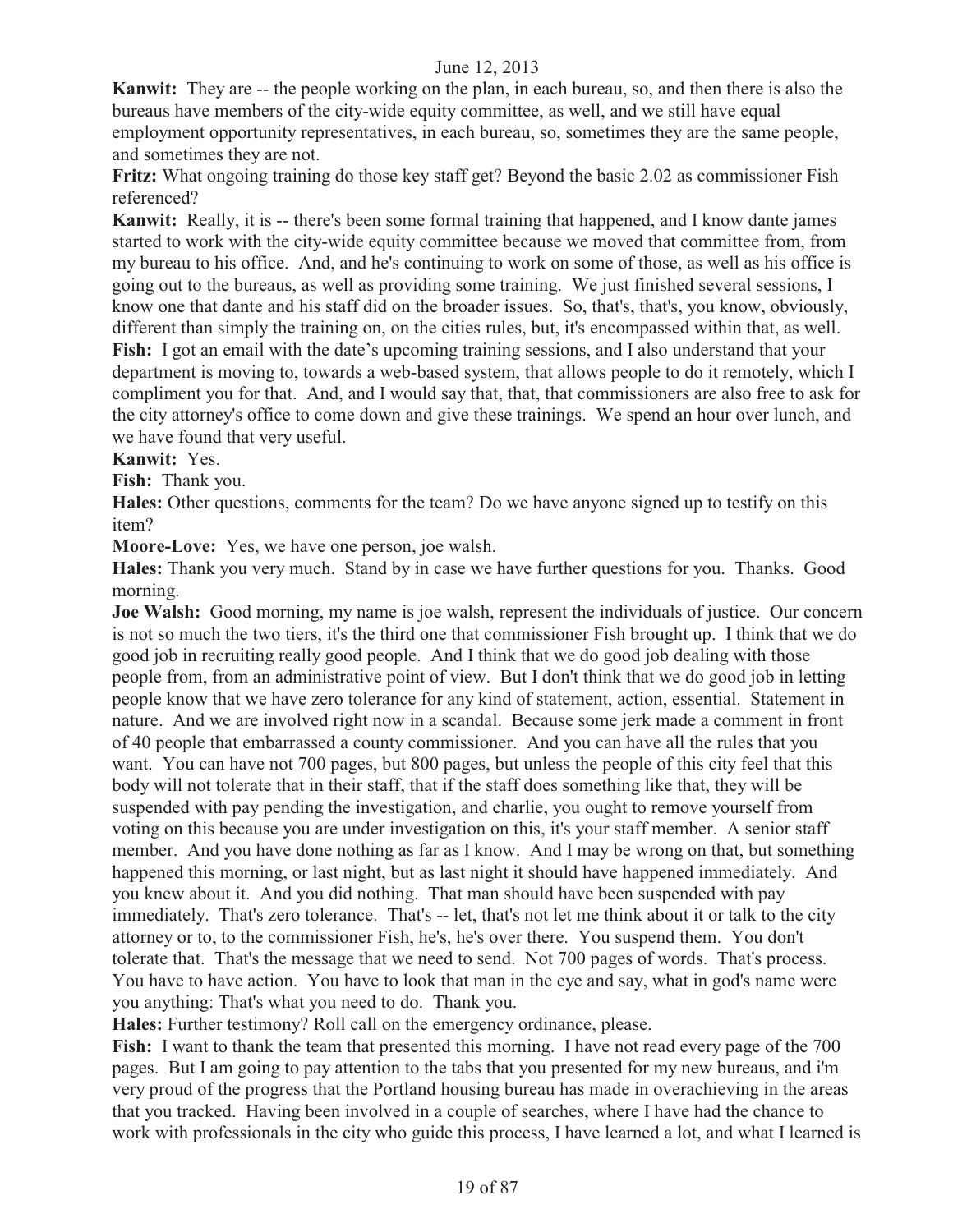**Kanwit:** They are -- the people working on the plan, in each bureau, so, and then there is also the bureaus have members of the city-wide equity committee, as well, and we still have equal employment opportunity representatives, in each bureau, so, sometimes they are the same people, and sometimes they are not.

**Fritz:** What ongoing training do those key staff get? Beyond the basic 2.02 as commissioner Fish referenced?

**Kanwit:** Really, it is -- there's been some formal training that happened, and I know dante james started to work with the city-wide equity committee because we moved that committee from, from my bureau to his office. And, and he's continuing to work on some of those, as well as his office is going out to the bureaus, as well as providing some training. We just finished several sessions, I know one that dante and his staff did on the broader issues. So, that's, that's, you know, obviously, different than simply the training on, on the cities rules, but, it's encompassed within that, as well.

**Fish:** I got an email with the date's upcoming training sessions, and I also understand that your department is moving to, towards a web-based system, that allows people to do it remotely, which I compliment you for that. And, and I would say that, that, that commissioners are also free to ask for the city attorney's office to come down and give these trainings. We spend an hour over lunch, and we have found that very useful.

**Kanwit:** Yes.

**Fish:** Thank you.

**Hales:** Other questions, comments for the team? Do we have anyone signed up to testify on this item?

**Moore-Love:** Yes, we have one person, joe walsh.

**Hales:** Thank you very much. Stand by in case we have further questions for you. Thanks. Good morning.

**Joe Walsh:** Good morning, my name is joe walsh, represent the individuals of justice. Our concern is not so much the two tiers, it's the third one that commissioner Fish brought up. I think that we do good job in recruiting really good people. And I think that we do good job dealing with those people from, from an administrative point of view. But I don't think that we do good job in letting people know that we have zero tolerance for any kind of statement, action, essential. Statement in nature. And we are involved right now in a scandal. Because some jerk made a comment in front of 40 people that embarrassed a county commissioner. And you can have all the rules that you want. You can have not 700 pages, but 800 pages, but unless the people of this city feel that this body will not tolerate that in their staff, that if the staff does something like that, they will be suspended with pay pending the investigation, and charlie, you ought to remove yourself from voting on this because you are under investigation on this, it's your staff member. A senior staff member. And you have done nothing as far as I know. And I may be wrong on that, but something happened this morning, or last night, but as last night it should have happened immediately. And you knew about it. And you did nothing. That man should have been suspended with pay immediately. That's zero tolerance. That's -- let, that's not let me think about it or talk to the city attorney or to, to the commissioner Fish, he's, he's over there. You suspend them. You don't tolerate that. That's the message that we need to send. Not 700 pages of words. That's process. You have to have action. You have to look that man in the eye and say, what in god's name were you anything: That's what you need to do. Thank you.

**Hales:** Further testimony? Roll call on the emergency ordinance, please.

**Fish:** I want to thank the team that presented this morning. I have not read every page of the 700 pages. But I am going to pay attention to the tabs that you presented for my new bureaus, and i'm very proud of the progress that the Portland housing bureau has made in overachieving in the areas that you tracked. Having been involved in a couple of searches, where I have had the chance to work with professionals in the city who guide this process, I have learned a lot, and what I learned is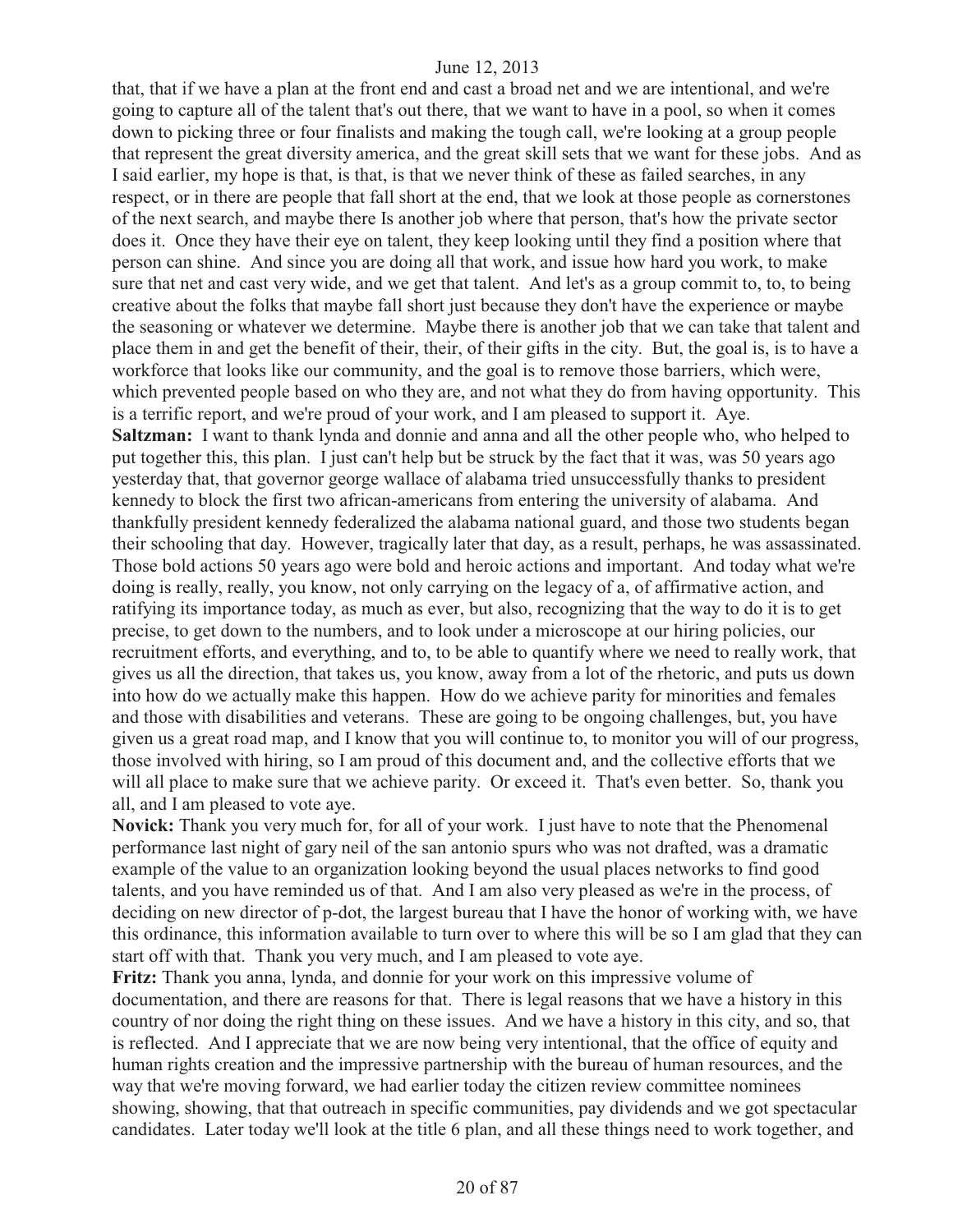that, that if we have a plan at the front end and cast a broad net and we are intentional, and we're going to capture all of the talent that's out there, that we want to have in a pool, so when it comes down to picking three or four finalists and making the tough call, we're looking at a group people that represent the great diversity america, and the great skill sets that we want for these jobs. And as I said earlier, my hope is that, is that, is that we never think of these as failed searches, in any respect, or in there are people that fall short at the end, that we look at those people as cornerstones of the next search, and maybe there Is another job where that person, that's how the private sector does it. Once they have their eye on talent, they keep looking until they find a position where that person can shine. And since you are doing all that work, and issue how hard you work, to make sure that net and cast very wide, and we get that talent. And let's as a group commit to, to, to being creative about the folks that maybe fall short just because they don't have the experience or maybe the seasoning or whatever we determine. Maybe there is another job that we can take that talent and place them in and get the benefit of their, their, of their gifts in the city. But, the goal is, is to have a workforce that looks like our community, and the goal is to remove those barriers, which were, which prevented people based on who they are, and not what they do from having opportunity. This is a terrific report, and we're proud of your work, and I am pleased to support it. Aye.

**Saltzman:** I want to thank lynda and donnie and anna and all the other people who, who helped to put together this, this plan. I just can't help but be struck by the fact that it was, was 50 years ago yesterday that, that governor george wallace of alabama tried unsuccessfully thanks to president kennedy to block the first two african-americans from entering the university of alabama. And thankfully president kennedy federalized the alabama national guard, and those two students began their schooling that day. However, tragically later that day, as a result, perhaps, he was assassinated. Those bold actions 50 years ago were bold and heroic actions and important. And today what we're doing is really, really, you know, not only carrying on the legacy of a, of affirmative action, and ratifying its importance today, as much as ever, but also, recognizing that the way to do it is to get precise, to get down to the numbers, and to look under a microscope at our hiring policies, our recruitment efforts, and everything, and to, to be able to quantify where we need to really work, that gives us all the direction, that takes us, you know, away from a lot of the rhetoric, and puts us down into how do we actually make this happen. How do we achieve parity for minorities and females and those with disabilities and veterans. These are going to be ongoing challenges, but, you have given us a great road map, and I know that you will continue to, to monitor you will of our progress, those involved with hiring, so I am proud of this document and, and the collective efforts that we will all place to make sure that we achieve parity. Or exceed it. That's even better. So, thank you all, and I am pleased to vote aye.

**Novick:** Thank you very much for, for all of your work. I just have to note that the Phenomenal performance last night of gary neil of the san antonio spurs who was not drafted, was a dramatic example of the value to an organization looking beyond the usual places networks to find good talents, and you have reminded us of that. And I am also very pleased as we're in the process, of deciding on new director of p-dot, the largest bureau that I have the honor of working with, we have this ordinance, this information available to turn over to where this will be so I am glad that they can start off with that. Thank you very much, and I am pleased to vote aye.

**Fritz:** Thank you anna, lynda, and donnie for your work on this impressive volume of documentation, and there are reasons for that. There is legal reasons that we have a history in this country of nor doing the right thing on these issues. And we have a history in this city, and so, that is reflected. And I appreciate that we are now being very intentional, that the office of equity and human rights creation and the impressive partnership with the bureau of human resources, and the way that we're moving forward, we had earlier today the citizen review committee nominees showing, showing, that that outreach in specific communities, pay dividends and we got spectacular candidates. Later today we'll look at the title 6 plan, and all these things need to work together, and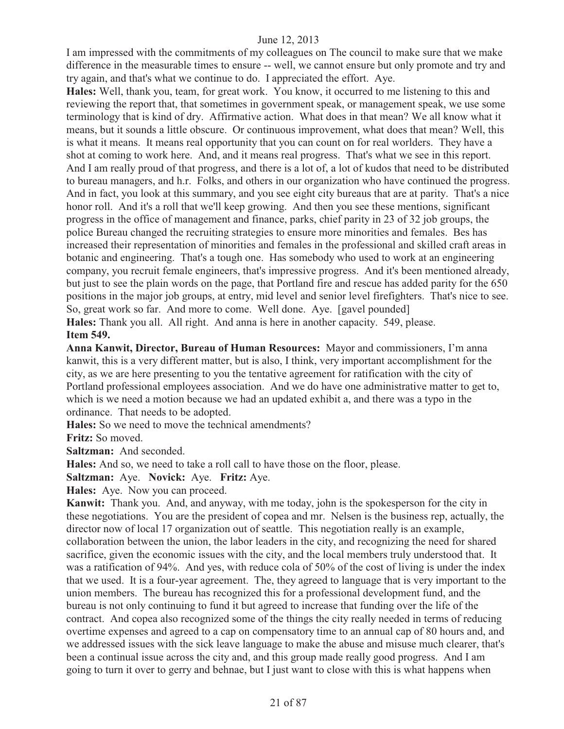I am impressed with the commitments of my colleagues on The council to make sure that we make difference in the measurable times to ensure -- well, we cannot ensure but only promote and try and try again, and that's what we continue to do. I appreciated the effort. Aye.

**Hales:** Well, thank you, team, for great work. You know, it occurred to me listening to this and reviewing the report that, that sometimes in government speak, or management speak, we use some terminology that is kind of dry. Affirmative action. What does in that mean? We all know what it means, but it sounds a little obscure. Or continuous improvement, what does that mean? Well, this is what it means. It means real opportunity that you can count on for real worlders. They have a shot at coming to work here. And, and it means real progress. That's what we see in this report. And I am really proud of that progress, and there is a lot of, a lot of kudos that need to be distributed to bureau managers, and h.r. Folks, and others in our organization who have continued the progress. And in fact, you look at this summary, and you see eight city bureaus that are at parity. That's a nice honor roll. And it's a roll that we'll keep growing. And then you see these mentions, significant progress in the office of management and finance, parks, chief parity in 23 of 32 job groups, the police Bureau changed the recruiting strategies to ensure more minorities and females. Bes has increased their representation of minorities and females in the professional and skilled craft areas in botanic and engineering. That's a tough one. Has somebody who used to work at an engineering company, you recruit female engineers, that's impressive progress. And it's been mentioned already, but just to see the plain words on the page, that Portland fire and rescue has added parity for the 650 positions in the major job groups, at entry, mid level and senior level firefighters. That's nice to see. So, great work so far. And more to come. Well done. Aye. [gavel pounded]

**Hales:** Thank you all. All right. And anna is here in another capacity. 549, please.

**Item 549.**

**Anna Kanwit, Director, Bureau of Human Resources:** Mayor and commissioners, I'm anna kanwit, this is a very different matter, but is also, I think, very important accomplishment for the city, as we are here presenting to you the tentative agreement for ratification with the city of Portland professional employees association. And we do have one administrative matter to get to, which is we need a motion because we had an updated exhibit a, and there was a typo in the ordinance. That needs to be adopted.

**Hales:** So we need to move the technical amendments?

**Fritz:** So moved.

**Saltzman:** And seconded.

**Hales:** And so, we need to take a roll call to have those on the floor, please.

**Saltzman:** Aye. **Novick:** Aye. **Fritz:** Aye.

**Hales:** Aye. Now you can proceed.

**Kanwit:** Thank you. And, and anyway, with me today, john is the spokesperson for the city in these negotiations. You are the president of copea and mr. Nelsen is the business rep, actually, the director now of local 17 organization out of seattle. This negotiation really is an example, collaboration between the union, the labor leaders in the city, and recognizing the need for shared sacrifice, given the economic issues with the city, and the local members truly understood that. It was a ratification of 94%. And yes, with reduce cola of 50% of the cost of living is under the index that we used. It is a four-year agreement. The, they agreed to language that is very important to the union members. The bureau has recognized this for a professional development fund, and the bureau is not only continuing to fund it but agreed to increase that funding over the life of the contract. And copea also recognized some of the things the city really needed in terms of reducing overtime expenses and agreed to a cap on compensatory time to an annual cap of 80 hours and, and we addressed issues with the sick leave language to make the abuse and misuse much clearer, that's been a continual issue across the city and, and this group made really good progress. And I am going to turn it over to gerry and behnae, but I just want to close with this is what happens when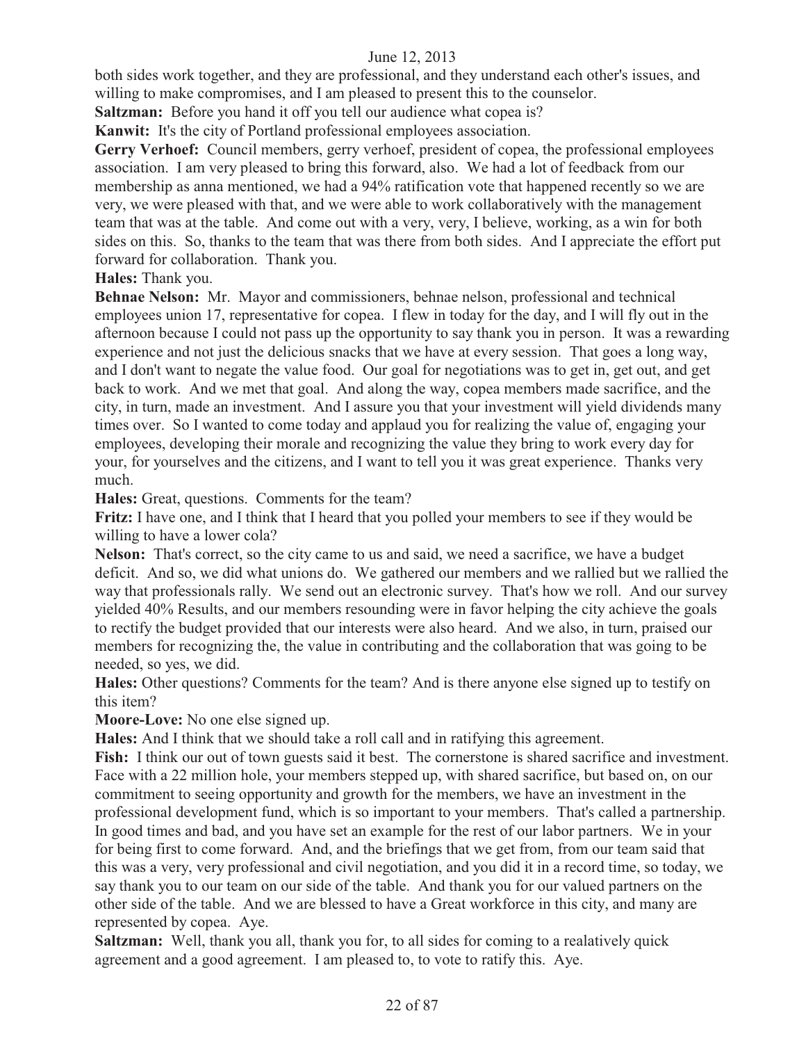both sides work together, and they are professional, and they understand each other's issues, and willing to make compromises, and I am pleased to present this to the counselor.

**Saltzman:** Before you hand it off you tell our audience what copea is?

**Kanwit:** It's the city of Portland professional employees association.

**Gerry Verhoef:** Council members, gerry verhoef, president of copea, the professional employees association. I am very pleased to bring this forward, also. We had a lot of feedback from our membership as anna mentioned, we had a 94% ratification vote that happened recently so we are very, we were pleased with that, and we were able to work collaboratively with the management team that was at the table. And come out with a very, very, I believe, working, as a win for both sides on this. So, thanks to the team that was there from both sides. And I appreciate the effort put forward for collaboration. Thank you.

**Hales:** Thank you.

**Behnae Nelson:** Mr. Mayor and commissioners, behnae nelson, professional and technical employees union 17, representative for copea. I flew in today for the day, and I will fly out in the afternoon because I could not pass up the opportunity to say thank you in person. It was a rewarding experience and not just the delicious snacks that we have at every session. That goes a long way, and I don't want to negate the value food. Our goal for negotiations was to get in, get out, and get back to work. And we met that goal. And along the way, copea members made sacrifice, and the city, in turn, made an investment. And I assure you that your investment will yield dividends many times over. So I wanted to come today and applaud you for realizing the value of, engaging your employees, developing their morale and recognizing the value they bring to work every day for your, for yourselves and the citizens, and I want to tell you it was great experience. Thanks very much.

**Hales:** Great, questions. Comments for the team?

**Fritz:** I have one, and I think that I heard that you polled your members to see if they would be willing to have a lower cola?

**Nelson:** That's correct, so the city came to us and said, we need a sacrifice, we have a budget deficit. And so, we did what unions do. We gathered our members and we rallied but we rallied the way that professionals rally. We send out an electronic survey. That's how we roll. And our survey yielded 40% Results, and our members resounding were in favor helping the city achieve the goals to rectify the budget provided that our interests were also heard. And we also, in turn, praised our members for recognizing the, the value in contributing and the collaboration that was going to be needed, so yes, we did.

**Hales:** Other questions? Comments for the team? And is there anyone else signed up to testify on this item?

**Moore-Love:** No one else signed up.

**Hales:** And I think that we should take a roll call and in ratifying this agreement.

**Fish:** I think our out of town guests said it best. The cornerstone is shared sacrifice and investment. Face with a 22 million hole, your members stepped up, with shared sacrifice, but based on, on our commitment to seeing opportunity and growth for the members, we have an investment in the professional development fund, which is so important to your members. That's called a partnership. In good times and bad, and you have set an example for the rest of our labor partners. We in your for being first to come forward. And, and the briefings that we get from, from our team said that this was a very, very professional and civil negotiation, and you did it in a record time, so today, we say thank you to our team on our side of the table. And thank you for our valued partners on the other side of the table. And we are blessed to have a Great workforce in this city, and many are represented by copea. Aye.

**Saltzman:** Well, thank you all, thank you for, to all sides for coming to a realatively quick agreement and a good agreement. I am pleased to, to vote to ratify this. Aye.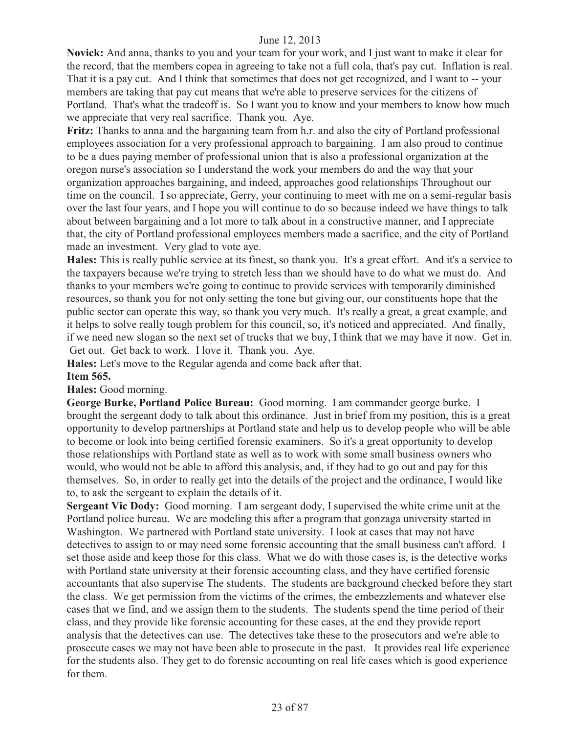**Novick:** And anna, thanks to you and your team for your work, and I just want to make it clear for the record, that the members copea in agreeing to take not a full cola, that's pay cut. Inflation is real. That it is a pay cut. And I think that sometimes that does not get recognized, and I want to -- your members are taking that pay cut means that we're able to preserve services for the citizens of Portland. That's what the tradeoff is. So I want you to know and your members to know how much we appreciate that very real sacrifice. Thank you. Aye.

**Fritz:** Thanks to anna and the bargaining team from h.r. and also the city of Portland professional employees association for a very professional approach to bargaining. I am also proud to continue to be a dues paying member of professional union that is also a professional organization at the oregon nurse's association so I understand the work your members do and the way that your organization approaches bargaining, and indeed, approaches good relationships Throughout our time on the council. I so appreciate, Gerry, your continuing to meet with me on a semi-regular basis over the last four years, and I hope you will continue to do so because indeed we have things to talk about between bargaining and a lot more to talk about in a constructive manner, and I appreciate that, the city of Portland professional employees members made a sacrifice, and the city of Portland made an investment. Very glad to vote aye.

**Hales:** This is really public service at its finest, so thank you. It's a great effort. And it's a service to the taxpayers because we're trying to stretch less than we should have to do what we must do. And thanks to your members we're going to continue to provide services with temporarily diminished resources, so thank you for not only setting the tone but giving our, our constituents hope that the public sector can operate this way, so thank you very much. It's really a great, a great example, and it helps to solve really tough problem for this council, so, it's noticed and appreciated. And finally, if we need new slogan so the next set of trucks that we buy, I think that we may have it now. Get in. Get out. Get back to work. I love it. Thank you. Aye.

**Hales:** Let's move to the Regular agenda and come back after that.

**Item 565.**

**Hales:** Good morning.

**George Burke, Portland Police Bureau:** Good morning. I am commander george burke. I brought the sergeant dody to talk about this ordinance. Just in brief from my position, this is a great opportunity to develop partnerships at Portland state and help us to develop people who will be able to become or look into being certified forensic examiners. So it's a great opportunity to develop those relationships with Portland state as well as to work with some small business owners who would, who would not be able to afford this analysis, and, if they had to go out and pay for this themselves. So, in order to really get into the details of the project and the ordinance, I would like to, to ask the sergeant to explain the details of it.

**Sergeant Vic Dody:** Good morning. I am sergeant dody, I supervised the white crime unit at the Portland police bureau. We are modeling this after a program that gonzaga university started in Washington. We partnered with Portland state university. I look at cases that may not have detectives to assign to or may need some forensic accounting that the small business can't afford. I set those aside and keep those for this class. What we do with those cases is, is the detective works with Portland state university at their forensic accounting class, and they have certified forensic accountants that also supervise The students. The students are background checked before they start the class. We get permission from the victims of the crimes, the embezzlements and whatever else cases that we find, and we assign them to the students. The students spend the time period of their class, and they provide like forensic accounting for these cases, at the end they provide report analysis that the detectives can use. The detectives take these to the prosecutors and we're able to prosecute cases we may not have been able to prosecute in the past. It provides real life experience for the students also. They get to do forensic accounting on real life cases which is good experience for them.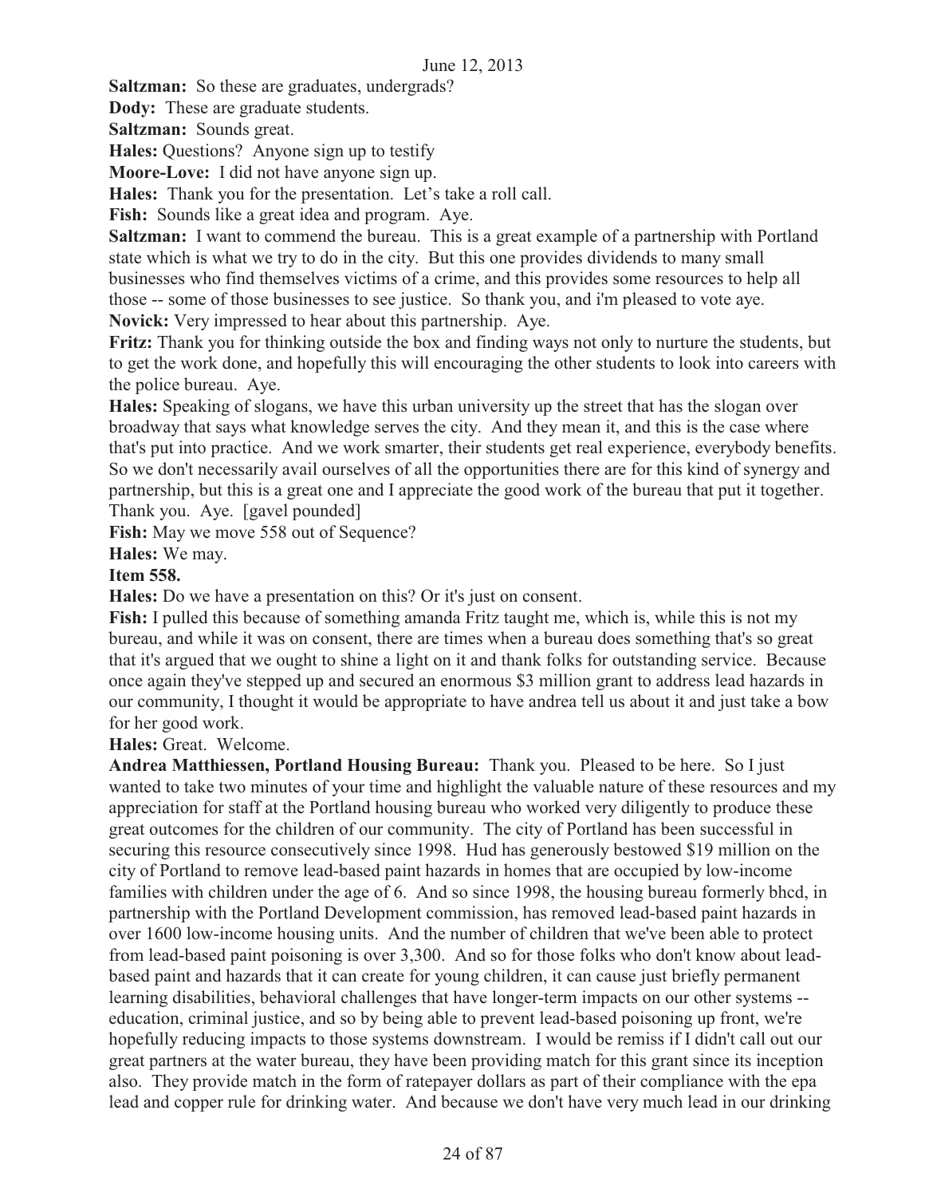**Saltzman:** So these are graduates, undergrads?

**Dody:** These are graduate students.

**Saltzman:** Sounds great.

**Hales:** Questions? Anyone sign up to testify

**Moore-Love:** I did not have anyone sign up.

**Hales:** Thank you for the presentation. Let's take a roll call.

**Fish:** Sounds like a great idea and program. Aye.

**Saltzman:** I want to commend the bureau. This is a great example of a partnership with Portland state which is what we try to do in the city. But this one provides dividends to many small businesses who find themselves victims of a crime, and this provides some resources to help all those -- some of those businesses to see justice. So thank you, and i'm pleased to vote aye.

**Novick:** Very impressed to hear about this partnership. Aye.

**Fritz:** Thank you for thinking outside the box and finding ways not only to nurture the students, but to get the work done, and hopefully this will encouraging the other students to look into careers with the police bureau. Aye.

**Hales:** Speaking of slogans, we have this urban university up the street that has the slogan over broadway that says what knowledge serves the city. And they mean it, and this is the case where that's put into practice. And we work smarter, their students get real experience, everybody benefits. So we don't necessarily avail ourselves of all the opportunities there are for this kind of synergy and partnership, but this is a great one and I appreciate the good work of the bureau that put it together. Thank you. Aye. [gavel pounded]

**Fish:** May we move 558 out of Sequence?

**Hales:** We may.

**Item 558.**

**Hales:** Do we have a presentation on this? Or it's just on consent.

**Fish:** I pulled this because of something amanda Fritz taught me, which is, while this is not my bureau, and while it was on consent, there are times when a bureau does something that's so great that it's argued that we ought to shine a light on it and thank folks for outstanding service. Because once again they've stepped up and secured an enormous $3 million grant to address lead hazards in our community, I thought it would be appropriate to have andrea tell us about it and just take a bow for her good work.

**Hales:** Great. Welcome.

**Andrea Matthiessen, Portland Housing Bureau:** Thank you. Pleased to be here. So I just wanted to take two minutes of your time and highlight the valuable nature of these resources and my appreciation for staff at the Portland housing bureau who worked very diligently to produce these great outcomes for the children of our community. The city of Portland has been successful in securing this resource consecutively since 1998. Hud has generously bestowed $19 million on the city of Portland to remove lead-based paint hazards in homes that are occupied by low-income families with children under the age of 6. And so since 1998, the housing bureau formerly bhcd, in partnership with the Portland Development commission, has removed lead-based paint hazards in over 1600 low-income housing units. And the number of children that we've been able to protect from lead-based paint poisoning is over 3,300. And so for those folks who don't know about lead-based paint and hazards that it can create for young children, it can cause just briefly permanent learning disabilities, behavioral challenges that have longer-term impacts on our other systems -- education, criminal justice, and so by being able to prevent lead-based poisoning up front, we're hopefully reducing impacts to those systems downstream. I would be remiss if I didn't call out our great partners at the water bureau, they have been providing match for this grant since its inception also. They provide match in the form of ratepayer dollars as part of their compliance with the epa lead and copper rule for drinking water. And because we don't have very much lead in our drinking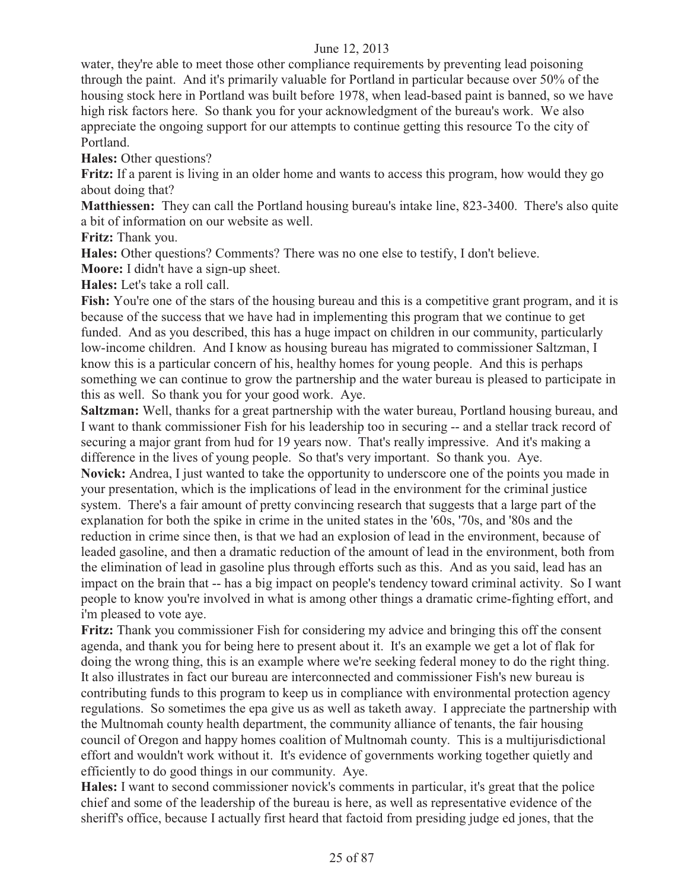water, they're able to meet those other compliance requirements by preventing lead poisoning through the paint. And it's primarily valuable for Portland in particular because over 50% of the housing stock here in Portland was built before 1978, when lead-based paint is banned, so we have high risk factors here. So thank you for your acknowledgment of the bureau's work. We also appreciate the ongoing support for our attempts to continue getting this resource To the city of Portland.

**Hales:** Other questions?

**Fritz:** If a parent is living in an older home and wants to access this program, how would they go about doing that?

**Matthiessen:** They can call the Portland housing bureau's intake line, 823-3400. There's also quite a bit of information on our website as well.

**Fritz:** Thank you.

**Hales:** Other questions? Comments? There was no one else to testify, I don't believe.

**Moore:** I didn't have a sign-up sheet.

**Hales:** Let's take a roll call.

**Fish:** You're one of the stars of the housing bureau and this is a competitive grant program, and it is because of the success that we have had in implementing this program that we continue to get funded. And as you described, this has a huge impact on children in our community, particularly low-income children. And I know as housing bureau has migrated to commissioner Saltzman, I know this is a particular concern of his, healthy homes for young people. And this is perhaps something we can continue to grow the partnership and the water bureau is pleased to participate in this as well. So thank you for your good work. Aye.

**Saltzman:** Well, thanks for a great partnership with the water bureau, Portland housing bureau, and I want to thank commissioner Fish for his leadership too in securing -- and a stellar track record of securing a major grant from hud for 19 years now. That's really impressive. And it's making a difference in the lives of young people. So that's very important. So thank you. Aye.

**Novick:** Andrea, I just wanted to take the opportunity to underscore one of the points you made in your presentation, which is the implications of lead in the environment for the criminal justice system. There's a fair amount of pretty convincing research that suggests that a large part of the explanation for both the spike in crime in the united states in the '60s, '70s, and '80s and the reduction in crime since then, is that we had an explosion of lead in the environment, because of leaded gasoline, and then a dramatic reduction of the amount of lead in the environment, both from the elimination of lead in gasoline plus through efforts such as this. And as you said, lead has an impact on the brain that -- has a big impact on people's tendency toward criminal activity. So I want people to know you're involved in what is among other things a dramatic crime-fighting effort, and i'm pleased to vote aye.

**Fritz:** Thank you commissioner Fish for considering my advice and bringing this off the consent agenda, and thank you for being here to present about it. It's an example we get a lot of flak for doing the wrong thing, this is an example where we're seeking federal money to do the right thing. It also illustrates in fact our bureau are interconnected and commissioner Fish's new bureau is contributing funds to this program to keep us in compliance with environmental protection agency regulations. So sometimes the epa give us as well as taketh away. I appreciate the partnership with the Multnomah county health department, the community alliance of tenants, the fair housing council of Oregon and happy homes coalition of Multnomah county. This is a multijurisdictional effort and wouldn't work without it. It's evidence of governments working together quietly and efficiently to do good things in our community. Aye.

**Hales:** I want to second commissioner novick's comments in particular, it's great that the police chief and some of the leadership of the bureau is here, as well as representative evidence of the sheriff's office, because I actually first heard that factoid from presiding judge ed jones, that the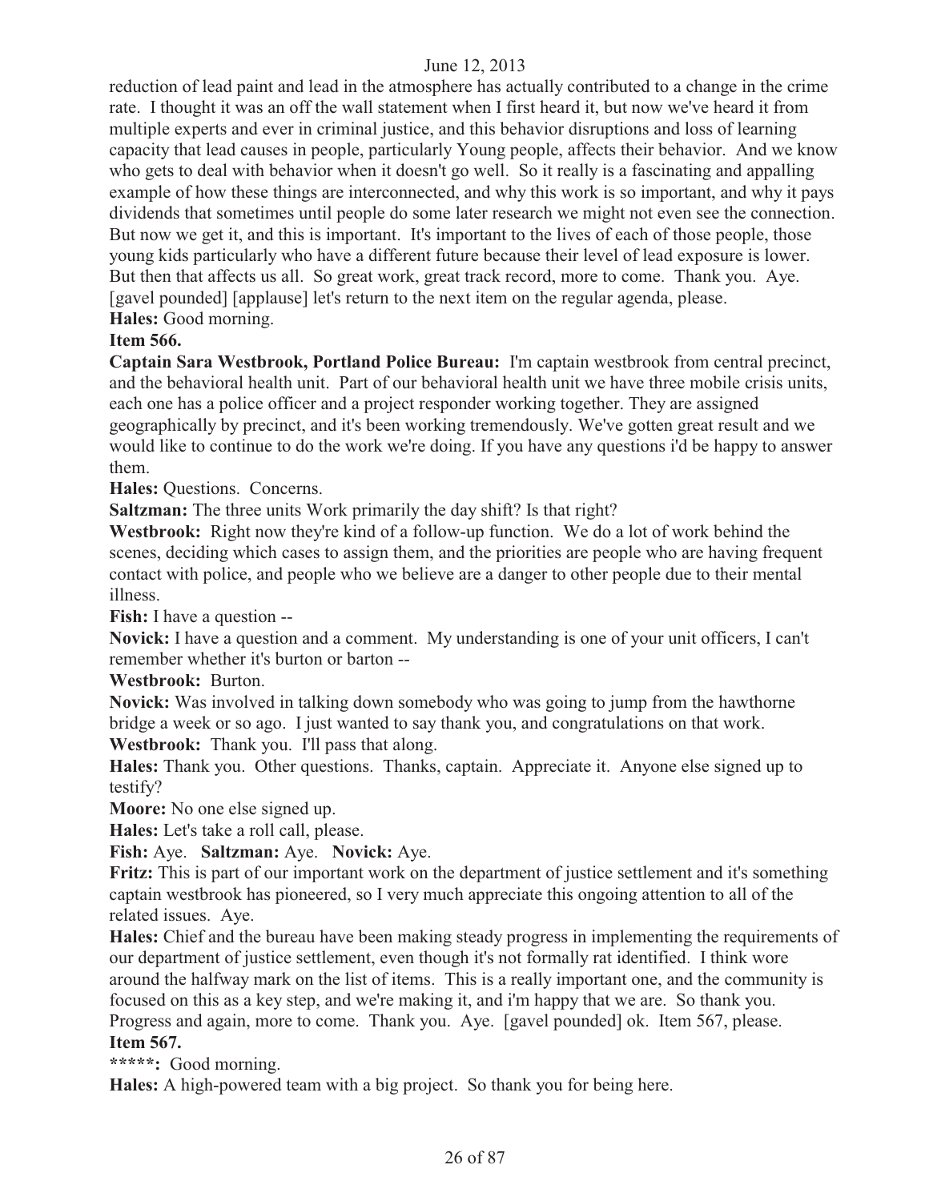reduction of lead paint and lead in the atmosphere has actually contributed to a change in the crime rate. I thought it was an off the wall statement when I first heard it, but now we've heard it from multiple experts and ever in criminal justice, and this behavior disruptions and loss of learning capacity that lead causes in people, particularly Young people, affects their behavior. And we know who gets to deal with behavior when it doesn't go well. So it really is a fascinating and appalling example of how these things are interconnected, and why this work is so important, and why it pays dividends that sometimes until people do some later research we might not even see the connection. But now we get it, and this is important. It's important to the lives of each of those people, those young kids particularly who have a different future because their level of lead exposure is lower. But then that affects us all. So great work, great track record, more to come. Thank you. Aye. [gavel pounded] [applause] let's return to the next item on the regular agenda, please.

**Hales:** Good morning.

**Item 566.**

**Captain Sara Westbrook, Portland Police Bureau:** I'm captain westbrook from central precinct, and the behavioral health unit. Part of our behavioral health unit we have three mobile crisis units, each one has a police officer and a project responder working together. They are assigned geographically by precinct, and it's been working tremendously. We've gotten great result and we would like to continue to do the work we're doing. If you have any questions i'd be happy to answer them.

**Hales:** Questions. Concerns.

**Saltzman:** The three units Work primarily the day shift? Is that right?

**Westbrook:** Right now they're kind of a follow-up function. We do a lot of work behind the scenes, deciding which cases to assign them, and the priorities are people who are having frequent contact with police, and people who we believe are a danger to other people due to their mental illness.

**Fish:** I have a question --

**Novick:** I have a question and a comment. My understanding is one of your unit officers, I can't remember whether it's burton or barton --

**Westbrook:** Burton.

**Novick:** Was involved in talking down somebody who was going to jump from the hawthorne bridge a week or so ago. I just wanted to say thank you, and congratulations on that work.

**Westbrook:** Thank you. I'll pass that along.

**Hales:** Thank you. Other questions. Thanks, captain. Appreciate it. Anyone else signed up to testify?

**Moore:** No one else signed up.

**Hales:** Let's take a roll call, please.

**Fish:** Aye. **Saltzman:** Aye. **Novick:** Aye.

**Fritz:** This is part of our important work on the department of justice settlement and it's something captain westbrook has pioneered, so I very much appreciate this ongoing attention to all of the related issues. Aye.

**Hales:** Chief and the bureau have been making steady progress in implementing the requirements of our department of justice settlement, even though it's not formally rat identified. I think wore around the halfway mark on the list of items. This is a really important one, and the community is focused on this as a key step, and we're making it, and i'm happy that we are. So thank you. Progress and again, more to come. Thank you. Aye. [gavel pounded] ok. Item 567, please.

**Item 567.**

**\*\*\*\*\*:** Good morning.

**Hales:** A high-powered team with a big project. So thank you for being here.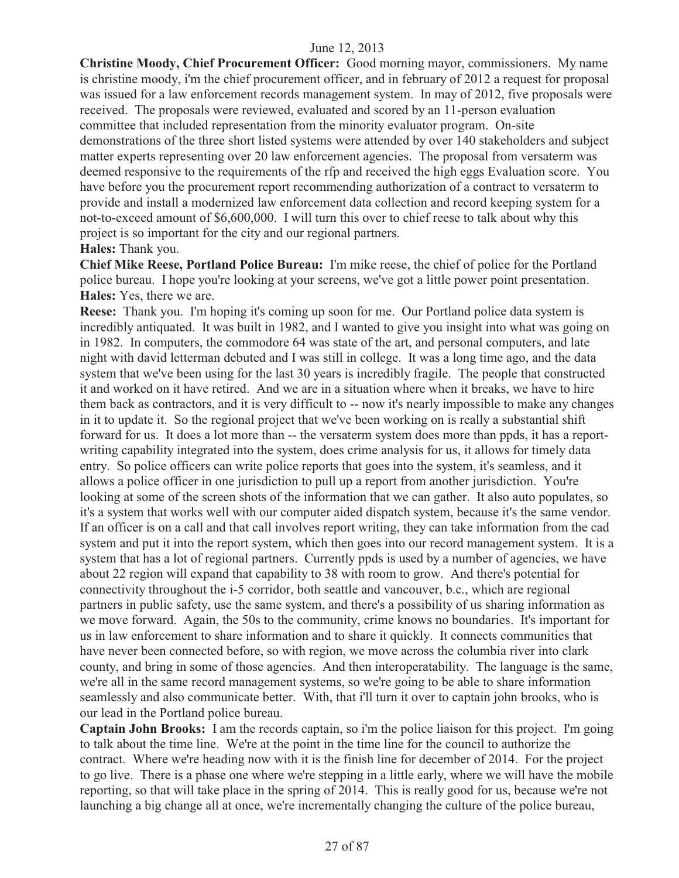**Christine Moody, Chief Procurement Officer:** Good morning mayor, commissioners. My name is christine moody, i'm the chief procurement officer, and in february of 2012 a request for proposal was issued for a law enforcement records management system. In may of 2012, five proposals were received. The proposals were reviewed, evaluated and scored by an 11-person evaluation committee that included representation from the minority evaluator program. On-site demonstrations of the three short listed systems were attended by over 140 stakeholders and subject matter experts representing over 20 law enforcement agencies. The proposal from versaterm was deemed responsive to the requirements of the rfp and received the high eggs Evaluation score. You have before you the procurement report recommending authorization of a contract to versaterm to provide and install a modernized law enforcement data collection and record keeping system for a not-to-exceed amount of $6,600,000. I will turn this over to chief reese to talk about why this project is so important for the city and our regional partners.

**Hales:** Thank you.

**Chief Mike Reese, Portland Police Bureau:** I'm mike reese, the chief of police for the Portland police bureau. I hope you're looking at your screens, we've got a little power point presentation.

**Hales:** Yes, there we are.

**Reese:** Thank you. I'm hoping it's coming up soon for me. Our Portland police data system is incredibly antiquated. It was built in 1982, and I wanted to give you insight into what was going on in 1982. In computers, the commodore 64 was state of the art, and personal computers, and late night with david letterman debuted and I was still in college. It was a long time ago, and the data system that we've been using for the last 30 years is incredibly fragile. The people that constructed it and worked on it have retired. And we are in a situation where when it breaks, we have to hire them back as contractors, and it is very difficult to -- now it's nearly impossible to make any changes in it to update it. So the regional project that we've been working on is really a substantial shift forward for us. It does a lot more than -- the versaterm system does more than ppds, it has a report-writing capability integrated into the system, does crime analysis for us, it allows for timely data entry. So police officers can write police reports that goes into the system, it's seamless, and it allows a police officer in one jurisdiction to pull up a report from another jurisdiction. You're looking at some of the screen shots of the information that we can gather. It also auto populates, so it's a system that works well with our computer aided dispatch system, because it's the same vendor. If an officer is on a call and that call involves report writing, they can take information from the cad system and put it into the report system, which then goes into our record management system. It is a system that has a lot of regional partners. Currently ppds is used by a number of agencies, we have about 22 region will expand that capability to 38 with room to grow. And there's potential for connectivity throughout the i-5 corridor, both seattle and vancouver, b.c., which are regional partners in public safety, use the same system, and there's a possibility of us sharing information as we move forward. Again, the 50s to the community, crime knows no boundaries. It's important for us in law enforcement to share information and to share it quickly. It connects communities that have never been connected before, so with region, we move across the columbia river into clark county, and bring in some of those agencies. And then interoperatability. The language is the same, we're all in the same record management systems, so we're going to be able to share information seamlessly and also communicate better. With, that i'll turn it over to captain john brooks, who is our lead in the Portland police bureau.

**Captain John Brooks:** I am the records captain, so i'm the police liaison for this project. I'm going to talk about the time line. We're at the point in the time line for the council to authorize the contract. Where we're heading now with it is the finish line for december of 2014. For the project to go live. There is a phase one where we're stepping in a little early, where we will have the mobile reporting, so that will take place in the spring of 2014. This is really good for us, because we're not launching a big change all at once, we're incrementally changing the culture of the police bureau,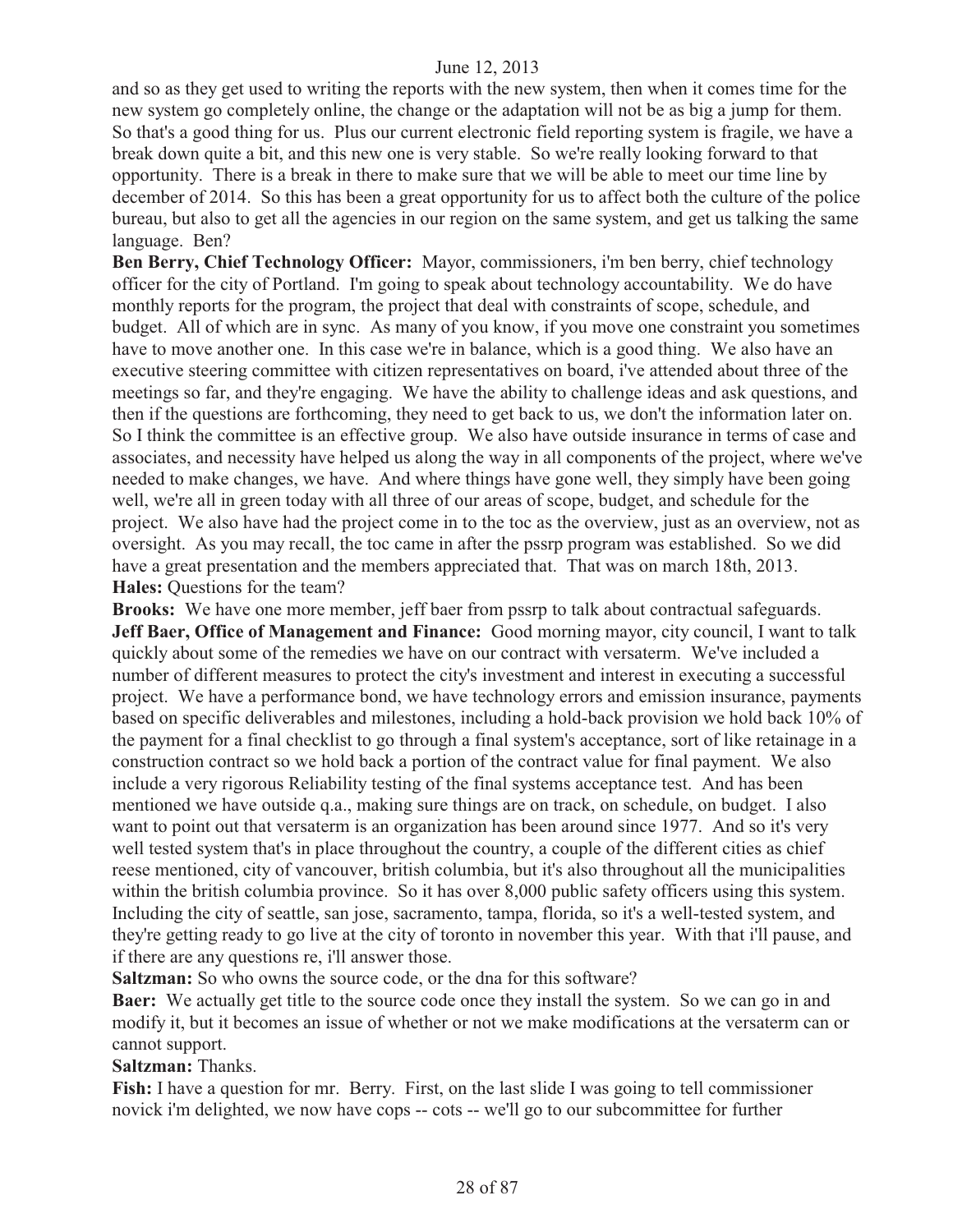and so as they get used to writing the reports with the new system, then when it comes time for the new system go completely online, the change or the adaptation will not be as big a jump for them. So that's a good thing for us. Plus our current electronic field reporting system is fragile, we have a break down quite a bit, and this new one is very stable. So we're really looking forward to that opportunity. There is a break in there to make sure that we will be able to meet our time line by december of 2014. So this has been a great opportunity for us to affect both the culture of the police bureau, but also to get all the agencies in our region on the same system, and get us talking the same language. Ben?

**Ben Berry, Chief Technology Officer:** Mayor, commissioners, i'm ben berry, chief technology officer for the city of Portland. I'm going to speak about technology accountability. We do have monthly reports for the program, the project that deal with constraints of scope, schedule, and budget. All of which are in sync. As many of you know, if you move one constraint you sometimes have to move another one. In this case we're in balance, which is a good thing. We also have an executive steering committee with citizen representatives on board, i've attended about three of the meetings so far, and they're engaging. We have the ability to challenge ideas and ask questions, and then if the questions are forthcoming, they need to get back to us, we don't the information later on. So I think the committee is an effective group. We also have outside insurance in terms of case and associates, and necessity have helped us along the way in all components of the project, where we've needed to make changes, we have. And where things have gone well, they simply have been going well, we're all in green today with all three of our areas of scope, budget, and schedule for the project. We also have had the project come in to the toc as the overview, just as an overview, not as oversight. As you may recall, the toc came in after the pssrp program was established. So we did have a great presentation and the members appreciated that. That was on march 18th, 2013.

**Hales:** Questions for the team?

**Brooks:** We have one more member, jeff baer from pssrp to talk about contractual safeguards.

**Jeff Baer, Office of Management and Finance:** Good morning mayor, city council, I want to talk quickly about some of the remedies we have on our contract with versaterm. We've included a number of different measures to protect the city's investment and interest in executing a successful project. We have a performance bond, we have technology errors and emission insurance, payments based on specific deliverables and milestones, including a hold-back provision we hold back 10% of the payment for a final checklist to go through a final system's acceptance, sort of like retainage in a construction contract so we hold back a portion of the contract value for final payment. We also include a very rigorous Reliability testing of the final systems acceptance test. And has been mentioned we have outside q.a., making sure things are on track, on schedule, on budget. I also want to point out that versaterm is an organization has been around since 1977. And so it's very well tested system that's in place throughout the country, a couple of the different cities as chief reese mentioned, city of vancouver, british columbia, but it's also throughout all the municipalities within the british columbia province. So it has over 8,000 public safety officers using this system. Including the city of seattle, san jose, sacramento, tampa, florida, so it's a well-tested system, and they're getting ready to go live at the city of toronto in november this year. With that i'll pause, and if there are any questions re, i'll answer those.

**Saltzman:** So who owns the source code, or the dna for this software?

**Baer:** We actually get title to the source code once they install the system. So we can go in and modify it, but it becomes an issue of whether or not we make modifications at the versaterm can or cannot support.

**Saltzman:** Thanks.

**Fish:** I have a question for mr. Berry. First, on the last slide I was going to tell commissioner novick i'm delighted, we now have cops -- cots -- we'll go to our subcommittee for further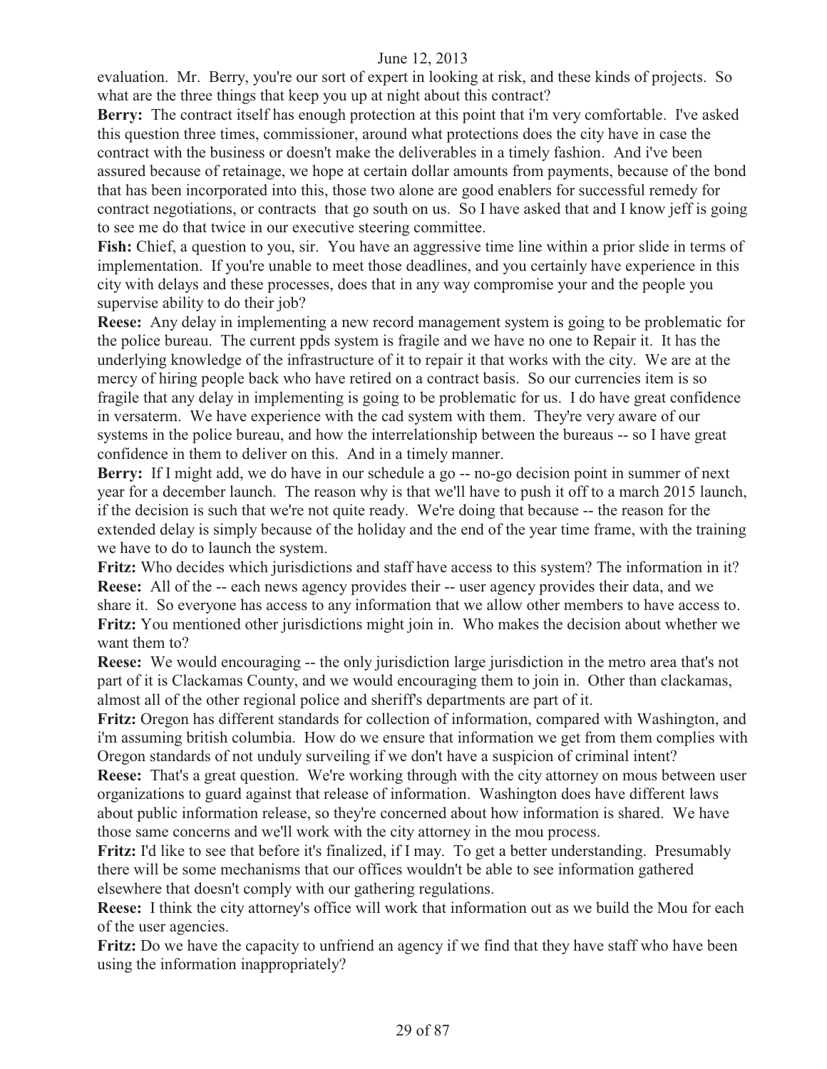evaluation. Mr. Berry, you're our sort of expert in looking at risk, and these kinds of projects. So what are the three things that keep you up at night about this contract?

**Berry:** The contract itself has enough protection at this point that i'm very comfortable. I've asked this question three times, commissioner, around what protections does the city have in case the contract with the business or doesn't make the deliverables in a timely fashion. And i've been assured because of retainage, we hope at certain dollar amounts from payments, because of the bond that has been incorporated into this, those two alone are good enablers for successful remedy for contract negotiations, or contracts that go south on us. So I have asked that and I know jeff is going to see me do that twice in our executive steering committee.

**Fish:** Chief, a question to you, sir. You have an aggressive time line within a prior slide in terms of implementation. If you're unable to meet those deadlines, and you certainly have experience in this city with delays and these processes, does that in any way compromise your and the people you supervise ability to do their job?

**Reese:** Any delay in implementing a new record management system is going to be problematic for the police bureau. The current ppds system is fragile and we have no one to Repair it. It has the underlying knowledge of the infrastructure of it to repair it that works with the city. We are at the mercy of hiring people back who have retired on a contract basis. So our currencies item is so fragile that any delay in implementing is going to be problematic for us. I do have great confidence in versaterm. We have experience with the cad system with them. They're very aware of our systems in the police bureau, and how the interrelationship between the bureaus -- so I have great confidence in them to deliver on this. And in a timely manner.

**Berry:** If I might add, we do have in our schedule a go -- no-go decision point in summer of next year for a december launch. The reason why is that we'll have to push it off to a march 2015 launch, if the decision is such that we're not quite ready. We're doing that because -- the reason for the extended delay is simply because of the holiday and the end of the year time frame, with the training we have to do to launch the system.

**Fritz:** Who decides which jurisdictions and staff have access to this system? The information in it?

**Reese:** All of the -- each news agency provides their -- user agency provides their data, and we share it. So everyone has access to any information that we allow other members to have access to.

**Fritz:** You mentioned other jurisdictions might join in. Who makes the decision about whether we want them to?

**Reese:** We would encouraging -- the only jurisdiction large jurisdiction in the metro area that's not part of it is Clackamas County, and we would encouraging them to join in. Other than clackamas, almost all of the other regional police and sheriff's departments are part of it.

**Fritz:** Oregon has different standards for collection of information, compared with Washington, and i'm assuming british columbia. How do we ensure that information we get from them complies with Oregon standards of not unduly surveiling if we don't have a suspicion of criminal intent?

**Reese:** That's a great question. We're working through with the city attorney on mous between user organizations to guard against that release of information. Washington does have different laws about public information release, so they're concerned about how information is shared. We have those same concerns and we'll work with the city attorney in the mou process.

**Fritz:** I'd like to see that before it's finalized, if I may. To get a better understanding. Presumably there will be some mechanisms that our offices wouldn't be able to see information gathered elsewhere that doesn't comply with our gathering regulations.

**Reese:** I think the city attorney's office will work that information out as we build the Mou for each of the user agencies.

**Fritz:** Do we have the capacity to unfriend an agency if we find that they have staff who have been using the information inappropriately?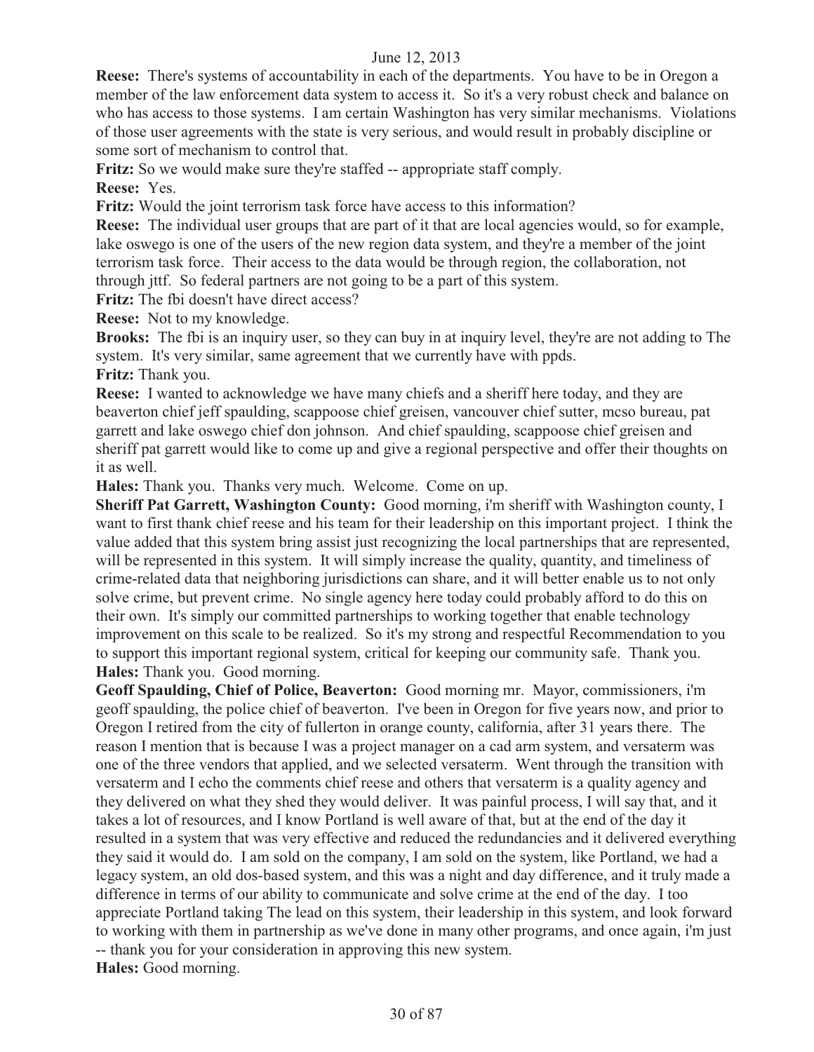**Reese:** There's systems of accountability in each of the departments. You have to be in Oregon a member of the law enforcement data system to access it. So it's a very robust check and balance on who has access to those systems. I am certain Washington has very similar mechanisms. Violations of those user agreements with the state is very serious, and would result in probably discipline or some sort of mechanism to control that.

**Fritz:** So we would make sure they're staffed -- appropriate staff comply.

**Reese:** Yes.

**Fritz:** Would the joint terrorism task force have access to this information?

**Reese:** The individual user groups that are part of it that are local agencies would, so for example, lake oswego is one of the users of the new region data system, and they're a member of the joint terrorism task force. Their access to the data would be through region, the collaboration, not through jttf. So federal partners are not going to be a part of this system.

**Fritz:** The fbi doesn't have direct access?

**Reese:** Not to my knowledge.

**Brooks:** The fbi is an inquiry user, so they can buy in at inquiry level, they're are not adding to The system. It's very similar, same agreement that we currently have with ppds.

**Fritz:** Thank you.

**Reese:** I wanted to acknowledge we have many chiefs and a sheriff here today, and they are beaverton chief jeff spaulding, scappoose chief greisen, vancouver chief sutter, mcso bureau, pat garrett and lake oswego chief don johnson. And chief spaulding, scappoose chief greisen and sheriff pat garrett would like to come up and give a regional perspective and offer their thoughts on it as well.

**Hales:** Thank you. Thanks very much. Welcome. Come on up.

**Sheriff Pat Garrett, Washington County:** Good morning, i'm sheriff with Washington county, I want to first thank chief reese and his team for their leadership on this important project. I think the value added that this system bring assist just recognizing the local partnerships that are represented, will be represented in this system. It will simply increase the quality, quantity, and timeliness of crime-related data that neighboring jurisdictions can share, and it will better enable us to not only solve crime, but prevent crime. No single agency here today could probably afford to do this on their own. It's simply our committed partnerships to working together that enable technology improvement on this scale to be realized. So it's my strong and respectful Recommendation to you to support this important regional system, critical for keeping our community safe. Thank you.

**Hales:** Thank you. Good morning.

**Geoff Spaulding, Chief of Police, Beaverton:** Good morning mr. Mayor, commissioners, i'm geoff spaulding, the police chief of beaverton. I've been in Oregon for five years now, and prior to Oregon I retired from the city of fullerton in orange county, california, after 31 years there. The reason I mention that is because I was a project manager on a cad arm system, and versaterm was one of the three vendors that applied, and we selected versaterm. Went through the transition with versaterm and I echo the comments chief reese and others that versaterm is a quality agency and they delivered on what they shed they would deliver. It was painful process, I will say that, and it takes a lot of resources, and I know Portland is well aware of that, but at the end of the day it resulted in a system that was very effective and reduced the redundancies and it delivered everything they said it would do. I am sold on the company, I am sold on the system, like Portland, we had a legacy system, an old dos-based system, and this was a night and day difference, and it truly made a difference in terms of our ability to communicate and solve crime at the end of the day. I too appreciate Portland taking The lead on this system, their leadership in this system, and look forward to working with them in partnership as we've done in many other programs, and once again, i'm just -- thank you for your consideration in approving this new system.

**Hales:** Good morning.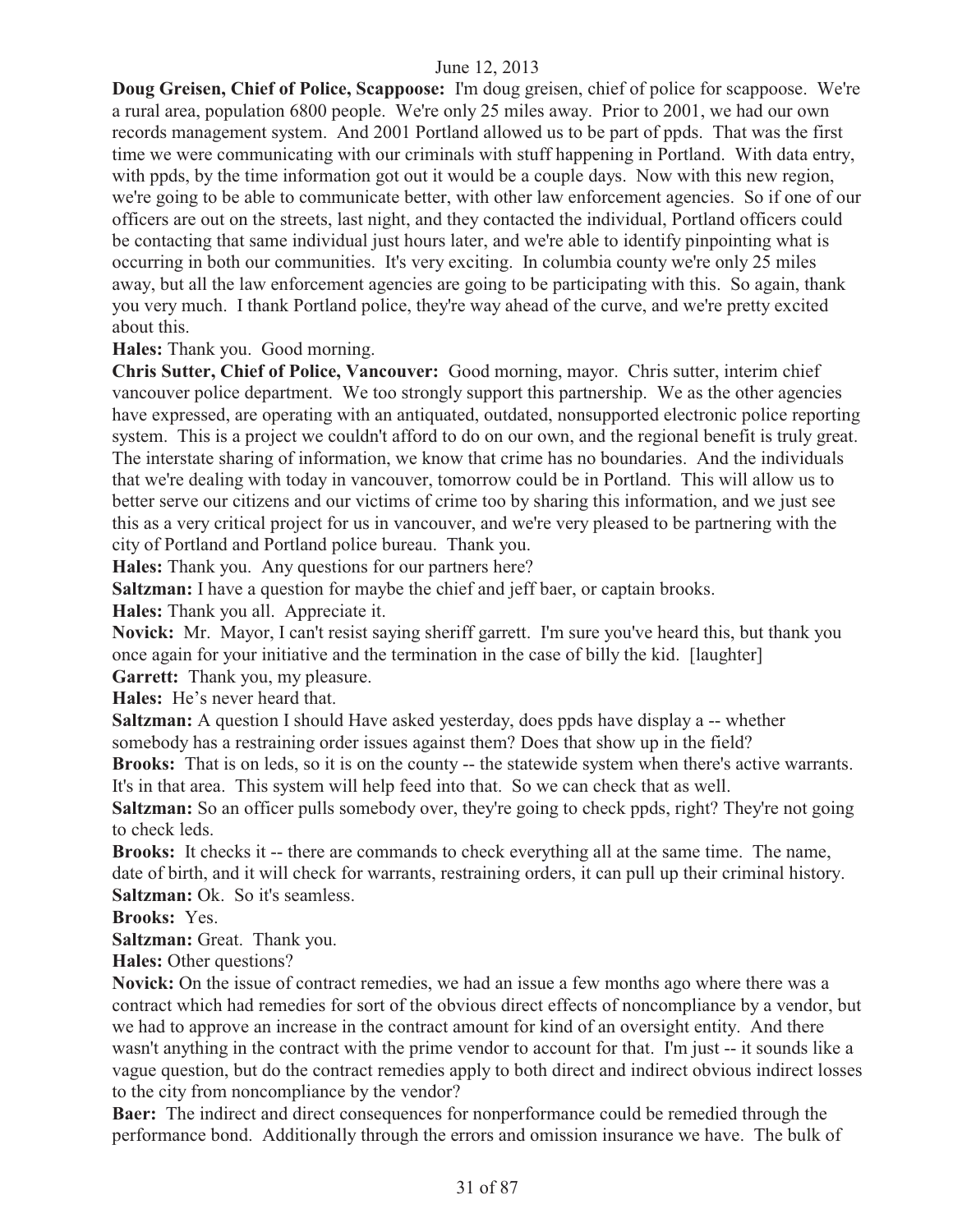**Doug Greisen, Chief of Police, Scappoose:** I'm doug greisen, chief of police for scappoose. We're a rural area, population 6800 people. We're only 25 miles away. Prior to 2001, we had our own records management system. And 2001 Portland allowed us to be part of ppds. That was the first time we were communicating with our criminals with stuff happening in Portland. With data entry, with ppds, by the time information got out it would be a couple days. Now with this new region, we're going to be able to communicate better, with other law enforcement agencies. So if one of our officers are out on the streets, last night, and they contacted the individual, Portland officers could be contacting that same individual just hours later, and we're able to identify pinpointing what is occurring in both our communities. It's very exciting. In columbia county we're only 25 miles away, but all the law enforcement agencies are going to be participating with this. So again, thank you very much. I thank Portland police, they're way ahead of the curve, and we're pretty excited about this.

**Hales:** Thank you. Good morning.

**Chris Sutter, Chief of Police, Vancouver:** Good morning, mayor. Chris sutter, interim chief vancouver police department. We too strongly support this partnership. We as the other agencies have expressed, are operating with an antiquated, outdated, nonsupported electronic police reporting system. This is a project we couldn't afford to do on our own, and the regional benefit is truly great. The interstate sharing of information, we know that crime has no boundaries. And the individuals that we're dealing with today in vancouver, tomorrow could be in Portland. This will allow us to better serve our citizens and our victims of crime too by sharing this information, and we just see this as a very critical project for us in vancouver, and we're very pleased to be partnering with the city of Portland and Portland police bureau. Thank you.

**Hales:** Thank you. Any questions for our partners here?

**Saltzman:** I have a question for maybe the chief and jeff baer, or captain brooks.

**Hales:** Thank you all. Appreciate it.

**Novick:** Mr. Mayor, I can't resist saying sheriff garrett. I'm sure you've heard this, but thank you once again for your initiative and the termination in the case of billy the kid. [laughter]

**Garrett:** Thank you, my pleasure.

**Hales:** He's never heard that.

**Saltzman:** A question I should Have asked yesterday, does ppds have display a -- whether somebody has a restraining order issues against them? Does that show up in the field?

**Brooks:** That is on leds, so it is on the county -- the statewide system when there's active warrants. It's in that area. This system will help feed into that. So we can check that as well.

**Saltzman:** So an officer pulls somebody over, they're going to check ppds, right? They're not going to check leds.

**Brooks:** It checks it -- there are commands to check everything all at the same time. The name, date of birth, and it will check for warrants, restraining orders, it can pull up their criminal history.

**Saltzman:** Ok. So it's seamless.

**Brooks:** Yes.

**Saltzman:** Great. Thank you.

**Hales:** Other questions?

**Novick:** On the issue of contract remedies, we had an issue a few months ago where there was a contract which had remedies for sort of the obvious direct effects of noncompliance by a vendor, but we had to approve an increase in the contract amount for kind of an oversight entity. And there wasn't anything in the contract with the prime vendor to account for that. I'm just -- it sounds like a vague question, but do the contract remedies apply to both direct and indirect obvious indirect losses to the city from noncompliance by the vendor?

**Baer:** The indirect and direct consequences for nonperformance could be remedied through the performance bond. Additionally through the errors and omission insurance we have. The bulk of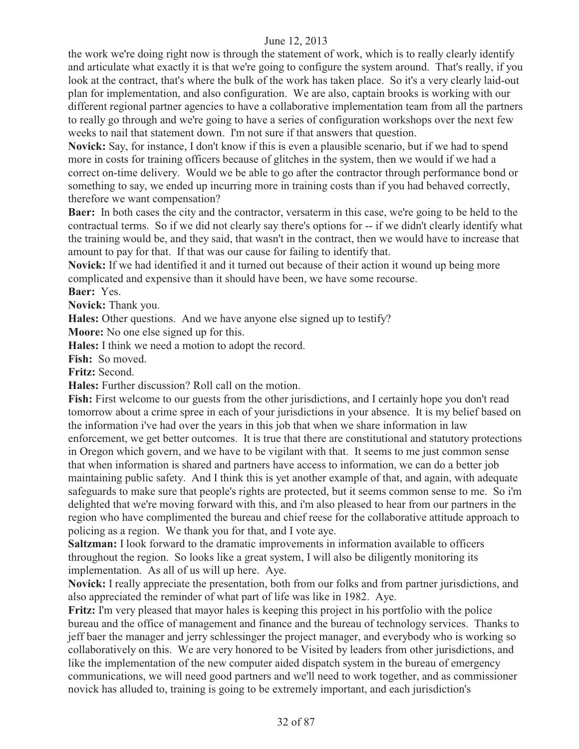the work we're doing right now is through the statement of work, which is to really clearly identify and articulate what exactly it is that we're going to configure the system around. That's really, if you look at the contract, that's where the bulk of the work has taken place. So it's a very clearly laid-out plan for implementation, and also configuration. We are also, captain brooks is working with our different regional partner agencies to have a collaborative implementation team from all the partners to really go through and we're going to have a series of configuration workshops over the next few weeks to nail that statement down. I'm not sure if that answers that question.

**Novick:** Say, for instance, I don't know if this is even a plausible scenario, but if we had to spend more in costs for training officers because of glitches in the system, then we would if we had a correct on-time delivery. Would we be able to go after the contractor through performance bond or something to say, we ended up incurring more in training costs than if you had behaved correctly, therefore we want compensation?

**Baer:** In both cases the city and the contractor, versaterm in this case, we're going to be held to the contractual terms. So if we did not clearly say there's options for -- if we didn't clearly identify what the training would be, and they said, that wasn't in the contract, then we would have to increase that amount to pay for that. If that was our cause for failing to identify that.

**Novick:** If we had identified it and it turned out because of their action it wound up being more complicated and expensive than it should have been, we have some recourse.

**Baer:** Yes.

**Novick:** Thank you.

**Hales:** Other questions. And we have anyone else signed up to testify?

**Moore:** No one else signed up for this.

**Hales:** I think we need a motion to adopt the record.

**Fish:** So moved.

**Fritz:** Second.

**Hales:** Further discussion? Roll call on the motion.

**Fish:** First welcome to our guests from the other jurisdictions, and I certainly hope you don't read tomorrow about a crime spree in each of your jurisdictions in your absence. It is my belief based on the information i've had over the years in this job that when we share information in law enforcement, we get better outcomes. It is true that there are constitutional and statutory protections in Oregon which govern, and we have to be vigilant with that. It seems to me just common sense that when information is shared and partners have access to information, we can do a better job maintaining public safety. And I think this is yet another example of that, and again, with adequate safeguards to make sure that people's rights are protected, but it seems common sense to me. So i'm delighted that we're moving forward with this, and i'm also pleased to hear from our partners in the region who have complimented the bureau and chief reese for the collaborative attitude approach to policing as a region. We thank you for that, and I vote aye.

**Saltzman:** I look forward to the dramatic improvements in information available to officers throughout the region. So looks like a great system, I will also be diligently monitoring its implementation. As all of us will up here. Aye.

**Novick:** I really appreciate the presentation, both from our folks and from partner jurisdictions, and also appreciated the reminder of what part of life was like in 1982. Aye.

**Fritz:** I'm very pleased that mayor hales is keeping this project in his portfolio with the police bureau and the office of management and finance and the bureau of technology services. Thanks to jeff baer the manager and jerry schlessinger the project manager, and everybody who is working so collaboratively on this. We are very honored to be Visited by leaders from other jurisdictions, and like the implementation of the new computer aided dispatch system in the bureau of emergency communications, we will need good partners and we'll need to work together, and as commissioner novick has alluded to, training is going to be extremely important, and each jurisdiction's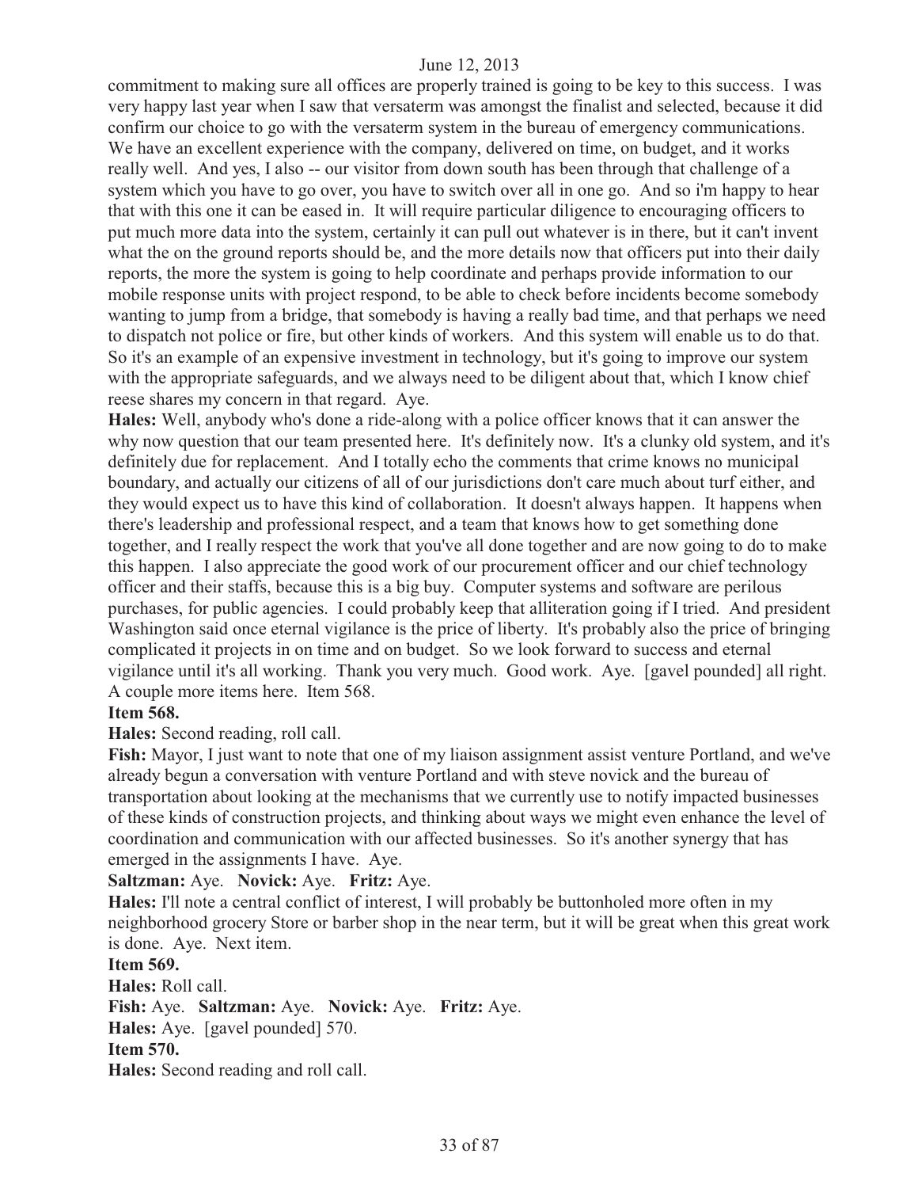commitment to making sure all offices are properly trained is going to be key to this success. I was very happy last year when I saw that versaterm was amongst the finalist and selected, because it did confirm our choice to go with the versaterm system in the bureau of emergency communications. We have an excellent experience with the company, delivered on time, on budget, and it works really well. And yes, I also -- our visitor from down south has been through that challenge of a system which you have to go over, you have to switch over all in one go. And so i'm happy to hear that with this one it can be eased in. It will require particular diligence to encouraging officers to put much more data into the system, certainly it can pull out whatever is in there, but it can't invent what the on the ground reports should be, and the more details now that officers put into their daily reports, the more the system is going to help coordinate and perhaps provide information to our mobile response units with project respond, to be able to check before incidents become somebody wanting to jump from a bridge, that somebody is having a really bad time, and that perhaps we need to dispatch not police or fire, but other kinds of workers. And this system will enable us to do that. So it's an example of an expensive investment in technology, but it's going to improve our system with the appropriate safeguards, and we always need to be diligent about that, which I know chief reese shares my concern in that regard. Aye.

**Hales:** Well, anybody who's done a ride-along with a police officer knows that it can answer the why now question that our team presented here. It's definitely now. It's a clunky old system, and it's definitely due for replacement. And I totally echo the comments that crime knows no municipal boundary, and actually our citizens of all of our jurisdictions don't care much about turf either, and they would expect us to have this kind of collaboration. It doesn't always happen. It happens when there's leadership and professional respect, and a team that knows how to get something done together, and I really respect the work that you've all done together and are now going to do to make this happen. I also appreciate the good work of our procurement officer and our chief technology officer and their staffs, because this is a big buy. Computer systems and software are perilous purchases, for public agencies. I could probably keep that alliteration going if I tried. And president Washington said once eternal vigilance is the price of liberty. It's probably also the price of bringing complicated it projects in on time and on budget. So we look forward to success and eternal vigilance until it's all working. Thank you very much. Good work. Aye. [gavel pounded] all right. A couple more items here. Item 568.

**Item 568.**

**Hales:** Second reading, roll call.

**Fish:** Mayor, I just want to note that one of my liaison assignment assist venture Portland, and we've already begun a conversation with venture Portland and with steve novick and the bureau of transportation about looking at the mechanisms that we currently use to notify impacted businesses of these kinds of construction projects, and thinking about ways we might even enhance the level of coordination and communication with our affected businesses. So it's another synergy that has emerged in the assignments I have. Aye.

**Saltzman:** Aye. **Novick:** Aye. **Fritz:** Aye.

**Hales:** I'll note a central conflict of interest, I will probably be buttonholed more often in my neighborhood grocery Store or barber shop in the near term, but it will be great when this great work is done. Aye. Next item.

**Item 569.**

**Hales:** Roll call.

**Fish:** Aye. **Saltzman:** Aye. **Novick:** Aye. **Fritz:** Aye.

**Hales:** Aye. [gavel pounded] 570.

**Item 570.**

**Hales:** Second reading and roll call.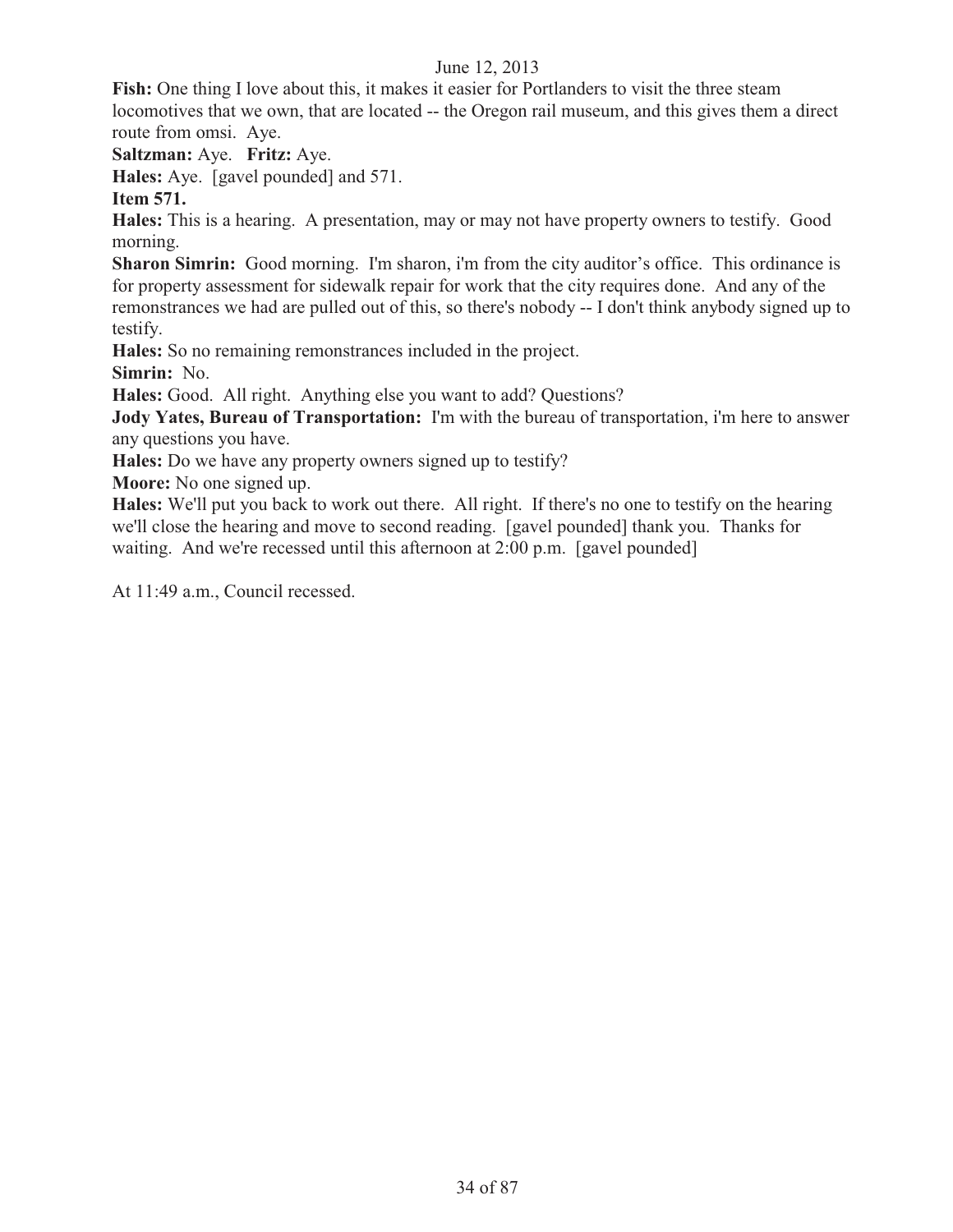**Fish:** One thing I love about this, it makes it easier for Portlanders to visit the three steam locomotives that we own, that are located -- the Oregon rail museum, and this gives them a direct route from omsi. Aye.

**Saltzman:** Aye. **Fritz:** Aye.

**Hales:** Aye. [gavel pounded] and 571.

**Item 571.**

**Hales:** This is a hearing. A presentation, may or may not have property owners to testify. Good morning.

**Sharon Simrin:** Good morning. I'm sharon, i'm from the city auditor's office. This ordinance is for property assessment for sidewalk repair for work that the city requires done. And any of the remonstrances we had are pulled out of this, so there's nobody -- I don't think anybody signed up to testify.

**Hales:** So no remaining remonstrances included in the project.

**Simrin:** No.

**Hales:** Good. All right. Anything else you want to add? Questions?

**Jody Yates, Bureau of Transportation:** I'm with the bureau of transportation, i'm here to answer any questions you have.

**Hales:** Do we have any property owners signed up to testify?

**Moore:** No one signed up.

**Hales:** We'll put you back to work out there. All right. If there's no one to testify on the hearing we'll close the hearing and move to second reading. [gavel pounded] thank you. Thanks for waiting. And we're recessed until this afternoon at 2:00 p.m. [gavel pounded]

At 11:49 a.m., Council recessed.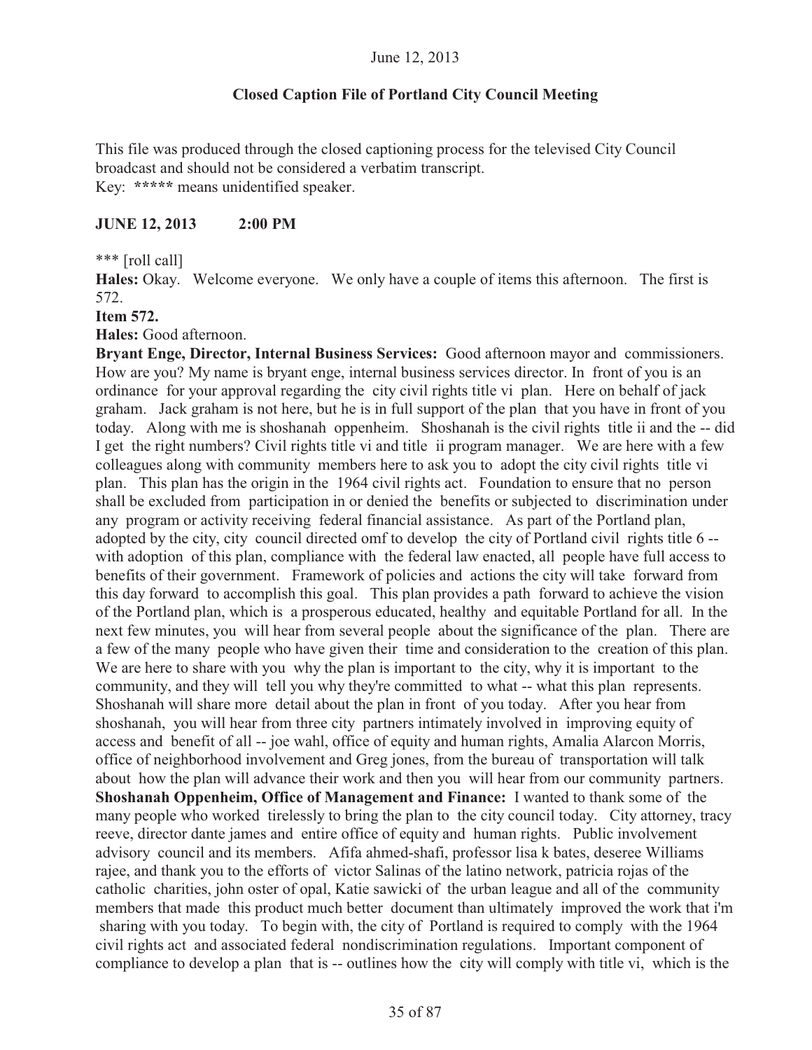**Closed Caption File of Portland City Council Meeting**

This file was produced through the closed captioning process for the televised City Council broadcast and should not be considered a verbatim transcript.
Key: ***** means unidentified speaker.

**JUNE 12, 2013 2:00 PM**

*** [roll call]

**Hales:** Okay. Welcome everyone. We only have a couple of items this afternoon. The first is 572.

**Item 572.**

**Hales:** Good afternoon.

**Bryant Enge, Director, Internal Business Services:** Good afternoon mayor and commissioners. How are you? My name is bryant enge, internal business services director. In front of you is an ordinance for your approval regarding the city civil rights title vi plan. Here on behalf of jack graham. Jack graham is not here, but he is in full support of the plan that you have in front of you today. Along with me is shoshanah oppenheim. Shoshanah is the civil rights title ii and the -- did I get the right numbers? Civil rights title vi and title ii program manager. We are here with a few colleagues along with community members here to ask you to adopt the city civil rights title vi plan. This plan has the origin in the 1964 civil rights act. Foundation to ensure that no person shall be excluded from participation in or denied the benefits or subjected to discrimination under any program or activity receiving federal financial assistance. As part of the Portland plan, adopted by the city, city council directed omf to develop the city of Portland civil rights title 6 -- with adoption of this plan, compliance with the federal law enacted, all people have full access to benefits of their government. Framework of policies and actions the city will take forward from this day forward to accomplish this goal. This plan provides a path forward to achieve the vision of the Portland plan, which is a prosperous educated, healthy and equitable Portland for all. In the next few minutes, you will hear from several people about the significance of the plan. There are a few of the many people who have given their time and consideration to the creation of this plan. We are here to share with you why the plan is important to the city, why it is important to the community, and they will tell you why they're committed to what -- what this plan represents. Shoshanah will share more detail about the plan in front of you today. After you hear from shoshanah, you will hear from three city partners intimately involved in improving equity of access and benefit of all -- joe wahl, office of equity and human rights, Amalia Alarcon Morris, office of neighborhood involvement and Greg jones, from the bureau of transportation will talk about how the plan will advance their work and then you will hear from our community partners.

**Shoshanah Oppenheim, Office of Management and Finance:** I wanted to thank some of the many people who worked tirelessly to bring the plan to the city council today. City attorney, tracy reeve, director dante james and entire office of equity and human rights. Public involvement advisory council and its members. Afifa ahmed-shafi, professor lisa k bates, deseree Williams rajee, and thank you to the efforts of victor Salinas of the latino network, patricia rojas of the catholic charities, john oster of opal, Katie sawicki of the urban league and all of the community members that made this product much better document than ultimately improved the work that i'm sharing with you today. To begin with, the city of Portland is required to comply with the 1964 civil rights act and associated federal nondiscrimination regulations. Important component of compliance to develop a plan that is -- outlines how the city will comply with title vi, which is the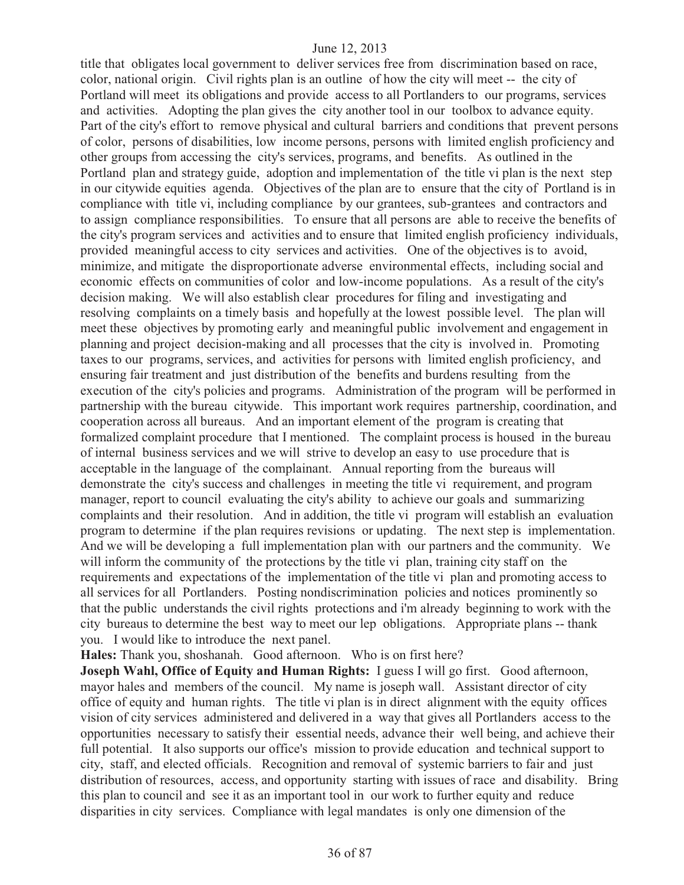title that obligates local government to deliver services free from discrimination based on race, color, national origin. Civil rights plan is an outline of how the city will meet -- the city of Portland will meet its obligations and provide access to all Portlanders to our programs, services and activities. Adopting the plan gives the city another tool in our toolbox to advance equity. Part of the city's effort to remove physical and cultural barriers and conditions that prevent persons of color, persons of disabilities, low income persons, persons with limited english proficiency and other groups from accessing the city's services, programs, and benefits. As outlined in the Portland plan and strategy guide, adoption and implementation of the title vi plan is the next step in our citywide equities agenda. Objectives of the plan are to ensure that the city of Portland is in compliance with title vi, including compliance by our grantees, sub-grantees and contractors and to assign compliance responsibilities. To ensure that all persons are able to receive the benefits of the city's program services and activities and to ensure that limited english proficiency individuals, provided meaningful access to city services and activities. One of the objectives is to avoid, minimize, and mitigate the disproportionate adverse environmental effects, including social and economic effects on communities of color and low-income populations. As a result of the city's decision making. We will also establish clear procedures for filing and investigating and resolving complaints on a timely basis and hopefully at the lowest possible level. The plan will meet these objectives by promoting early and meaningful public involvement and engagement in planning and project decision-making and all processes that the city is involved in. Promoting taxes to our programs, services, and activities for persons with limited english proficiency, and ensuring fair treatment and just distribution of the benefits and burdens resulting from the execution of the city's policies and programs. Administration of the program will be performed in partnership with the bureau citywide. This important work requires partnership, coordination, and cooperation across all bureaus. And an important element of the program is creating that formalized complaint procedure that I mentioned. The complaint process is housed in the bureau of internal business services and we will strive to develop an easy to use procedure that is acceptable in the language of the complainant. Annual reporting from the bureaus will demonstrate the city's success and challenges in meeting the title vi requirement, and program manager, report to council evaluating the city's ability to achieve our goals and summarizing complaints and their resolution. And in addition, the title vi program will establish an evaluation program to determine if the plan requires revisions or updating. The next step is implementation. And we will be developing a full implementation plan with our partners and the community. We will inform the community of the protections by the title vi plan, training city staff on the requirements and expectations of the implementation of the title vi plan and promoting access to all services for all Portlanders. Posting nondiscrimination policies and notices prominently so that the public understands the civil rights protections and i'm already beginning to work with the city bureaus to determine the best way to meet our lep obligations. Appropriate plans -- thank you. I would like to introduce the next panel.

**Hales:** Thank you, shoshanah. Good afternoon. Who is on first here?

**Joseph Wahl, Office of Equity and Human Rights:** I guess I will go first. Good afternoon, mayor hales and members of the council. My name is joseph wall. Assistant director of city office of equity and human rights. The title vi plan is in direct alignment with the equity offices vision of city services administered and delivered in a way that gives all Portlanders access to the opportunities necessary to satisfy their essential needs, advance their well being, and achieve their full potential. It also supports our office's mission to provide education and technical support to city, staff, and elected officials. Recognition and removal of systemic barriers to fair and just distribution of resources, access, and opportunity starting with issues of race and disability. Bring this plan to council and see it as an important tool in our work to further equity and reduce disparities in city services. Compliance with legal mandates is only one dimension of the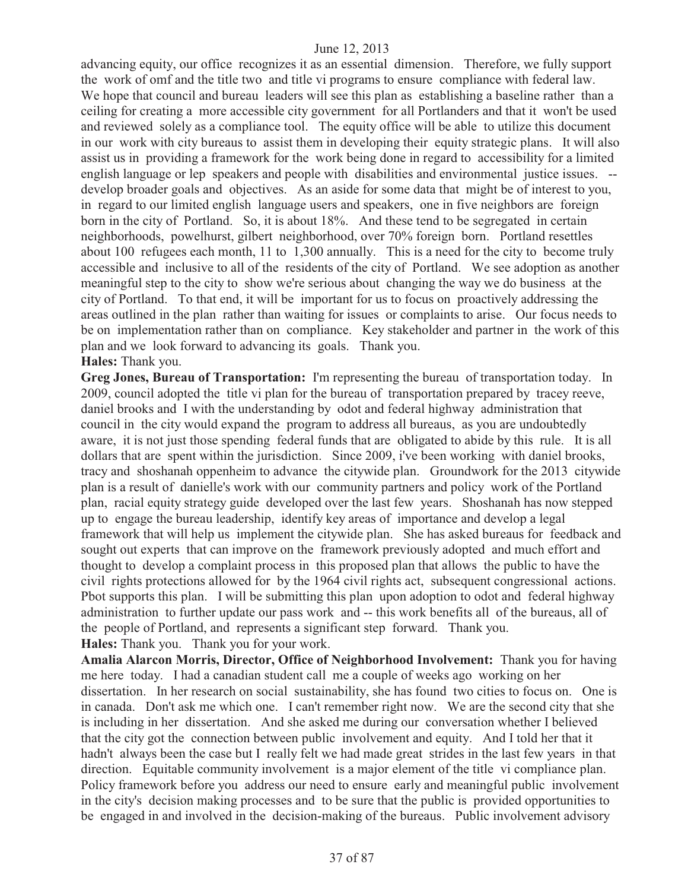advancing equity, our office recognizes it as an essential dimension. Therefore, we fully support the work of omf and the title two and title vi programs to ensure compliance with federal law. We hope that council and bureau leaders will see this plan as establishing a baseline rather than a ceiling for creating a more accessible city government for all Portlanders and that it won't be used and reviewed solely as a compliance tool. The equity office will be able to utilize this document in our work with city bureaus to assist them in developing their equity strategic plans. It will also assist us in providing a framework for the work being done in regard to accessibility for a limited english language or lep speakers and people with disabilities and environmental justice issues. -- develop broader goals and objectives. As an aside for some data that might be of interest to you, in regard to our limited english language users and speakers, one in five neighbors are foreign born in the city of Portland. So, it is about 18%. And these tend to be segregated in certain neighborhoods, powelhurst, gilbert neighborhood, over 70% foreign born. Portland resettles about 100 refugees each month, 11 to 1,300 annually. This is a need for the city to become truly accessible and inclusive to all of the residents of the city of Portland. We see adoption as another meaningful step to the city to show we're serious about changing the way we do business at the city of Portland. To that end, it will be important for us to focus on proactively addressing the areas outlined in the plan rather than waiting for issues or complaints to arise. Our focus needs to be on implementation rather than on compliance. Key stakeholder and partner in the work of this plan and we look forward to advancing its goals. Thank you.

**Hales:** Thank you.

**Greg Jones, Bureau of Transportation:** I'm representing the bureau of transportation today. In 2009, council adopted the title vi plan for the bureau of transportation prepared by tracey reeve, daniel brooks and I with the understanding by odot and federal highway administration that council in the city would expand the program to address all bureaus, as you are undoubtedly aware, it is not just those spending federal funds that are obligated to abide by this rule. It is all dollars that are spent within the jurisdiction. Since 2009, i've been working with daniel brooks, tracy and shoshanah oppenheim to advance the citywide plan. Groundwork for the 2013 citywide plan is a result of danielle's work with our community partners and policy work of the Portland plan, racial equity strategy guide developed over the last few years. Shoshanah has now stepped up to engage the bureau leadership, identify key areas of importance and develop a legal framework that will help us implement the citywide plan. She has asked bureaus for feedback and sought out experts that can improve on the framework previously adopted and much effort and thought to develop a complaint process in this proposed plan that allows the public to have the civil rights protections allowed for by the 1964 civil rights act, subsequent congressional actions. Pbot supports this plan. I will be submitting this plan upon adoption to odot and federal highway administration to further update our pass work and -- this work benefits all of the bureaus, all of the people of Portland, and represents a significant step forward. Thank you.

**Hales:** Thank you. Thank you for your work.

**Amalia Alarcon Morris, Director, Office of Neighborhood Involvement:** Thank you for having me here today. I had a canadian student call me a couple of weeks ago working on her dissertation. In her research on social sustainability, she has found two cities to focus on. One is in canada. Don't ask me which one. I can't remember right now. We are the second city that she is including in her dissertation. And she asked me during our conversation whether I believed that the city got the connection between public involvement and equity. And I told her that it hadn't always been the case but I really felt we had made great strides in the last few years in that direction. Equitable community involvement is a major element of the title vi compliance plan. Policy framework before you address our need to ensure early and meaningful public involvement in the city's decision making processes and to be sure that the public is provided opportunities to be engaged in and involved in the decision-making of the bureaus. Public involvement advisory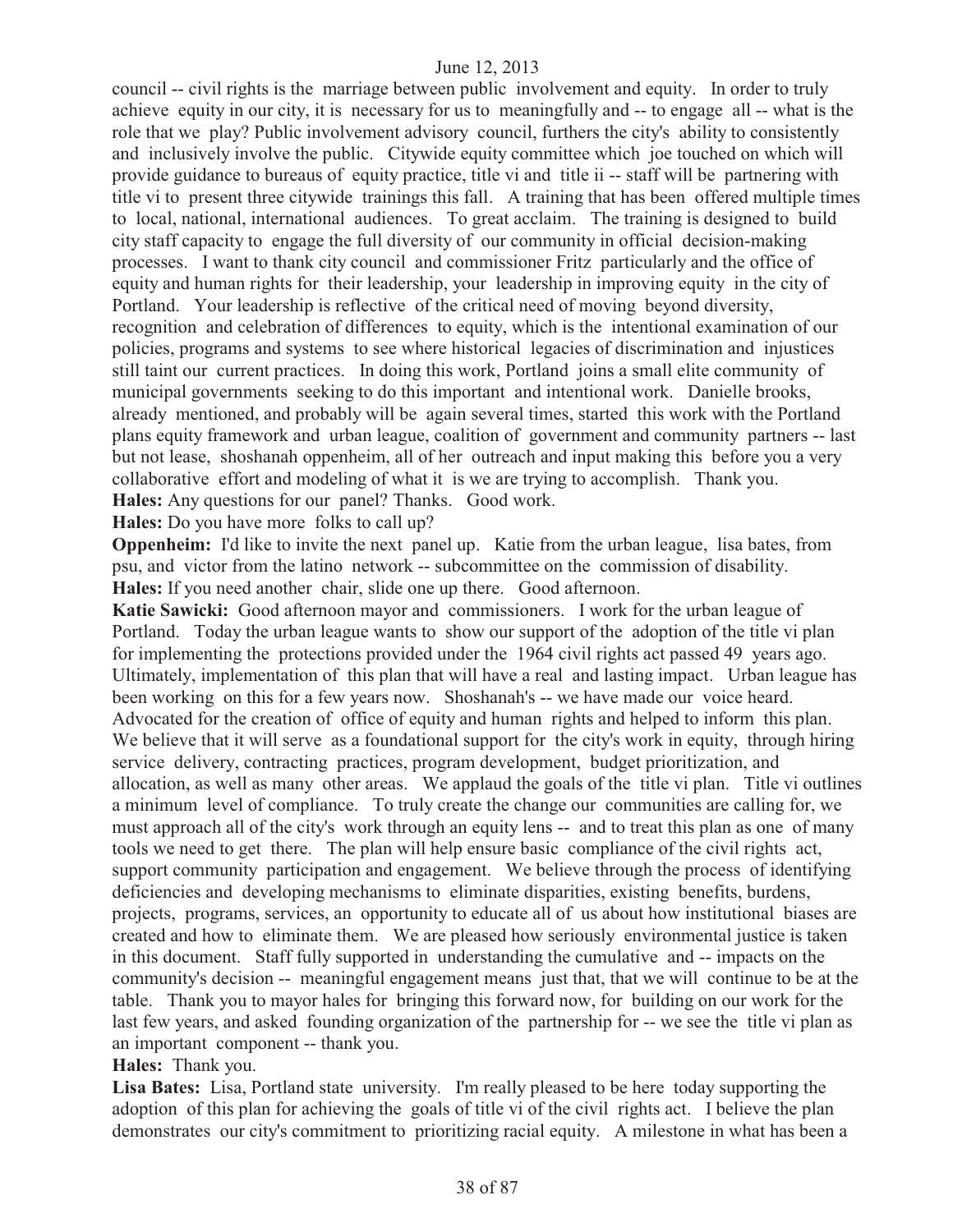council -- civil rights is the marriage between public involvement and equity. In order to truly achieve equity in our city, it is necessary for us to meaningfully and -- to engage all -- what is the role that we play? Public involvement advisory council, furthers the city's ability to consistently and inclusively involve the public. Citywide equity committee which joe touched on which will provide guidance to bureaus of equity practice, title vi and title ii -- staff will be partnering with title vi to present three citywide trainings this fall. A training that has been offered multiple times to local, national, international audiences. To great acclaim. The training is designed to build city staff capacity to engage the full diversity of our community in official decision-making processes. I want to thank city council and commissioner Fritz particularly and the office of equity and human rights for their leadership, your leadership in improving equity in the city of Portland. Your leadership is reflective of the critical need of moving beyond diversity, recognition and celebration of differences to equity, which is the intentional examination of our policies, programs and systems to see where historical legacies of discrimination and injustices still taint our current practices. In doing this work, Portland joins a small elite community of municipal governments seeking to do this important and intentional work. Danielle brooks, already mentioned, and probably will be again several times, started this work with the Portland plans equity framework and urban league, coalition of government and community partners -- last but not lease, shoshanah oppenheim, all of her outreach and input making this before you a very collaborative effort and modeling of what it is we are trying to accomplish. Thank you.

**Hales:** Any questions for our panel? Thanks. Good work.

**Hales:** Do you have more folks to call up?

**Oppenheim:** I'd like to invite the next panel up. Katie from the urban league, lisa bates, from psu, and victor from the latino network -- subcommittee on the commission of disability.

**Hales:** If you need another chair, slide one up there. Good afternoon.

**Katie Sawicki:** Good afternoon mayor and commissioners. I work for the urban league of Portland. Today the urban league wants to show our support of the adoption of the title vi plan for implementing the protections provided under the 1964 civil rights act passed 49 years ago. Ultimately, implementation of this plan that will have a real and lasting impact. Urban league has been working on this for a few years now. Shoshanah's -- we have made our voice heard. Advocated for the creation of office of equity and human rights and helped to inform this plan. We believe that it will serve as a foundational support for the city's work in equity, through hiring service delivery, contracting practices, program development, budget prioritization, and allocation, as well as many other areas. We applaud the goals of the title vi plan. Title vi outlines a minimum level of compliance. To truly create the change our communities are calling for, we must approach all of the city's work through an equity lens -- and to treat this plan as one of many tools we need to get there. The plan will help ensure basic compliance of the civil rights act, support community participation and engagement. We believe through the process of identifying deficiencies and developing mechanisms to eliminate disparities, existing benefits, burdens, projects, programs, services, an opportunity to educate all of us about how institutional biases are created and how to eliminate them. We are pleased how seriously environmental justice is taken in this document. Staff fully supported in understanding the cumulative and -- impacts on the community's decision -- meaningful engagement means just that, that we will continue to be at the table. Thank you to mayor hales for bringing this forward now, for building on our work for the last few years, and asked founding organization of the partnership for -- we see the title vi plan as an important component -- thank you.

**Hales:** Thank you.

**Lisa Bates:** Lisa, Portland state university. I'm really pleased to be here today supporting the adoption of this plan for achieving the goals of title vi of the civil rights act. I believe the plan demonstrates our city's commitment to prioritizing racial equity. A milestone in what has been a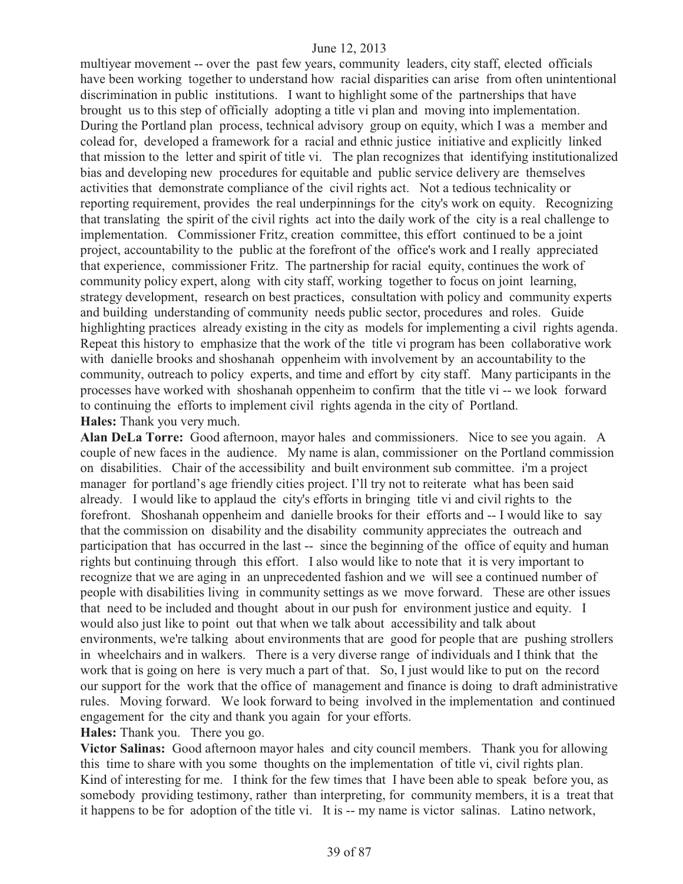multiyear movement -- over the past few years, community leaders, city staff, elected officials have been working together to understand how racial disparities can arise from often unintentional discrimination in public institutions. I want to highlight some of the partnerships that have brought us to this step of officially adopting a title vi plan and moving into implementation. During the Portland plan process, technical advisory group on equity, which I was a member and colead for, developed a framework for a racial and ethnic justice initiative and explicitly linked that mission to the letter and spirit of title vi. The plan recognizes that identifying institutionalized bias and developing new procedures for equitable and public service delivery are themselves activities that demonstrate compliance of the civil rights act. Not a tedious technicality or reporting requirement, provides the real underpinnings for the city's work on equity. Recognizing that translating the spirit of the civil rights act into the daily work of the city is a real challenge to implementation. Commissioner Fritz, creation committee, this effort continued to be a joint project, accountability to the public at the forefront of the office's work and I really appreciated that experience, commissioner Fritz. The partnership for racial equity, continues the work of community policy expert, along with city staff, working together to focus on joint learning, strategy development, research on best practices, consultation with policy and community experts and building understanding of community needs public sector, procedures and roles. Guide highlighting practices already existing in the city as models for implementing a civil rights agenda. Repeat this history to emphasize that the work of the title vi program has been collaborative work with danielle brooks and shoshanah oppenheim with involvement by an accountability to the community, outreach to policy experts, and time and effort by city staff. Many participants in the processes have worked with shoshanah oppenheim to confirm that the title vi -- we look forward to continuing the efforts to implement civil rights agenda in the city of Portland.

**Hales:** Thank you very much.

**Alan DeLa Torre:** Good afternoon, mayor hales and commissioners. Nice to see you again. A couple of new faces in the audience. My name is alan, commissioner on the Portland commission on disabilities. Chair of the accessibility and built environment sub committee. i'm a project manager for portland's age friendly cities project. I'll try not to reiterate what has been said already. I would like to applaud the city's efforts in bringing title vi and civil rights to the forefront. Shoshanah oppenheim and danielle brooks for their efforts and -- I would like to say that the commission on disability and the disability community appreciates the outreach and participation that has occurred in the last -- since the beginning of the office of equity and human rights but continuing through this effort. I also would like to note that it is very important to recognize that we are aging in an unprecedented fashion and we will see a continued number of people with disabilities living in community settings as we move forward. These are other issues that need to be included and thought about in our push for environment justice and equity. I would also just like to point out that when we talk about accessibility and talk about environments, we're talking about environments that are good for people that are pushing strollers in wheelchairs and in walkers. There is a very diverse range of individuals and I think that the work that is going on here is very much a part of that. So, I just would like to put on the record our support for the work that the office of management and finance is doing to draft administrative rules. Moving forward. We look forward to being involved in the implementation and continued engagement for the city and thank you again for your efforts.

**Hales:** Thank you. There you go.

**Victor Salinas:** Good afternoon mayor hales and city council members. Thank you for allowing this time to share with you some thoughts on the implementation of title vi, civil rights plan. Kind of interesting for me. I think for the few times that I have been able to speak before you, as somebody providing testimony, rather than interpreting, for community members, it is a treat that it happens to be for adoption of the title vi. It is -- my name is victor salinas. Latino network,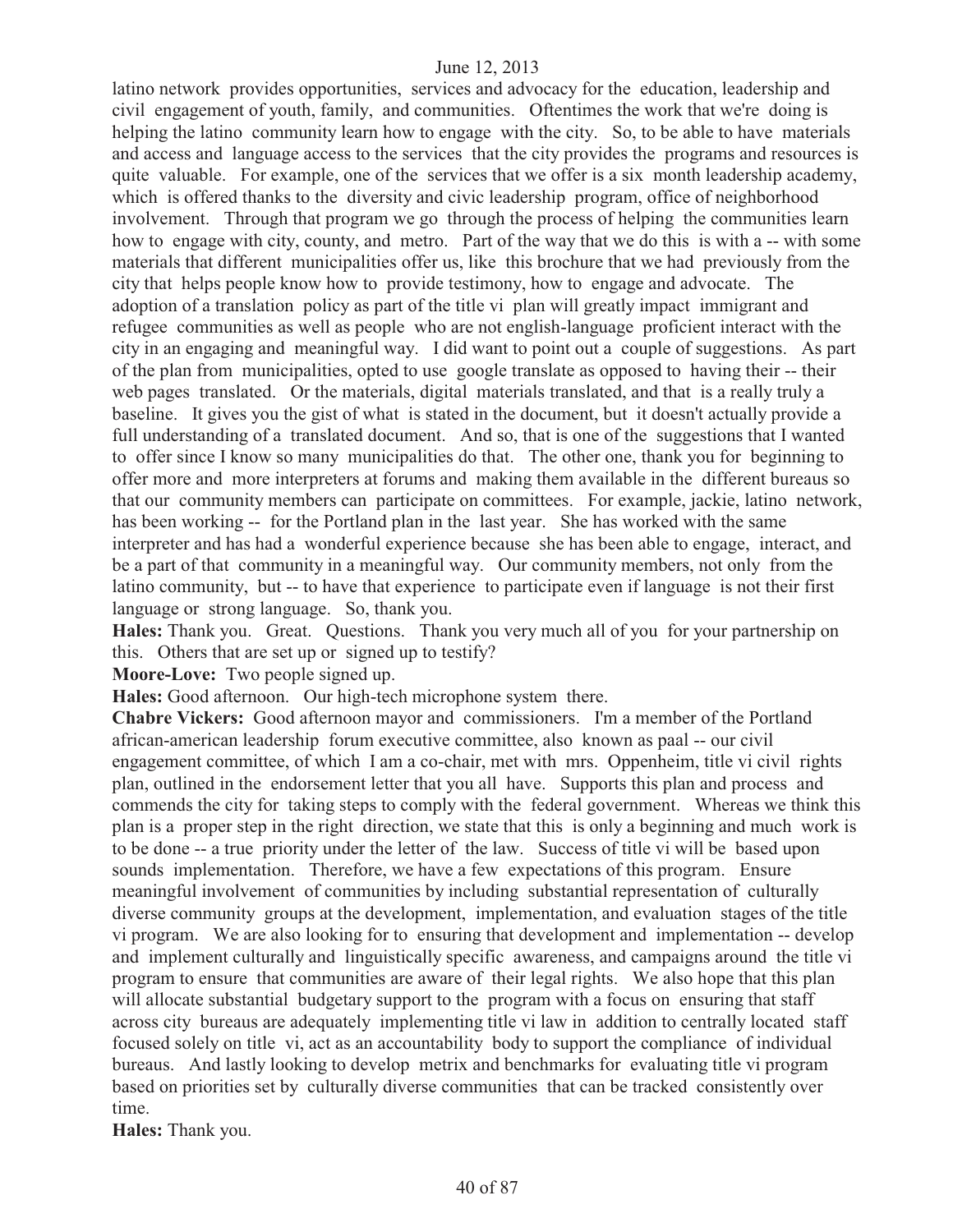latino network provides opportunities, services and advocacy for the education, leadership and civil engagement of youth, family, and communities. Oftentimes the work that we're doing is helping the latino community learn how to engage with the city. So, to be able to have materials and access and language access to the services that the city provides the programs and resources is quite valuable. For example, one of the services that we offer is a six month leadership academy, which is offered thanks to the diversity and civic leadership program, office of neighborhood involvement. Through that program we go through the process of helping the communities learn how to engage with city, county, and metro. Part of the way that we do this is with a -- with some materials that different municipalities offer us, like this brochure that we had previously from the city that helps people know how to provide testimony, how to engage and advocate. The adoption of a translation policy as part of the title vi plan will greatly impact immigrant and refugee communities as well as people who are not english-language proficient interact with the city in an engaging and meaningful way. I did want to point out a couple of suggestions. As part of the plan from municipalities, opted to use google translate as opposed to having their -- their web pages translated. Or the materials, digital materials translated, and that is a really truly a baseline. It gives you the gist of what is stated in the document, but it doesn't actually provide a full understanding of a translated document. And so, that is one of the suggestions that I wanted to offer since I know so many municipalities do that. The other one, thank you for beginning to offer more and more interpreters at forums and making them available in the different bureaus so that our community members can participate on committees. For example, jackie, latino network, has been working -- for the Portland plan in the last year. She has worked with the same interpreter and has had a wonderful experience because she has been able to engage, interact, and be a part of that community in a meaningful way. Our community members, not only from the latino community, but -- to have that experience to participate even if language is not their first language or strong language. So, thank you.

**Hales:** Thank you. Great. Questions. Thank you very much all of you for your partnership on this. Others that are set up or signed up to testify?

**Moore-Love:** Two people signed up.

**Hales:** Good afternoon. Our high-tech microphone system there.

**Chabre Vickers:** Good afternoon mayor and commissioners. I'm a member of the Portland african-american leadership forum executive committee, also known as paal -- our civil engagement committee, of which I am a co-chair, met with mrs. Oppenheim, title vi civil rights plan, outlined in the endorsement letter that you all have. Supports this plan and process and commends the city for taking steps to comply with the federal government. Whereas we think this plan is a proper step in the right direction, we state that this is only a beginning and much work is to be done -- a true priority under the letter of the law. Success of title vi will be based upon sounds implementation. Therefore, we have a few expectations of this program. Ensure meaningful involvement of communities by including substantial representation of culturally diverse community groups at the development, implementation, and evaluation stages of the title vi program. We are also looking for to ensuring that development and implementation -- develop and implement culturally and linguistically specific awareness, and campaigns around the title vi program to ensure that communities are aware of their legal rights. We also hope that this plan will allocate substantial budgetary support to the program with a focus on ensuring that staff across city bureaus are adequately implementing title vi law in addition to centrally located staff focused solely on title vi, act as an accountability body to support the compliance of individual bureaus. And lastly looking to develop metrix and benchmarks for evaluating title vi program based on priorities set by culturally diverse communities that can be tracked consistently over time.

**Hales:** Thank you.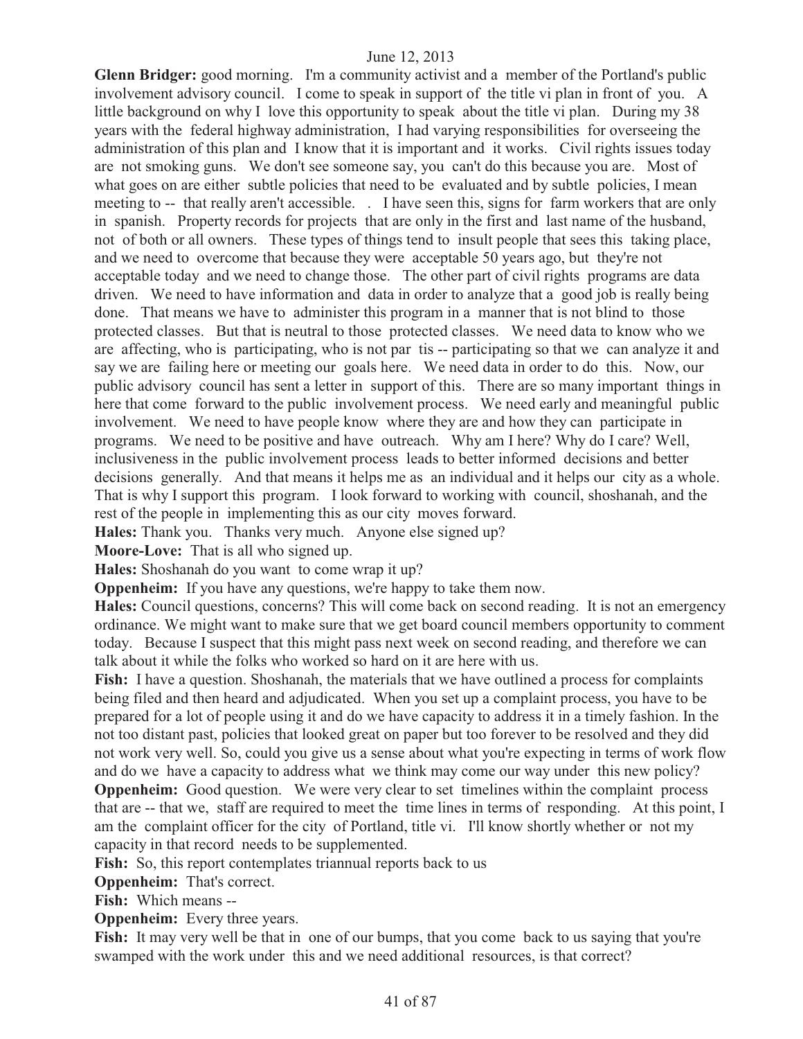**Glenn Bridger:** good morning. I'm a community activist and a member of the Portland's public involvement advisory council. I come to speak in support of the title vi plan in front of you. A little background on why I love this opportunity to speak about the title vi plan. During my 38 years with the federal highway administration, I had varying responsibilities for overseeing the administration of this plan and I know that it is important and it works. Civil rights issues today are not smoking guns. We don't see someone say, you can't do this because you are. Most of what goes on are either subtle policies that need to be evaluated and by subtle policies, I mean meeting to -- that really aren't accessible. . I have seen this, signs for farm workers that are only in spanish. Property records for projects that are only in the first and last name of the husband, not of both or all owners. These types of things tend to insult people that sees this taking place, and we need to overcome that because they were acceptable 50 years ago, but they're not acceptable today and we need to change those. The other part of civil rights programs are data driven. We need to have information and data in order to analyze that a good job is really being done. That means we have to administer this program in a manner that is not blind to those protected classes. But that is neutral to those protected classes. We need data to know who we are affecting, who is participating, who is not par tis -- participating so that we can analyze it and say we are failing here or meeting our goals here. We need data in order to do this. Now, our public advisory council has sent a letter in support of this. There are so many important things in here that come forward to the public involvement process. We need early and meaningful public involvement. We need to have people know where they are and how they can participate in programs. We need to be positive and have outreach. Why am I here? Why do I care? Well, inclusiveness in the public involvement process leads to better informed decisions and better decisions generally. And that means it helps me as an individual and it helps our city as a whole. That is why I support this program. I look forward to working with council, shoshanah, and the rest of the people in implementing this as our city moves forward.

**Hales:** Thank you. Thanks very much. Anyone else signed up?

**Moore-Love:** That is all who signed up.

**Hales:** Shoshanah do you want to come wrap it up?

**Oppenheim:** If you have any questions, we're happy to take them now.

**Hales:** Council questions, concerns? This will come back on second reading. It is not an emergency ordinance. We might want to make sure that we get board council members opportunity to comment today. Because I suspect that this might pass next week on second reading, and therefore we can talk about it while the folks who worked so hard on it are here with us.

**Fish:** I have a question. Shoshanah, the materials that we have outlined a process for complaints being filed and then heard and adjudicated. When you set up a complaint process, you have to be prepared for a lot of people using it and do we have capacity to address it in a timely fashion. In the not too distant past, policies that looked great on paper but too forever to be resolved and they did not work very well. So, could you give us a sense about what you're expecting in terms of work flow and do we have a capacity to address what we think may come our way under this new policy?

**Oppenheim:** Good question. We were very clear to set timelines within the complaint process that are -- that we, staff are required to meet the time lines in terms of responding. At this point, I am the complaint officer for the city of Portland, title vi. I'll know shortly whether or not my capacity in that record needs to be supplemented.

**Fish:** So, this report contemplates triannual reports back to us

**Oppenheim:** That's correct.

**Fish:** Which means --

**Oppenheim:** Every three years.

**Fish:** It may very well be that in one of our bumps, that you come back to us saying that you're swamped with the work under this and we need additional resources, is that correct?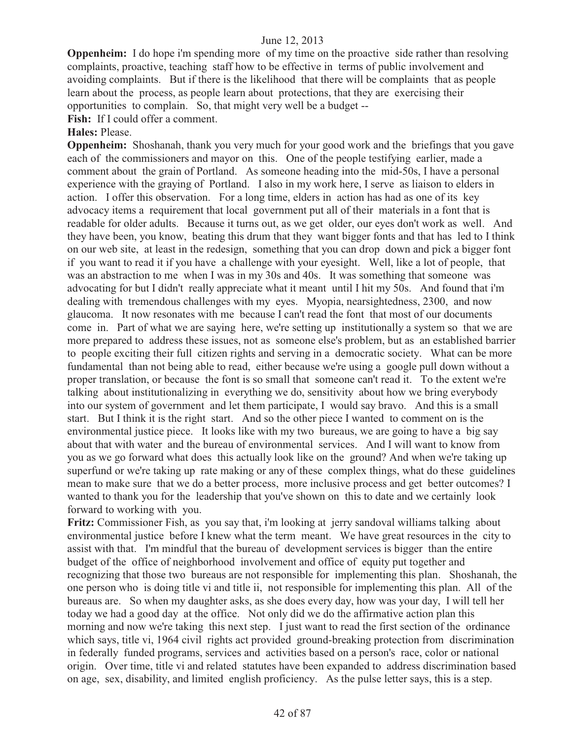**Oppenheim:** I do hope i'm spending more of my time on the proactive side rather than resolving complaints, proactive, teaching staff how to be effective in terms of public involvement and avoiding complaints. But if there is the likelihood that there will be complaints that as people learn about the process, as people learn about protections, that they are exercising their opportunities to complain. So, that might very well be a budget --

**Fish:** If I could offer a comment.

**Hales:** Please.

**Oppenheim:** Shoshanah, thank you very much for your good work and the briefings that you gave each of the commissioners and mayor on this. One of the people testifying earlier, made a comment about the grain of Portland. As someone heading into the mid-50s, I have a personal experience with the graying of Portland. I also in my work here, I serve as liaison to elders in action. I offer this observation. For a long time, elders in action has had as one of its key advocacy items a requirement that local government put all of their materials in a font that is readable for older adults. Because it turns out, as we get older, our eyes don't work as well. And they have been, you know, beating this drum that they want bigger fonts and that has led to I think on our web site, at least in the redesign, something that you can drop down and pick a bigger font if you want to read it if you have a challenge with your eyesight. Well, like a lot of people, that was an abstraction to me when I was in my 30s and 40s. It was something that someone was advocating for but I didn't really appreciate what it meant until I hit my 50s. And found that i'm dealing with tremendous challenges with my eyes. Myopia, nearsightedness, 2300, and now glaucoma. It now resonates with me because I can't read the font that most of our documents come in. Part of what we are saying here, we're setting up institutionally a system so that we are more prepared to address these issues, not as someone else's problem, but as an established barrier to people exciting their full citizen rights and serving in a democratic society. What can be more fundamental than not being able to read, either because we're using a google pull down without a proper translation, or because the font is so small that someone can't read it. To the extent we're talking about institutionalizing in everything we do, sensitivity about how we bring everybody into our system of government and let them participate, I would say bravo. And this is a small start. But I think it is the right start. And so the other piece I wanted to comment on is the environmental justice piece. It looks like with my two bureaus, we are going to have a big say about that with water and the bureau of environmental services. And I will want to know from you as we go forward what does this actually look like on the ground? And when we're taking up superfund or we're taking up rate making or any of these complex things, what do these guidelines mean to make sure that we do a better process, more inclusive process and get better outcomes? I wanted to thank you for the leadership that you've shown on this to date and we certainly look forward to working with you.

**Fritz:** Commissioner Fish, as you say that, i'm looking at jerry sandoval williams talking about environmental justice before I knew what the term meant. We have great resources in the city to assist with that. I'm mindful that the bureau of development services is bigger than the entire budget of the office of neighborhood involvement and office of equity put together and recognizing that those two bureaus are not responsible for implementing this plan. Shoshanah, the one person who is doing title vi and title ii, not responsible for implementing this plan. All of the bureaus are. So when my daughter asks, as she does every day, how was your day, I will tell her today we had a good day at the office. Not only did we do the affirmative action plan this morning and now we're taking this next step. I just want to read the first section of the ordinance which says, title vi, 1964 civil rights act provided ground-breaking protection from discrimination in federally funded programs, services and activities based on a person's race, color or national origin. Over time, title vi and related statutes have been expanded to address discrimination based on age, sex, disability, and limited english proficiency. As the pulse letter says, this is a step.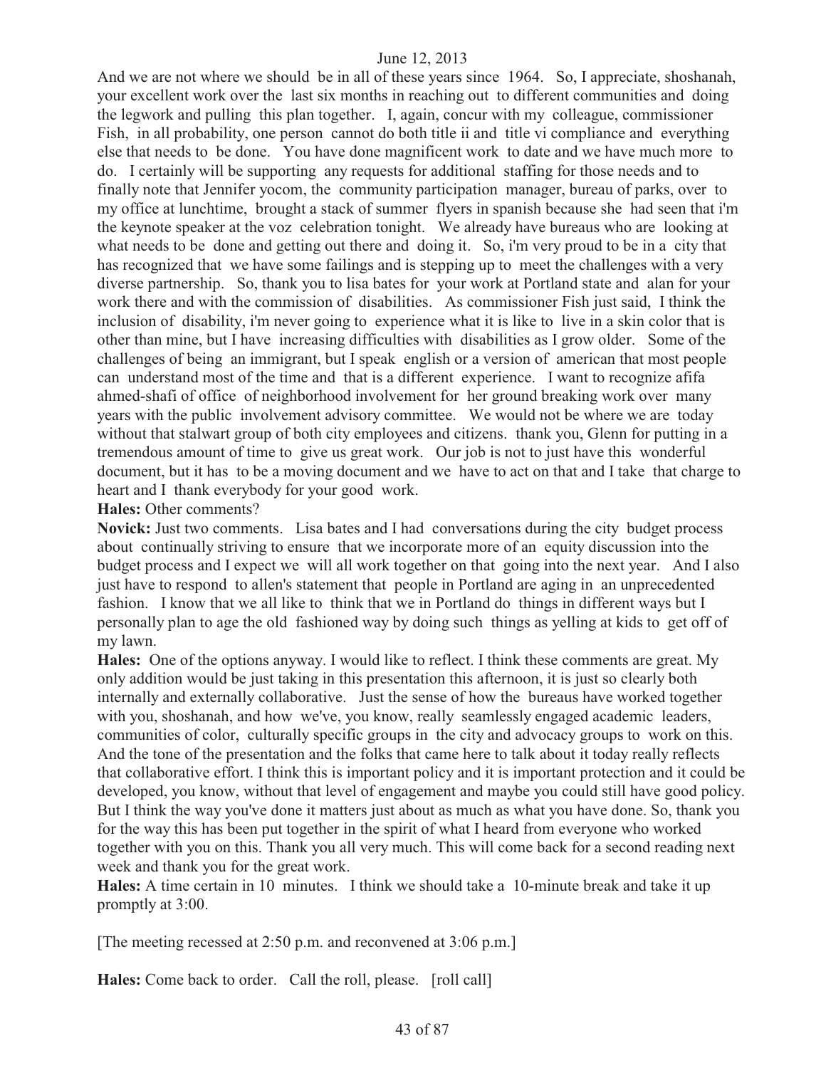And we are not where we should be in all of these years since 1964. So, I appreciate, shoshanah, your excellent work over the last six months in reaching out to different communities and doing the legwork and pulling this plan together. I, again, concur with my colleague, commissioner Fish, in all probability, one person cannot do both title ii and title vi compliance and everything else that needs to be done. You have done magnificent work to date and we have much more to do. I certainly will be supporting any requests for additional staffing for those needs and to finally note that Jennifer yocom, the community participation manager, bureau of parks, over to my office at lunchtime, brought a stack of summer flyers in spanish because she had seen that i'm the keynote speaker at the voz celebration tonight. We already have bureaus who are looking at what needs to be done and getting out there and doing it. So, i'm very proud to be in a city that has recognized that we have some failings and is stepping up to meet the challenges with a very diverse partnership. So, thank you to lisa bates for your work at Portland state and alan for your work there and with the commission of disabilities. As commissioner Fish just said, I think the inclusion of disability, i'm never going to experience what it is like to live in a skin color that is other than mine, but I have increasing difficulties with disabilities as I grow older. Some of the challenges of being an immigrant, but I speak english or a version of american that most people can understand most of the time and that is a different experience. I want to recognize afifa ahmed-shafi of office of neighborhood involvement for her ground breaking work over many years with the public involvement advisory committee. We would not be where we are today without that stalwart group of both city employees and citizens. thank you, Glenn for putting in a tremendous amount of time to give us great work. Our job is not to just have this wonderful document, but it has to be a moving document and we have to act on that and I take that charge to heart and I thank everybody for your good work.

**Hales:** Other comments?

**Novick:** Just two comments. Lisa bates and I had conversations during the city budget process about continually striving to ensure that we incorporate more of an equity discussion into the budget process and I expect we will all work together on that going into the next year. And I also just have to respond to allen's statement that people in Portland are aging in an unprecedented fashion. I know that we all like to think that we in Portland do things in different ways but I personally plan to age the old fashioned way by doing such things as yelling at kids to get off of my lawn.

**Hales:** One of the options anyway. I would like to reflect. I think these comments are great. My only addition would be just taking in this presentation this afternoon, it is just so clearly both internally and externally collaborative. Just the sense of how the bureaus have worked together with you, shoshanah, and how we've, you know, really seamlessly engaged academic leaders, communities of color, culturally specific groups in the city and advocacy groups to work on this. And the tone of the presentation and the folks that came here to talk about it today really reflects that collaborative effort. I think this is important policy and it is important protection and it could be developed, you know, without that level of engagement and maybe you could still have good policy. But I think the way you've done it matters just about as much as what you have done. So, thank you for the way this has been put together in the spirit of what I heard from everyone who worked together with you on this. Thank you all very much. This will come back for a second reading next week and thank you for the great work.

**Hales:** A time certain in 10 minutes. I think we should take a 10-minute break and take it up promptly at 3:00.

[The meeting recessed at 2:50 p.m. and reconvened at 3:06 p.m.]

**Hales:** Come back to order. Call the roll, please. [roll call]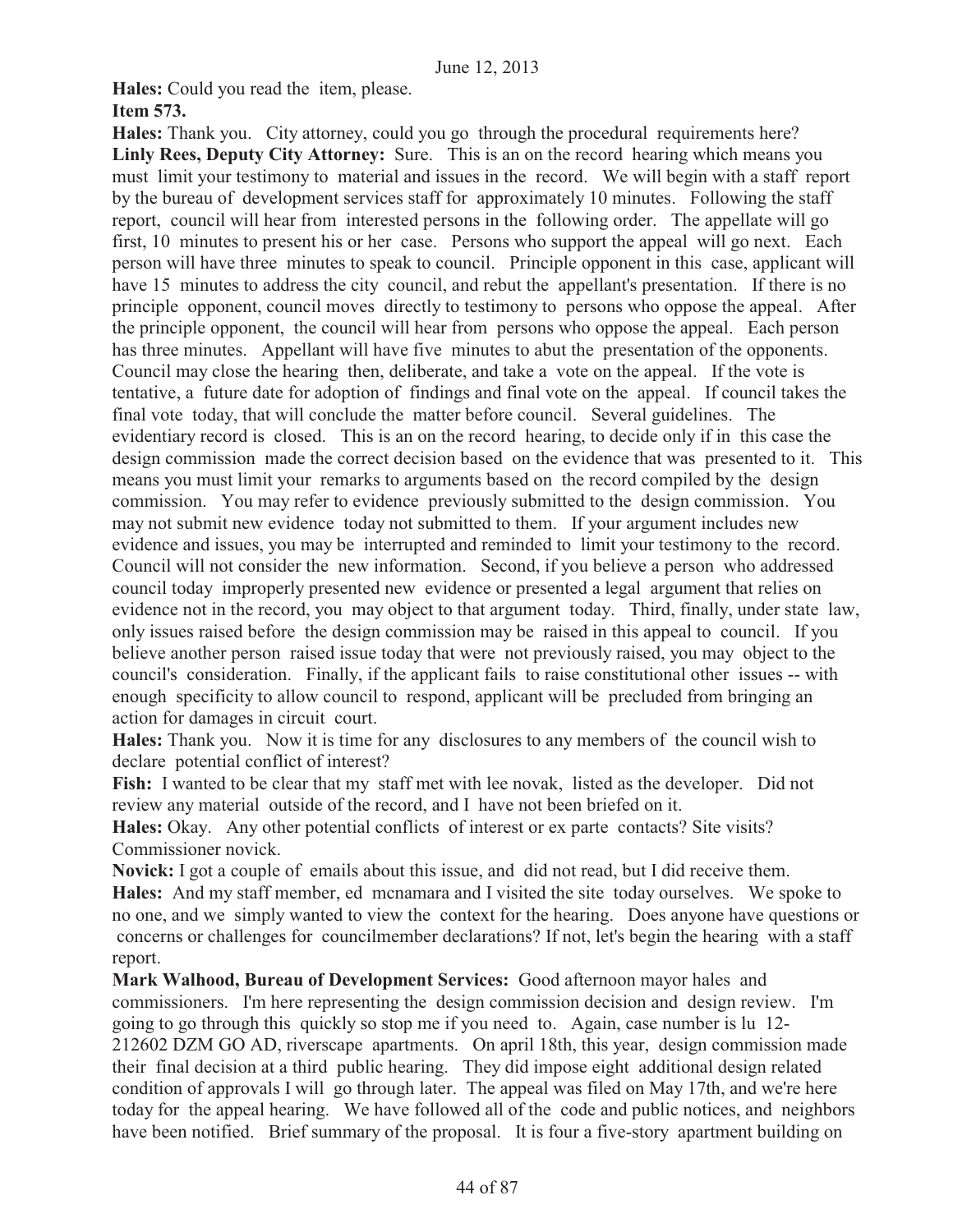**Hales:** Could you read the item, please.

**Item 573.**

**Hales:** Thank you. City attorney, could you go through the procedural requirements here?

**Linly Rees, Deputy City Attorney:** Sure. This is an on the record hearing which means you must limit your testimony to material and issues in the record. We will begin with a staff report by the bureau of development services staff for approximately 10 minutes. Following the staff report, council will hear from interested persons in the following order. The appellate will go first, 10 minutes to present his or her case. Persons who support the appeal will go next. Each person will have three minutes to speak to council. Principle opponent in this case, applicant will have 15 minutes to address the city council, and rebut the appellant's presentation. If there is no principle opponent, council moves directly to testimony to persons who oppose the appeal. After the principle opponent, the council will hear from persons who oppose the appeal. Each person has three minutes. Appellant will have five minutes to abut the presentation of the opponents. Council may close the hearing then, deliberate, and take a vote on the appeal. If the vote is tentative, a future date for adoption of findings and final vote on the appeal. If council takes the final vote today, that will conclude the matter before council. Several guidelines. The evidentiary record is closed. This is an on the record hearing, to decide only if in this case the design commission made the correct decision based on the evidence that was presented to it. This means you must limit your remarks to arguments based on the record compiled by the design commission. You may refer to evidence previously submitted to the design commission. You may not submit new evidence today not submitted to them. If your argument includes new evidence and issues, you may be interrupted and reminded to limit your testimony to the record. Council will not consider the new information. Second, if you believe a person who addressed council today improperly presented new evidence or presented a legal argument that relies on evidence not in the record, you may object to that argument today. Third, finally, under state law, only issues raised before the design commission may be raised in this appeal to council. If you believe another person raised issue today that were not previously raised, you may object to the council's consideration. Finally, if the applicant fails to raise constitutional other issues -- with enough specificity to allow council to respond, applicant will be precluded from bringing an action for damages in circuit court.

**Hales:** Thank you. Now it is time for any disclosures to any members of the council wish to declare potential conflict of interest?

**Fish:** I wanted to be clear that my staff met with lee novak, listed as the developer. Did not review any material outside of the record, and I have not been briefed on it.

**Hales:** Okay. Any other potential conflicts of interest or ex parte contacts? Site visits? Commissioner novick.

**Novick:** I got a couple of emails about this issue, and did not read, but I did receive them.

**Hales:** And my staff member, ed mcnamara and I visited the site today ourselves. We spoke to no one, and we simply wanted to view the context for the hearing. Does anyone have questions or concerns or challenges for councilmember declarations? If not, let's begin the hearing with a staff report.

**Mark Walhood, Bureau of Development Services:** Good afternoon mayor hales and commissioners. I'm here representing the design commission decision and design review. I'm going to go through this quickly so stop me if you need to. Again, case number is lu 12-212602 DZM GO AD, riverscape apartments. On april 18th, this year, design commission made their final decision at a third public hearing. They did impose eight additional design related condition of approvals I will go through later. The appeal was filed on May 17th, and we're here today for the appeal hearing. We have followed all of the code and public notices, and neighbors have been notified. Brief summary of the proposal. It is four a five-story apartment building on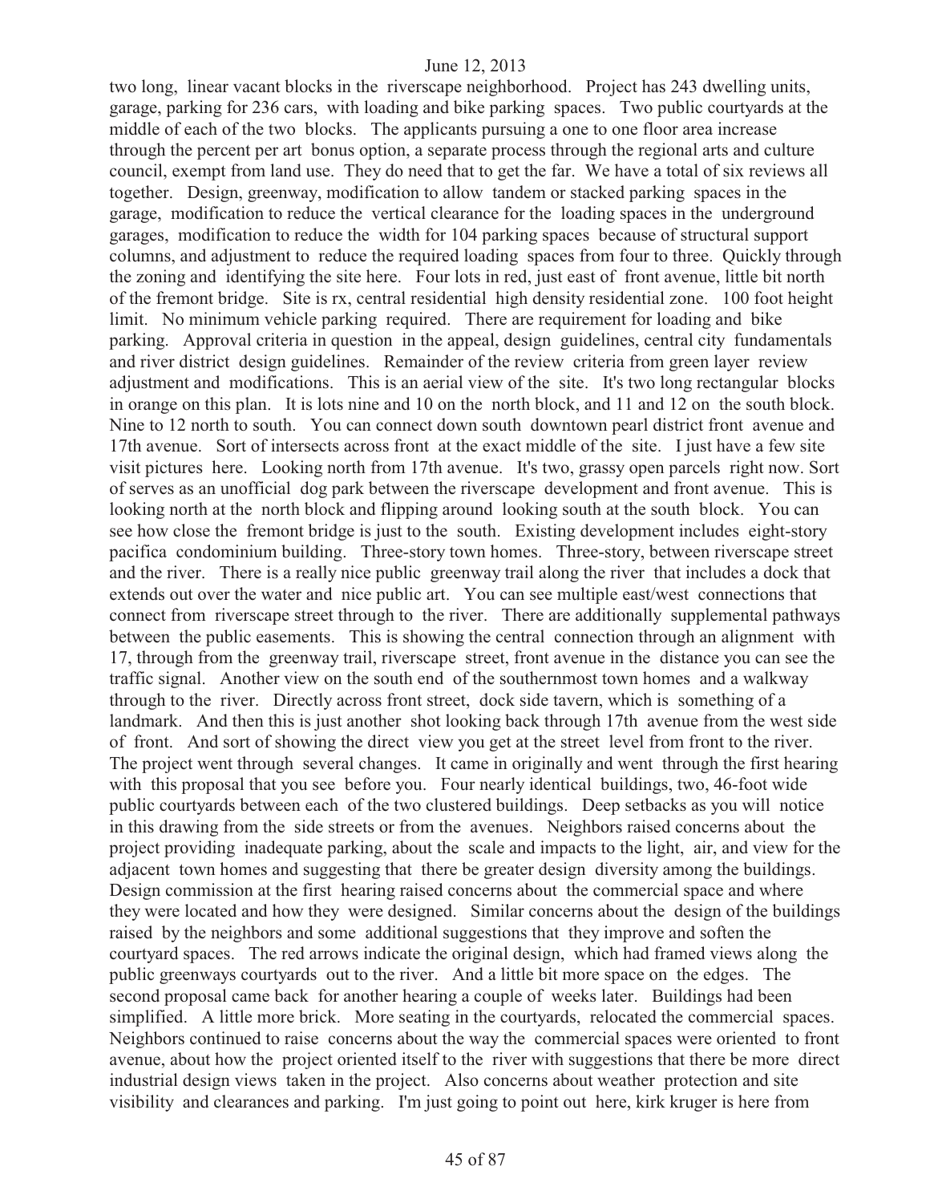two long, linear vacant blocks in the riverscape neighborhood. Project has 243 dwelling units, garage, parking for 236 cars, with loading and bike parking spaces. Two public courtyards at the middle of each of the two blocks. The applicants pursuing a one to one floor area increase through the percent per art bonus option, a separate process through the regional arts and culture council, exempt from land use. They do need that to get the far. We have a total of six reviews all together. Design, greenway, modification to allow tandem or stacked parking spaces in the garage, modification to reduce the vertical clearance for the loading spaces in the underground garages, modification to reduce the width for 104 parking spaces because of structural support columns, and adjustment to reduce the required loading spaces from four to three. Quickly through the zoning and identifying the site here. Four lots in red, just east of front avenue, little bit north of the fremont bridge. Site is rx, central residential high density residential zone. 100 foot height limit. No minimum vehicle parking required. There are requirement for loading and bike parking. Approval criteria in question in the appeal, design guidelines, central city fundamentals and river district design guidelines. Remainder of the review criteria from green layer review adjustment and modifications. This is an aerial view of the site. It's two long rectangular blocks in orange on this plan. It is lots nine and 10 on the north block, and 11 and 12 on the south block. Nine to 12 north to south. You can connect down south downtown pearl district front avenue and 17th avenue. Sort of intersects across front at the exact middle of the site. I just have a few site visit pictures here. Looking north from 17th avenue. It's two, grassy open parcels right now. Sort of serves as an unofficial dog park between the riverscape development and front avenue. This is looking north at the north block and flipping around looking south at the south block. You can see how close the fremont bridge is just to the south. Existing development includes eight-story pacifica condominium building. Three-story town homes. Three-story, between riverscape street and the river. There is a really nice public greenway trail along the river that includes a dock that extends out over the water and nice public art. You can see multiple east/west connections that connect from riverscape street through to the river. There are additionally supplemental pathways between the public easements. This is showing the central connection through an alignment with 17, through from the greenway trail, riverscape street, front avenue in the distance you can see the traffic signal. Another view on the south end of the southernmost town homes and a walkway through to the river. Directly across front street, dock side tavern, which is something of a landmark. And then this is just another shot looking back through 17th avenue from the west side of front. And sort of showing the direct view you get at the street level from front to the river. The project went through several changes. It came in originally and went through the first hearing with this proposal that you see before you. Four nearly identical buildings, two, 46-foot wide public courtyards between each of the two clustered buildings. Deep setbacks as you will notice in this drawing from the side streets or from the avenues. Neighbors raised concerns about the project providing inadequate parking, about the scale and impacts to the light, air, and view for the adjacent town homes and suggesting that there be greater design diversity among the buildings. Design commission at the first hearing raised concerns about the commercial space and where they were located and how they were designed. Similar concerns about the design of the buildings raised by the neighbors and some additional suggestions that they improve and soften the courtyard spaces. The red arrows indicate the original design, which had framed views along the public greenways courtyards out to the river. And a little bit more space on the edges. The second proposal came back for another hearing a couple of weeks later. Buildings had been simplified. A little more brick. More seating in the courtyards, relocated the commercial spaces. Neighbors continued to raise concerns about the way the commercial spaces were oriented to front avenue, about how the project oriented itself to the river with suggestions that there be more direct industrial design views taken in the project. Also concerns about weather protection and site visibility and clearances and parking. I'm just going to point out here, kirk kruger is here from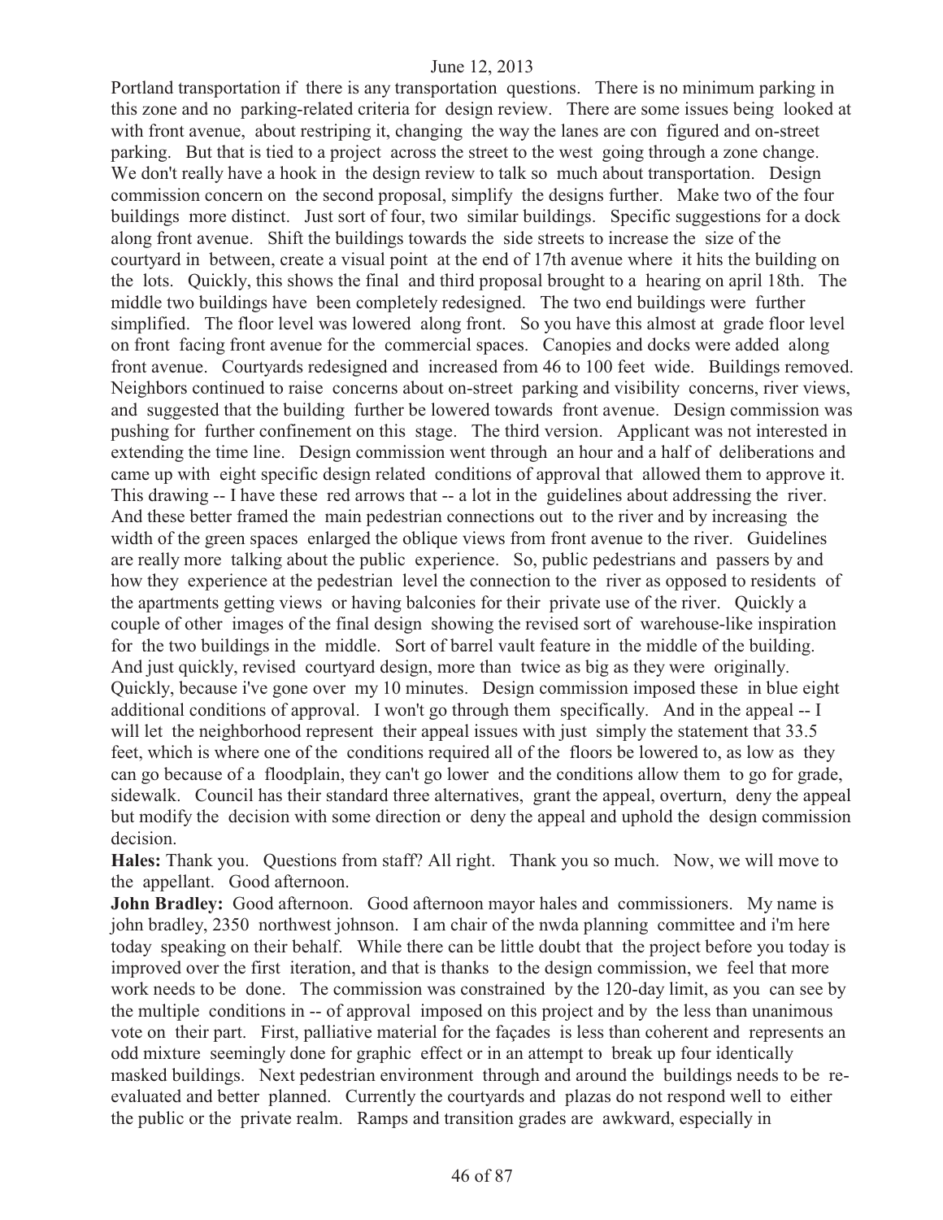Portland transportation if there is any transportation questions. There is no minimum parking in this zone and no parking-related criteria for design review. There are some issues being looked at with front avenue, about restriping it, changing the way the lanes are con figured and on-street parking. But that is tied to a project across the street to the west going through a zone change. We don't really have a hook in the design review to talk so much about transportation. Design commission concern on the second proposal, simplify the designs further. Make two of the four buildings more distinct. Just sort of four, two similar buildings. Specific suggestions for a dock along front avenue. Shift the buildings towards the side streets to increase the size of the courtyard in between, create a visual point at the end of 17th avenue where it hits the building on the lots. Quickly, this shows the final and third proposal brought to a hearing on april 18th. The middle two buildings have been completely redesigned. The two end buildings were further simplified. The floor level was lowered along front. So you have this almost at grade floor level on front facing front avenue for the commercial spaces. Canopies and docks were added along front avenue. Courtyards redesigned and increased from 46 to 100 feet wide. Buildings removed. Neighbors continued to raise concerns about on-street parking and visibility concerns, river views, and suggested that the building further be lowered towards front avenue. Design commission was pushing for further confinement on this stage. The third version. Applicant was not interested in extending the time line. Design commission went through an hour and a half of deliberations and came up with eight specific design related conditions of approval that allowed them to approve it. This drawing -- I have these red arrows that -- a lot in the guidelines about addressing the river. And these better framed the main pedestrian connections out to the river and by increasing the width of the green spaces enlarged the oblique views from front avenue to the river. Guidelines are really more talking about the public experience. So, public pedestrians and passers by and how they experience at the pedestrian level the connection to the river as opposed to residents of the apartments getting views or having balconies for their private use of the river. Quickly a couple of other images of the final design showing the revised sort of warehouse-like inspiration for the two buildings in the middle. Sort of barrel vault feature in the middle of the building. And just quickly, revised courtyard design, more than twice as big as they were originally. Quickly, because i've gone over my 10 minutes. Design commission imposed these in blue eight additional conditions of approval. I won't go through them specifically. And in the appeal -- I will let the neighborhood represent their appeal issues with just simply the statement that 33.5 feet, which is where one of the conditions required all of the floors be lowered to, as low as they can go because of a floodplain, they can't go lower and the conditions allow them to go for grade, sidewalk. Council has their standard three alternatives, grant the appeal, overturn, deny the appeal but modify the decision with some direction or deny the appeal and uphold the design commission decision.

**Hales:** Thank you. Questions from staff? All right. Thank you so much. Now, we will move to the appellant. Good afternoon.

**John Bradley:** Good afternoon. Good afternoon mayor hales and commissioners. My name is john bradley, 2350 northwest johnson. I am chair of the nwda planning committee and i'm here today speaking on their behalf. While there can be little doubt that the project before you today is improved over the first iteration, and that is thanks to the design commission, we feel that more work needs to be done. The commission was constrained by the 120-day limit, as you can see by the multiple conditions in -- of approval imposed on this project and by the less than unanimous vote on their part. First, palliative material for the façades is less than coherent and represents an odd mixture seemingly done for graphic effect or in an attempt to break up four identically masked buildings. Next pedestrian environment through and around the buildings needs to be re-evaluated and better planned. Currently the courtyards and plazas do not respond well to either the public or the private realm. Ramps and transition grades are awkward, especially in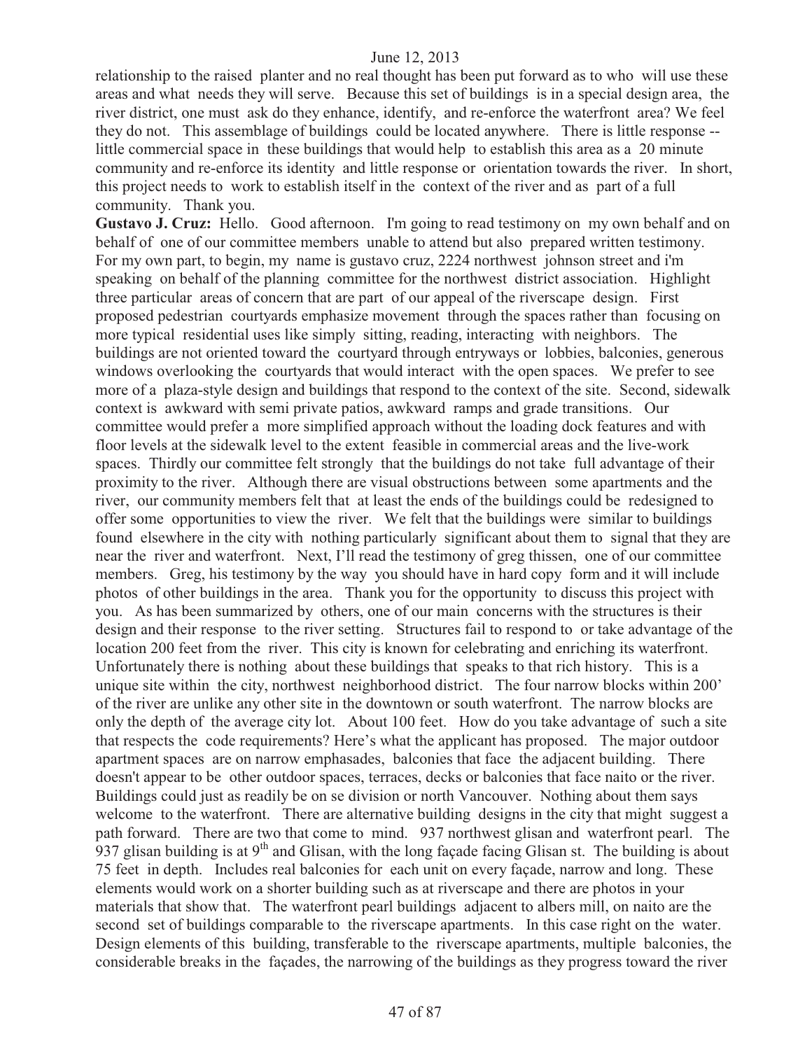relationship to the raised planter and no real thought has been put forward as to who will use these areas and what needs they will serve. Because this set of buildings is in a special design area, the river district, one must ask do they enhance, identify, and re-enforce the waterfront area? We feel they do not. This assemblage of buildings could be located anywhere. There is little response -- little commercial space in these buildings that would help to establish this area as a 20 minute community and re-enforce its identity and little response or orientation towards the river. In short, this project needs to work to establish itself in the context of the river and as part of a full community. Thank you.

**Gustavo J. Cruz:** Hello. Good afternoon. I'm going to read testimony on my own behalf and on behalf of one of our committee members unable to attend but also prepared written testimony. For my own part, to begin, my name is gustavo cruz, 2224 northwest johnson street and i'm speaking on behalf of the planning committee for the northwest district association. Highlight three particular areas of concern that are part of our appeal of the riverscape design. First proposed pedestrian courtyards emphasize movement through the spaces rather than focusing on more typical residential uses like simply sitting, reading, interacting with neighbors. The buildings are not oriented toward the courtyard through entryways or lobbies, balconies, generous windows overlooking the courtyards that would interact with the open spaces. We prefer to see more of a plaza-style design and buildings that respond to the context of the site. Second, sidewalk context is awkward with semi private patios, awkward ramps and grade transitions. Our committee would prefer a more simplified approach without the loading dock features and with floor levels at the sidewalk level to the extent feasible in commercial areas and the live-work spaces. Thirdly our committee felt strongly that the buildings do not take full advantage of their proximity to the river. Although there are visual obstructions between some apartments and the river, our community members felt that at least the ends of the buildings could be redesigned to offer some opportunities to view the river. We felt that the buildings were similar to buildings found elsewhere in the city with nothing particularly significant about them to signal that they are near the river and waterfront. Next, I'll read the testimony of greg thissen, one of our committee members. Greg, his testimony by the way you should have in hard copy form and it will include photos of other buildings in the area. Thank you for the opportunity to discuss this project with you. As has been summarized by others, one of our main concerns with the structures is their design and their response to the river setting. Structures fail to respond to or take advantage of the location 200 feet from the river. This city is known for celebrating and enriching its waterfront. Unfortunately there is nothing about these buildings that speaks to that rich history. This is a unique site within the city, northwest neighborhood district. The four narrow blocks within 200' of the river are unlike any other site in the downtown or south waterfront. The narrow blocks are only the depth of the average city lot. About 100 feet. How do you take advantage of such a site that respects the code requirements? Here's what the applicant has proposed. The major outdoor apartment spaces are on narrow emphasades, balconies that face the adjacent building. There doesn't appear to be other outdoor spaces, terraces, decks or balconies that face naito or the river. Buildings could just as readily be on se division or north Vancouver. Nothing about them says welcome to the waterfront. There are alternative building designs in the city that might suggest a path forward. There are two that come to mind. 937 northwest glisan and waterfront pearl. The 937 glisan building is at 9th and Glisan, with the long façade facing Glisan st. The building is about 75 feet in depth. Includes real balconies for each unit on every façade, narrow and long. These elements would work on a shorter building such as at riverscape and there are photos in your materials that show that. The waterfront pearl buildings adjacent to albers mill, on naito are the second set of buildings comparable to the riverscape apartments. In this case right on the water. Design elements of this building, transferable to the riverscape apartments, multiple balconies, the considerable breaks in the façades, the narrowing of the buildings as they progress toward the river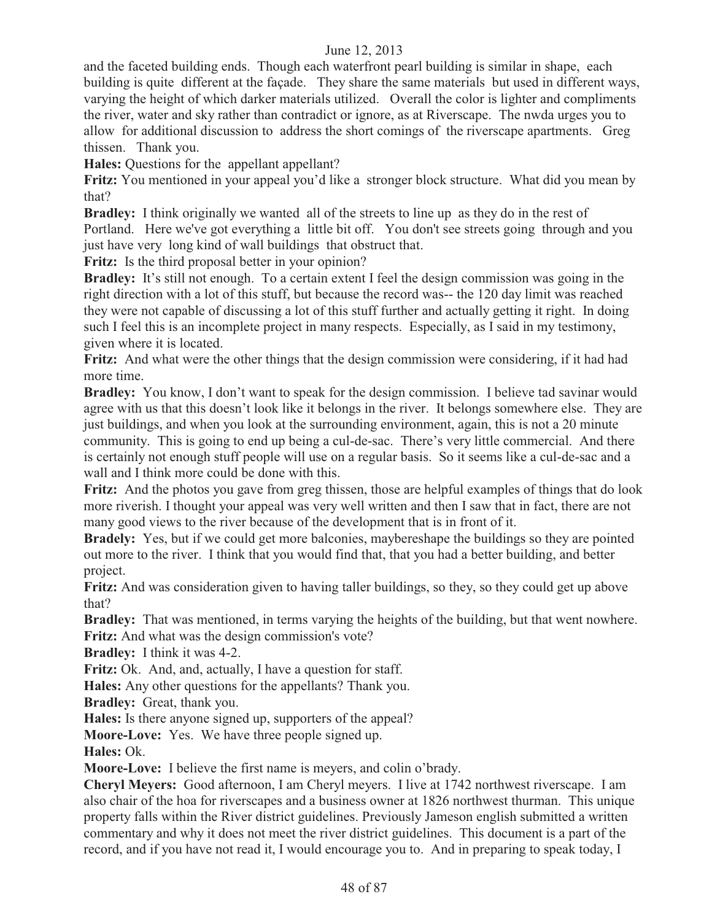and the faceted building ends. Though each waterfront pearl building is similar in shape, each building is quite different at the façade. They share the same materials but used in different ways, varying the height of which darker materials utilized. Overall the color is lighter and compliments the river, water and sky rather than contradict or ignore, as at Riverscape. The nwda urges you to allow for additional discussion to address the short comings of the riverscape apartments. Greg thissen. Thank you.

**Hales:** Questions for the appellant appellant?

**Fritz:** You mentioned in your appeal you'd like a stronger block structure. What did you mean by that?

**Bradley:** I think originally we wanted all of the streets to line up as they do in the rest of Portland. Here we've got everything a little bit off. You don't see streets going through and you just have very long kind of wall buildings that obstruct that.

**Fritz:** Is the third proposal better in your opinion?

**Bradley:** It's still not enough. To a certain extent I feel the design commission was going in the right direction with a lot of this stuff, but because the record was-- the 120 day limit was reached they were not capable of discussing a lot of this stuff further and actually getting it right. In doing such I feel this is an incomplete project in many respects. Especially, as I said in my testimony, given where it is located.

**Fritz:** And what were the other things that the design commission were considering, if it had had more time.

**Bradley:** You know, I don't want to speak for the design commission. I believe tad savinar would agree with us that this doesn't look like it belongs in the river. It belongs somewhere else. They are just buildings, and when you look at the surrounding environment, again, this is not a 20 minute community. This is going to end up being a cul-de-sac. There's very little commercial. And there is certainly not enough stuff people will use on a regular basis. So it seems like a cul-de-sac and a wall and I think more could be done with this.

**Fritz:** And the photos you gave from greg thissen, those are helpful examples of things that do look more riverish. I thought your appeal was very well written and then I saw that in fact, there are not many good views to the river because of the development that is in front of it.

**Bradely:** Yes, but if we could get more balconies, maybereshape the buildings so they are pointed out more to the river. I think that you would find that, that you had a better building, and better project.

**Fritz:** And was consideration given to having taller buildings, so they, so they could get up above that?

**Bradley:** That was mentioned, in terms varying the heights of the building, but that went nowhere.

**Fritz:** And what was the design commission's vote?

**Bradley:** I think it was 4-2.

**Fritz:** Ok. And, and, actually, I have a question for staff.

**Hales:** Any other questions for the appellants? Thank you.

**Bradley:** Great, thank you.

**Hales:** Is there anyone signed up, supporters of the appeal?

**Moore-Love:** Yes. We have three people signed up.

**Hales:** Ok.

**Moore-Love:** I believe the first name is meyers, and colin o'brady.

**Cheryl Meyers:** Good afternoon, I am Cheryl meyers. I live at 1742 northwest riverscape. I am also chair of the hoa for riverscapes and a business owner at 1826 northwest thurman. This unique property falls within the River district guidelines. Previously Jameson english submitted a written commentary and why it does not meet the river district guidelines. This document is a part of the record, and if you have not read it, I would encourage you to. And in preparing to speak today, I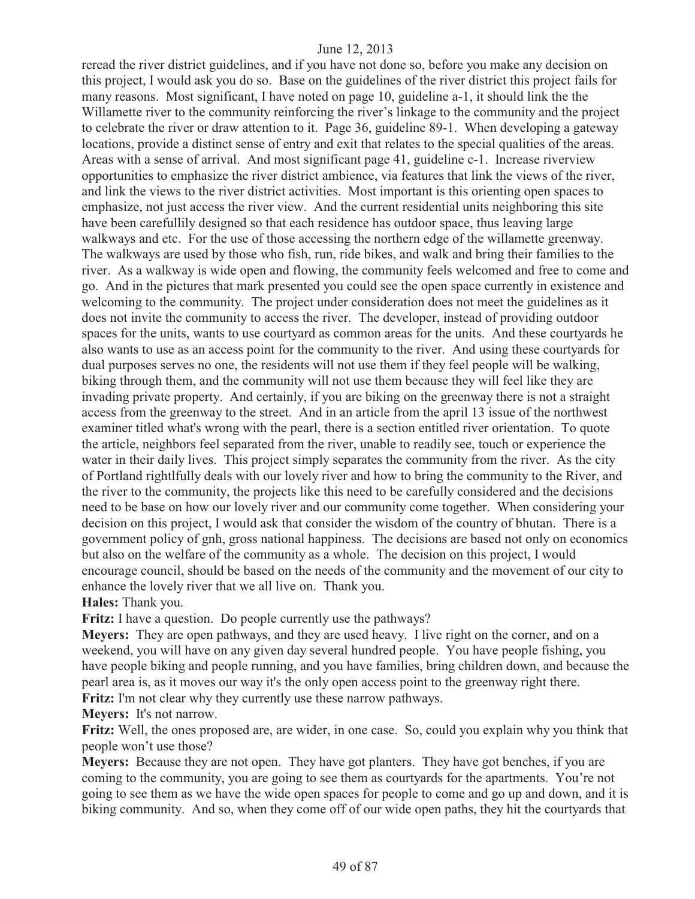reread the river district guidelines, and if you have not done so, before you make any decision on this project, I would ask you do so. Base on the guidelines of the river district this project fails for many reasons. Most significant, I have noted on page 10, guideline a-1, it should link the the Willamette river to the community reinforcing the river's linkage to the community and the project to celebrate the river or draw attention to it. Page 36, guideline 89-1. When developing a gateway locations, provide a distinct sense of entry and exit that relates to the special qualities of the areas. Areas with a sense of arrival. And most significant page 41, guideline c-1. Increase riverview opportunities to emphasize the river district ambience, via features that link the views of the river, and link the views to the river district activities. Most important is this orienting open spaces to emphasize, not just access the river view. And the current residential units neighboring this site have been carefullily designed so that each residence has outdoor space, thus leaving large walkways and etc. For the use of those accessing the northern edge of the willamette greenway. The walkways are used by those who fish, run, ride bikes, and walk and bring their families to the river. As a walkway is wide open and flowing, the community feels welcomed and free to come and go. And in the pictures that mark presented you could see the open space currently in existence and welcoming to the community. The project under consideration does not meet the guidelines as it does not invite the community to access the river. The developer, instead of providing outdoor spaces for the units, wants to use courtyard as common areas for the units. And these courtyards he also wants to use as an access point for the community to the river. And using these courtyards for dual purposes serves no one, the residents will not use them if they feel people will be walking, biking through them, and the community will not use them because they will feel like they are invading private property. And certainly, if you are biking on the greenway there is not a straight access from the greenway to the street. And in an article from the april 13 issue of the northwest examiner titled what's wrong with the pearl, there is a section entitled river orientation. To quote the article, neighbors feel separated from the river, unable to readily see, touch or experience the water in their daily lives. This project simply separates the community from the river. As the city of Portland rightlfully deals with our lovely river and how to bring the community to the River, and the river to the community, the projects like this need to be carefully considered and the decisions need to be base on how our lovely river and our community come together. When considering your decision on this project, I would ask that consider the wisdom of the country of bhutan. There is a government policy of gnh, gross national happiness. The decisions are based not only on economics but also on the welfare of the community as a whole. The decision on this project, I would encourage council, should be based on the needs of the community and the movement of our city to enhance the lovely river that we all live on. Thank you.

**Hales:** Thank you.

**Fritz:** I have a question. Do people currently use the pathways?

**Meyers:** They are open pathways, and they are used heavy. I live right on the corner, and on a weekend, you will have on any given day several hundred people. You have people fishing, you have people biking and people running, and you have families, bring children down, and because the pearl area is, as it moves our way it's the only open access point to the greenway right there.

**Fritz:** I'm not clear why they currently use these narrow pathways.

**Meyers:** It's not narrow.

**Fritz:** Well, the ones proposed are, are wider, in one case. So, could you explain why you think that people won't use those?

**Meyers:** Because they are not open. They have got planters. They have got benches, if you are coming to the community, you are going to see them as courtyards for the apartments. You're not going to see them as we have the wide open spaces for people to come and go up and down, and it is biking community. And so, when they come off of our wide open paths, they hit the courtyards that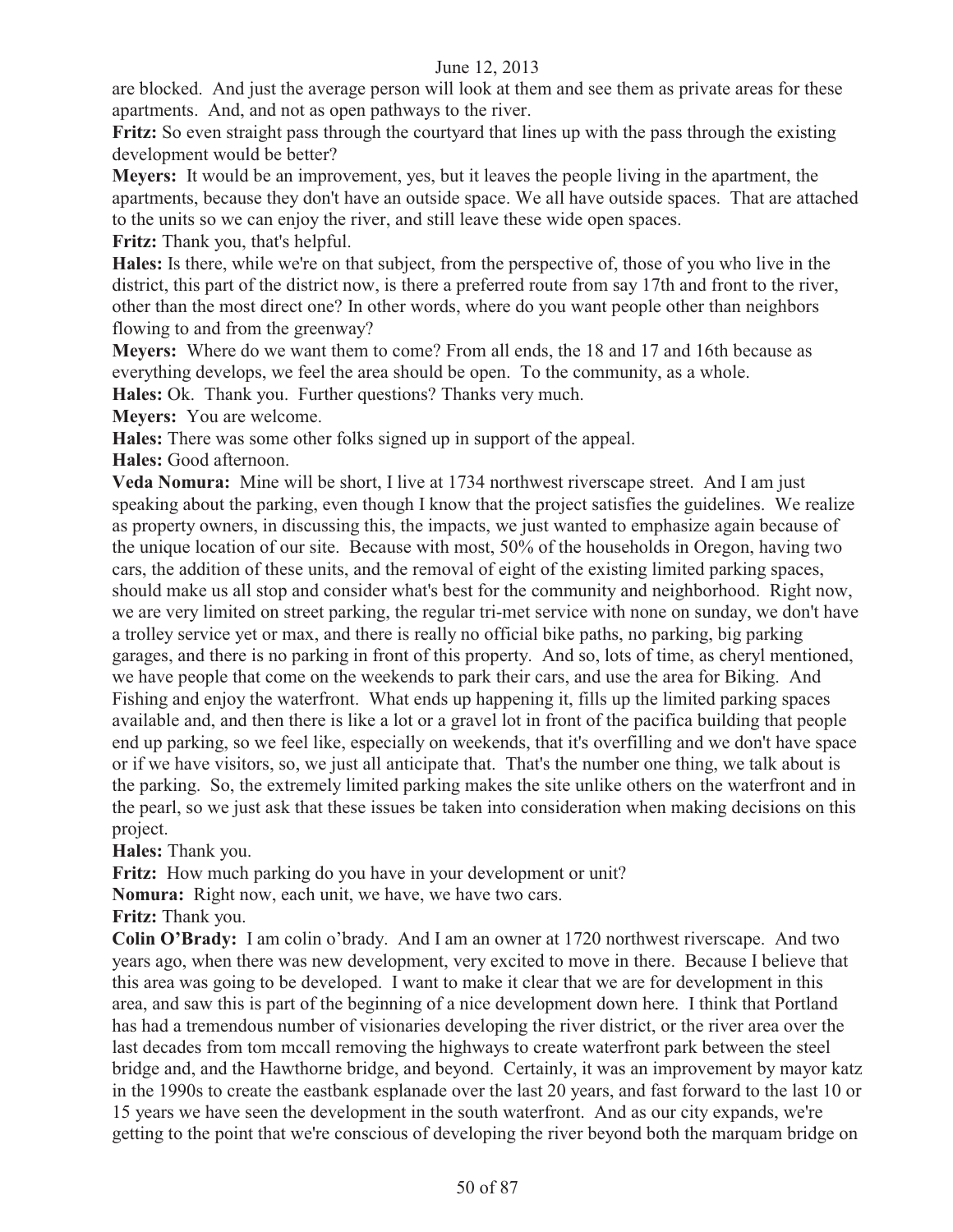are blocked. And just the average person will look at them and see them as private areas for these apartments. And, and not as open pathways to the river.

**Fritz:** So even straight pass through the courtyard that lines up with the pass through the existing development would be better?

**Meyers:** It would be an improvement, yes, but it leaves the people living in the apartment, the apartments, because they don't have an outside space. We all have outside spaces. That are attached to the units so we can enjoy the river, and still leave these wide open spaces.

**Fritz:** Thank you, that's helpful.

**Hales:** Is there, while we're on that subject, from the perspective of, those of you who live in the district, this part of the district now, is there a preferred route from say 17th and front to the river, other than the most direct one? In other words, where do you want people other than neighbors flowing to and from the greenway?

**Meyers:** Where do we want them to come? From all ends, the 18 and 17 and 16th because as everything develops, we feel the area should be open. To the community, as a whole.

**Hales:** Ok. Thank you. Further questions? Thanks very much.

**Meyers:** You are welcome.

**Hales:** There was some other folks signed up in support of the appeal.

**Hales:** Good afternoon.

**Veda Nomura:** Mine will be short, I live at 1734 northwest riverscape street. And I am just speaking about the parking, even though I know that the project satisfies the guidelines. We realize as property owners, in discussing this, the impacts, we just wanted to emphasize again because of the unique location of our site. Because with most, 50% of the households in Oregon, having two cars, the addition of these units, and the removal of eight of the existing limited parking spaces, should make us all stop and consider what's best for the community and neighborhood. Right now, we are very limited on street parking, the regular tri-met service with none on sunday, we don't have a trolley service yet or max, and there is really no official bike paths, no parking, big parking garages, and there is no parking in front of this property. And so, lots of time, as cheryl mentioned, we have people that come on the weekends to park their cars, and use the area for Biking. And Fishing and enjoy the waterfront. What ends up happening it, fills up the limited parking spaces available and, and then there is like a lot or a gravel lot in front of the pacifica building that people end up parking, so we feel like, especially on weekends, that it's overfilling and we don't have space or if we have visitors, so, we just all anticipate that. That's the number one thing, we talk about is the parking. So, the extremely limited parking makes the site unlike others on the waterfront and in the pearl, so we just ask that these issues be taken into consideration when making decisions on this project.

**Hales:** Thank you.

**Fritz:** How much parking do you have in your development or unit?

**Nomura:** Right now, each unit, we have, we have two cars.

**Fritz:** Thank you.

**Colin O'Brady:** I am colin o'brady. And I am an owner at 1720 northwest riverscape. And two years ago, when there was new development, very excited to move in there. Because I believe that this area was going to be developed. I want to make it clear that we are for development in this area, and saw this is part of the beginning of a nice development down here. I think that Portland has had a tremendous number of visionaries developing the river district, or the river area over the last decades from tom mccall removing the highways to create waterfront park between the steel bridge and, and the Hawthorne bridge, and beyond. Certainly, it was an improvement by mayor katz in the 1990s to create the eastbank esplanade over the last 20 years, and fast forward to the last 10 or 15 years we have seen the development in the south waterfront. And as our city expands, we're getting to the point that we're conscious of developing the river beyond both the marquam bridge on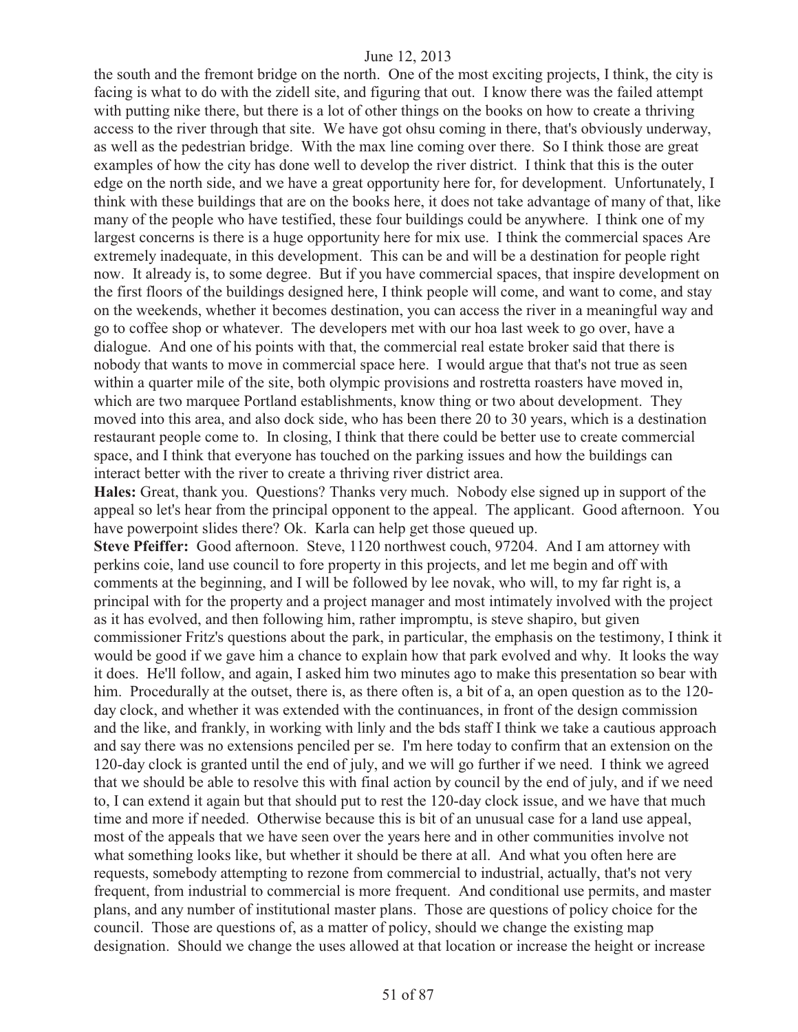the south and the fremont bridge on the north. One of the most exciting projects, I think, the city is facing is what to do with the zidell site, and figuring that out. I know there was the failed attempt with putting nike there, but there is a lot of other things on the books on how to create a thriving access to the river through that site. We have got ohsu coming in there, that's obviously underway, as well as the pedestrian bridge. With the max line coming over there. So I think those are great examples of how the city has done well to develop the river district. I think that this is the outer edge on the north side, and we have a great opportunity here for, for development. Unfortunately, I think with these buildings that are on the books here, it does not take advantage of many of that, like many of the people who have testified, these four buildings could be anywhere. I think one of my largest concerns is there is a huge opportunity here for mix use. I think the commercial spaces Are extremely inadequate, in this development. This can be and will be a destination for people right now. It already is, to some degree. But if you have commercial spaces, that inspire development on the first floors of the buildings designed here, I think people will come, and want to come, and stay on the weekends, whether it becomes destination, you can access the river in a meaningful way and go to coffee shop or whatever. The developers met with our hoa last week to go over, have a dialogue. And one of his points with that, the commercial real estate broker said that there is nobody that wants to move in commercial space here. I would argue that that's not true as seen within a quarter mile of the site, both olympic provisions and rostretta roasters have moved in, which are two marquee Portland establishments, know thing or two about development. They moved into this area, and also dock side, who has been there 20 to 30 years, which is a destination restaurant people come to. In closing, I think that there could be better use to create commercial space, and I think that everyone has touched on the parking issues and how the buildings can interact better with the river to create a thriving river district area.

**Hales:** Great, thank you. Questions? Thanks very much. Nobody else signed up in support of the appeal so let's hear from the principal opponent to the appeal. The applicant. Good afternoon. You have powerpoint slides there? Ok. Karla can help get those queued up.

**Steve Pfeiffer:** Good afternoon. Steve, 1120 northwest couch, 97204. And I am attorney with perkins coie, land use council to fore property in this projects, and let me begin and off with comments at the beginning, and I will be followed by lee novak, who will, to my far right is, a principal with for the property and a project manager and most intimately involved with the project as it has evolved, and then following him, rather impromptu, is steve shapiro, but given commissioner Fritz's questions about the park, in particular, the emphasis on the testimony, I think it would be good if we gave him a chance to explain how that park evolved and why. It looks the way it does. He'll follow, and again, I asked him two minutes ago to make this presentation so bear with him. Procedurally at the outset, there is, as there often is, a bit of a, an open question as to the 120-day clock, and whether it was extended with the continuances, in front of the design commission and the like, and frankly, in working with linly and the bds staff I think we take a cautious approach and say there was no extensions penciled per se. I'm here today to confirm that an extension on the 120-day clock is granted until the end of july, and we will go further if we need. I think we agreed that we should be able to resolve this with final action by council by the end of july, and if we need to, I can extend it again but that should put to rest the 120-day clock issue, and we have that much time and more if needed. Otherwise because this is bit of an unusual case for a land use appeal, most of the appeals that we have seen over the years here and in other communities involve not what something looks like, but whether it should be there at all. And what you often here are requests, somebody attempting to rezone from commercial to industrial, actually, that's not very frequent, from industrial to commercial is more frequent. And conditional use permits, and master plans, and any number of institutional master plans. Those are questions of policy choice for the council. Those are questions of, as a matter of policy, should we change the existing map designation. Should we change the uses allowed at that location or increase the height or increase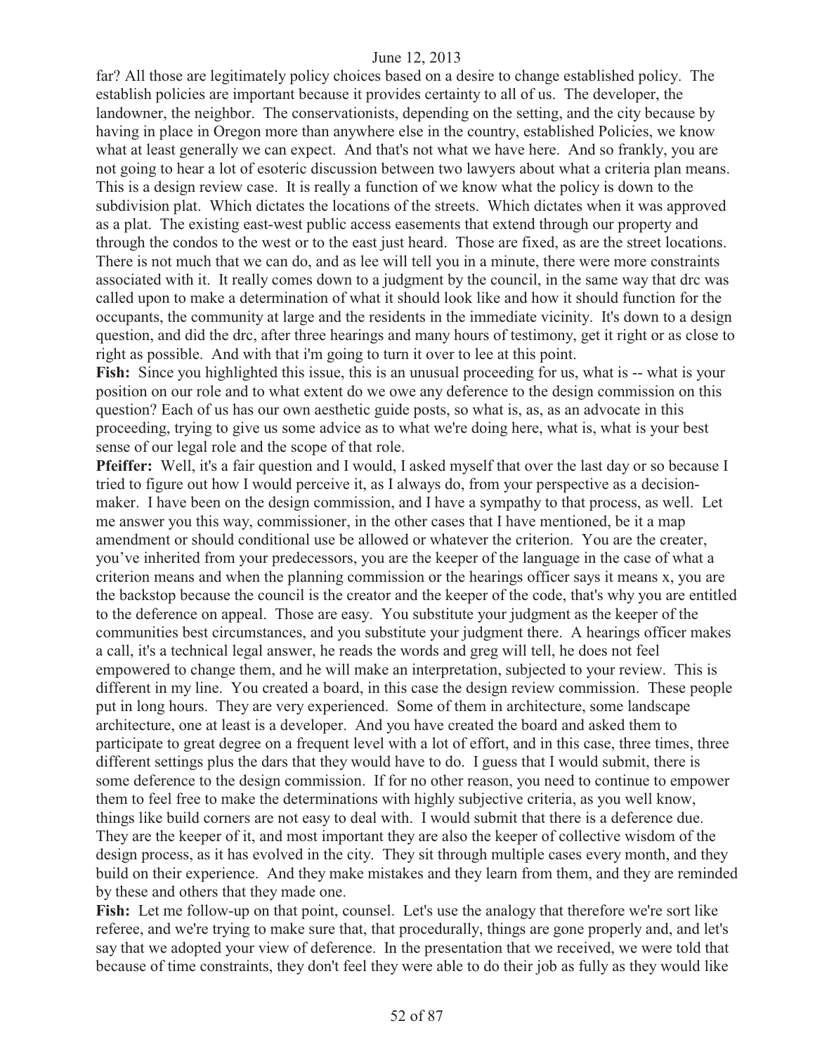far? All those are legitimately policy choices based on a desire to change established policy. The establish policies are important because it provides certainty to all of us. The developer, the landowner, the neighbor. The conservationists, depending on the setting, and the city because by having in place in Oregon more than anywhere else in the country, established Policies, we know what at least generally we can expect. And that's not what we have here. And so frankly, you are not going to hear a lot of esoteric discussion between two lawyers about what a criteria plan means. This is a design review case. It is really a function of we know what the policy is down to the subdivision plat. Which dictates the locations of the streets. Which dictates when it was approved as a plat. The existing east-west public access easements that extend through our property and through the condos to the west or to the east just heard. Those are fixed, as are the street locations. There is not much that we can do, and as lee will tell you in a minute, there were more constraints associated with it. It really comes down to a judgment by the council, in the same way that drc was called upon to make a determination of what it should look like and how it should function for the occupants, the community at large and the residents in the immediate vicinity. It's down to a design question, and did the drc, after three hearings and many hours of testimony, get it right or as close to right as possible. And with that i'm going to turn it over to lee at this point.

**Fish:** Since you highlighted this issue, this is an unusual proceeding for us, what is -- what is your position on our role and to what extent do we owe any deference to the design commission on this question? Each of us has our own aesthetic guide posts, so what is, as, as an advocate in this proceeding, trying to give us some advice as to what we're doing here, what is, what is your best sense of our legal role and the scope of that role.

**Pfeiffer:** Well, it's a fair question and I would, I asked myself that over the last day or so because I tried to figure out how I would perceive it, as I always do, from your perspective as a decision-maker. I have been on the design commission, and I have a sympathy to that process, as well. Let me answer you this way, commissioner, in the other cases that I have mentioned, be it a map amendment or should conditional use be allowed or whatever the criterion. You are the creater, you've inherited from your predecessors, you are the keeper of the language in the case of what a criterion means and when the planning commission or the hearings officer says it means x, you are the backstop because the council is the creator and the keeper of the code, that's why you are entitled to the deference on appeal. Those are easy. You substitute your judgment as the keeper of the communities best circumstances, and you substitute your judgment there. A hearings officer makes a call, it's a technical legal answer, he reads the words and greg will tell, he does not feel empowered to change them, and he will make an interpretation, subjected to your review. This is different in my line. You created a board, in this case the design review commission. These people put in long hours. They are very experienced. Some of them in architecture, some landscape architecture, one at least is a developer. And you have created the board and asked them to participate to great degree on a frequent level with a lot of effort, and in this case, three times, three different settings plus the dars that they would have to do. I guess that I would submit, there is some deference to the design commission. If for no other reason, you need to continue to empower them to feel free to make the determinations with highly subjective criteria, as you well know, things like build corners are not easy to deal with. I would submit that there is a deference due. They are the keeper of it, and most important they are also the keeper of collective wisdom of the design process, as it has evolved in the city. They sit through multiple cases every month, and they build on their experience. And they make mistakes and they learn from them, and they are reminded by these and others that they made one.

**Fish:** Let me follow-up on that point, counsel. Let's use the analogy that therefore we're sort like referee, and we're trying to make sure that, that procedurally, things are gone properly and, and let's say that we adopted your view of deference. In the presentation that we received, we were told that because of time constraints, they don't feel they were able to do their job as fully as they would like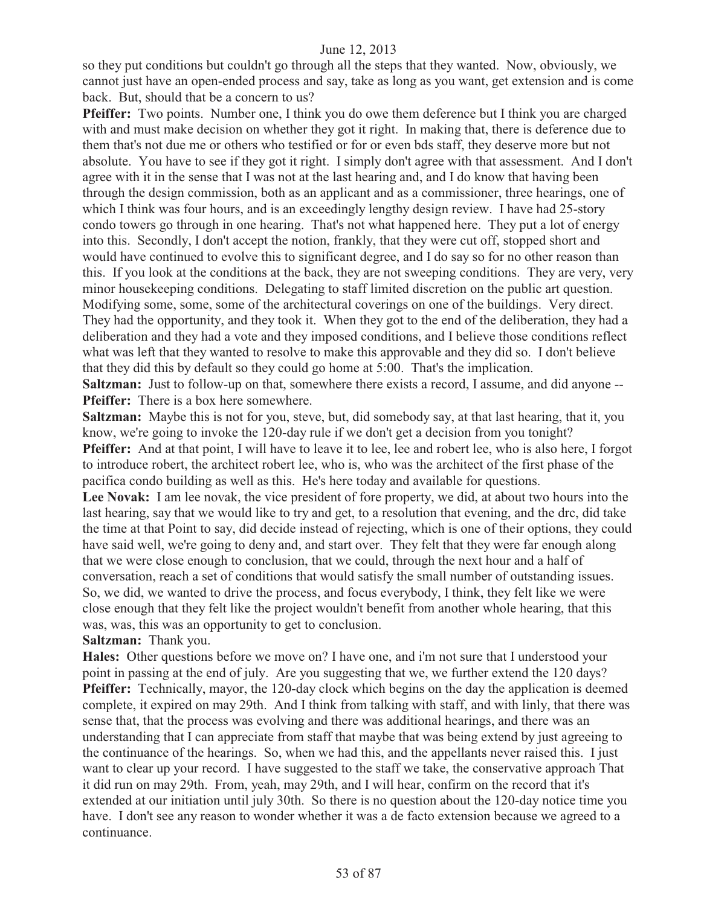so they put conditions but couldn't go through all the steps that they wanted. Now, obviously, we cannot just have an open-ended process and say, take as long as you want, get extension and is come back. But, should that be a concern to us?

**Pfeiffer:** Two points. Number one, I think you do owe them deference but I think you are charged with and must make decision on whether they got it right. In making that, there is deference due to them that's not due me or others who testified or for or even bds staff, they deserve more but not absolute. You have to see if they got it right. I simply don't agree with that assessment. And I don't agree with it in the sense that I was not at the last hearing and, and I do know that having been through the design commission, both as an applicant and as a commissioner, three hearings, one of which I think was four hours, and is an exceedingly lengthy design review. I have had 25-story condo towers go through in one hearing. That's not what happened here. They put a lot of energy into this. Secondly, I don't accept the notion, frankly, that they were cut off, stopped short and would have continued to evolve this to significant degree, and I do say so for no other reason than this. If you look at the conditions at the back, they are not sweeping conditions. They are very, very minor housekeeping conditions. Delegating to staff limited discretion on the public art question. Modifying some, some, some of the architectural coverings on one of the buildings. Very direct. They had the opportunity, and they took it. When they got to the end of the deliberation, they had a deliberation and they had a vote and they imposed conditions, and I believe those conditions reflect what was left that they wanted to resolve to make this approvable and they did so. I don't believe that they did this by default so they could go home at 5:00. That's the implication.

**Saltzman:** Just to follow-up on that, somewhere there exists a record, I assume, and did anyone --

**Pfeiffer:** There is a box here somewhere.

**Saltzman:** Maybe this is not for you, steve, but, did somebody say, at that last hearing, that it, you know, we're going to invoke the 120-day rule if we don't get a decision from you tonight?

**Pfeiffer:** And at that point, I will have to leave it to lee, lee and robert lee, who is also here, I forgot to introduce robert, the architect robert lee, who is, who was the architect of the first phase of the pacifica condo building as well as this. He's here today and available for questions.

**Lee Novak:** I am lee novak, the vice president of fore property, we did, at about two hours into the last hearing, say that we would like to try and get, to a resolution that evening, and the drc, did take the time at that Point to say, did decide instead of rejecting, which is one of their options, they could have said well, we're going to deny and, and start over. They felt that they were far enough along that we were close enough to conclusion, that we could, through the next hour and a half of conversation, reach a set of conditions that would satisfy the small number of outstanding issues. So, we did, we wanted to drive the process, and focus everybody, I think, they felt like we were close enough that they felt like the project wouldn't benefit from another whole hearing, that this was, was, this was an opportunity to get to conclusion.

**Saltzman:** Thank you.

**Hales:** Other questions before we move on? I have one, and i'm not sure that I understood your point in passing at the end of july. Are you suggesting that we, we further extend the 120 days?

**Pfeiffer:** Technically, mayor, the 120-day clock which begins on the day the application is deemed complete, it expired on may 29th. And I think from talking with staff, and with linly, that there was sense that, that the process was evolving and there was additional hearings, and there was an understanding that I can appreciate from staff that maybe that was being extend by just agreeing to the continuance of the hearings. So, when we had this, and the appellants never raised this. I just want to clear up your record. I have suggested to the staff we take, the conservative approach That it did run on may 29th. From, yeah, may 29th, and I will hear, confirm on the record that it's extended at our initiation until july 30th. So there is no question about the 120-day notice time you have. I don't see any reason to wonder whether it was a de facto extension because we agreed to a continuance.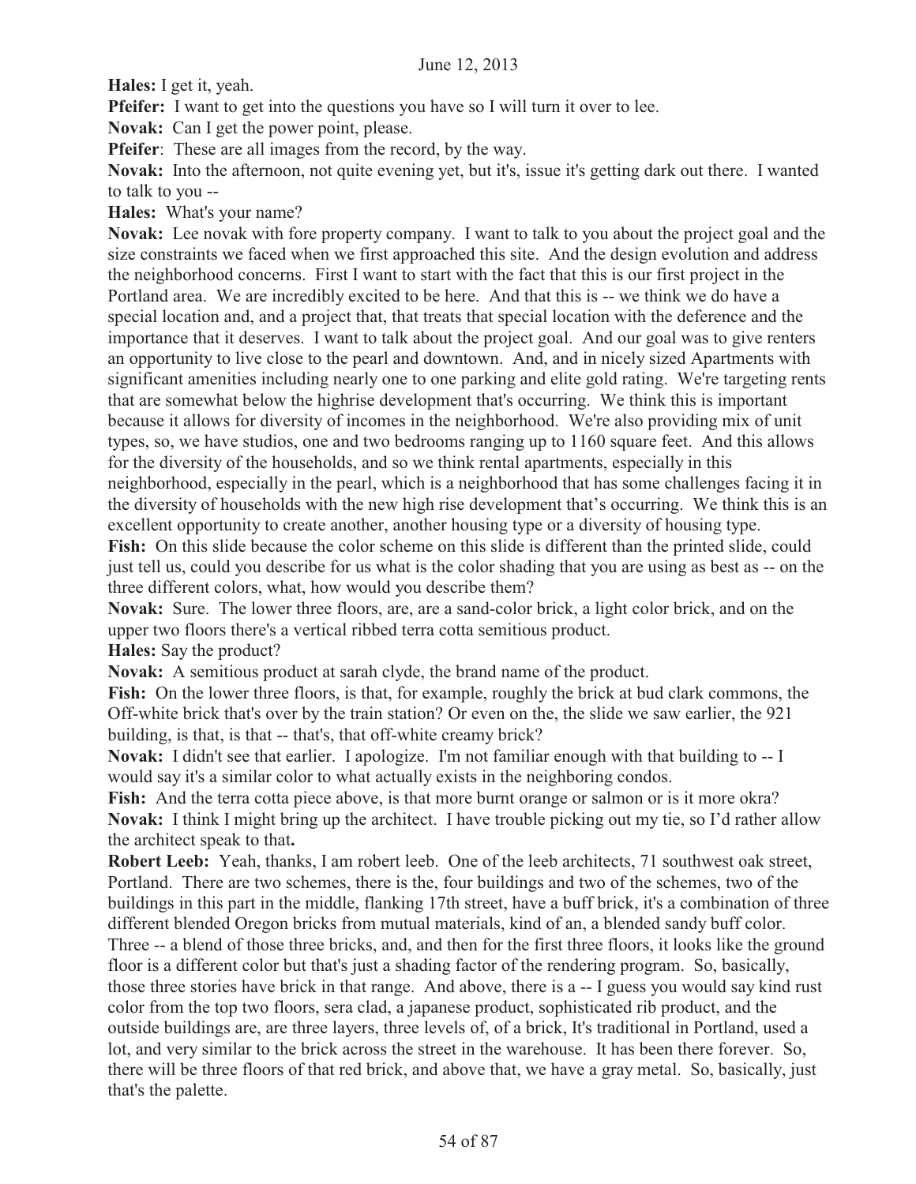**Hales:** I get it, yeah.

**Pfeifer:** I want to get into the questions you have so I will turn it over to lee.

**Novak:** Can I get the power point, please.

**Pfeifer**: These are all images from the record, by the way.

**Novak:** Into the afternoon, not quite evening yet, but it's, issue it's getting dark out there. I wanted to talk to you --

**Hales:** What's your name?

**Novak:** Lee novak with fore property company. I want to talk to you about the project goal and the size constraints we faced when we first approached this site. And the design evolution and address the neighborhood concerns. First I want to start with the fact that this is our first project in the Portland area. We are incredibly excited to be here. And that this is -- we think we do have a special location and, and a project that, that treats that special location with the deference and the importance that it deserves. I want to talk about the project goal. And our goal was to give renters an opportunity to live close to the pearl and downtown. And, and in nicely sized Apartments with significant amenities including nearly one to one parking and elite gold rating. We're targeting rents that are somewhat below the highrise development that's occurring. We think this is important because it allows for diversity of incomes in the neighborhood. We're also providing mix of unit types, so, we have studios, one and two bedrooms ranging up to 1160 square feet. And this allows for the diversity of the households, and so we think rental apartments, especially in this neighborhood, especially in the pearl, which is a neighborhood that has some challenges facing it in the diversity of households with the new high rise development that's occurring. We think this is an excellent opportunity to create another, another housing type or a diversity of housing type.

**Fish:** On this slide because the color scheme on this slide is different than the printed slide, could just tell us, could you describe for us what is the color shading that you are using as best as -- on the three different colors, what, how would you describe them?

**Novak:** Sure. The lower three floors, are, are a sand-color brick, a light color brick, and on the upper two floors there's a vertical ribbed terra cotta semitious product.

**Hales:** Say the product?

**Novak:** A semitious product at sarah clyde, the brand name of the product.

**Fish:** On the lower three floors, is that, for example, roughly the brick at bud clark commons, the Off-white brick that's over by the train station? Or even on the, the slide we saw earlier, the 921 building, is that, is that -- that's, that off-white creamy brick?

**Novak:** I didn't see that earlier. I apologize. I'm not familiar enough with that building to -- I would say it's a similar color to what actually exists in the neighboring condos.

**Fish:** And the terra cotta piece above, is that more burnt orange or salmon or is it more okra?

**Novak:** I think I might bring up the architect. I have trouble picking out my tie, so I'd rather allow the architect speak to that**.**

**Robert Leeb:** Yeah, thanks, I am robert leeb. One of the leeb architects, 71 southwest oak street, Portland. There are two schemes, there is the, four buildings and two of the schemes, two of the buildings in this part in the middle, flanking 17th street, have a buff brick, it's a combination of three different blended Oregon bricks from mutual materials, kind of an, a blended sandy buff color. Three -- a blend of those three bricks, and, and then for the first three floors, it looks like the ground floor is a different color but that's just a shading factor of the rendering program. So, basically, those three stories have brick in that range. And above, there is a -- I guess you would say kind rust color from the top two floors, sera clad, a japanese product, sophisticated rib product, and the outside buildings are, are three layers, three levels of, of a brick, It's traditional in Portland, used a lot, and very similar to the brick across the street in the warehouse. It has been there forever. So, there will be three floors of that red brick, and above that, we have a gray metal. So, basically, just that's the palette.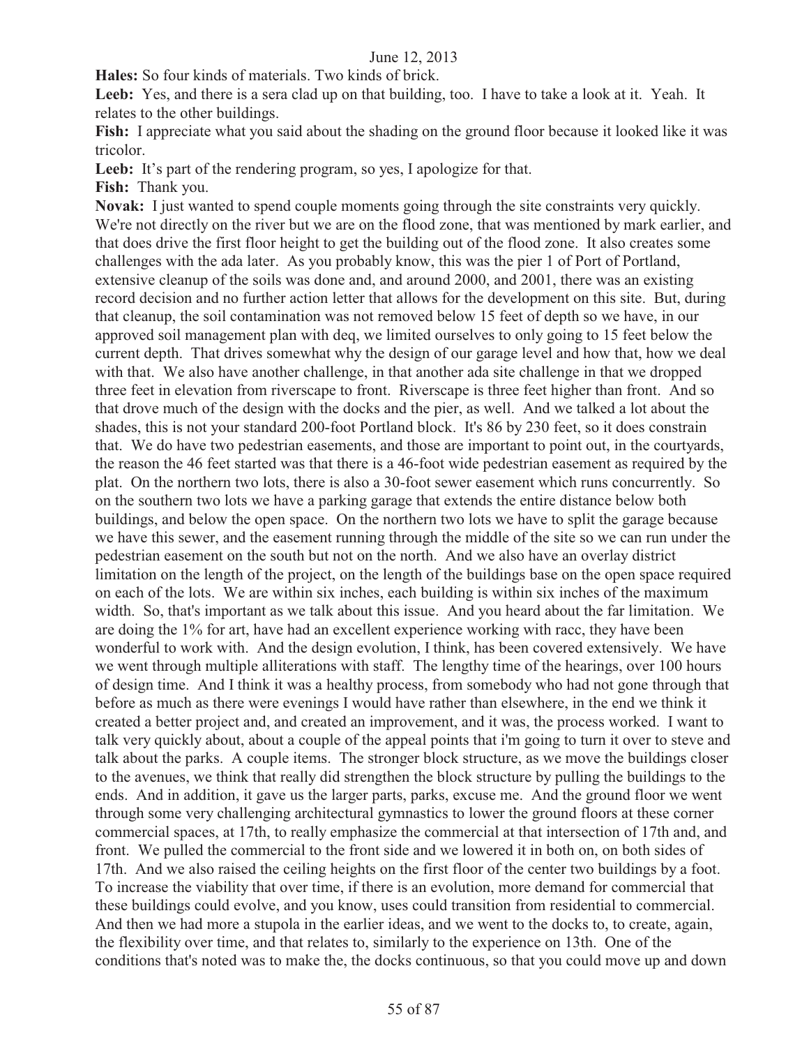**Hales:** So four kinds of materials. Two kinds of brick.

**Leeb:** Yes, and there is a sera clad up on that building, too. I have to take a look at it. Yeah. It relates to the other buildings.

**Fish:** I appreciate what you said about the shading on the ground floor because it looked like it was tricolor.

**Leeb:** It's part of the rendering program, so yes, I apologize for that.

**Fish:** Thank you.

**Novak:** I just wanted to spend couple moments going through the site constraints very quickly. We're not directly on the river but we are on the flood zone, that was mentioned by mark earlier, and that does drive the first floor height to get the building out of the flood zone. It also creates some challenges with the ada later. As you probably know, this was the pier 1 of Port of Portland, extensive cleanup of the soils was done and, and around 2000, and 2001, there was an existing record decision and no further action letter that allows for the development on this site. But, during that cleanup, the soil contamination was not removed below 15 feet of depth so we have, in our approved soil management plan with deq, we limited ourselves to only going to 15 feet below the current depth. That drives somewhat why the design of our garage level and how that, how we deal with that. We also have another challenge, in that another ada site challenge in that we dropped three feet in elevation from riverscape to front. Riverscape is three feet higher than front. And so that drove much of the design with the docks and the pier, as well. And we talked a lot about the shades, this is not your standard 200-foot Portland block. It's 86 by 230 feet, so it does constrain that. We do have two pedestrian easements, and those are important to point out, in the courtyards, the reason the 46 feet started was that there is a 46-foot wide pedestrian easement as required by the plat. On the northern two lots, there is also a 30-foot sewer easement which runs concurrently. So on the southern two lots we have a parking garage that extends the entire distance below both buildings, and below the open space. On the northern two lots we have to split the garage because we have this sewer, and the easement running through the middle of the site so we can run under the pedestrian easement on the south but not on the north. And we also have an overlay district limitation on the length of the project, on the length of the buildings base on the open space required on each of the lots. We are within six inches, each building is within six inches of the maximum width. So, that's important as we talk about this issue. And you heard about the far limitation. We are doing the 1% for art, have had an excellent experience working with racc, they have been wonderful to work with. And the design evolution, I think, has been covered extensively. We have we went through multiple alliterations with staff. The lengthy time of the hearings, over 100 hours of design time. And I think it was a healthy process, from somebody who had not gone through that before as much as there were evenings I would have rather than elsewhere, in the end we think it created a better project and, and created an improvement, and it was, the process worked. I want to talk very quickly about, about a couple of the appeal points that i'm going to turn it over to steve and talk about the parks. A couple items. The stronger block structure, as we move the buildings closer to the avenues, we think that really did strengthen the block structure by pulling the buildings to the ends. And in addition, it gave us the larger parts, parks, excuse me. And the ground floor we went through some very challenging architectural gymnastics to lower the ground floors at these corner commercial spaces, at 17th, to really emphasize the commercial at that intersection of 17th and, and front. We pulled the commercial to the front side and we lowered it in both on, on both sides of 17th. And we also raised the ceiling heights on the first floor of the center two buildings by a foot. To increase the viability that over time, if there is an evolution, more demand for commercial that these buildings could evolve, and you know, uses could transition from residential to commercial. And then we had more a stupola in the earlier ideas, and we went to the docks to, to create, again, the flexibility over time, and that relates to, similarly to the experience on 13th. One of the conditions that's noted was to make the, the docks continuous, so that you could move up and down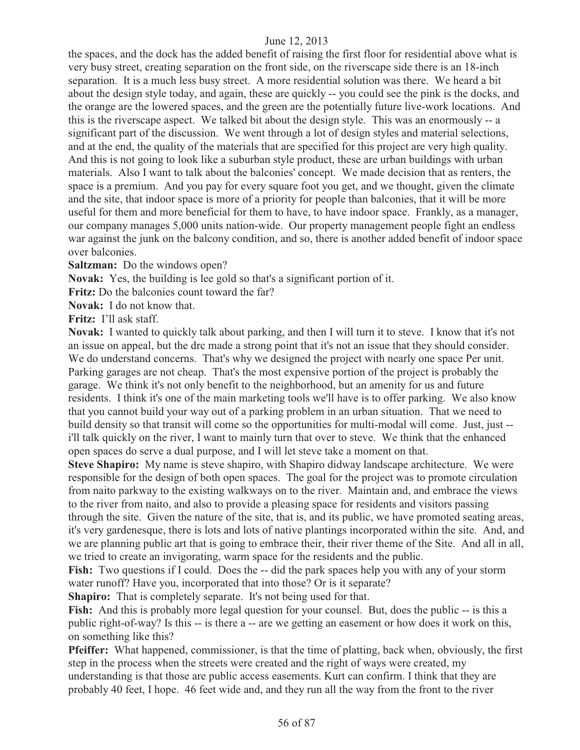the spaces, and the dock has the added benefit of raising the first floor for residential above what is very busy street, creating separation on the front side, on the riverscape side there is an 18-inch separation. It is a much less busy street. A more residential solution was there. We heard a bit about the design style today, and again, these are quickly -- you could see the pink is the docks, and the orange are the lowered spaces, and the green are the potentially future live-work locations. And this is the riverscape aspect. We talked bit about the design style. This was an enormously -- a significant part of the discussion. We went through a lot of design styles and material selections, and at the end, the quality of the materials that are specified for this project are very high quality. And this is not going to look like a suburban style product, these are urban buildings with urban materials. Also I want to talk about the balconies' concept. We made decision that as renters, the space is a premium. And you pay for every square foot you get, and we thought, given the climate and the site, that indoor space is more of a priority for people than balconies, that it will be more useful for them and more beneficial for them to have, to have indoor space. Frankly, as a manager, our company manages 5,000 units nation-wide. Our property management people fight an endless war against the junk on the balcony condition, and so, there is another added benefit of indoor space over balconies.

**Saltzman:** Do the windows open?

**Novak:** Yes, the building is lee gold so that's a significant portion of it.

**Fritz:** Do the balconies count toward the far?

**Novak:** I do not know that.

**Fritz:** I'll ask staff.

**Novak:** I wanted to quickly talk about parking, and then I will turn it to steve. I know that it's not an issue on appeal, but the drc made a strong point that it's not an issue that they should consider. We do understand concerns. That's why we designed the project with nearly one space Per unit. Parking garages are not cheap. That's the most expensive portion of the project is probably the garage. We think it's not only benefit to the neighborhood, but an amenity for us and future residents. I think it's one of the main marketing tools we'll have is to offer parking. We also know that you cannot build your way out of a parking problem in an urban situation. That we need to build density so that transit will come so the opportunities for multi-modal will come. Just, just -- i'll talk quickly on the river, I want to mainly turn that over to steve. We think that the enhanced open spaces do serve a dual purpose, and I will let steve take a moment on that.

**Steve Shapiro:** My name is steve shapiro, with Shapiro didway landscape architecture. We were responsible for the design of both open spaces. The goal for the project was to promote circulation from naito parkway to the existing walkways on to the river. Maintain and, and embrace the views to the river from naito, and also to provide a pleasing space for residents and visitors passing through the site. Given the nature of the site, that is, and its public, we have promoted seating areas, it's very gardenesque, there is lots and lots of native plantings incorporated within the site. And, and we are planning public art that is going to embrace their, their river theme of the Site. And all in all, we tried to create an invigorating, warm space for the residents and the public.

**Fish:** Two questions if I could. Does the -- did the park spaces help you with any of your storm water runoff? Have you, incorporated that into those? Or is it separate?

**Shapiro:** That is completely separate. It's not being used for that.

**Fish:** And this is probably more legal question for your counsel. But, does the public -- is this a public right-of-way? Is this -- is there a -- are we getting an easement or how does it work on this, on something like this?

**Pfeiffer:** What happened, commissioner, is that the time of platting, back when, obviously, the first step in the process when the streets were created and the right of ways were created, my understanding is that those are public access easements. Kurt can confirm. I think that they are probably 40 feet, I hope. 46 feet wide and, and they run all the way from the front to the river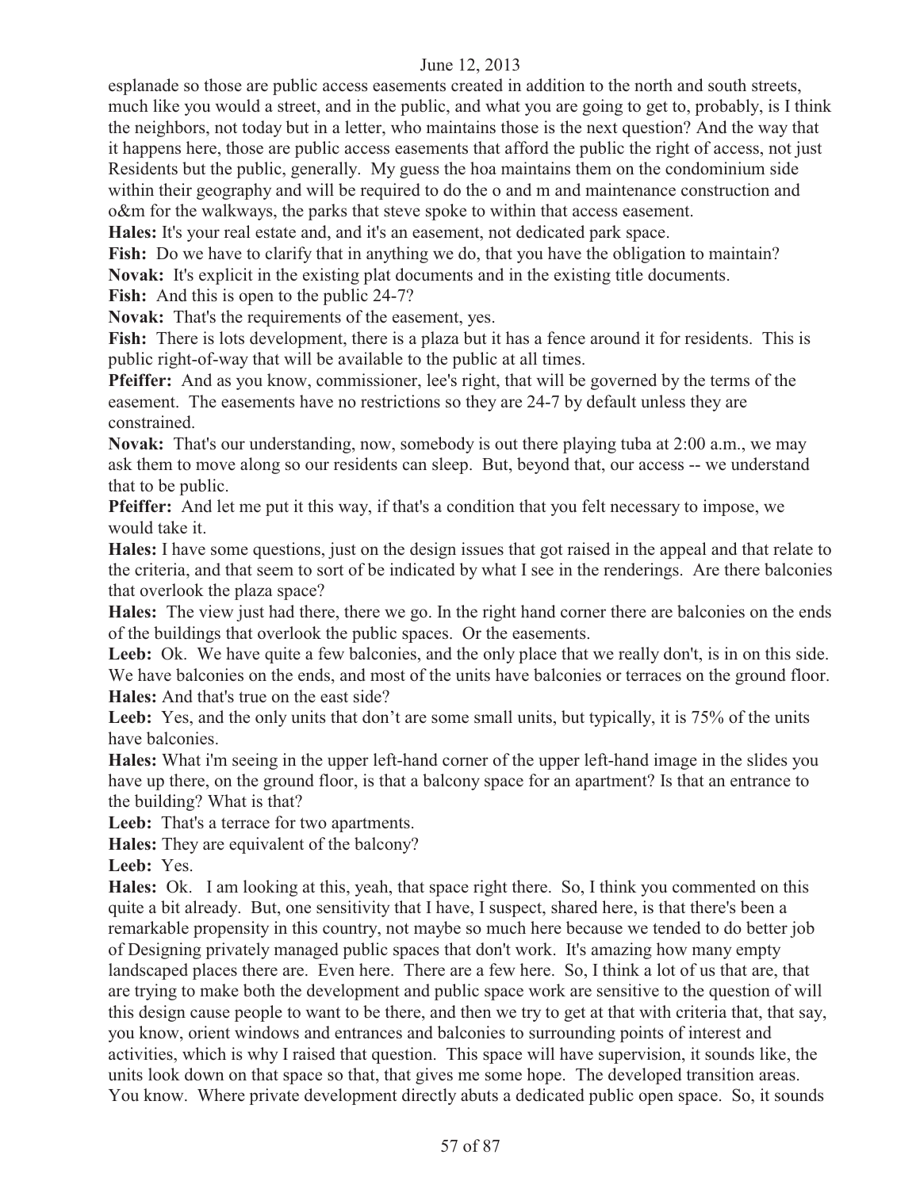esplanade so those are public access easements created in addition to the north and south streets, much like you would a street, and in the public, and what you are going to get to, probably, is I think the neighbors, not today but in a letter, who maintains those is the next question? And the way that it happens here, those are public access easements that afford the public the right of access, not just Residents but the public, generally. My guess the hoa maintains them on the condominium side within their geography and will be required to do the o and m and maintenance construction and o&m for the walkways, the parks that steve spoke to within that access easement.

**Hales:** It's your real estate and, and it's an easement, not dedicated park space.

**Fish:** Do we have to clarify that in anything we do, that you have the obligation to maintain?

**Novak:** It's explicit in the existing plat documents and in the existing title documents.

**Fish:** And this is open to the public 24-7?

**Novak:** That's the requirements of the easement, yes.

**Fish:** There is lots development, there is a plaza but it has a fence around it for residents. This is public right-of-way that will be available to the public at all times.

**Pfeiffer:** And as you know, commissioner, lee's right, that will be governed by the terms of the easement. The easements have no restrictions so they are 24-7 by default unless they are constrained.

**Novak:** That's our understanding, now, somebody is out there playing tuba at 2:00 a.m., we may ask them to move along so our residents can sleep. But, beyond that, our access -- we understand that to be public.

**Pfeiffer:** And let me put it this way, if that's a condition that you felt necessary to impose, we would take it.

**Hales:** I have some questions, just on the design issues that got raised in the appeal and that relate to the criteria, and that seem to sort of be indicated by what I see in the renderings. Are there balconies that overlook the plaza space?

**Hales:** The view just had there, there we go. In the right hand corner there are balconies on the ends of the buildings that overlook the public spaces. Or the easements.

**Leeb:** Ok. We have quite a few balconies, and the only place that we really don't, is in on this side. We have balconies on the ends, and most of the units have balconies or terraces on the ground floor.

**Hales:** And that's true on the east side?

**Leeb:** Yes, and the only units that don't are some small units, but typically, it is 75% of the units have balconies.

**Hales:** What i'm seeing in the upper left-hand corner of the upper left-hand image in the slides you have up there, on the ground floor, is that a balcony space for an apartment? Is that an entrance to the building? What is that?

**Leeb:** That's a terrace for two apartments.

**Hales:** They are equivalent of the balcony?

**Leeb:** Yes.

**Hales:** Ok. I am looking at this, yeah, that space right there. So, I think you commented on this quite a bit already. But, one sensitivity that I have, I suspect, shared here, is that there's been a remarkable propensity in this country, not maybe so much here because we tended to do better job of Designing privately managed public spaces that don't work. It's amazing how many empty landscaped places there are. Even here. There are a few here. So, I think a lot of us that are, that are trying to make both the development and public space work are sensitive to the question of will this design cause people to want to be there, and then we try to get at that with criteria that, that say, you know, orient windows and entrances and balconies to surrounding points of interest and activities, which is why I raised that question. This space will have supervision, it sounds like, the units look down on that space so that, that gives me some hope. The developed transition areas. You know. Where private development directly abuts a dedicated public open space. So, it sounds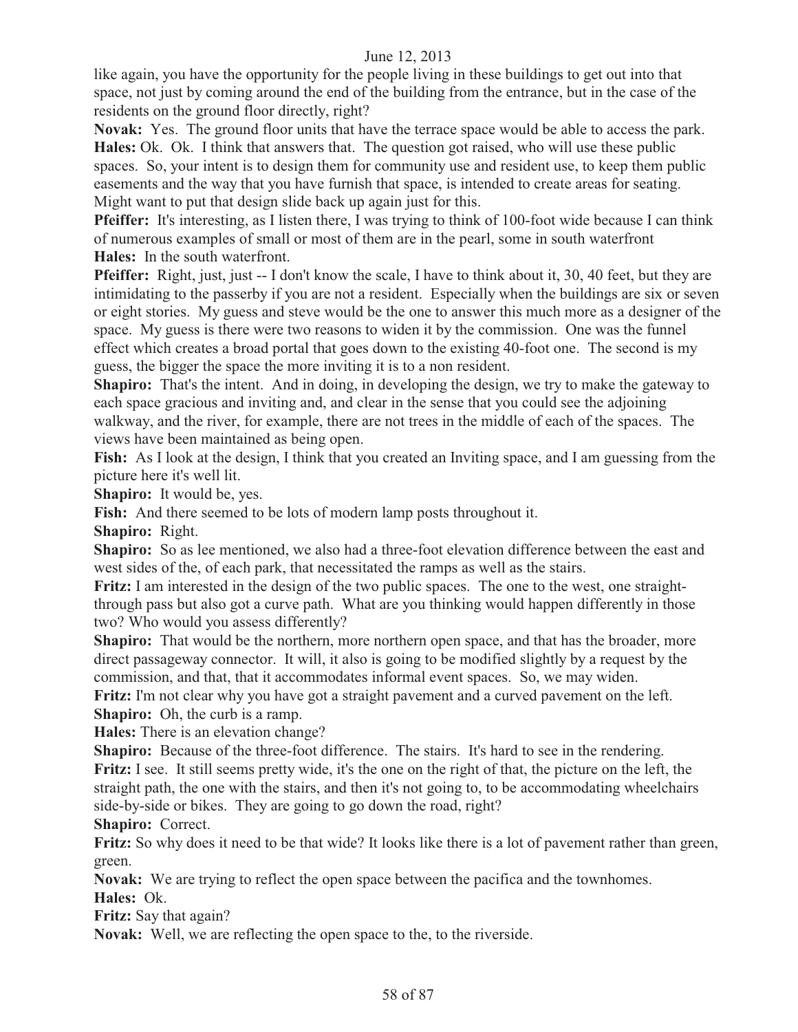like again, you have the opportunity for the people living in these buildings to get out into that space, not just by coming around the end of the building from the entrance, but in the case of the residents on the ground floor directly, right?

**Novak:** Yes. The ground floor units that have the terrace space would be able to access the park.

**Hales:** Ok. Ok. I think that answers that. The question got raised, who will use these public spaces. So, your intent is to design them for community use and resident use, to keep them public easements and the way that you have furnish that space, is intended to create areas for seating. Might want to put that design slide back up again just for this.

**Pfeiffer:** It's interesting, as I listen there, I was trying to think of 100-foot wide because I can think of numerous examples of small or most of them are in the pearl, some in south waterfront

**Hales:** In the south waterfront.

**Pfeiffer:** Right, just, just -- I don't know the scale, I have to think about it, 30, 40 feet, but they are intimidating to the passerby if you are not a resident. Especially when the buildings are six or seven or eight stories. My guess and steve would be the one to answer this much more as a designer of the space. My guess is there were two reasons to widen it by the commission. One was the funnel effect which creates a broad portal that goes down to the existing 40-foot one. The second is my guess, the bigger the space the more inviting it is to a non resident.

**Shapiro:** That's the intent. And in doing, in developing the design, we try to make the gateway to each space gracious and inviting and, and clear in the sense that you could see the adjoining walkway, and the river, for example, there are not trees in the middle of each of the spaces. The views have been maintained as being open.

**Fish:** As I look at the design, I think that you created an Inviting space, and I am guessing from the picture here it's well lit.

**Shapiro:** It would be, yes.

**Fish:** And there seemed to be lots of modern lamp posts throughout it.

**Shapiro:** Right.

**Shapiro:** So as lee mentioned, we also had a three-foot elevation difference between the east and west sides of the, of each park, that necessitated the ramps as well as the stairs.

**Fritz:** I am interested in the design of the two public spaces. The one to the west, one straight-through pass but also got a curve path. What are you thinking would happen differently in those two? Who would you assess differently?

**Shapiro:** That would be the northern, more northern open space, and that has the broader, more direct passageway connector. It will, it also is going to be modified slightly by a request by the commission, and that, that it accommodates informal event spaces. So, we may widen.

**Fritz:** I'm not clear why you have got a straight pavement and a curved pavement on the left.

**Shapiro:** Oh, the curb is a ramp.

**Hales:** There is an elevation change?

**Shapiro:** Because of the three-foot difference. The stairs. It's hard to see in the rendering.

**Fritz:** I see. It still seems pretty wide, it's the one on the right of that, the picture on the left, the straight path, the one with the stairs, and then it's not going to, to be accommodating wheelchairs side-by-side or bikes. They are going to go down the road, right?

**Shapiro:** Correct.

**Fritz:** So why does it need to be that wide? It looks like there is a lot of pavement rather than green, green.

**Novak:** We are trying to reflect the open space between the pacifica and the townhomes.

**Hales:** Ok.

**Fritz:** Say that again?

**Novak:** Well, we are reflecting the open space to the, to the riverside.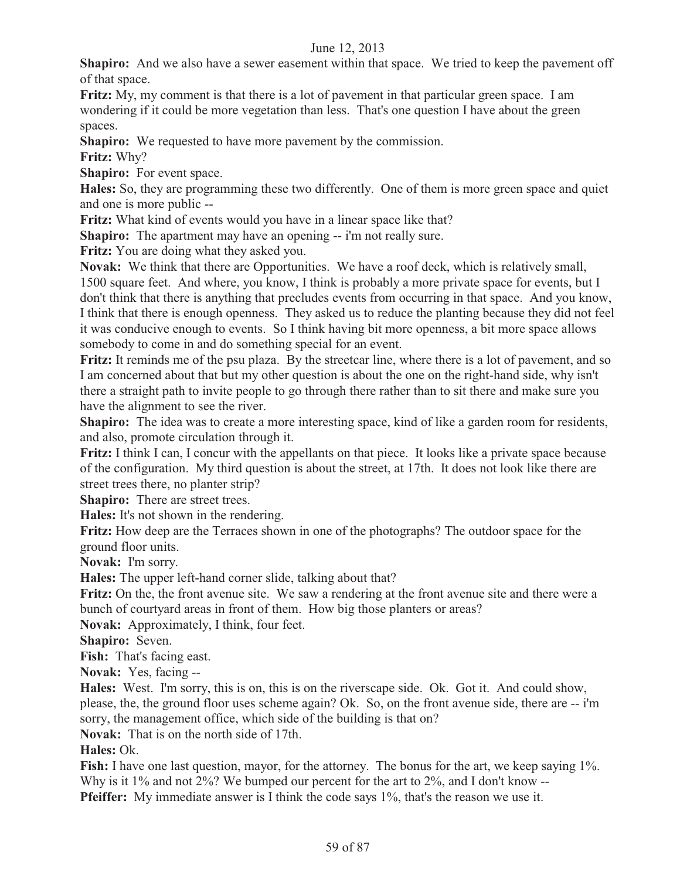**Shapiro:** And we also have a sewer easement within that space. We tried to keep the pavement off of that space.

**Fritz:** My, my comment is that there is a lot of pavement in that particular green space. I am wondering if it could be more vegetation than less. That's one question I have about the green spaces.

**Shapiro:** We requested to have more pavement by the commission.

**Fritz:** Why?

**Shapiro:** For event space.

**Hales:** So, they are programming these two differently. One of them is more green space and quiet and one is more public --

**Fritz:** What kind of events would you have in a linear space like that?

**Shapiro:** The apartment may have an opening -- i'm not really sure.

**Fritz:** You are doing what they asked you.

**Novak:** We think that there are Opportunities. We have a roof deck, which is relatively small, 1500 square feet. And where, you know, I think is probably a more private space for events, but I don't think that there is anything that precludes events from occurring in that space. And you know, I think that there is enough openness. They asked us to reduce the planting because they did not feel it was conducive enough to events. So I think having bit more openness, a bit more space allows somebody to come in and do something special for an event.

**Fritz:** It reminds me of the psu plaza. By the streetcar line, where there is a lot of pavement, and so I am concerned about that but my other question is about the one on the right-hand side, why isn't there a straight path to invite people to go through there rather than to sit there and make sure you have the alignment to see the river.

**Shapiro:** The idea was to create a more interesting space, kind of like a garden room for residents, and also, promote circulation through it.

**Fritz:** I think I can, I concur with the appellants on that piece. It looks like a private space because of the configuration. My third question is about the street, at 17th. It does not look like there are street trees there, no planter strip?

**Shapiro:** There are street trees.

**Hales:** It's not shown in the rendering.

**Fritz:** How deep are the Terraces shown in one of the photographs? The outdoor space for the ground floor units.

**Novak:** I'm sorry.

**Hales:** The upper left-hand corner slide, talking about that?

**Fritz:** On the, the front avenue site. We saw a rendering at the front avenue site and there were a bunch of courtyard areas in front of them. How big those planters or areas?

**Novak:** Approximately, I think, four feet.

**Shapiro:** Seven.

**Fish:** That's facing east.

**Novak:** Yes, facing --

**Hales:** West. I'm sorry, this is on, this is on the riverscape side. Ok. Got it. And could show, please, the, the ground floor uses scheme again? Ok. So, on the front avenue side, there are -- i'm sorry, the management office, which side of the building is that on?

**Novak:** That is on the north side of 17th.

**Hales:** Ok.

**Fish:** I have one last question, mayor, for the attorney. The bonus for the art, we keep saying 1%. Why is it 1% and not 2%? We bumped our percent for the art to 2%, and I don't know --

**Pfeiffer:** My immediate answer is I think the code says 1%, that's the reason we use it.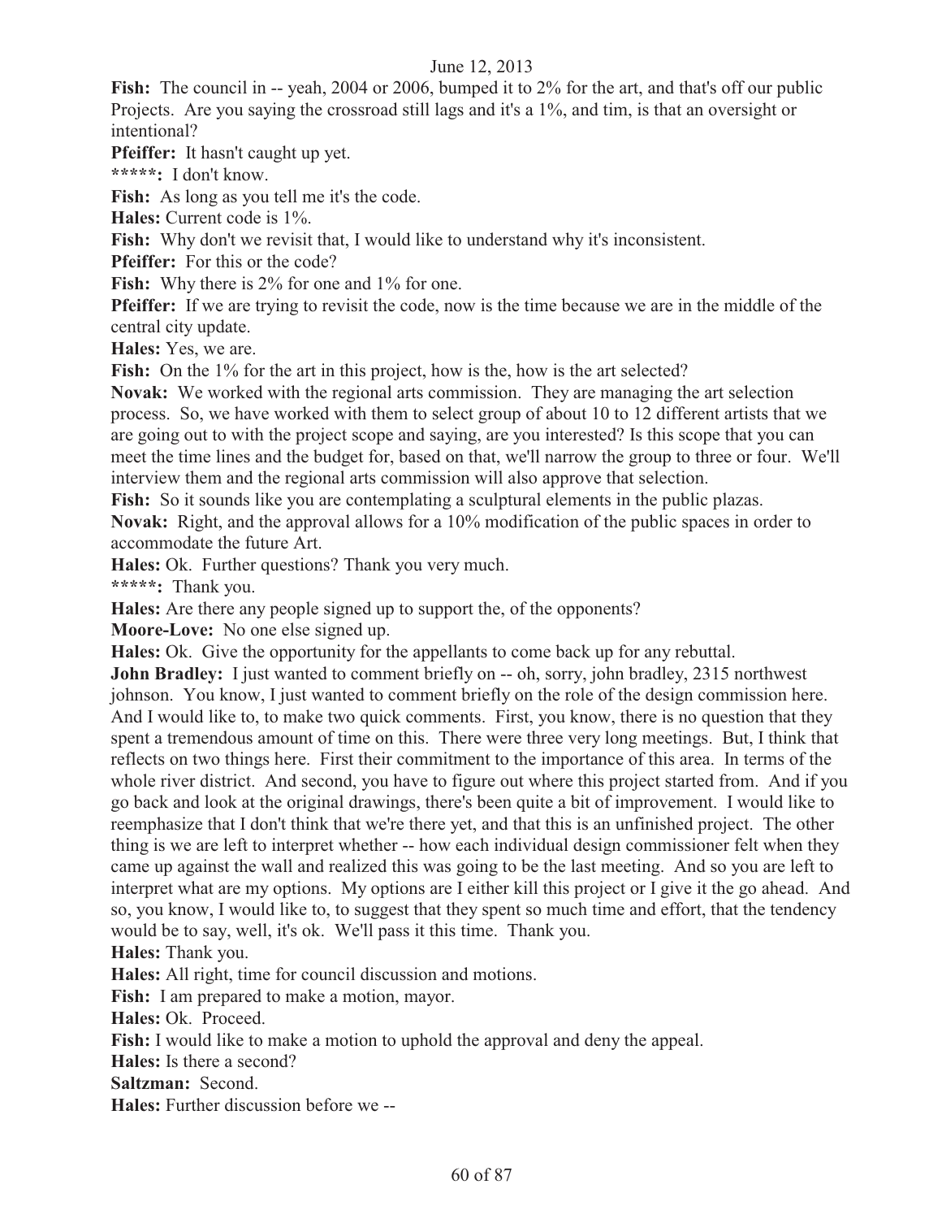**Fish:** The council in -- yeah, 2004 or 2006, bumped it to 2% for the art, and that's off our public Projects. Are you saying the crossroad still lags and it's a 1%, and tim, is that an oversight or intentional?

**Pfeiffer:** It hasn't caught up yet.

**\*\*\*\*\*:** I don't know.

**Fish:** As long as you tell me it's the code.

**Hales:** Current code is 1%.

**Fish:** Why don't we revisit that, I would like to understand why it's inconsistent.

**Pfeiffer:** For this or the code?

**Fish:** Why there is 2% for one and 1% for one.

**Pfeiffer:** If we are trying to revisit the code, now is the time because we are in the middle of the central city update.

**Hales:** Yes, we are.

**Fish:** On the 1% for the art in this project, how is the, how is the art selected?

**Novak:** We worked with the regional arts commission. They are managing the art selection process. So, we have worked with them to select group of about 10 to 12 different artists that we are going out to with the project scope and saying, are you interested? Is this scope that you can meet the time lines and the budget for, based on that, we'll narrow the group to three or four. We'll interview them and the regional arts commission will also approve that selection.

**Fish:** So it sounds like you are contemplating a sculptural elements in the public plazas.

**Novak:** Right, and the approval allows for a 10% modification of the public spaces in order to accommodate the future Art.

**Hales:** Ok. Further questions? Thank you very much.

**\*\*\*\*\*:** Thank you.

**Hales:** Are there any people signed up to support the, of the opponents?

**Moore-Love:** No one else signed up.

**Hales:** Ok. Give the opportunity for the appellants to come back up for any rebuttal.

**John Bradley:** I just wanted to comment briefly on -- oh, sorry, john bradley, 2315 northwest johnson. You know, I just wanted to comment briefly on the role of the design commission here. And I would like to, to make two quick comments. First, you know, there is no question that they spent a tremendous amount of time on this. There were three very long meetings. But, I think that reflects on two things here. First their commitment to the importance of this area. In terms of the whole river district. And second, you have to figure out where this project started from. And if you go back and look at the original drawings, there's been quite a bit of improvement. I would like to reemphasize that I don't think that we're there yet, and that this is an unfinished project. The other thing is we are left to interpret whether -- how each individual design commissioner felt when they came up against the wall and realized this was going to be the last meeting. And so you are left to interpret what are my options. My options are I either kill this project or I give it the go ahead. And so, you know, I would like to, to suggest that they spent so much time and effort, that the tendency would be to say, well, it's ok. We'll pass it this time. Thank you.

**Hales:** Thank you.

**Hales:** All right, time for council discussion and motions.

**Fish:** I am prepared to make a motion, mayor.

**Hales:** Ok. Proceed.

**Fish:** I would like to make a motion to uphold the approval and deny the appeal.

**Hales:** Is there a second?

**Saltzman:** Second.

**Hales:** Further discussion before we --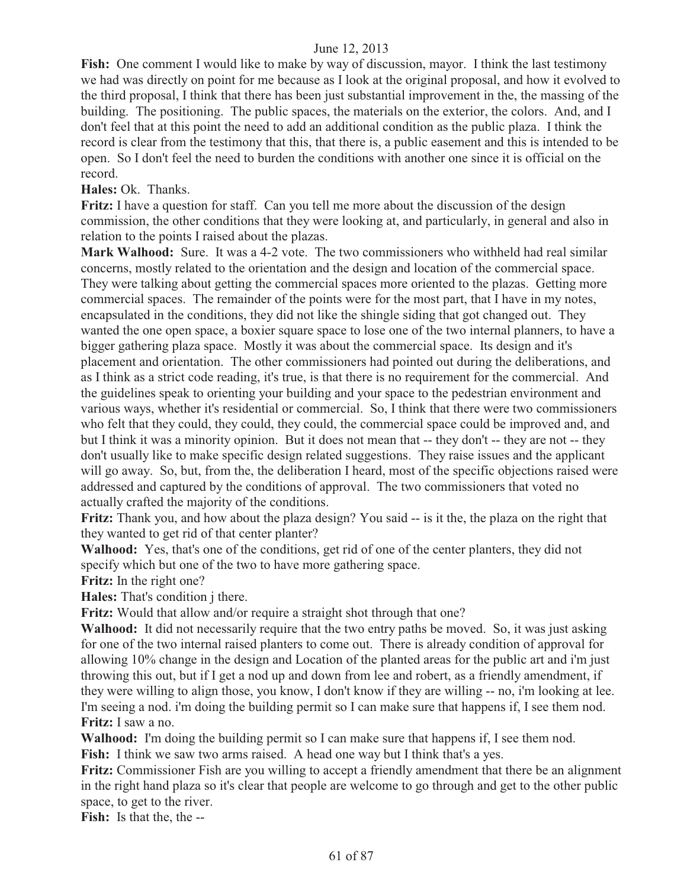**Fish:** One comment I would like to make by way of discussion, mayor. I think the last testimony we had was directly on point for me because as I look at the original proposal, and how it evolved to the third proposal, I think that there has been just substantial improvement in the, the massing of the building. The positioning. The public spaces, the materials on the exterior, the colors. And, and I don't feel that at this point the need to add an additional condition as the public plaza. I think the record is clear from the testimony that this, that there is, a public easement and this is intended to be open. So I don't feel the need to burden the conditions with another one since it is official on the record.

**Hales:** Ok. Thanks.

**Fritz:** I have a question for staff. Can you tell me more about the discussion of the design commission, the other conditions that they were looking at, and particularly, in general and also in relation to the points I raised about the plazas.

**Mark Walhood:** Sure. It was a 4-2 vote. The two commissioners who withheld had real similar concerns, mostly related to the orientation and the design and location of the commercial space. They were talking about getting the commercial spaces more oriented to the plazas. Getting more commercial spaces. The remainder of the points were for the most part, that I have in my notes, encapsulated in the conditions, they did not like the shingle siding that got changed out. They wanted the one open space, a boxier square space to lose one of the two internal planners, to have a bigger gathering plaza space. Mostly it was about the commercial space. Its design and it's placement and orientation. The other commissioners had pointed out during the deliberations, and as I think as a strict code reading, it's true, is that there is no requirement for the commercial. And the guidelines speak to orienting your building and your space to the pedestrian environment and various ways, whether it's residential or commercial. So, I think that there were two commissioners who felt that they could, they could, they could, the commercial space could be improved and, and but I think it was a minority opinion. But it does not mean that -- they don't -- they are not -- they don't usually like to make specific design related suggestions. They raise issues and the applicant will go away. So, but, from the, the deliberation I heard, most of the specific objections raised were addressed and captured by the conditions of approval. The two commissioners that voted no actually crafted the majority of the conditions.

**Fritz:** Thank you, and how about the plaza design? You said -- is it the, the plaza on the right that they wanted to get rid of that center planter?

**Walhood:** Yes, that's one of the conditions, get rid of one of the center planters, they did not specify which but one of the two to have more gathering space.

**Fritz:** In the right one?

**Hales:** That's condition j there.

**Fritz:** Would that allow and/or require a straight shot through that one?

**Walhood:** It did not necessarily require that the two entry paths be moved. So, it was just asking for one of the two internal raised planters to come out. There is already condition of approval for allowing 10% change in the design and Location of the planted areas for the public art and i'm just throwing this out, but if I get a nod up and down from lee and robert, as a friendly amendment, if they were willing to align those, you know, I don't know if they are willing -- no, i'm looking at lee. I'm seeing a nod. i'm doing the building permit so I can make sure that happens if, I see them nod.

**Fritz:** I saw a no.

**Walhood:** I'm doing the building permit so I can make sure that happens if, I see them nod.

**Fish:** I think we saw two arms raised. A head one way but I think that's a yes.

**Fritz:** Commissioner Fish are you willing to accept a friendly amendment that there be an alignment in the right hand plaza so it's clear that people are welcome to go through and get to the other public space, to get to the river.

**Fish:** Is that the, the --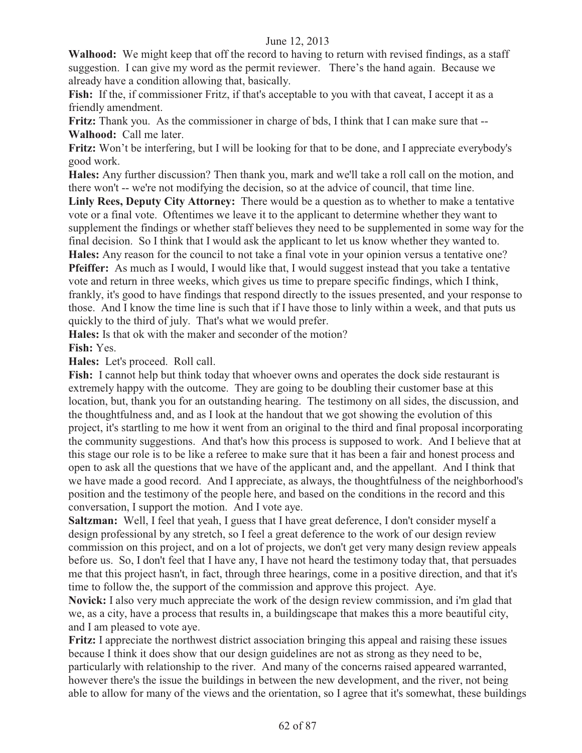**Walhood:** We might keep that off the record to having to return with revised findings, as a staff suggestion. I can give my word as the permit reviewer. There's the hand again. Because we already have a condition allowing that, basically.

**Fish:** If the, if commissioner Fritz, if that's acceptable to you with that caveat, I accept it as a friendly amendment.

**Fritz:** Thank you. As the commissioner in charge of bds, I think that I can make sure that --

**Walhood:** Call me later.

**Fritz:** Won't be interfering, but I will be looking for that to be done, and I appreciate everybody's good work.

**Hales:** Any further discussion? Then thank you, mark and we'll take a roll call on the motion, and there won't -- we're not modifying the decision, so at the advice of council, that time line.

**Linly Rees, Deputy City Attorney:** There would be a question as to whether to make a tentative vote or a final vote. Oftentimes we leave it to the applicant to determine whether they want to supplement the findings or whether staff believes they need to be supplemented in some way for the final decision. So I think that I would ask the applicant to let us know whether they wanted to.

**Hales:** Any reason for the council to not take a final vote in your opinion versus a tentative one?

**Pfeiffer:** As much as I would, I would like that, I would suggest instead that you take a tentative vote and return in three weeks, which gives us time to prepare specific findings, which I think, frankly, it's good to have findings that respond directly to the issues presented, and your response to those. And I know the time line is such that if I have those to linly within a week, and that puts us quickly to the third of july. That's what we would prefer.

**Hales:** Is that ok with the maker and seconder of the motion?

**Fish:** Yes.

**Hales:** Let's proceed. Roll call.

**Fish:** I cannot help but think today that whoever owns and operates the dock side restaurant is extremely happy with the outcome. They are going to be doubling their customer base at this location, but, thank you for an outstanding hearing. The testimony on all sides, the discussion, and the thoughtfulness and, and as I look at the handout that we got showing the evolution of this project, it's startling to me how it went from an original to the third and final proposal incorporating the community suggestions. And that's how this process is supposed to work. And I believe that at this stage our role is to be like a referee to make sure that it has been a fair and honest process and open to ask all the questions that we have of the applicant and, and the appellant. And I think that we have made a good record. And I appreciate, as always, the thoughtfulness of the neighborhood's position and the testimony of the people here, and based on the conditions in the record and this conversation, I support the motion. And I vote aye.

**Saltzman:** Well, I feel that yeah, I guess that I have great deference, I don't consider myself a design professional by any stretch, so I feel a great deference to the work of our design review commission on this project, and on a lot of projects, we don't get very many design review appeals before us. So, I don't feel that I have any, I have not heard the testimony today that, that persuades me that this project hasn't, in fact, through three hearings, come in a positive direction, and that it's time to follow the, the support of the commission and approve this project. Aye.

**Novick:** I also very much appreciate the work of the design review commission, and i'm glad that we, as a city, have a process that results in, a buildingscape that makes this a more beautiful city, and I am pleased to vote aye.

**Fritz:** I appreciate the northwest district association bringing this appeal and raising these issues because I think it does show that our design guidelines are not as strong as they need to be, particularly with relationship to the river. And many of the concerns raised appeared warranted, however there's the issue the buildings in between the new development, and the river, not being able to allow for many of the views and the orientation, so I agree that it's somewhat, these buildings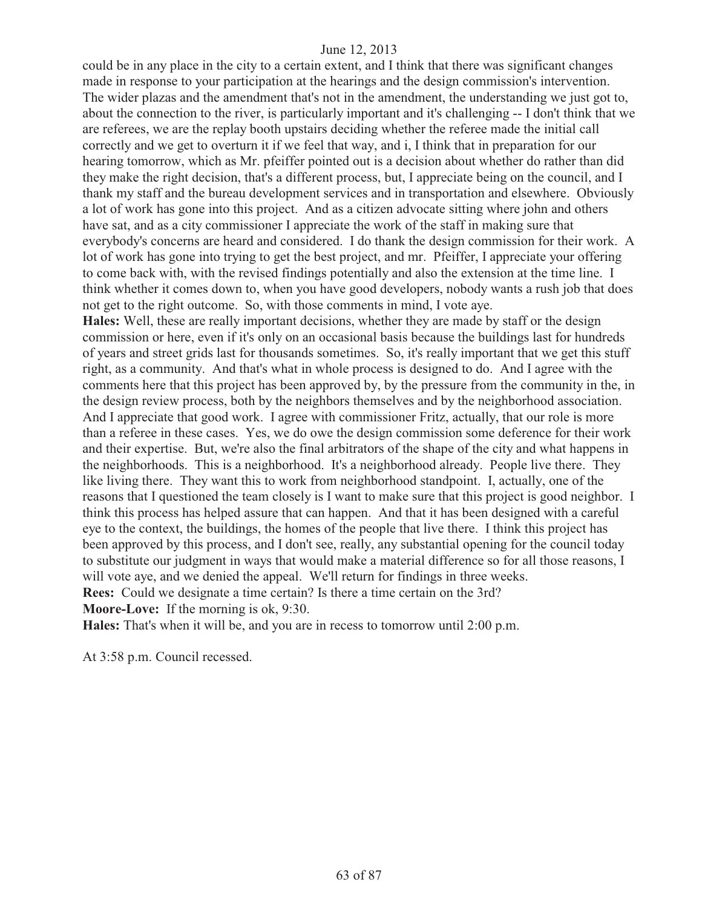could be in any place in the city to a certain extent, and I think that there was significant changes made in response to your participation at the hearings and the design commission's intervention. The wider plazas and the amendment that's not in the amendment, the understanding we just got to, about the connection to the river, is particularly important and it's challenging -- I don't think that we are referees, we are the replay booth upstairs deciding whether the referee made the initial call correctly and we get to overturn it if we feel that way, and i, I think that in preparation for our hearing tomorrow, which as Mr. pfeiffer pointed out is a decision about whether do rather than did they make the right decision, that's a different process, but, I appreciate being on the council, and I thank my staff and the bureau development services and in transportation and elsewhere. Obviously a lot of work has gone into this project. And as a citizen advocate sitting where john and others have sat, and as a city commissioner I appreciate the work of the staff in making sure that everybody's concerns are heard and considered. I do thank the design commission for their work. A lot of work has gone into trying to get the best project, and mr. Pfeiffer, I appreciate your offering to come back with, with the revised findings potentially and also the extension at the time line. I think whether it comes down to, when you have good developers, nobody wants a rush job that does not get to the right outcome. So, with those comments in mind, I vote aye.

**Hales:** Well, these are really important decisions, whether they are made by staff or the design commission or here, even if it's only on an occasional basis because the buildings last for hundreds of years and street grids last for thousands sometimes. So, it's really important that we get this stuff right, as a community. And that's what in whole process is designed to do. And I agree with the comments here that this project has been approved by, by the pressure from the community in the, in the design review process, both by the neighbors themselves and by the neighborhood association. And I appreciate that good work. I agree with commissioner Fritz, actually, that our role is more than a referee in these cases. Yes, we do owe the design commission some deference for their work and their expertise. But, we're also the final arbitrators of the shape of the city and what happens in the neighborhoods. This is a neighborhood. It's a neighborhood already. People live there. They like living there. They want this to work from neighborhood standpoint. I, actually, one of the reasons that I questioned the team closely is I want to make sure that this project is good neighbor. I think this process has helped assure that can happen. And that it has been designed with a careful eye to the context, the buildings, the homes of the people that live there. I think this project has been approved by this process, and I don't see, really, any substantial opening for the council today to substitute our judgment in ways that would make a material difference so for all those reasons, I will vote aye, and we denied the appeal. We'll return for findings in three weeks.

**Rees:** Could we designate a time certain? Is there a time certain on the 3rd?

**Moore-Love:** If the morning is ok, 9:30.

**Hales:** That's when it will be, and you are in recess to tomorrow until 2:00 p.m.

At 3:58 p.m. Council recessed.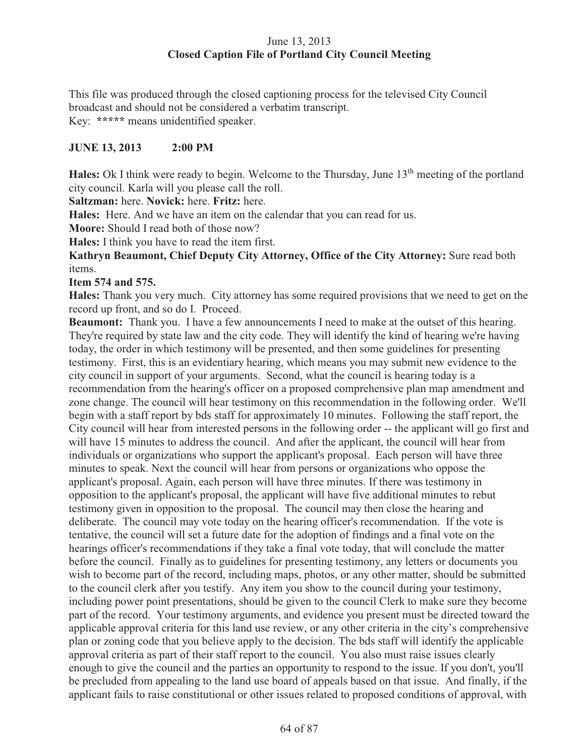June 13, 2013
**Closed Caption File of Portland City Council Meeting**

This file was produced through the closed captioning process for the televised City Council broadcast and should not be considered a verbatim transcript.
Key: ***** means unidentified speaker.

**JUNE 13, 2013 2:00 PM**

**Hales:** Ok I think were ready to begin. Welcome to the Thursday, June 13th meeting of the portland city council. Karla will you please call the roll.

**Saltzman:** here. **Novick:** here. **Fritz:** here.

**Hales:** Here. And we have an item on the calendar that you can read for us.

**Moore:** Should I read both of those now?

**Hales:** I think you have to read the item first.

**Kathryn Beaumont, Chief Deputy City Attorney, Office of the City Attorney:** Sure read both items.

**Item 574 and 575.**

**Hales:** Thank you very much. City attorney has some required provisions that we need to get on the record up front, and so do I. Proceed.

**Beaumont:** Thank you. I have a few announcements I need to make at the outset of this hearing. They're required by state law and the city code. They will identify the kind of hearing we're having today, the order in which testimony will be presented, and then some guidelines for presenting testimony. First, this is an evidentiary hearing, which means you may submit new evidence to the city council in support of your arguments. Second, what the council is hearing today is a recommendation from the hearing's officer on a proposed comprehensive plan map amendment and zone change. The council will hear testimony on this recommendation in the following order. We'll begin with a staff report by bds staff for approximately 10 minutes. Following the staff report, the City council will hear from interested persons in the following order -- the applicant will go first and will have 15 minutes to address the council. And after the applicant, the council will hear from individuals or organizations who support the applicant's proposal. Each person will have three minutes to speak. Next the council will hear from persons or organizations who oppose the applicant's proposal. Again, each person will have three minutes. If there was testimony in opposition to the applicant's proposal, the applicant will have five additional minutes to rebut testimony given in opposition to the proposal. The council may then close the hearing and deliberate. The council may vote today on the hearing officer's recommendation. If the vote is tentative, the council will set a future date for the adoption of findings and a final vote on the hearings officer's recommendations if they take a final vote today, that will conclude the matter before the council. Finally as to guidelines for presenting testimony, any letters or documents you wish to become part of the record, including maps, photos, or any other matter, should be submitted to the council clerk after you testify. Any item you show to the council during your testimony, including power point presentations, should be given to the council Clerk to make sure they become part of the record. Your testimony arguments, and evidence you present must be directed toward the applicable approval criteria for this land use review, or any other criteria in the city's comprehensive plan or zoning code that you believe apply to the decision. The bds staff will identify the applicable approval criteria as part of their staff report to the council. You also must raise issues clearly enough to give the council and the parties an opportunity to respond to the issue. If you don't, you'll be precluded from appealing to the land use board of appeals based on that issue. And finally, if the applicant fails to raise constitutional or other issues related to proposed conditions of approval, with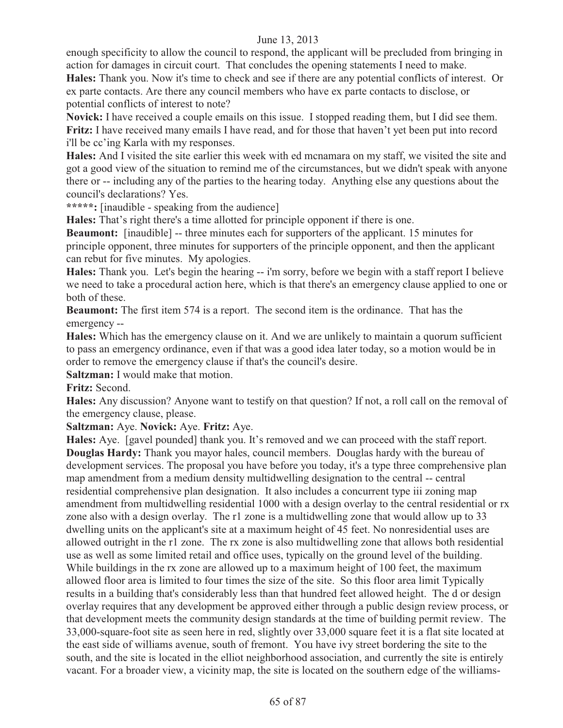enough specificity to allow the council to respond, the applicant will be precluded from bringing in action for damages in circuit court. That concludes the opening statements I need to make.

**Hales:** Thank you. Now it's time to check and see if there are any potential conflicts of interest. Or ex parte contacts. Are there any council members who have ex parte contacts to disclose, or potential conflicts of interest to note?

**Novick:** I have received a couple emails on this issue. I stopped reading them, but I did see them.

**Fritz:** I have received many emails I have read, and for those that haven't yet been put into record i'll be cc'ing Karla with my responses.

**Hales:** And I visited the site earlier this week with ed mcnamara on my staff, we visited the site and got a good view of the situation to remind me of the circumstances, but we didn't speak with anyone there or -- including any of the parties to the hearing today. Anything else any questions about the council's declarations? Yes.

**\*\*\*\*\*:** [inaudible - speaking from the audience]

**Hales:** That's right there's a time allotted for principle opponent if there is one.

**Beaumont:** [inaudible] -- three minutes each for supporters of the applicant. 15 minutes for principle opponent, three minutes for supporters of the principle opponent, and then the applicant can rebut for five minutes. My apologies.

**Hales:** Thank you. Let's begin the hearing -- i'm sorry, before we begin with a staff report I believe we need to take a procedural action here, which is that there's an emergency clause applied to one or both of these.

**Beaumont:** The first item 574 is a report. The second item is the ordinance. That has the emergency --

**Hales:** Which has the emergency clause on it. And we are unlikely to maintain a quorum sufficient to pass an emergency ordinance, even if that was a good idea later today, so a motion would be in order to remove the emergency clause if that's the council's desire.

**Saltzman:** I would make that motion.

**Fritz:** Second.

**Hales:** Any discussion? Anyone want to testify on that question? If not, a roll call on the removal of the emergency clause, please.

**Saltzman:** Aye. **Novick:** Aye. **Fritz:** Aye.

**Hales:** Aye. [gavel pounded] thank you. It's removed and we can proceed with the staff report.

**Douglas Hardy:** Thank you mayor hales, council members. Douglas hardy with the bureau of development services. The proposal you have before you today, it's a type three comprehensive plan map amendment from a medium density multidwelling designation to the central -- central residential comprehensive plan designation. It also includes a concurrent type iii zoning map amendment from multidwelling residential 1000 with a design overlay to the central residential or rx zone also with a design overlay. The r1 zone is a multidwelling zone that would allow up to 33 dwelling units on the applicant's site at a maximum height of 45 feet. No nonresidential uses are allowed outright in the r1 zone. The rx zone is also multidwelling zone that allows both residential use as well as some limited retail and office uses, typically on the ground level of the building. While buildings in the rx zone are allowed up to a maximum height of 100 feet, the maximum allowed floor area is limited to four times the size of the site. So this floor area limit Typically results in a building that's considerably less than that hundred feet allowed height. The d or design overlay requires that any development be approved either through a public design review process, or that development meets the community design standards at the time of building permit review. The 33,000-square-foot site as seen here in red, slightly over 33,000 square feet it is a flat site located at the east side of williams avenue, south of fremont. You have ivy street bordering the site to the south, and the site is located in the elliot neighborhood association, and currently the site is entirely vacant. For a broader view, a vicinity map, the site is located on the southern edge of the williams-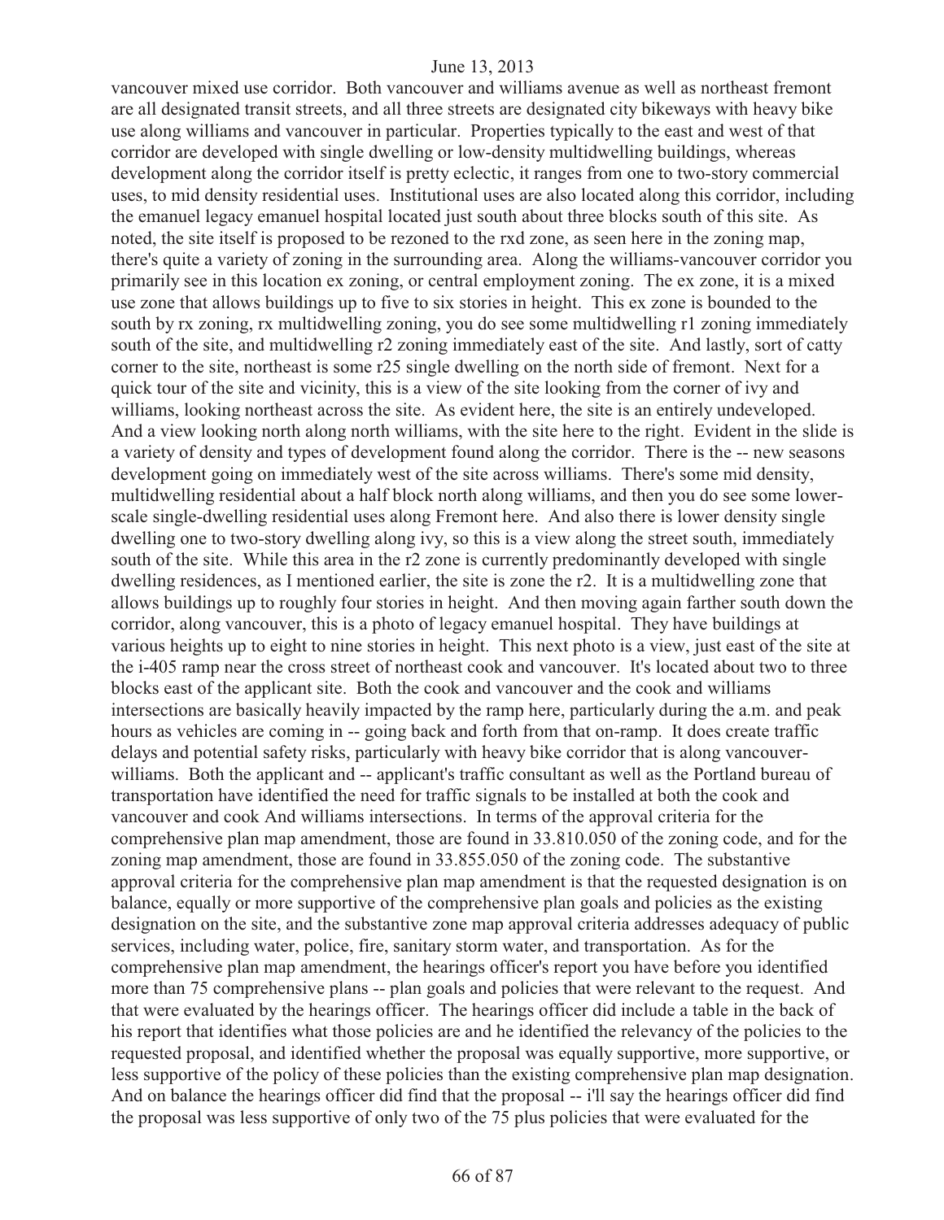vancouver mixed use corridor. Both vancouver and williams avenue as well as northeast fremont are all designated transit streets, and all three streets are designated city bikeways with heavy bike use along williams and vancouver in particular. Properties typically to the east and west of that corridor are developed with single dwelling or low-density multidwelling buildings, whereas development along the corridor itself is pretty eclectic, it ranges from one to two-story commercial uses, to mid density residential uses. Institutional uses are also located along this corridor, including the emanuel legacy emanuel hospital located just south about three blocks south of this site. As noted, the site itself is proposed to be rezoned to the rxd zone, as seen here in the zoning map, there's quite a variety of zoning in the surrounding area. Along the williams-vancouver corridor you primarily see in this location ex zoning, or central employment zoning. The ex zone, it is a mixed use zone that allows buildings up to five to six stories in height. This ex zone is bounded to the south by rx zoning, rx multidwelling zoning, you do see some multidwelling r1 zoning immediately south of the site, and multidwelling r2 zoning immediately east of the site. And lastly, sort of catty corner to the site, northeast is some r25 single dwelling on the north side of fremont. Next for a quick tour of the site and vicinity, this is a view of the site looking from the corner of ivy and williams, looking northeast across the site. As evident here, the site is an entirely undeveloped. And a view looking north along north williams, with the site here to the right. Evident in the slide is a variety of density and types of development found along the corridor. There is the -- new seasons development going on immediately west of the site across williams. There's some mid density, multidwelling residential about a half block north along williams, and then you do see some lower-scale single-dwelling residential uses along Fremont here. And also there is lower density single dwelling one to two-story dwelling along ivy, so this is a view along the street south, immediately south of the site. While this area in the r2 zone is currently predominantly developed with single dwelling residences, as I mentioned earlier, the site is zone the r2. It is a multidwelling zone that allows buildings up to roughly four stories in height. And then moving again farther south down the corridor, along vancouver, this is a photo of legacy emanuel hospital. They have buildings at various heights up to eight to nine stories in height. This next photo is a view, just east of the site at the i-405 ramp near the cross street of northeast cook and vancouver. It's located about two to three blocks east of the applicant site. Both the cook and vancouver and the cook and williams intersections are basically heavily impacted by the ramp here, particularly during the a.m. and peak hours as vehicles are coming in -- going back and forth from that on-ramp. It does create traffic delays and potential safety risks, particularly with heavy bike corridor that is along vancouver-williams. Both the applicant and -- applicant's traffic consultant as well as the Portland bureau of transportation have identified the need for traffic signals to be installed at both the cook and vancouver and cook And williams intersections. In terms of the approval criteria for the comprehensive plan map amendment, those are found in 33.810.050 of the zoning code, and for the zoning map amendment, those are found in 33.855.050 of the zoning code. The substantive approval criteria for the comprehensive plan map amendment is that the requested designation is on balance, equally or more supportive of the comprehensive plan goals and policies as the existing designation on the site, and the substantive zone map approval criteria addresses adequacy of public services, including water, police, fire, sanitary storm water, and transportation. As for the comprehensive plan map amendment, the hearings officer's report you have before you identified more than 75 comprehensive plans -- plan goals and policies that were relevant to the request. And that were evaluated by the hearings officer. The hearings officer did include a table in the back of his report that identifies what those policies are and he identified the relevancy of the policies to the requested proposal, and identified whether the proposal was equally supportive, more supportive, or less supportive of the policy of these policies than the existing comprehensive plan map designation. And on balance the hearings officer did find that the proposal -- i'll say the hearings officer did find the proposal was less supportive of only two of the 75 plus policies that were evaluated for the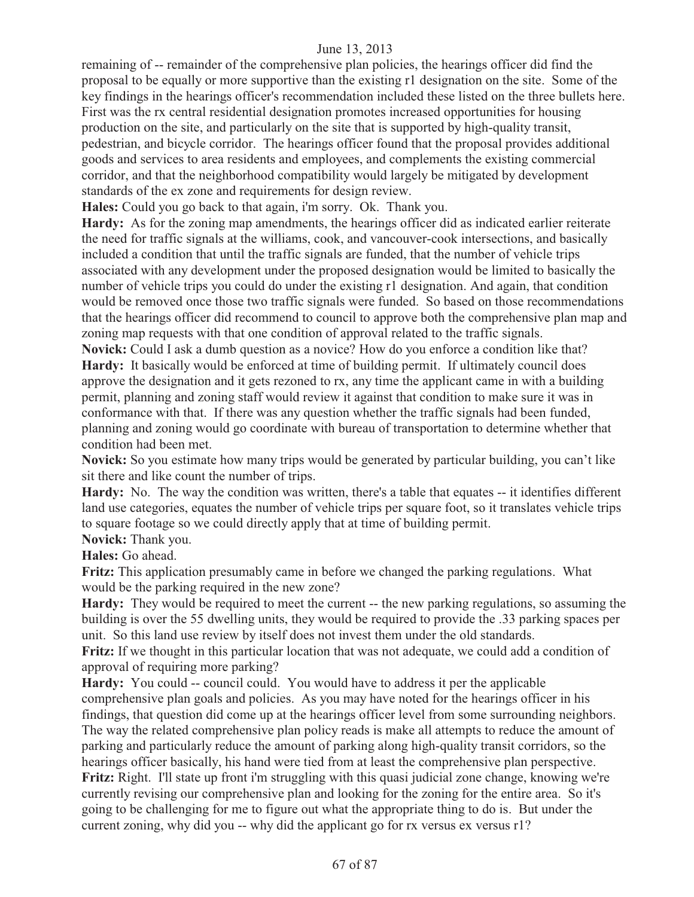remaining of -- remainder of the comprehensive plan policies, the hearings officer did find the proposal to be equally or more supportive than the existing r1 designation on the site. Some of the key findings in the hearings officer's recommendation included these listed on the three bullets here. First was the rx central residential designation promotes increased opportunities for housing production on the site, and particularly on the site that is supported by high-quality transit, pedestrian, and bicycle corridor. The hearings officer found that the proposal provides additional goods and services to area residents and employees, and complements the existing commercial corridor, and that the neighborhood compatibility would largely be mitigated by development standards of the ex zone and requirements for design review.

**Hales:** Could you go back to that again, i'm sorry. Ok. Thank you.

**Hardy:** As for the zoning map amendments, the hearings officer did as indicated earlier reiterate the need for traffic signals at the williams, cook, and vancouver-cook intersections, and basically included a condition that until the traffic signals are funded, that the number of vehicle trips associated with any development under the proposed designation would be limited to basically the number of vehicle trips you could do under the existing r1 designation. And again, that condition would be removed once those two traffic signals were funded. So based on those recommendations that the hearings officer did recommend to council to approve both the comprehensive plan map and zoning map requests with that one condition of approval related to the traffic signals.

**Novick:** Could I ask a dumb question as a novice? How do you enforce a condition like that?

**Hardy:** It basically would be enforced at time of building permit. If ultimately council does approve the designation and it gets rezoned to rx, any time the applicant came in with a building permit, planning and zoning staff would review it against that condition to make sure it was in conformance with that. If there was any question whether the traffic signals had been funded, planning and zoning would go coordinate with bureau of transportation to determine whether that condition had been met.

**Novick:** So you estimate how many trips would be generated by particular building, you can't like sit there and like count the number of trips.

**Hardy:** No. The way the condition was written, there's a table that equates -- it identifies different land use categories, equates the number of vehicle trips per square foot, so it translates vehicle trips to square footage so we could directly apply that at time of building permit.

**Novick:** Thank you.

**Hales:** Go ahead.

**Fritz:** This application presumably came in before we changed the parking regulations. What would be the parking required in the new zone?

**Hardy:** They would be required to meet the current -- the new parking regulations, so assuming the building is over the 55 dwelling units, they would be required to provide the .33 parking spaces per unit. So this land use review by itself does not invest them under the old standards.

**Fritz:** If we thought in this particular location that was not adequate, we could add a condition of approval of requiring more parking?

**Hardy:** You could -- council could. You would have to address it per the applicable comprehensive plan goals and policies. As you may have noted for the hearings officer in his findings, that question did come up at the hearings officer level from some surrounding neighbors. The way the related comprehensive plan policy reads is make all attempts to reduce the amount of parking and particularly reduce the amount of parking along high-quality transit corridors, so the hearings officer basically, his hand were tied from at least the comprehensive plan perspective.

**Fritz:** Right. I'll state up front i'm struggling with this quasi judicial zone change, knowing we're currently revising our comprehensive plan and looking for the zoning for the entire area. So it's going to be challenging for me to figure out what the appropriate thing to do is. But under the current zoning, why did you -- why did the applicant go for rx versus ex versus r1?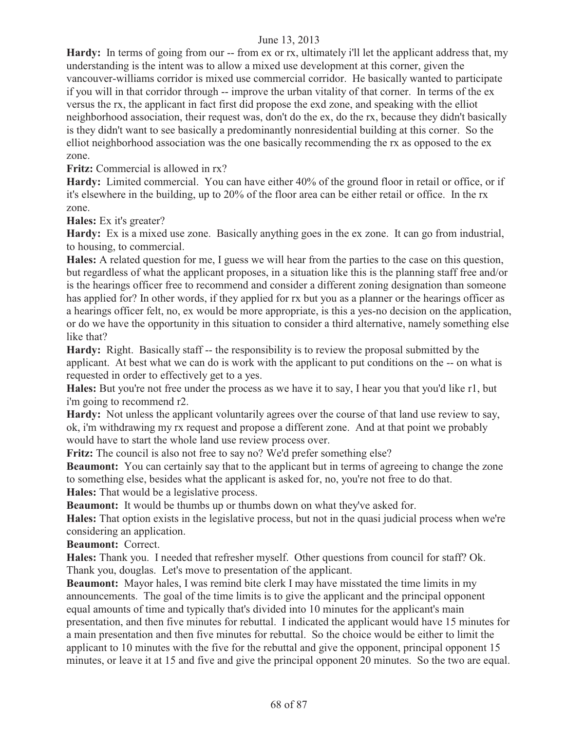**Hardy:** In terms of going from our -- from ex or rx, ultimately i'll let the applicant address that, my understanding is the intent was to allow a mixed use development at this corner, given the vancouver-williams corridor is mixed use commercial corridor. He basically wanted to participate if you will in that corridor through -- improve the urban vitality of that corner. In terms of the ex versus the rx, the applicant in fact first did propose the exd zone, and speaking with the elliot neighborhood association, their request was, don't do the ex, do the rx, because they didn't basically is they didn't want to see basically a predominantly nonresidential building at this corner. So the elliot neighborhood association was the one basically recommending the rx as opposed to the ex zone.

**Fritz:** Commercial is allowed in rx?

**Hardy:** Limited commercial. You can have either 40% of the ground floor in retail or office, or if it's elsewhere in the building, up to 20% of the floor area can be either retail or office. In the rx zone.

**Hales:** Ex it's greater?

**Hardy:** Ex is a mixed use zone. Basically anything goes in the ex zone. It can go from industrial, to housing, to commercial.

**Hales:** A related question for me, I guess we will hear from the parties to the case on this question, but regardless of what the applicant proposes, in a situation like this is the planning staff free and/or is the hearings officer free to recommend and consider a different zoning designation than someone has applied for? In other words, if they applied for rx but you as a planner or the hearings officer as a hearings officer felt, no, ex would be more appropriate, is this a yes-no decision on the application, or do we have the opportunity in this situation to consider a third alternative, namely something else like that?

**Hardy:** Right. Basically staff -- the responsibility is to review the proposal submitted by the applicant. At best what we can do is work with the applicant to put conditions on the -- on what is requested in order to effectively get to a yes.

**Hales:** But you're not free under the process as we have it to say, I hear you that you'd like r1, but i'm going to recommend r2.

**Hardy:** Not unless the applicant voluntarily agrees over the course of that land use review to say, ok, i'm withdrawing my rx request and propose a different zone. And at that point we probably would have to start the whole land use review process over.

**Fritz:** The council is also not free to say no? We'd prefer something else?

**Beaumont:** You can certainly say that to the applicant but in terms of agreeing to change the zone to something else, besides what the applicant is asked for, no, you're not free to do that.

**Hales:** That would be a legislative process.

**Beaumont:** It would be thumbs up or thumbs down on what they've asked for.

**Hales:** That option exists in the legislative process, but not in the quasi judicial process when we're considering an application.

**Beaumont:** Correct.

**Hales:** Thank you. I needed that refresher myself. Other questions from council for staff? Ok. Thank you, douglas. Let's move to presentation of the applicant.

**Beaumont:** Mayor hales, I was remind bite clerk I may have misstated the time limits in my announcements. The goal of the time limits is to give the applicant and the principal opponent equal amounts of time and typically that's divided into 10 minutes for the applicant's main presentation, and then five minutes for rebuttal. I indicated the applicant would have 15 minutes for a main presentation and then five minutes for rebuttal. So the choice would be either to limit the applicant to 10 minutes with the five for the rebuttal and give the opponent, principal opponent 15 minutes, or leave it at 15 and five and give the principal opponent 20 minutes. So the two are equal.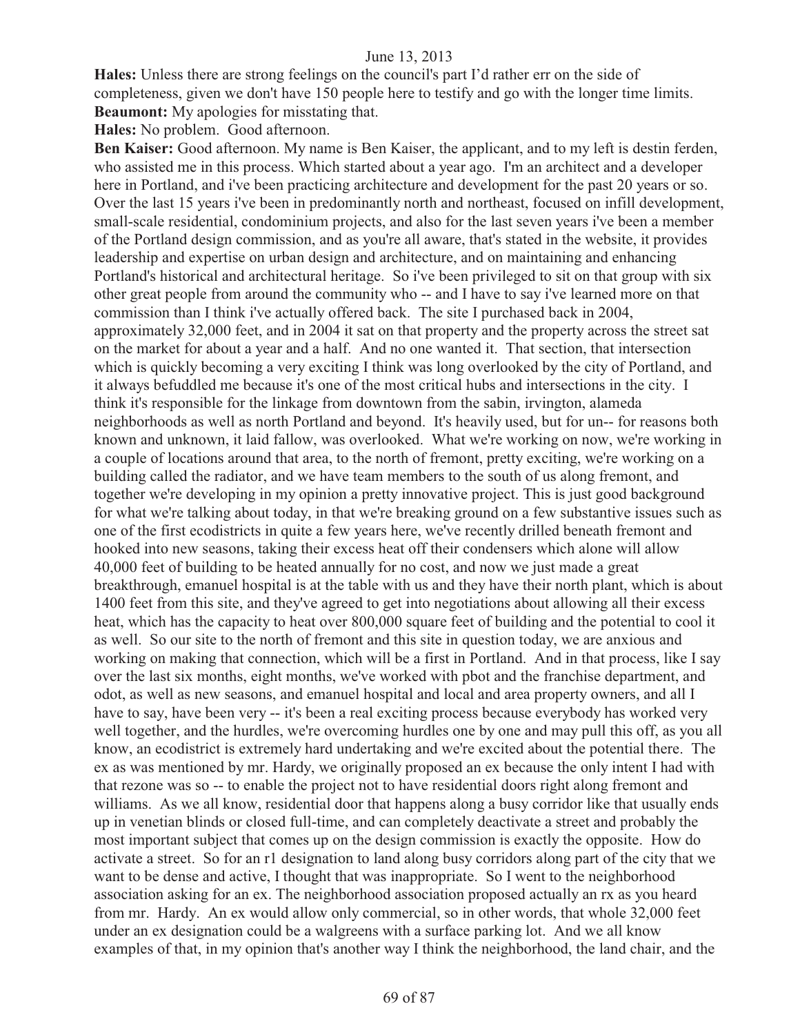**Hales:** Unless there are strong feelings on the council's part I'd rather err on the side of completeness, given we don't have 150 people here to testify and go with the longer time limits.

**Beaumont:** My apologies for misstating that.

**Hales:** No problem. Good afternoon.

**Ben Kaiser:** Good afternoon. My name is Ben Kaiser, the applicant, and to my left is destin ferden, who assisted me in this process. Which started about a year ago. I'm an architect and a developer here in Portland, and i've been practicing architecture and development for the past 20 years or so. Over the last 15 years i've been in predominantly north and northeast, focused on infill development, small-scale residential, condominium projects, and also for the last seven years i've been a member of the Portland design commission, and as you're all aware, that's stated in the website, it provides leadership and expertise on urban design and architecture, and on maintaining and enhancing Portland's historical and architectural heritage. So i've been privileged to sit on that group with six other great people from around the community who -- and I have to say i've learned more on that commission than I think i've actually offered back. The site I purchased back in 2004, approximately 32,000 feet, and in 2004 it sat on that property and the property across the street sat on the market for about a year and a half. And no one wanted it. That section, that intersection which is quickly becoming a very exciting I think was long overlooked by the city of Portland, and it always befuddled me because it's one of the most critical hubs and intersections in the city. I think it's responsible for the linkage from downtown from the sabin, irvington, alameda neighborhoods as well as north Portland and beyond. It's heavily used, but for un-- for reasons both known and unknown, it laid fallow, was overlooked. What we're working on now, we're working in a couple of locations around that area, to the north of fremont, pretty exciting, we're working on a building called the radiator, and we have team members to the south of us along fremont, and together we're developing in my opinion a pretty innovative project. This is just good background for what we're talking about today, in that we're breaking ground on a few substantive issues such as one of the first ecodistricts in quite a few years here, we've recently drilled beneath fremont and hooked into new seasons, taking their excess heat off their condensers which alone will allow 40,000 feet of building to be heated annually for no cost, and now we just made a great breakthrough, emanuel hospital is at the table with us and they have their north plant, which is about 1400 feet from this site, and they've agreed to get into negotiations about allowing all their excess heat, which has the capacity to heat over 800,000 square feet of building and the potential to cool it as well. So our site to the north of fremont and this site in question today, we are anxious and working on making that connection, which will be a first in Portland. And in that process, like I say over the last six months, eight months, we've worked with pbot and the franchise department, and odot, as well as new seasons, and emanuel hospital and local and area property owners, and all I have to say, have been very -- it's been a real exciting process because everybody has worked very well together, and the hurdles, we're overcoming hurdles one by one and may pull this off, as you all know, an ecodistrict is extremely hard undertaking and we're excited about the potential there. The ex as was mentioned by mr. Hardy, we originally proposed an ex because the only intent I had with that rezone was so -- to enable the project not to have residential doors right along fremont and williams. As we all know, residential door that happens along a busy corridor like that usually ends up in venetian blinds or closed full-time, and can completely deactivate a street and probably the most important subject that comes up on the design commission is exactly the opposite. How do activate a street. So for an r1 designation to land along busy corridors along part of the city that we want to be dense and active, I thought that was inappropriate. So I went to the neighborhood association asking for an ex. The neighborhood association proposed actually an rx as you heard from mr. Hardy. An ex would allow only commercial, so in other words, that whole 32,000 feet under an ex designation could be a walgreens with a surface parking lot. And we all know examples of that, in my opinion that's another way I think the neighborhood, the land chair, and the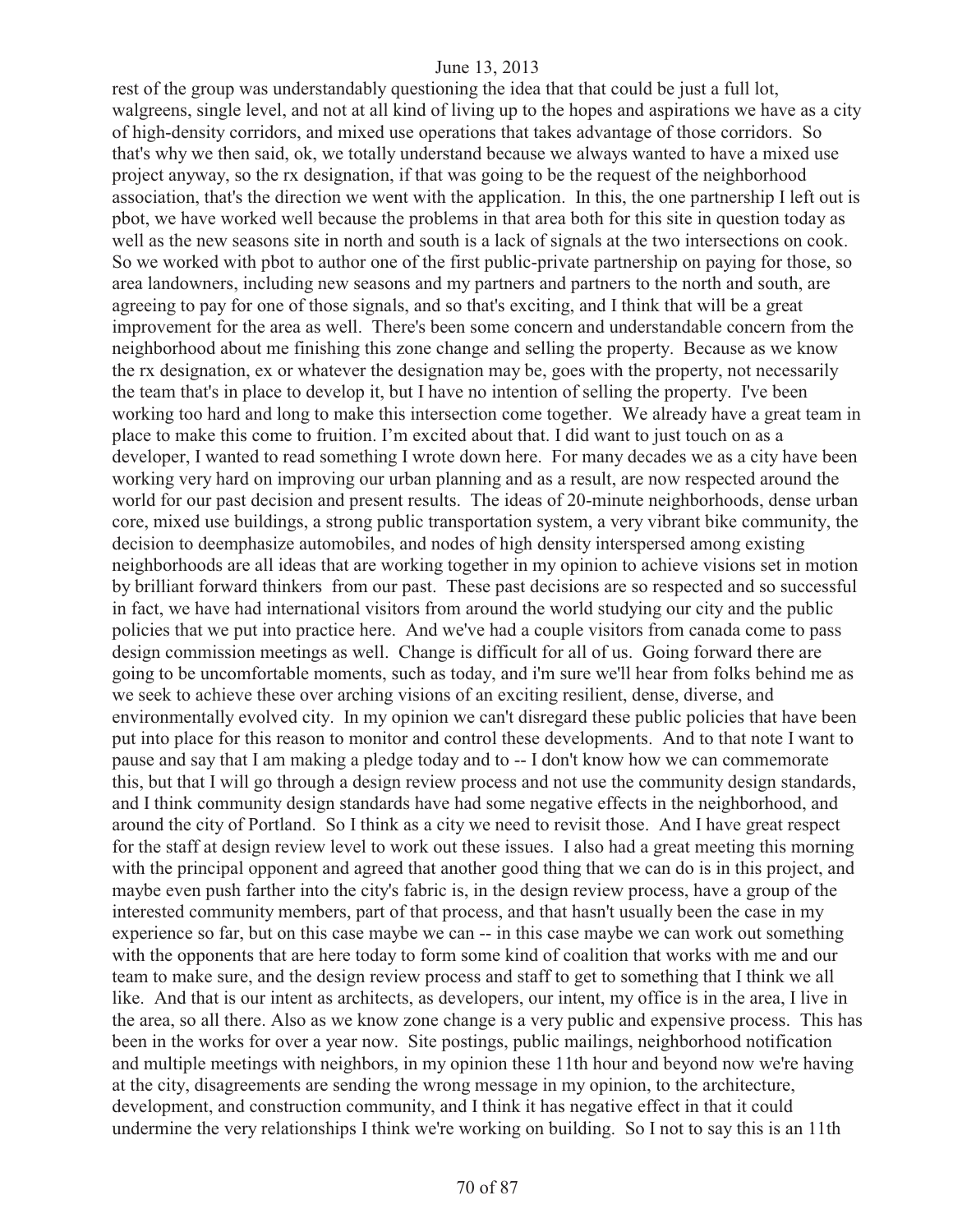rest of the group was understandably questioning the idea that that could be just a full lot, walgreens, single level, and not at all kind of living up to the hopes and aspirations we have as a city of high-density corridors, and mixed use operations that takes advantage of those corridors. So that's why we then said, ok, we totally understand because we always wanted to have a mixed use project anyway, so the rx designation, if that was going to be the request of the neighborhood association, that's the direction we went with the application. In this, the one partnership I left out is pbot, we have worked well because the problems in that area both for this site in question today as well as the new seasons site in north and south is a lack of signals at the two intersections on cook. So we worked with pbot to author one of the first public-private partnership on paying for those, so area landowners, including new seasons and my partners and partners to the north and south, are agreeing to pay for one of those signals, and so that's exciting, and I think that will be a great improvement for the area as well. There's been some concern and understandable concern from the neighborhood about me finishing this zone change and selling the property. Because as we know the rx designation, ex or whatever the designation may be, goes with the property, not necessarily the team that's in place to develop it, but I have no intention of selling the property. I've been working too hard and long to make this intersection come together. We already have a great team in place to make this come to fruition. I'm excited about that. I did want to just touch on as a developer, I wanted to read something I wrote down here. For many decades we as a city have been working very hard on improving our urban planning and as a result, are now respected around the world for our past decision and present results. The ideas of 20-minute neighborhoods, dense urban core, mixed use buildings, a strong public transportation system, a very vibrant bike community, the decision to deemphasize automobiles, and nodes of high density interspersed among existing neighborhoods are all ideas that are working together in my opinion to achieve visions set in motion by brilliant forward thinkers from our past. These past decisions are so respected and so successful in fact, we have had international visitors from around the world studying our city and the public policies that we put into practice here. And we've had a couple visitors from canada come to pass design commission meetings as well. Change is difficult for all of us. Going forward there are going to be uncomfortable moments, such as today, and i'm sure we'll hear from folks behind me as we seek to achieve these over arching visions of an exciting resilient, dense, diverse, and environmentally evolved city. In my opinion we can't disregard these public policies that have been put into place for this reason to monitor and control these developments. And to that note I want to pause and say that I am making a pledge today and to -- I don't know how we can commemorate this, but that I will go through a design review process and not use the community design standards, and I think community design standards have had some negative effects in the neighborhood, and around the city of Portland. So I think as a city we need to revisit those. And I have great respect for the staff at design review level to work out these issues. I also had a great meeting this morning with the principal opponent and agreed that another good thing that we can do is in this project, and maybe even push farther into the city's fabric is, in the design review process, have a group of the interested community members, part of that process, and that hasn't usually been the case in my experience so far, but on this case maybe we can -- in this case maybe we can work out something with the opponents that are here today to form some kind of coalition that works with me and our team to make sure, and the design review process and staff to get to something that I think we all like. And that is our intent as architects, as developers, our intent, my office is in the area, I live in the area, so all there. Also as we know zone change is a very public and expensive process. This has been in the works for over a year now. Site postings, public mailings, neighborhood notification and multiple meetings with neighbors, in my opinion these 11th hour and beyond now we're having at the city, disagreements are sending the wrong message in my opinion, to the architecture, development, and construction community, and I think it has negative effect in that it could undermine the very relationships I think we're working on building. So I not to say this is an 11th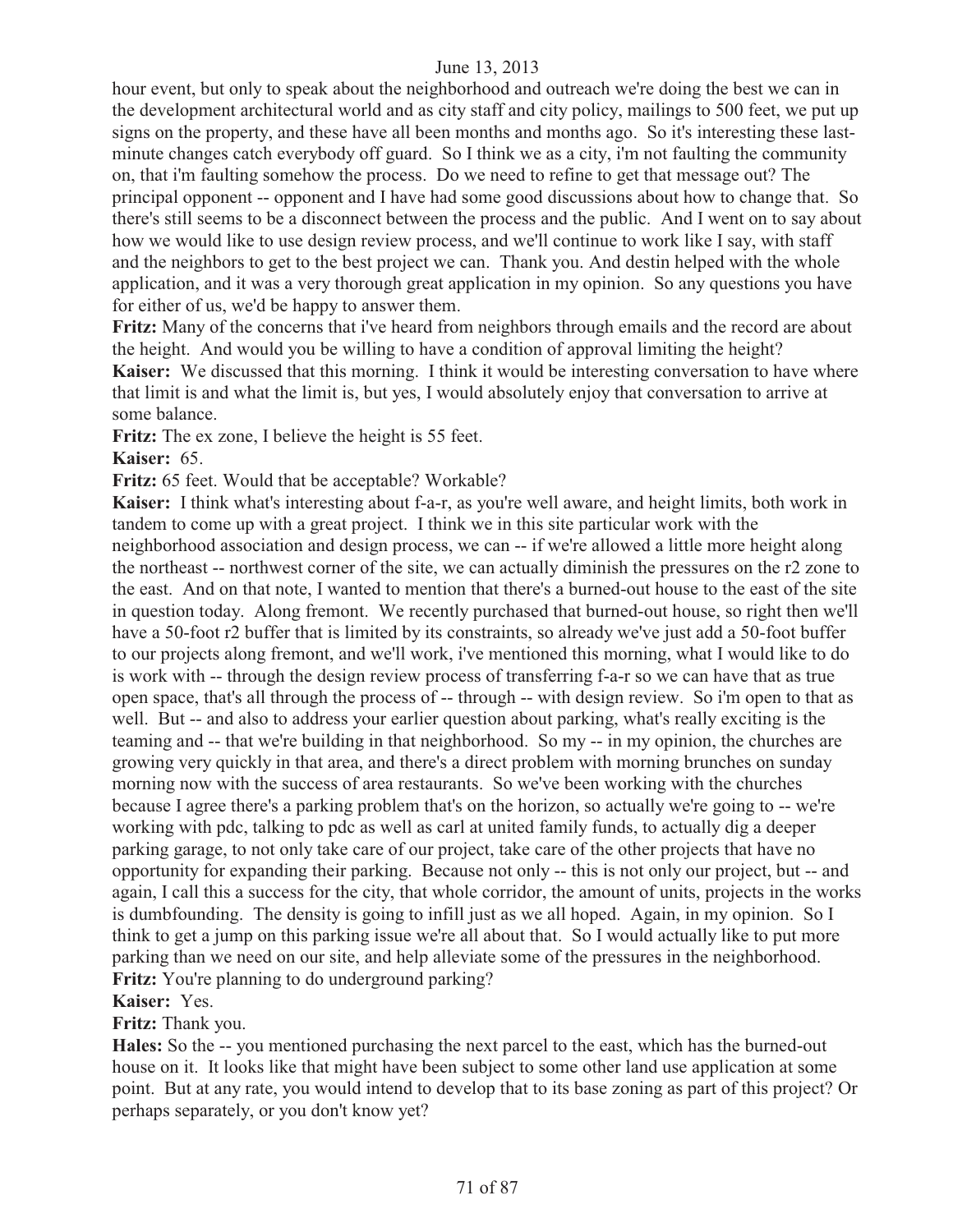hour event, but only to speak about the neighborhood and outreach we're doing the best we can in the development architectural world and as city staff and city policy, mailings to 500 feet, we put up signs on the property, and these have all been months and months ago. So it's interesting these last-minute changes catch everybody off guard. So I think we as a city, i'm not faulting the community on, that i'm faulting somehow the process. Do we need to refine to get that message out? The principal opponent -- opponent and I have had some good discussions about how to change that. So there's still seems to be a disconnect between the process and the public. And I went on to say about how we would like to use design review process, and we'll continue to work like I say, with staff and the neighbors to get to the best project we can. Thank you. And destin helped with the whole application, and it was a very thorough great application in my opinion. So any questions you have for either of us, we'd be happy to answer them.

**Fritz:** Many of the concerns that i've heard from neighbors through emails and the record are about the height. And would you be willing to have a condition of approval limiting the height?

**Kaiser:** We discussed that this morning. I think it would be interesting conversation to have where that limit is and what the limit is, but yes, I would absolutely enjoy that conversation to arrive at some balance.

**Fritz:** The ex zone, I believe the height is 55 feet.

**Kaiser:** 65.

**Fritz:** 65 feet. Would that be acceptable? Workable?

**Kaiser:** I think what's interesting about f-a-r, as you're well aware, and height limits, both work in tandem to come up with a great project. I think we in this site particular work with the neighborhood association and design process, we can -- if we're allowed a little more height along the northeast -- northwest corner of the site, we can actually diminish the pressures on the r2 zone to the east. And on that note, I wanted to mention that there's a burned-out house to the east of the site in question today. Along fremont. We recently purchased that burned-out house, so right then we'll have a 50-foot r2 buffer that is limited by its constraints, so already we've just add a 50-foot buffer to our projects along fremont, and we'll work, i've mentioned this morning, what I would like to do is work with -- through the design review process of transferring f-a-r so we can have that as true open space, that's all through the process of -- through -- with design review. So i'm open to that as well. But -- and also to address your earlier question about parking, what's really exciting is the teaming and -- that we're building in that neighborhood. So my -- in my opinion, the churches are growing very quickly in that area, and there's a direct problem with morning brunches on sunday morning now with the success of area restaurants. So we've been working with the churches because I agree there's a parking problem that's on the horizon, so actually we're going to -- we're working with pdc, talking to pdc as well as carl at united family funds, to actually dig a deeper parking garage, to not only take care of our project, take care of the other projects that have no opportunity for expanding their parking. Because not only -- this is not only our project, but -- and again, I call this a success for the city, that whole corridor, the amount of units, projects in the works is dumbfounding. The density is going to infill just as we all hoped. Again, in my opinion. So I think to get a jump on this parking issue we're all about that. So I would actually like to put more parking than we need on our site, and help alleviate some of the pressures in the neighborhood.

**Fritz:** You're planning to do underground parking?

**Kaiser:** Yes.

**Fritz:** Thank you.

**Hales:** So the -- you mentioned purchasing the next parcel to the east, which has the burned-out house on it. It looks like that might have been subject to some other land use application at some point. But at any rate, you would intend to develop that to its base zoning as part of this project? Or perhaps separately, or you don't know yet?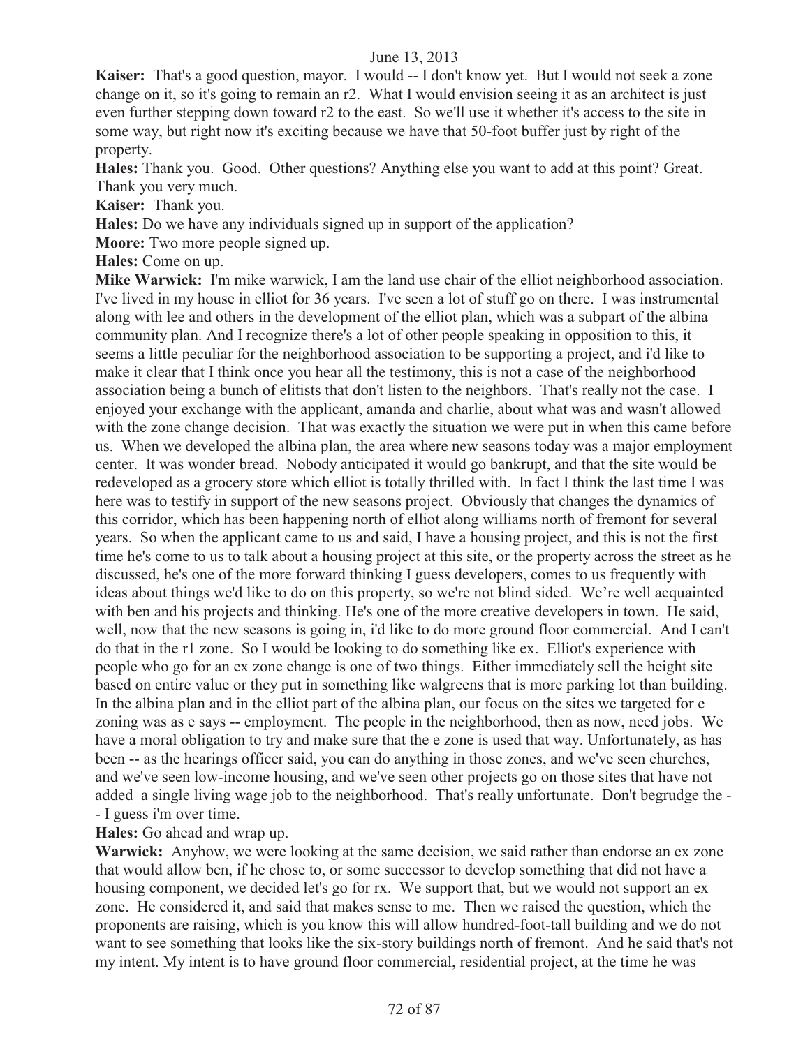**Kaiser:** That's a good question, mayor. I would -- I don't know yet. But I would not seek a zone change on it, so it's going to remain an r2. What I would envision seeing it as an architect is just even further stepping down toward r2 to the east. So we'll use it whether it's access to the site in some way, but right now it's exciting because we have that 50-foot buffer just by right of the property.

**Hales:** Thank you. Good. Other questions? Anything else you want to add at this point? Great. Thank you very much.

**Kaiser:** Thank you.

**Hales:** Do we have any individuals signed up in support of the application?

**Moore:** Two more people signed up.

**Hales:** Come on up.

**Mike Warwick:** I'm mike warwick, I am the land use chair of the elliot neighborhood association. I've lived in my house in elliot for 36 years. I've seen a lot of stuff go on there. I was instrumental along with lee and others in the development of the elliot plan, which was a subpart of the albina community plan. And I recognize there's a lot of other people speaking in opposition to this, it seems a little peculiar for the neighborhood association to be supporting a project, and i'd like to make it clear that I think once you hear all the testimony, this is not a case of the neighborhood association being a bunch of elitists that don't listen to the neighbors. That's really not the case. I enjoyed your exchange with the applicant, amanda and charlie, about what was and wasn't allowed with the zone change decision. That was exactly the situation we were put in when this came before us. When we developed the albina plan, the area where new seasons today was a major employment center. It was wonder bread. Nobody anticipated it would go bankrupt, and that the site would be redeveloped as a grocery store which elliot is totally thrilled with. In fact I think the last time I was here was to testify in support of the new seasons project. Obviously that changes the dynamics of this corridor, which has been happening north of elliot along williams north of fremont for several years. So when the applicant came to us and said, I have a housing project, and this is not the first time he's come to us to talk about a housing project at this site, or the property across the street as he discussed, he's one of the more forward thinking I guess developers, comes to us frequently with ideas about things we'd like to do on this property, so we're not blind sided. We're well acquainted with ben and his projects and thinking. He's one of the more creative developers in town. He said, well, now that the new seasons is going in, i'd like to do more ground floor commercial. And I can't do that in the r1 zone. So I would be looking to do something like ex. Elliot's experience with people who go for an ex zone change is one of two things. Either immediately sell the height site based on entire value or they put in something like walgreens that is more parking lot than building. In the albina plan and in the elliot part of the albina plan, our focus on the sites we targeted for e zoning was as e says -- employment. The people in the neighborhood, then as now, need jobs. We have a moral obligation to try and make sure that the e zone is used that way. Unfortunately, as has been -- as the hearings officer said, you can do anything in those zones, and we've seen churches, and we've seen low-income housing, and we've seen other projects go on those sites that have not added a single living wage job to the neighborhood. That's really unfortunate. Don't begrudge the -- I guess i'm over time.

**Hales:** Go ahead and wrap up.

**Warwick:** Anyhow, we were looking at the same decision, we said rather than endorse an ex zone that would allow ben, if he chose to, or some successor to develop something that did not have a housing component, we decided let's go for rx. We support that, but we would not support an ex zone. He considered it, and said that makes sense to me. Then we raised the question, which the proponents are raising, which is you know this will allow hundred-foot-tall building and we do not want to see something that looks like the six-story buildings north of fremont. And he said that's not my intent. My intent is to have ground floor commercial, residential project, at the time he was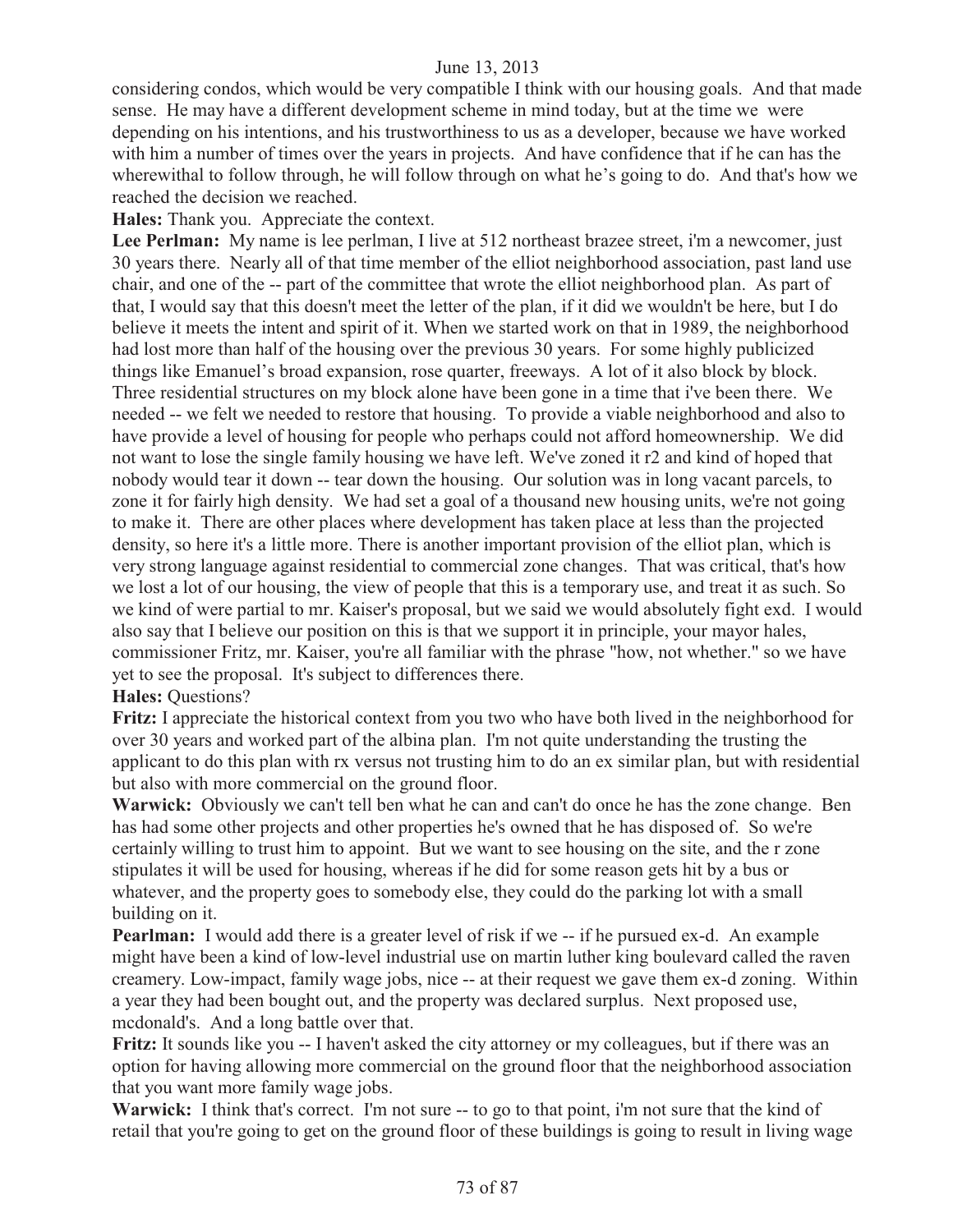considering condos, which would be very compatible I think with our housing goals. And that made sense. He may have a different development scheme in mind today, but at the time we were depending on his intentions, and his trustworthiness to us as a developer, because we have worked with him a number of times over the years in projects. And have confidence that if he can has the wherewithal to follow through, he will follow through on what he's going to do. And that's how we reached the decision we reached.

**Hales:** Thank you. Appreciate the context.

**Lee Perlman:** My name is lee perlman, I live at 512 northeast brazee street, i'm a newcomer, just 30 years there. Nearly all of that time member of the elliot neighborhood association, past land use chair, and one of the -- part of the committee that wrote the elliot neighborhood plan. As part of that, I would say that this doesn't meet the letter of the plan, if it did we wouldn't be here, but I do believe it meets the intent and spirit of it. When we started work on that in 1989, the neighborhood had lost more than half of the housing over the previous 30 years. For some highly publicized things like Emanuel's broad expansion, rose quarter, freeways. A lot of it also block by block. Three residential structures on my block alone have been gone in a time that i've been there. We needed -- we felt we needed to restore that housing. To provide a viable neighborhood and also to have provide a level of housing for people who perhaps could not afford homeownership. We did not want to lose the single family housing we have left. We've zoned it r2 and kind of hoped that nobody would tear it down -- tear down the housing. Our solution was in long vacant parcels, to zone it for fairly high density. We had set a goal of a thousand new housing units, we're not going to make it. There are other places where development has taken place at less than the projected density, so here it's a little more. There is another important provision of the elliot plan, which is very strong language against residential to commercial zone changes. That was critical, that's how we lost a lot of our housing, the view of people that this is a temporary use, and treat it as such. So we kind of were partial to mr. Kaiser's proposal, but we said we would absolutely fight exd. I would also say that I believe our position on this is that we support it in principle, your mayor hales, commissioner Fritz, mr. Kaiser, you're all familiar with the phrase "how, not whether." so we have yet to see the proposal. It's subject to differences there.

**Hales:** Questions?

**Fritz:** I appreciate the historical context from you two who have both lived in the neighborhood for over 30 years and worked part of the albina plan. I'm not quite understanding the trusting the applicant to do this plan with rx versus not trusting him to do an ex similar plan, but with residential but also with more commercial on the ground floor.

**Warwick:** Obviously we can't tell ben what he can and can't do once he has the zone change. Ben has had some other projects and other properties he's owned that he has disposed of. So we're certainly willing to trust him to appoint. But we want to see housing on the site, and the r zone stipulates it will be used for housing, whereas if he did for some reason gets hit by a bus or whatever, and the property goes to somebody else, they could do the parking lot with a small building on it.

**Pearlman:** I would add there is a greater level of risk if we -- if he pursued ex-d. An example might have been a kind of low-level industrial use on martin luther king boulevard called the raven creamery. Low-impact, family wage jobs, nice -- at their request we gave them ex-d zoning. Within a year they had been bought out, and the property was declared surplus. Next proposed use, mcdonald's. And a long battle over that.

**Fritz:** It sounds like you -- I haven't asked the city attorney or my colleagues, but if there was an option for having allowing more commercial on the ground floor that the neighborhood association that you want more family wage jobs.

**Warwick:** I think that's correct. I'm not sure -- to go to that point, i'm not sure that the kind of retail that you're going to get on the ground floor of these buildings is going to result in living wage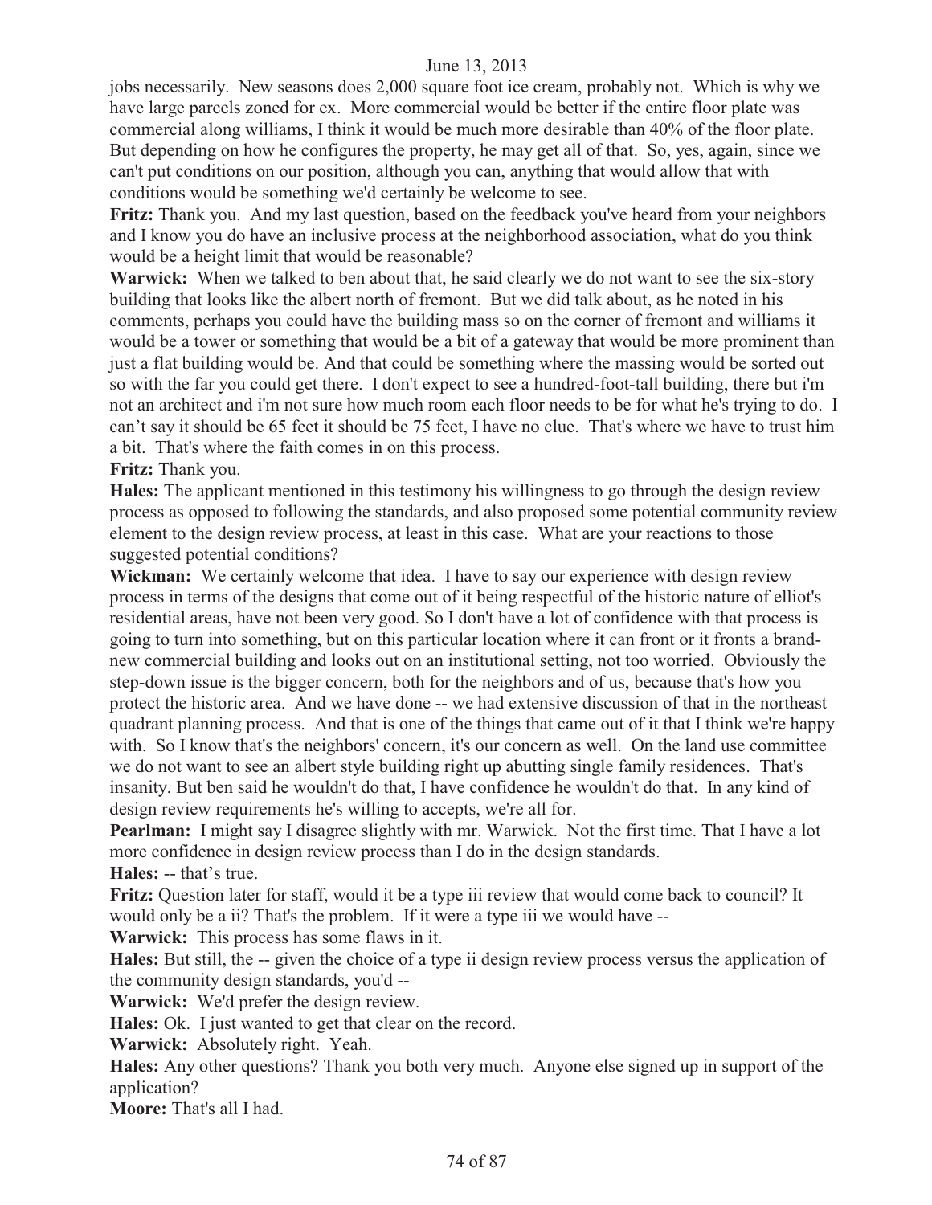jobs necessarily. New seasons does 2,000 square foot ice cream, probably not. Which is why we have large parcels zoned for ex. More commercial would be better if the entire floor plate was commercial along williams, I think it would be much more desirable than 40% of the floor plate. But depending on how he configures the property, he may get all of that. So, yes, again, since we can't put conditions on our position, although you can, anything that would allow that with conditions would be something we'd certainly be welcome to see.

**Fritz:** Thank you. And my last question, based on the feedback you've heard from your neighbors and I know you do have an inclusive process at the neighborhood association, what do you think would be a height limit that would be reasonable?

**Warwick:** When we talked to ben about that, he said clearly we do not want to see the six-story building that looks like the albert north of fremont. But we did talk about, as he noted in his comments, perhaps you could have the building mass so on the corner of fremont and williams it would be a tower or something that would be a bit of a gateway that would be more prominent than just a flat building would be. And that could be something where the massing would be sorted out so with the far you could get there. I don't expect to see a hundred-foot-tall building, there but i'm not an architect and i'm not sure how much room each floor needs to be for what he's trying to do. I can't say it should be 65 feet it should be 75 feet, I have no clue. That's where we have to trust him a bit. That's where the faith comes in on this process.

**Fritz:** Thank you.

**Hales:** The applicant mentioned in this testimony his willingness to go through the design review process as opposed to following the standards, and also proposed some potential community review element to the design review process, at least in this case. What are your reactions to those suggested potential conditions?

**Wickman:** We certainly welcome that idea. I have to say our experience with design review process in terms of the designs that come out of it being respectful of the historic nature of elliot's residential areas, have not been very good. So I don't have a lot of confidence with that process is going to turn into something, but on this particular location where it can front or it fronts a brand-new commercial building and looks out on an institutional setting, not too worried. Obviously the step-down issue is the bigger concern, both for the neighbors and of us, because that's how you protect the historic area. And we have done -- we had extensive discussion of that in the northeast quadrant planning process. And that is one of the things that came out of it that I think we're happy with. So I know that's the neighbors' concern, it's our concern as well. On the land use committee we do not want to see an albert style building right up abutting single family residences. That's insanity. But ben said he wouldn't do that, I have confidence he wouldn't do that. In any kind of design review requirements he's willing to accepts, we're all for.

**Pearlman:** I might say I disagree slightly with mr. Warwick. Not the first time. That I have a lot more confidence in design review process than I do in the design standards.

**Hales:** -- that's true.

**Fritz:** Question later for staff, would it be a type iii review that would come back to council? It would only be a ii? That's the problem. If it were a type iii we would have --

**Warwick:** This process has some flaws in it.

**Hales:** But still, the -- given the choice of a type ii design review process versus the application of the community design standards, you'd --

**Warwick:** We'd prefer the design review.

**Hales:** Ok. I just wanted to get that clear on the record.

**Warwick:** Absolutely right. Yeah.

**Hales:** Any other questions? Thank you both very much. Anyone else signed up in support of the application?

**Moore:** That's all I had.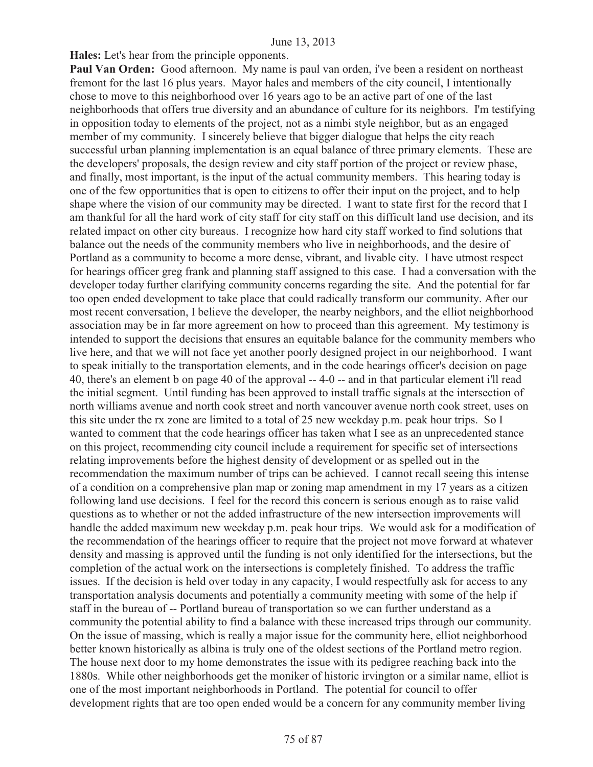**Hales:** Let's hear from the principle opponents.

**Paul Van Orden:** Good afternoon. My name is paul van orden, i've been a resident on northeast fremont for the last 16 plus years. Mayor hales and members of the city council, I intentionally chose to move to this neighborhood over 16 years ago to be an active part of one of the last neighborhoods that offers true diversity and an abundance of culture for its neighbors. I'm testifying in opposition today to elements of the project, not as a nimbi style neighbor, but as an engaged member of my community. I sincerely believe that bigger dialogue that helps the city reach successful urban planning implementation is an equal balance of three primary elements. These are the developers' proposals, the design review and city staff portion of the project or review phase, and finally, most important, is the input of the actual community members. This hearing today is one of the few opportunities that is open to citizens to offer their input on the project, and to help shape where the vision of our community may be directed. I want to state first for the record that I am thankful for all the hard work of city staff for city staff on this difficult land use decision, and its related impact on other city bureaus. I recognize how hard city staff worked to find solutions that balance out the needs of the community members who live in neighborhoods, and the desire of Portland as a community to become a more dense, vibrant, and livable city. I have utmost respect for hearings officer greg frank and planning staff assigned to this case. I had a conversation with the developer today further clarifying community concerns regarding the site. And the potential for far too open ended development to take place that could radically transform our community. After our most recent conversation, I believe the developer, the nearby neighbors, and the elliot neighborhood association may be in far more agreement on how to proceed than this agreement. My testimony is intended to support the decisions that ensures an equitable balance for the community members who live here, and that we will not face yet another poorly designed project in our neighborhood. I want to speak initially to the transportation elements, and in the code hearings officer's decision on page 40, there's an element b on page 40 of the approval -- 4-0 -- and in that particular element i'll read the initial segment. Until funding has been approved to install traffic signals at the intersection of north williams avenue and north cook street and north vancouver avenue north cook street, uses on this site under the rx zone are limited to a total of 25 new weekday p.m. peak hour trips. So I wanted to comment that the code hearings officer has taken what I see as an unprecedented stance on this project, recommending city council include a requirement for specific set of intersections relating improvements before the highest density of development or as spelled out in the recommendation the maximum number of trips can be achieved. I cannot recall seeing this intense of a condition on a comprehensive plan map or zoning map amendment in my 17 years as a citizen following land use decisions. I feel for the record this concern is serious enough as to raise valid questions as to whether or not the added infrastructure of the new intersection improvements will handle the added maximum new weekday p.m. peak hour trips. We would ask for a modification of the recommendation of the hearings officer to require that the project not move forward at whatever density and massing is approved until the funding is not only identified for the intersections, but the completion of the actual work on the intersections is completely finished. To address the traffic issues. If the decision is held over today in any capacity, I would respectfully ask for access to any transportation analysis documents and potentially a community meeting with some of the help if staff in the bureau of -- Portland bureau of transportation so we can further understand as a community the potential ability to find a balance with these increased trips through our community. On the issue of massing, which is really a major issue for the community here, elliot neighborhood better known historically as albina is truly one of the oldest sections of the Portland metro region. The house next door to my home demonstrates the issue with its pedigree reaching back into the 1880s. While other neighborhoods get the moniker of historic irvington or a similar name, elliot is one of the most important neighborhoods in Portland. The potential for council to offer development rights that are too open ended would be a concern for any community member living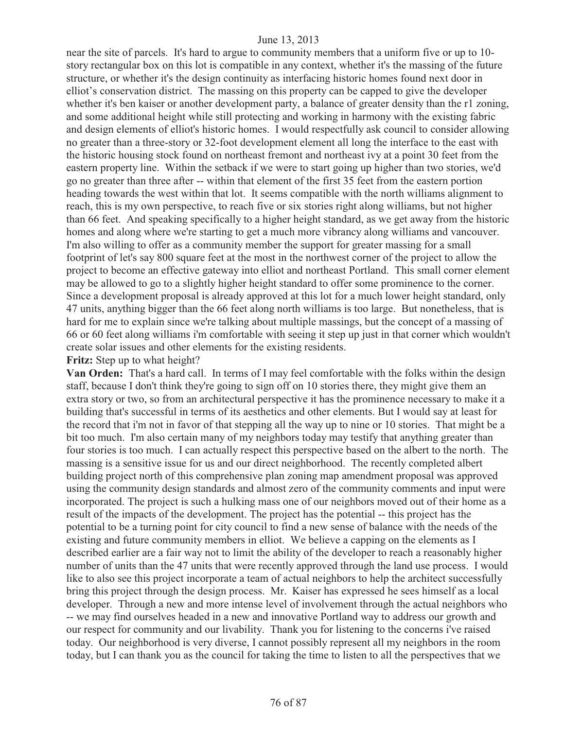near the site of parcels. It's hard to argue to community members that a uniform five or up to 10-story rectangular box on this lot is compatible in any context, whether it's the massing of the future structure, or whether it's the design continuity as interfacing historic homes found next door in elliot's conservation district. The massing on this property can be capped to give the developer whether it's ben kaiser or another development party, a balance of greater density than the r1 zoning, and some additional height while still protecting and working in harmony with the existing fabric and design elements of elliot's historic homes. I would respectfully ask council to consider allowing no greater than a three-story or 32-foot development element all long the interface to the east with the historic housing stock found on northeast fremont and northeast ivy at a point 30 feet from the eastern property line. Within the setback if we were to start going up higher than two stories, we'd go no greater than three after -- within that element of the first 35 feet from the eastern portion heading towards the west within that lot. It seems compatible with the north williams alignment to reach, this is my own perspective, to reach five or six stories right along williams, but not higher than 66 feet. And speaking specifically to a higher height standard, as we get away from the historic homes and along where we're starting to get a much more vibrancy along williams and vancouver. I'm also willing to offer as a community member the support for greater massing for a small footprint of let's say 800 square feet at the most in the northwest corner of the project to allow the project to become an effective gateway into elliot and northeast Portland. This small corner element may be allowed to go to a slightly higher height standard to offer some prominence to the corner. Since a development proposal is already approved at this lot for a much lower height standard, only 47 units, anything bigger than the 66 feet along north williams is too large. But nonetheless, that is hard for me to explain since we're talking about multiple massings, but the concept of a massing of 66 or 60 feet along williams i'm comfortable with seeing it step up just in that corner which wouldn't create solar issues and other elements for the existing residents.

**Fritz:** Step up to what height?

**Van Orden:** That's a hard call. In terms of I may feel comfortable with the folks within the design staff, because I don't think they're going to sign off on 10 stories there, they might give them an extra story or two, so from an architectural perspective it has the prominence necessary to make it a building that's successful in terms of its aesthetics and other elements. But I would say at least for the record that i'm not in favor of that stepping all the way up to nine or 10 stories. That might be a bit too much. I'm also certain many of my neighbors today may testify that anything greater than four stories is too much. I can actually respect this perspective based on the albert to the north. The massing is a sensitive issue for us and our direct neighborhood. The recently completed albert building project north of this comprehensive plan zoning map amendment proposal was approved using the community design standards and almost zero of the community comments and input were incorporated. The project is such a hulking mass one of our neighbors moved out of their home as a result of the impacts of the development. The project has the potential -- this project has the potential to be a turning point for city council to find a new sense of balance with the needs of the existing and future community members in elliot. We believe a capping on the elements as I described earlier are a fair way not to limit the ability of the developer to reach a reasonably higher number of units than the 47 units that were recently approved through the land use process. I would like to also see this project incorporate a team of actual neighbors to help the architect successfully bring this project through the design process. Mr. Kaiser has expressed he sees himself as a local developer. Through a new and more intense level of involvement through the actual neighbors who -- we may find ourselves headed in a new and innovative Portland way to address our growth and our respect for community and our livability. Thank you for listening to the concerns i've raised today. Our neighborhood is very diverse, I cannot possibly represent all my neighbors in the room today, but I can thank you as the council for taking the time to listen to all the perspectives that we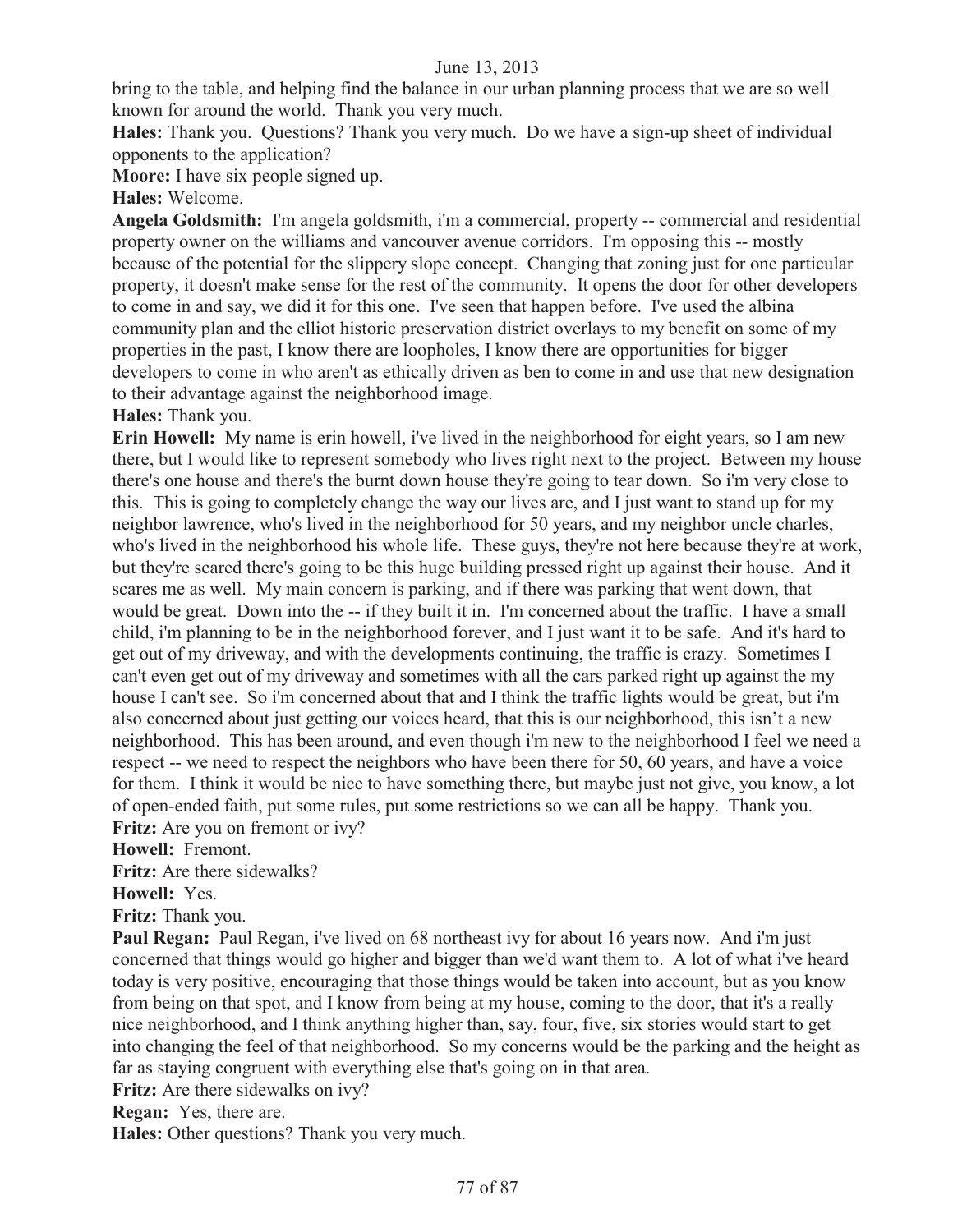bring to the table, and helping find the balance in our urban planning process that we are so well known for around the world. Thank you very much.

**Hales:** Thank you. Questions? Thank you very much. Do we have a sign-up sheet of individual opponents to the application?

**Moore:** I have six people signed up.

**Hales:** Welcome.

**Angela Goldsmith:** I'm angela goldsmith, i'm a commercial, property -- commercial and residential property owner on the williams and vancouver avenue corridors. I'm opposing this -- mostly because of the potential for the slippery slope concept. Changing that zoning just for one particular property, it doesn't make sense for the rest of the community. It opens the door for other developers to come in and say, we did it for this one. I've seen that happen before. I've used the albina community plan and the elliot historic preservation district overlays to my benefit on some of my properties in the past, I know there are loopholes, I know there are opportunities for bigger developers to come in who aren't as ethically driven as ben to come in and use that new designation to their advantage against the neighborhood image.

**Hales:** Thank you.

**Erin Howell:** My name is erin howell, i've lived in the neighborhood for eight years, so I am new there, but I would like to represent somebody who lives right next to the project. Between my house there's one house and there's the burnt down house they're going to tear down. So i'm very close to this. This is going to completely change the way our lives are, and I just want to stand up for my neighbor lawrence, who's lived in the neighborhood for 50 years, and my neighbor uncle charles, who's lived in the neighborhood his whole life. These guys, they're not here because they're at work, but they're scared there's going to be this huge building pressed right up against their house. And it scares me as well. My main concern is parking, and if there was parking that went down, that would be great. Down into the -- if they built it in. I'm concerned about the traffic. I have a small child, i'm planning to be in the neighborhood forever, and I just want it to be safe. And it's hard to get out of my driveway, and with the developments continuing, the traffic is crazy. Sometimes I can't even get out of my driveway and sometimes with all the cars parked right up against the my house I can't see. So i'm concerned about that and I think the traffic lights would be great, but i'm also concerned about just getting our voices heard, that this is our neighborhood, this isn't a new neighborhood. This has been around, and even though i'm new to the neighborhood I feel we need a respect -- we need to respect the neighbors who have been there for 50, 60 years, and have a voice for them. I think it would be nice to have something there, but maybe just not give, you know, a lot of open-ended faith, put some rules, put some restrictions so we can all be happy. Thank you.

**Fritz:** Are you on fremont or ivy?

**Howell:** Fremont.

**Fritz:** Are there sidewalks?

**Howell:** Yes.

**Fritz:** Thank you.

**Paul Regan:** Paul Regan, i've lived on 68 northeast ivy for about 16 years now. And i'm just concerned that things would go higher and bigger than we'd want them to. A lot of what i've heard today is very positive, encouraging that those things would be taken into account, but as you know from being on that spot, and I know from being at my house, coming to the door, that it's a really nice neighborhood, and I think anything higher than, say, four, five, six stories would start to get into changing the feel of that neighborhood. So my concerns would be the parking and the height as far as staying congruent with everything else that's going on in that area.

**Fritz:** Are there sidewalks on ivy?

**Regan:** Yes, there are.

**Hales:** Other questions? Thank you very much.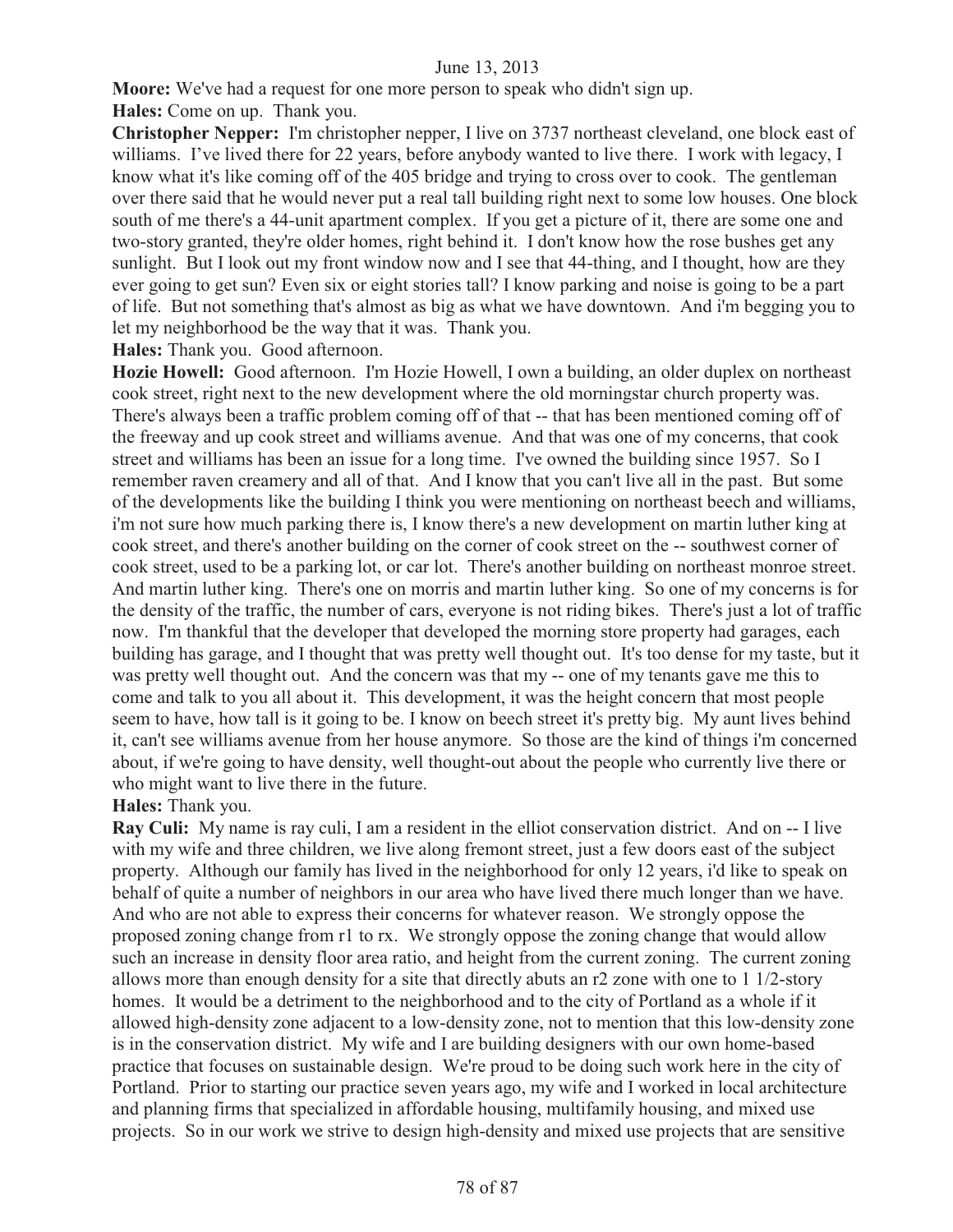June 13, 2013

**Moore:** We've had a request for one more person to speak who didn't sign up.

**Hales:** Come on up. Thank you.

**Christopher Nepper:** I'm christopher nepper, I live on 3737 northeast cleveland, one block east of williams. I've lived there for 22 years, before anybody wanted to live there. I work with legacy, I know what it's like coming off of the 405 bridge and trying to cross over to cook. The gentleman over there said that he would never put a real tall building right next to some low houses. One block south of me there's a 44-unit apartment complex. If you get a picture of it, there are some one and two-story granted, they're older homes, right behind it. I don't know how the rose bushes get any sunlight. But I look out my front window now and I see that 44-thing, and I thought, how are they ever going to get sun? Even six or eight stories tall? I know parking and noise is going to be a part of life. But not something that's almost as big as what we have downtown. And i'm begging you to let my neighborhood be the way that it was. Thank you.

**Hales:** Thank you. Good afternoon.

**Hozie Howell:** Good afternoon. I'm Hozie Howell, I own a building, an older duplex on northeast cook street, right next to the new development where the old morningstar church property was. There's always been a traffic problem coming off of that -- that has been mentioned coming off of the freeway and up cook street and williams avenue. And that was one of my concerns, that cook street and williams has been an issue for a long time. I've owned the building since 1957. So I remember raven creamery and all of that. And I know that you can't live all in the past. But some of the developments like the building I think you were mentioning on northeast beech and williams, i'm not sure how much parking there is, I know there's a new development on martin luther king at cook street, and there's another building on the corner of cook street on the -- southwest corner of cook street, used to be a parking lot, or car lot. There's another building on northeast monroe street. And martin luther king. There's one on morris and martin luther king. So one of my concerns is for the density of the traffic, the number of cars, everyone is not riding bikes. There's just a lot of traffic now. I'm thankful that the developer that developed the morning store property had garages, each building has garage, and I thought that was pretty well thought out. It's too dense for my taste, but it was pretty well thought out. And the concern was that my -- one of my tenants gave me this to come and talk to you all about it. This development, it was the height concern that most people seem to have, how tall is it going to be. I know on beech street it's pretty big. My aunt lives behind it, can't see williams avenue from her house anymore. So those are the kind of things i'm concerned about, if we're going to have density, well thought-out about the people who currently live there or who might want to live there in the future.

**Hales:** Thank you.

**Ray Culi:** My name is ray culi, I am a resident in the elliot conservation district. And on -- I live with my wife and three children, we live along fremont street, just a few doors east of the subject property. Although our family has lived in the neighborhood for only 12 years, i'd like to speak on behalf of quite a number of neighbors in our area who have lived there much longer than we have. And who are not able to express their concerns for whatever reason. We strongly oppose the proposed zoning change from r1 to rx. We strongly oppose the zoning change that would allow such an increase in density floor area ratio, and height from the current zoning. The current zoning allows more than enough density for a site that directly abuts an r2 zone with one to 1 1/2-story homes. It would be a detriment to the neighborhood and to the city of Portland as a whole if it allowed high-density zone adjacent to a low-density zone, not to mention that this low-density zone is in the conservation district. My wife and I are building designers with our own home-based practice that focuses on sustainable design. We're proud to be doing such work here in the city of Portland. Prior to starting our practice seven years ago, my wife and I worked in local architecture and planning firms that specialized in affordable housing, multifamily housing, and mixed use projects. So in our work we strive to design high-density and mixed use projects that are sensitive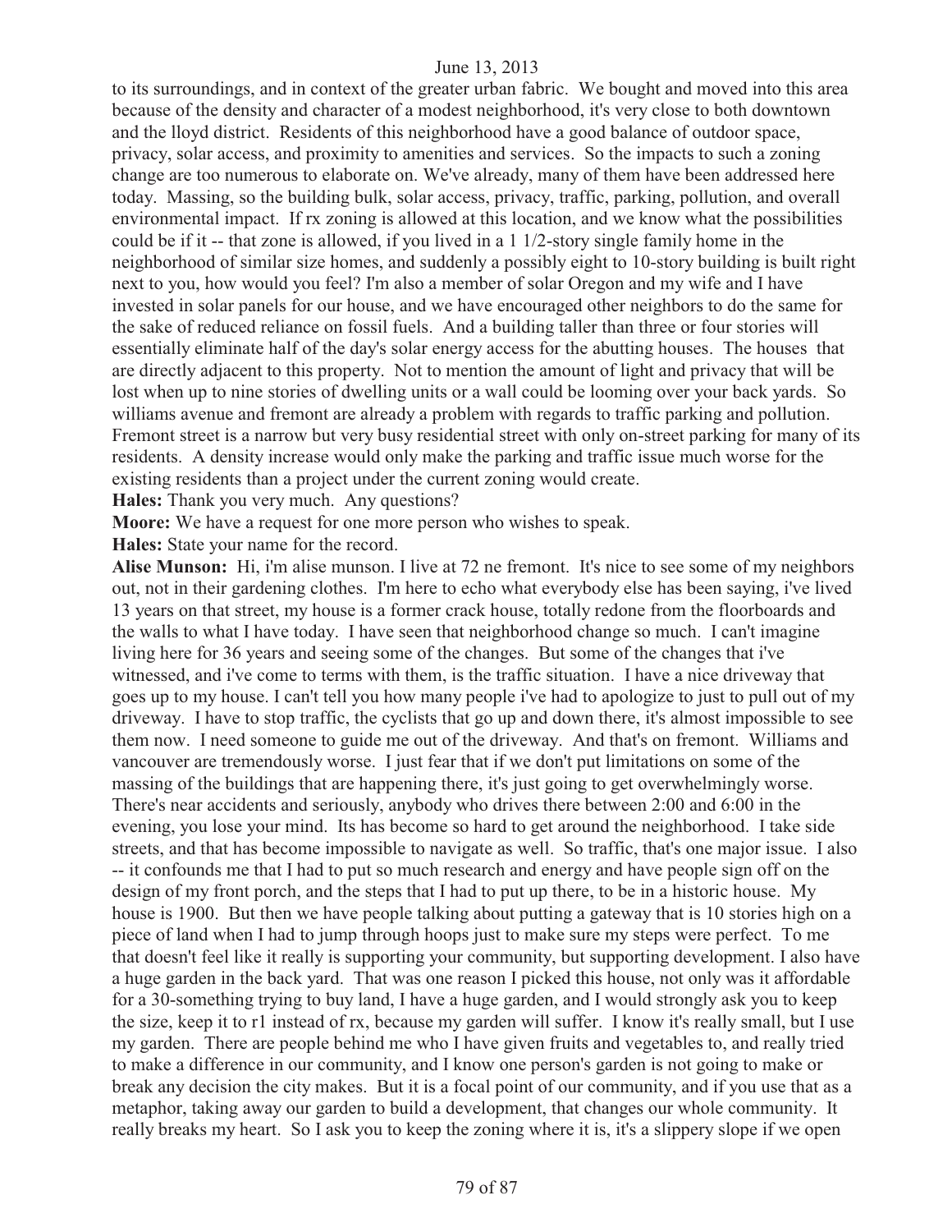to its surroundings, and in context of the greater urban fabric. We bought and moved into this area because of the density and character of a modest neighborhood, it's very close to both downtown and the lloyd district. Residents of this neighborhood have a good balance of outdoor space, privacy, solar access, and proximity to amenities and services. So the impacts to such a zoning change are too numerous to elaborate on. We've already, many of them have been addressed here today. Massing, so the building bulk, solar access, privacy, traffic, parking, pollution, and overall environmental impact. If rx zoning is allowed at this location, and we know what the possibilities could be if it -- that zone is allowed, if you lived in a 1 1/2-story single family home in the neighborhood of similar size homes, and suddenly a possibly eight to 10-story building is built right next to you, how would you feel? I'm also a member of solar Oregon and my wife and I have invested in solar panels for our house, and we have encouraged other neighbors to do the same for the sake of reduced reliance on fossil fuels. And a building taller than three or four stories will essentially eliminate half of the day's solar energy access for the abutting houses. The houses that are directly adjacent to this property. Not to mention the amount of light and privacy that will be lost when up to nine stories of dwelling units or a wall could be looming over your back yards. So williams avenue and fremont are already a problem with regards to traffic parking and pollution. Fremont street is a narrow but very busy residential street with only on-street parking for many of its residents. A density increase would only make the parking and traffic issue much worse for the existing residents than a project under the current zoning would create.

**Hales:** Thank you very much. Any questions?

**Moore:** We have a request for one more person who wishes to speak.

**Hales:** State your name for the record.

**Alise Munson:** Hi, i'm alise munson. I live at 72 ne fremont. It's nice to see some of my neighbors out, not in their gardening clothes. I'm here to echo what everybody else has been saying, i've lived 13 years on that street, my house is a former crack house, totally redone from the floorboards and the walls to what I have today. I have seen that neighborhood change so much. I can't imagine living here for 36 years and seeing some of the changes. But some of the changes that i've witnessed, and i've come to terms with them, is the traffic situation. I have a nice driveway that goes up to my house. I can't tell you how many people i've had to apologize to just to pull out of my driveway. I have to stop traffic, the cyclists that go up and down there, it's almost impossible to see them now. I need someone to guide me out of the driveway. And that's on fremont. Williams and vancouver are tremendously worse. I just fear that if we don't put limitations on some of the massing of the buildings that are happening there, it's just going to get overwhelmingly worse. There's near accidents and seriously, anybody who drives there between 2:00 and 6:00 in the evening, you lose your mind. Its has become so hard to get around the neighborhood. I take side streets, and that has become impossible to navigate as well. So traffic, that's one major issue. I also -- it confounds me that I had to put so much research and energy and have people sign off on the design of my front porch, and the steps that I had to put up there, to be in a historic house. My house is 1900. But then we have people talking about putting a gateway that is 10 stories high on a piece of land when I had to jump through hoops just to make sure my steps were perfect. To me that doesn't feel like it really is supporting your community, but supporting development. I also have a huge garden in the back yard. That was one reason I picked this house, not only was it affordable for a 30-something trying to buy land, I have a huge garden, and I would strongly ask you to keep the size, keep it to r1 instead of rx, because my garden will suffer. I know it's really small, but I use my garden. There are people behind me who I have given fruits and vegetables to, and really tried to make a difference in our community, and I know one person's garden is not going to make or break any decision the city makes. But it is a focal point of our community, and if you use that as a metaphor, taking away our garden to build a development, that changes our whole community. It really breaks my heart. So I ask you to keep the zoning where it is, it's a slippery slope if we open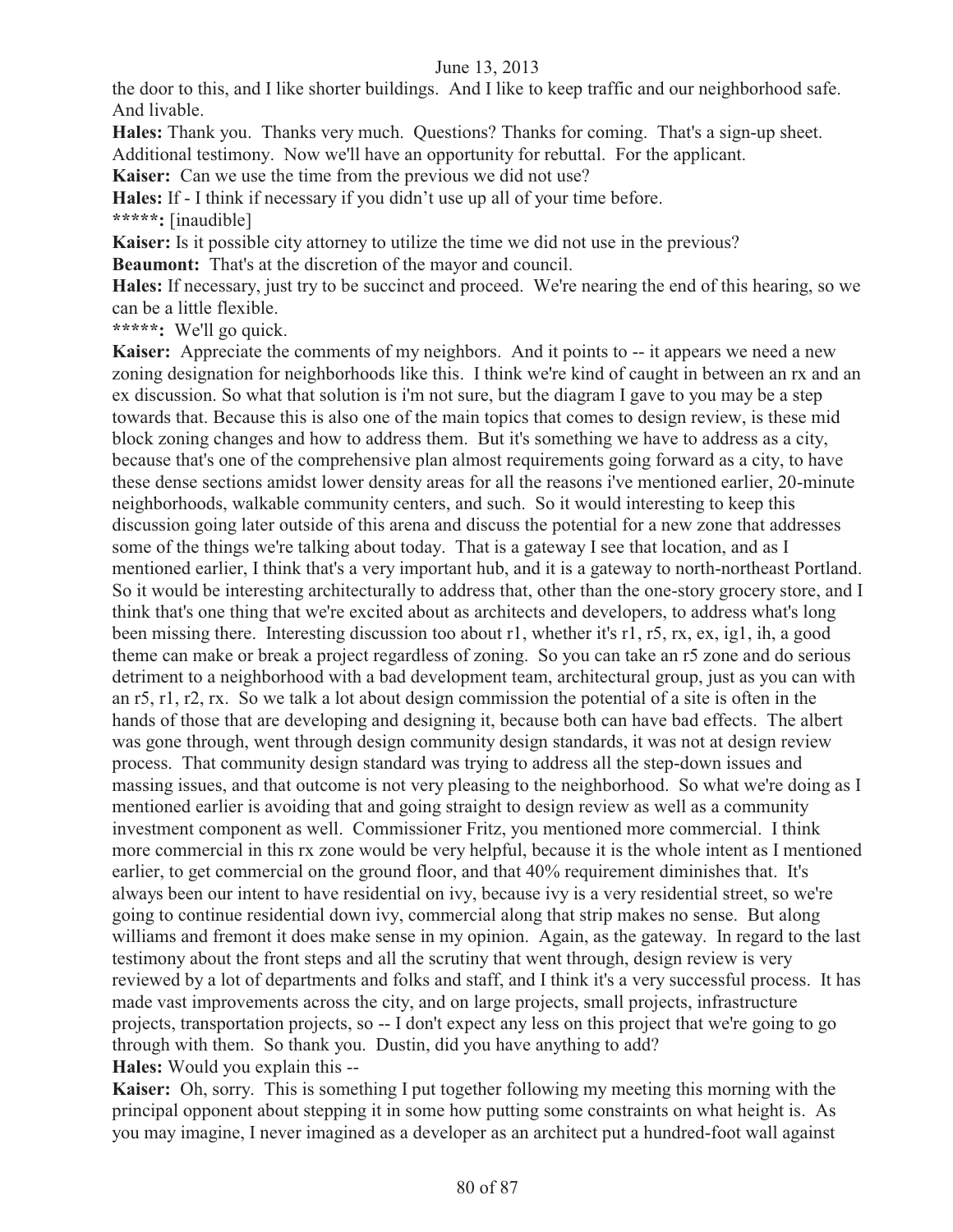the door to this, and I like shorter buildings. And I like to keep traffic and our neighborhood safe. And livable.

**Hales:** Thank you. Thanks very much. Questions? Thanks for coming. That's a sign-up sheet. Additional testimony. Now we'll have an opportunity for rebuttal. For the applicant.

**Kaiser:** Can we use the time from the previous we did not use?

**Hales:** If - I think if necessary if you didn't use up all of your time before.

**\*\*\*\*\*:** [inaudible]

**Kaiser:** Is it possible city attorney to utilize the time we did not use in the previous?

**Beaumont:** That's at the discretion of the mayor and council.

**Hales:** If necessary, just try to be succinct and proceed. We're nearing the end of this hearing, so we can be a little flexible.

**\*\*\*\*\*:** We'll go quick.

**Kaiser:** Appreciate the comments of my neighbors. And it points to -- it appears we need a new zoning designation for neighborhoods like this. I think we're kind of caught in between an rx and an ex discussion. So what that solution is i'm not sure, but the diagram I gave to you may be a step towards that. Because this is also one of the main topics that comes to design review, is these mid block zoning changes and how to address them. But it's something we have to address as a city, because that's one of the comprehensive plan almost requirements going forward as a city, to have these dense sections amidst lower density areas for all the reasons i've mentioned earlier, 20-minute neighborhoods, walkable community centers, and such. So it would interesting to keep this discussion going later outside of this arena and discuss the potential for a new zone that addresses some of the things we're talking about today. That is a gateway I see that location, and as I mentioned earlier, I think that's a very important hub, and it is a gateway to north-northeast Portland. So it would be interesting architecturally to address that, other than the one-story grocery store, and I think that's one thing that we're excited about as architects and developers, to address what's long been missing there. Interesting discussion too about r1, whether it's r1, r5, rx, ex, ig1, ih, a good theme can make or break a project regardless of zoning. So you can take an r5 zone and do serious detriment to a neighborhood with a bad development team, architectural group, just as you can with an r5, r1, r2, rx. So we talk a lot about design commission the potential of a site is often in the hands of those that are developing and designing it, because both can have bad effects. The albert was gone through, went through design community design standards, it was not at design review process. That community design standard was trying to address all the step-down issues and massing issues, and that outcome is not very pleasing to the neighborhood. So what we're doing as I mentioned earlier is avoiding that and going straight to design review as well as a community investment component as well. Commissioner Fritz, you mentioned more commercial. I think more commercial in this rx zone would be very helpful, because it is the whole intent as I mentioned earlier, to get commercial on the ground floor, and that 40% requirement diminishes that. It's always been our intent to have residential on ivy, because ivy is a very residential street, so we're going to continue residential down ivy, commercial along that strip makes no sense. But along williams and fremont it does make sense in my opinion. Again, as the gateway. In regard to the last testimony about the front steps and all the scrutiny that went through, design review is very reviewed by a lot of departments and folks and staff, and I think it's a very successful process. It has made vast improvements across the city, and on large projects, small projects, infrastructure projects, transportation projects, so -- I don't expect any less on this project that we're going to go through with them. So thank you. Dustin, did you have anything to add?

**Hales:** Would you explain this --

**Kaiser:** Oh, sorry. This is something I put together following my meeting this morning with the principal opponent about stepping it in some how putting some constraints on what height is. As you may imagine, I never imagined as a developer as an architect put a hundred-foot wall against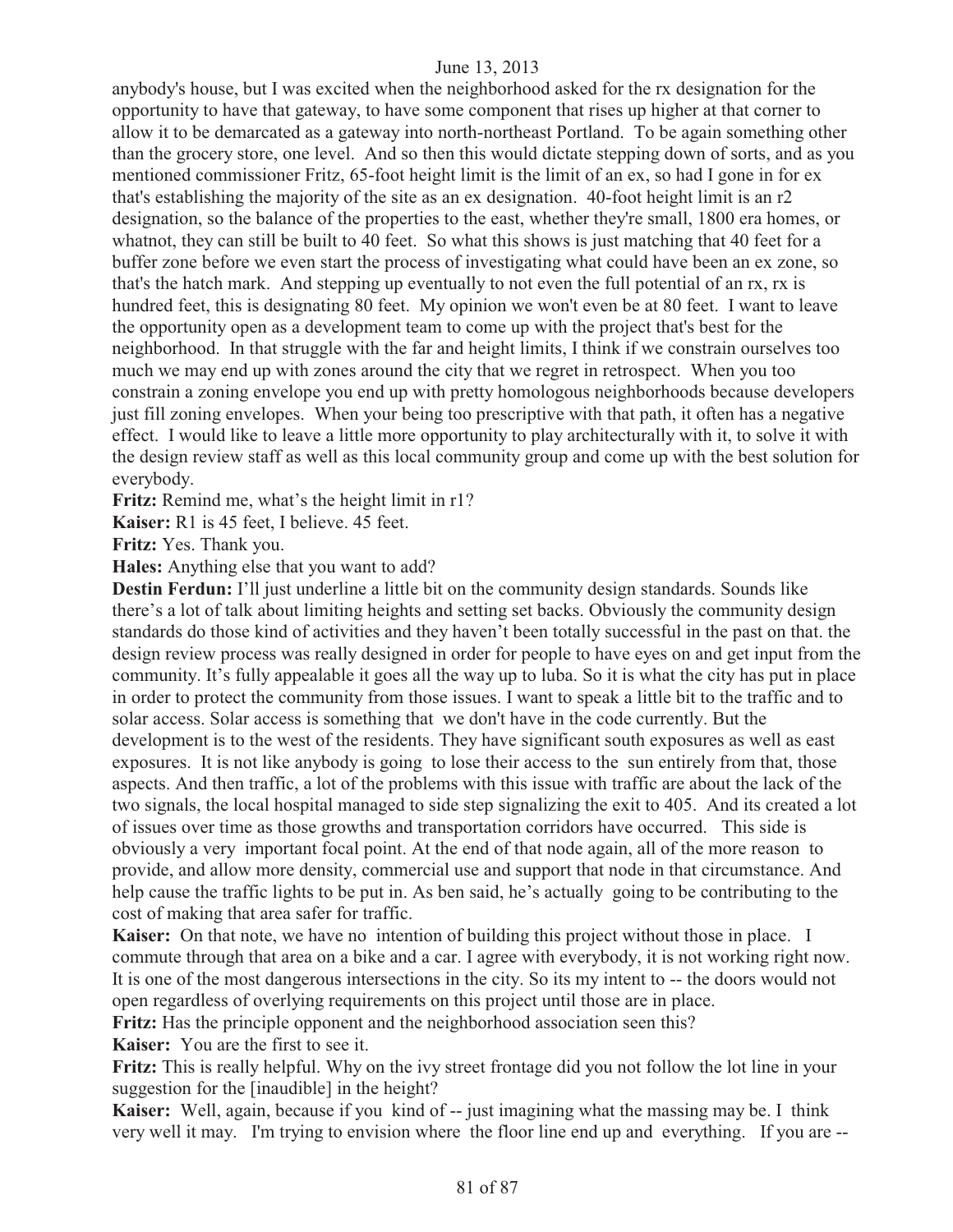anybody's house, but I was excited when the neighborhood asked for the rx designation for the opportunity to have that gateway, to have some component that rises up higher at that corner to allow it to be demarcated as a gateway into north-northeast Portland. To be again something other than the grocery store, one level. And so then this would dictate stepping down of sorts, and as you mentioned commissioner Fritz, 65-foot height limit is the limit of an ex, so had I gone in for ex that's establishing the majority of the site as an ex designation. 40-foot height limit is an r2 designation, so the balance of the properties to the east, whether they're small, 1800 era homes, or whatnot, they can still be built to 40 feet. So what this shows is just matching that 40 feet for a buffer zone before we even start the process of investigating what could have been an ex zone, so that's the hatch mark. And stepping up eventually to not even the full potential of an rx, rx is hundred feet, this is designating 80 feet. My opinion we won't even be at 80 feet. I want to leave the opportunity open as a development team to come up with the project that's best for the neighborhood. In that struggle with the far and height limits, I think if we constrain ourselves too much we may end up with zones around the city that we regret in retrospect. When you too constrain a zoning envelope you end up with pretty homologous neighborhoods because developers just fill zoning envelopes. When your being too prescriptive with that path, it often has a negative effect. I would like to leave a little more opportunity to play architecturally with it, to solve it with the design review staff as well as this local community group and come up with the best solution for everybody.

**Fritz:** Remind me, what's the height limit in r1?

**Kaiser:** R1 is 45 feet, I believe. 45 feet.

**Fritz:** Yes. Thank you.

**Hales:** Anything else that you want to add?

**Destin Ferdun:** I'll just underline a little bit on the community design standards. Sounds like there's a lot of talk about limiting heights and setting set backs. Obviously the community design standards do those kind of activities and they haven't been totally successful in the past on that. the design review process was really designed in order for people to have eyes on and get input from the community. It's fully appealable it goes all the way up to luba. So it is what the city has put in place in order to protect the community from those issues. I want to speak a little bit to the traffic and to solar access. Solar access is something that we don't have in the code currently. But the development is to the west of the residents. They have significant south exposures as well as east exposures. It is not like anybody is going to lose their access to the sun entirely from that, those aspects. And then traffic, a lot of the problems with this issue with traffic are about the lack of the two signals, the local hospital managed to side step signalizing the exit to 405. And its created a lot of issues over time as those growths and transportation corridors have occurred. This side is obviously a very important focal point. At the end of that node again, all of the more reason to provide, and allow more density, commercial use and support that node in that circumstance. And help cause the traffic lights to be put in. As ben said, he's actually going to be contributing to the cost of making that area safer for traffic.

**Kaiser:** On that note, we have no intention of building this project without those in place. I commute through that area on a bike and a car. I agree with everybody, it is not working right now. It is one of the most dangerous intersections in the city. So its my intent to -- the doors would not open regardless of overlying requirements on this project until those are in place.

**Fritz:** Has the principle opponent and the neighborhood association seen this?

**Kaiser:** You are the first to see it.

**Fritz:** This is really helpful. Why on the ivy street frontage did you not follow the lot line in your suggestion for the [inaudible] in the height?

**Kaiser:** Well, again, because if you kind of -- just imagining what the massing may be. I think very well it may. I'm trying to envision where the floor line end up and everything. If you are --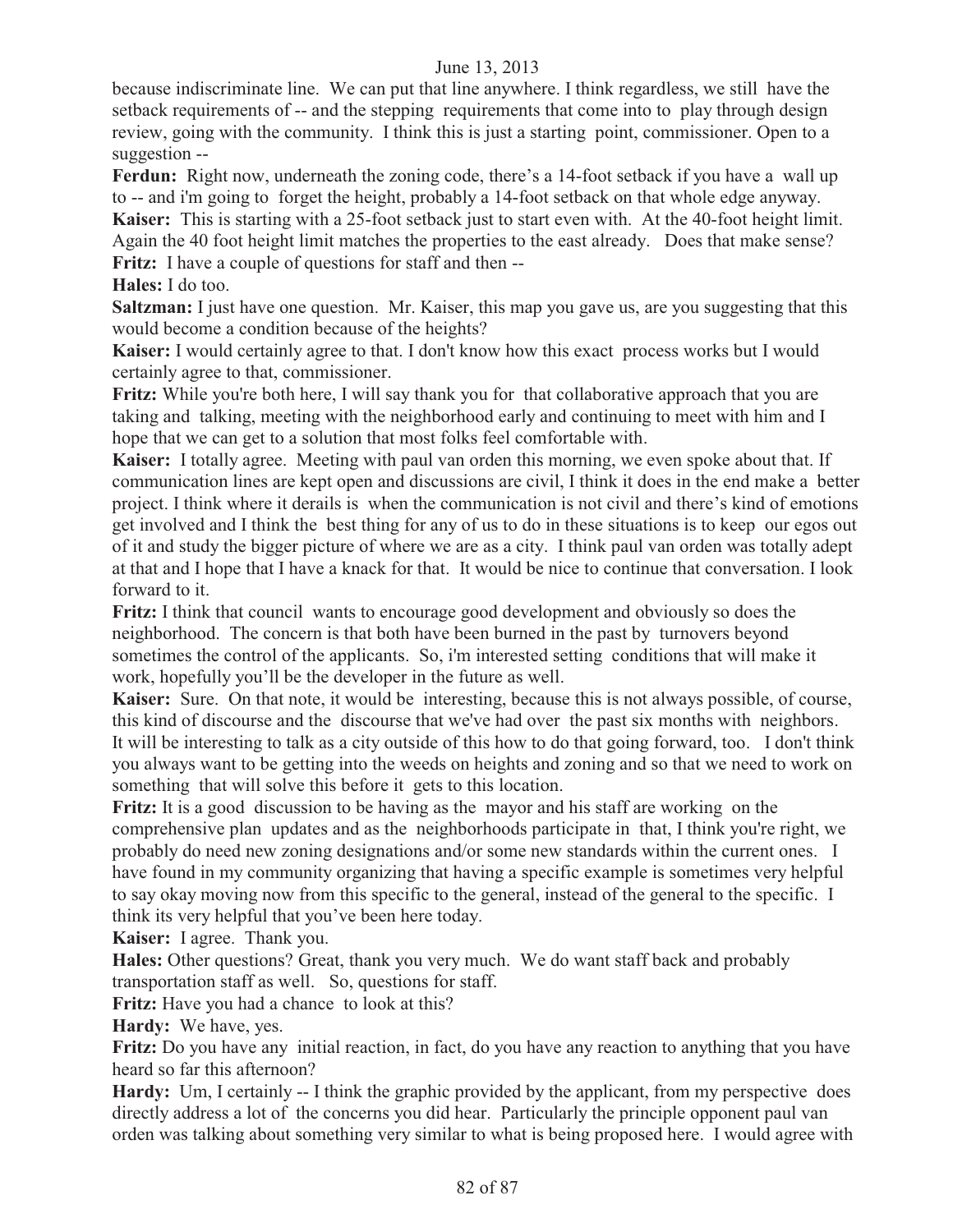because indiscriminate line. We can put that line anywhere. I think regardless, we still have the setback requirements of -- and the stepping requirements that come into to play through design review, going with the community. I think this is just a starting point, commissioner. Open to a suggestion --

**Ferdun:** Right now, underneath the zoning code, there's a 14-foot setback if you have a wall up to -- and i'm going to forget the height, probably a 14-foot setback on that whole edge anyway.

**Kaiser:** This is starting with a 25-foot setback just to start even with. At the 40-foot height limit. Again the 40 foot height limit matches the properties to the east already. Does that make sense?

**Fritz:** I have a couple of questions for staff and then --

**Hales:** I do too.

**Saltzman:** I just have one question. Mr. Kaiser, this map you gave us, are you suggesting that this would become a condition because of the heights?

**Kaiser:** I would certainly agree to that. I don't know how this exact process works but I would certainly agree to that, commissioner.

**Fritz:** While you're both here, I will say thank you for that collaborative approach that you are taking and talking, meeting with the neighborhood early and continuing to meet with him and I hope that we can get to a solution that most folks feel comfortable with.

**Kaiser:** I totally agree. Meeting with paul van orden this morning, we even spoke about that. If communication lines are kept open and discussions are civil, I think it does in the end make a better project. I think where it derails is when the communication is not civil and there's kind of emotions get involved and I think the best thing for any of us to do in these situations is to keep our egos out of it and study the bigger picture of where we are as a city. I think paul van orden was totally adept at that and I hope that I have a knack for that. It would be nice to continue that conversation. I look forward to it.

**Fritz:** I think that council wants to encourage good development and obviously so does the neighborhood. The concern is that both have been burned in the past by turnovers beyond sometimes the control of the applicants. So, i'm interested setting conditions that will make it work, hopefully you'll be the developer in the future as well.

**Kaiser:** Sure. On that note, it would be interesting, because this is not always possible, of course, this kind of discourse and the discourse that we've had over the past six months with neighbors. It will be interesting to talk as a city outside of this how to do that going forward, too. I don't think you always want to be getting into the weeds on heights and zoning and so that we need to work on something that will solve this before it gets to this location.

**Fritz:** It is a good discussion to be having as the mayor and his staff are working on the comprehensive plan updates and as the neighborhoods participate in that, I think you're right, we probably do need new zoning designations and/or some new standards within the current ones. I have found in my community organizing that having a specific example is sometimes very helpful to say okay moving now from this specific to the general, instead of the general to the specific. I think its very helpful that you've been here today.

**Kaiser:** I agree. Thank you.

**Hales:** Other questions? Great, thank you very much. We do want staff back and probably transportation staff as well. So, questions for staff.

**Fritz:** Have you had a chance to look at this?

**Hardy:** We have, yes.

**Fritz:** Do you have any initial reaction, in fact, do you have any reaction to anything that you have heard so far this afternoon?

**Hardy:** Um, I certainly -- I think the graphic provided by the applicant, from my perspective does directly address a lot of the concerns you did hear. Particularly the principle opponent paul van orden was talking about something very similar to what is being proposed here. I would agree with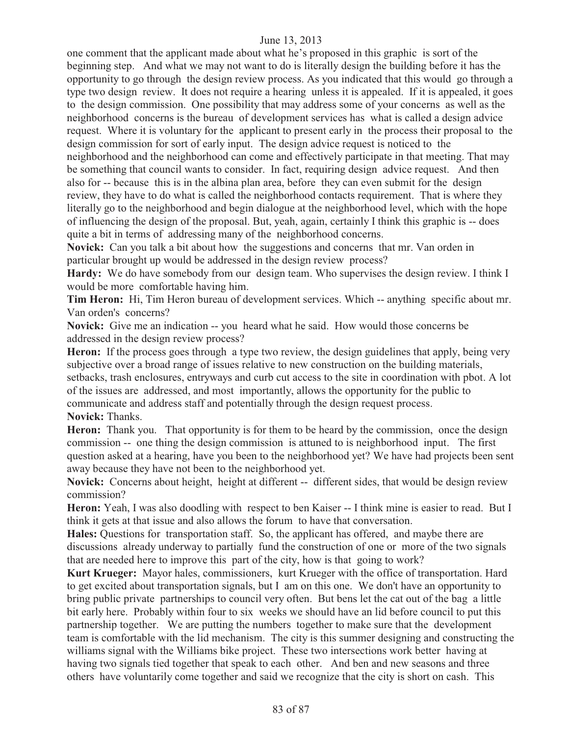one comment that the applicant made about what he's proposed in this graphic is sort of the beginning step. And what we may not want to do is literally design the building before it has the opportunity to go through the design review process. As you indicated that this would go through a type two design review. It does not require a hearing unless it is appealed. If it is appealed, it goes to the design commission. One possibility that may address some of your concerns as well as the neighborhood concerns is the bureau of development services has what is called a design advice request. Where it is voluntary for the applicant to present early in the process their proposal to the design commission for sort of early input. The design advice request is noticed to the neighborhood and the neighborhood can come and effectively participate in that meeting. That may be something that council wants to consider. In fact, requiring design advice request. And then also for -- because this is in the albina plan area, before they can even submit for the design review, they have to do what is called the neighborhood contacts requirement. That is where they literally go to the neighborhood and begin dialogue at the neighborhood level, which with the hope of influencing the design of the proposal. But, yeah, again, certainly I think this graphic is -- does quite a bit in terms of addressing many of the neighborhood concerns.

**Novick:** Can you talk a bit about how the suggestions and concerns that mr. Van orden in particular brought up would be addressed in the design review process?

**Hardy:** We do have somebody from our design team. Who supervises the design review. I think I would be more comfortable having him.

**Tim Heron:** Hi, Tim Heron bureau of development services. Which -- anything specific about mr. Van orden's concerns?

**Novick:** Give me an indication -- you heard what he said. How would those concerns be addressed in the design review process?

**Heron:** If the process goes through a type two review, the design guidelines that apply, being very subjective over a broad range of issues relative to new construction on the building materials, setbacks, trash enclosures, entryways and curb cut access to the site in coordination with pbot. A lot of the issues are addressed, and most importantly, allows the opportunity for the public to communicate and address staff and potentially through the design request process.

**Novick:** Thanks.

**Heron:** Thank you. That opportunity is for them to be heard by the commission, once the design commission -- one thing the design commission is attuned to is neighborhood input. The first question asked at a hearing, have you been to the neighborhood yet? We have had projects been sent away because they have not been to the neighborhood yet.

**Novick:** Concerns about height, height at different -- different sides, that would be design review commission?

**Heron:** Yeah, I was also doodling with respect to ben Kaiser -- I think mine is easier to read. But I think it gets at that issue and also allows the forum to have that conversation.

**Hales:** Questions for transportation staff. So, the applicant has offered, and maybe there are discussions already underway to partially fund the construction of one or more of the two signals that are needed here to improve this part of the city, how is that going to work?

**Kurt Krueger:** Mayor hales, commissioners, kurt Krueger with the office of transportation. Hard to get excited about transportation signals, but I am on this one. We don't have an opportunity to bring public private partnerships to council very often. But bens let the cat out of the bag a little bit early here. Probably within four to six weeks we should have an lid before council to put this partnership together. We are putting the numbers together to make sure that the development team is comfortable with the lid mechanism. The city is this summer designing and constructing the williams signal with the Williams bike project. These two intersections work better having at having two signals tied together that speak to each other. And ben and new seasons and three others have voluntarily come together and said we recognize that the city is short on cash. This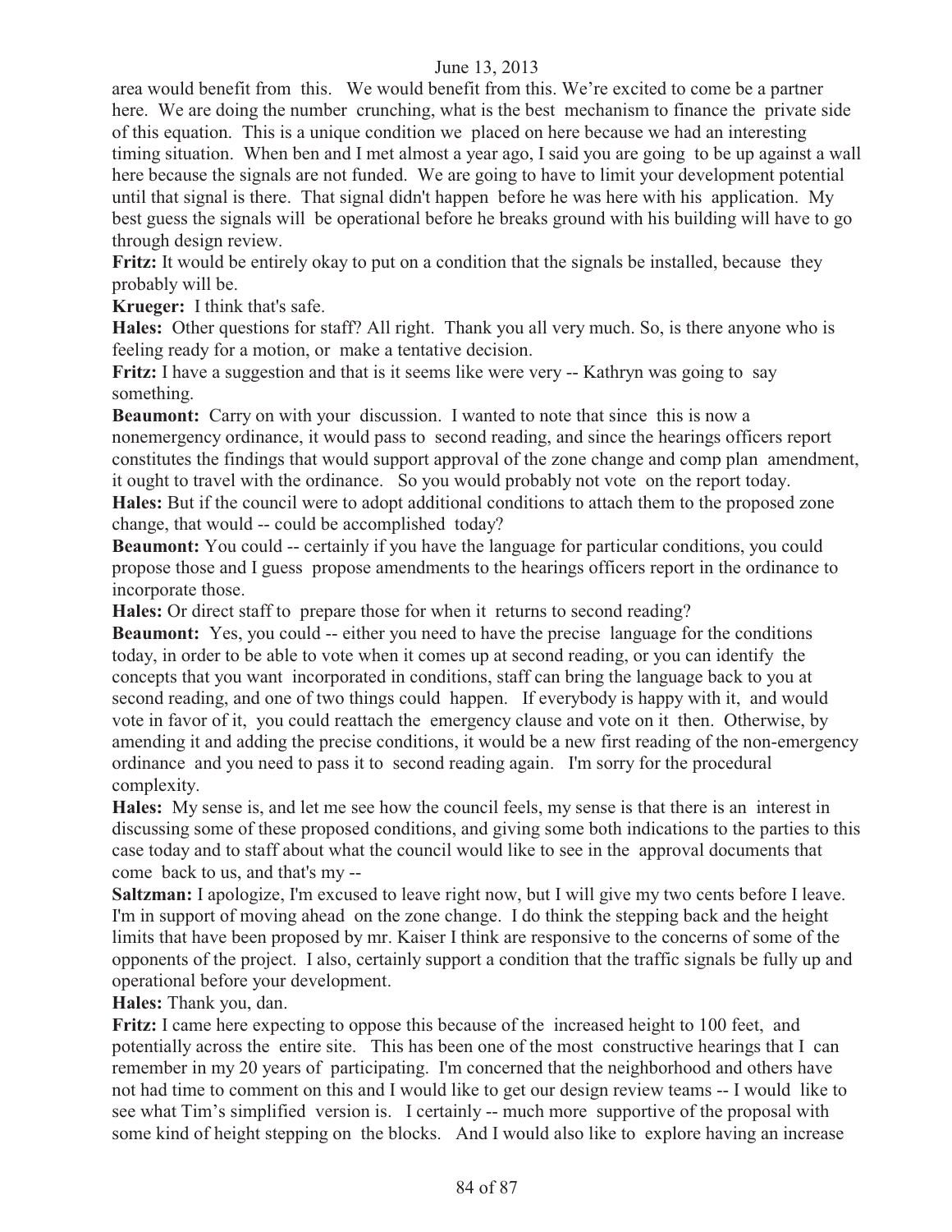area would benefit from this. We would benefit from this. We're excited to come be a partner here. We are doing the number crunching, what is the best mechanism to finance the private side of this equation. This is a unique condition we placed on here because we had an interesting timing situation. When ben and I met almost a year ago, I said you are going to be up against a wall here because the signals are not funded. We are going to have to limit your development potential until that signal is there. That signal didn't happen before he was here with his application. My best guess the signals will be operational before he breaks ground with his building will have to go through design review.

**Fritz:** It would be entirely okay to put on a condition that the signals be installed, because they probably will be.

**Krueger:** I think that's safe.

**Hales:** Other questions for staff? All right. Thank you all very much. So, is there anyone who is feeling ready for a motion, or make a tentative decision.

**Fritz:** I have a suggestion and that is it seems like were very -- Kathryn was going to say something.

**Beaumont:** Carry on with your discussion. I wanted to note that since this is now a nonemergency ordinance, it would pass to second reading, and since the hearings officers report constitutes the findings that would support approval of the zone change and comp plan amendment, it ought to travel with the ordinance. So you would probably not vote on the report today.

**Hales:** But if the council were to adopt additional conditions to attach them to the proposed zone change, that would -- could be accomplished today?

**Beaumont:** You could -- certainly if you have the language for particular conditions, you could propose those and I guess propose amendments to the hearings officers report in the ordinance to incorporate those.

**Hales:** Or direct staff to prepare those for when it returns to second reading?

**Beaumont:** Yes, you could -- either you need to have the precise language for the conditions today, in order to be able to vote when it comes up at second reading, or you can identify the concepts that you want incorporated in conditions, staff can bring the language back to you at second reading, and one of two things could happen. If everybody is happy with it, and would vote in favor of it, you could reattach the emergency clause and vote on it then. Otherwise, by amending it and adding the precise conditions, it would be a new first reading of the non-emergency ordinance and you need to pass it to second reading again. I'm sorry for the procedural complexity.

**Hales:** My sense is, and let me see how the council feels, my sense is that there is an interest in discussing some of these proposed conditions, and giving some both indications to the parties to this case today and to staff about what the council would like to see in the approval documents that come back to us, and that's my --

**Saltzman:** I apologize, I'm excused to leave right now, but I will give my two cents before I leave. I'm in support of moving ahead on the zone change. I do think the stepping back and the height limits that have been proposed by mr. Kaiser I think are responsive to the concerns of some of the opponents of the project. I also, certainly support a condition that the traffic signals be fully up and operational before your development.

**Hales:** Thank you, dan.

**Fritz:** I came here expecting to oppose this because of the increased height to 100 feet, and potentially across the entire site. This has been one of the most constructive hearings that I can remember in my 20 years of participating. I'm concerned that the neighborhood and others have not had time to comment on this and I would like to get our design review teams -- I would like to see what Tim's simplified version is. I certainly -- much more supportive of the proposal with some kind of height stepping on the blocks. And I would also like to explore having an increase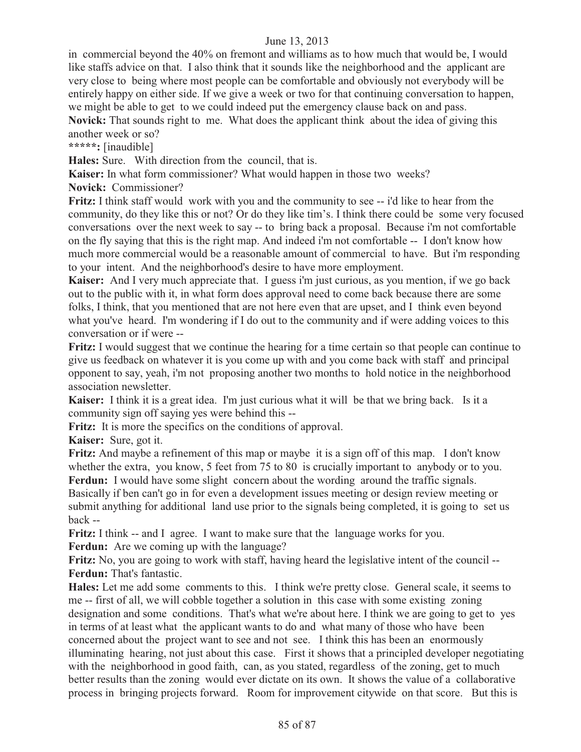in commercial beyond the 40% on fremont and williams as to how much that would be, I would like staffs advice on that. I also think that it sounds like the neighborhood and the applicant are very close to being where most people can be comfortable and obviously not everybody will be entirely happy on either side. If we give a week or two for that continuing conversation to happen, we might be able to get to we could indeed put the emergency clause back on and pass.

**Novick:** That sounds right to me. What does the applicant think about the idea of giving this another week or so?

*****:** [inaudible]

**Hales:** Sure. With direction from the council, that is.

**Kaiser:** In what form commissioner? What would happen in those two weeks?

**Novick:** Commissioner?

**Fritz:** I think staff would work with you and the community to see -- i'd like to hear from the community, do they like this or not? Or do they like tim's. I think there could be some very focused conversations over the next week to say -- to bring back a proposal. Because i'm not comfortable on the fly saying that this is the right map. And indeed i'm not comfortable -- I don't know how much more commercial would be a reasonable amount of commercial to have. But i'm responding to your intent. And the neighborhood's desire to have more employment.

**Kaiser:** And I very much appreciate that. I guess i'm just curious, as you mention, if we go back out to the public with it, in what form does approval need to come back because there are some folks, I think, that you mentioned that are not here even that are upset, and I think even beyond what you've heard. I'm wondering if I do out to the community and if were adding voices to this conversation or if were --

**Fritz:** I would suggest that we continue the hearing for a time certain so that people can continue to give us feedback on whatever it is you come up with and you come back with staff and principal opponent to say, yeah, i'm not proposing another two months to hold notice in the neighborhood association newsletter.

**Kaiser:** I think it is a great idea. I'm just curious what it will be that we bring back. Is it a community sign off saying yes were behind this --

**Fritz:** It is more the specifics on the conditions of approval.

**Kaiser:** Sure, got it.

**Fritz:** And maybe a refinement of this map or maybe it is a sign off of this map. I don't know whether the extra, you know, 5 feet from 75 to 80 is crucially important to anybody or to you.

**Ferdun:** I would have some slight concern about the wording around the traffic signals. Basically if ben can't go in for even a development issues meeting or design review meeting or submit anything for additional land use prior to the signals being completed, it is going to set us back --

**Fritz:** I think -- and I agree. I want to make sure that the language works for you.

**Ferdun:** Are we coming up with the language?

**Fritz:** No, you are going to work with staff, having heard the legislative intent of the council --

**Ferdun:** That's fantastic.

**Hales:** Let me add some comments to this. I think we're pretty close. General scale, it seems to me -- first of all, we will cobble together a solution in this case with some existing zoning designation and some conditions. That's what we're about here. I think we are going to get to yes in terms of at least what the applicant wants to do and what many of those who have been concerned about the project want to see and not see. I think this has been an enormously illuminating hearing, not just about this case. First it shows that a principled developer negotiating with the neighborhood in good faith, can, as you stated, regardless of the zoning, get to much better results than the zoning would ever dictate on its own. It shows the value of a collaborative process in bringing projects forward. Room for improvement citywide on that score. But this is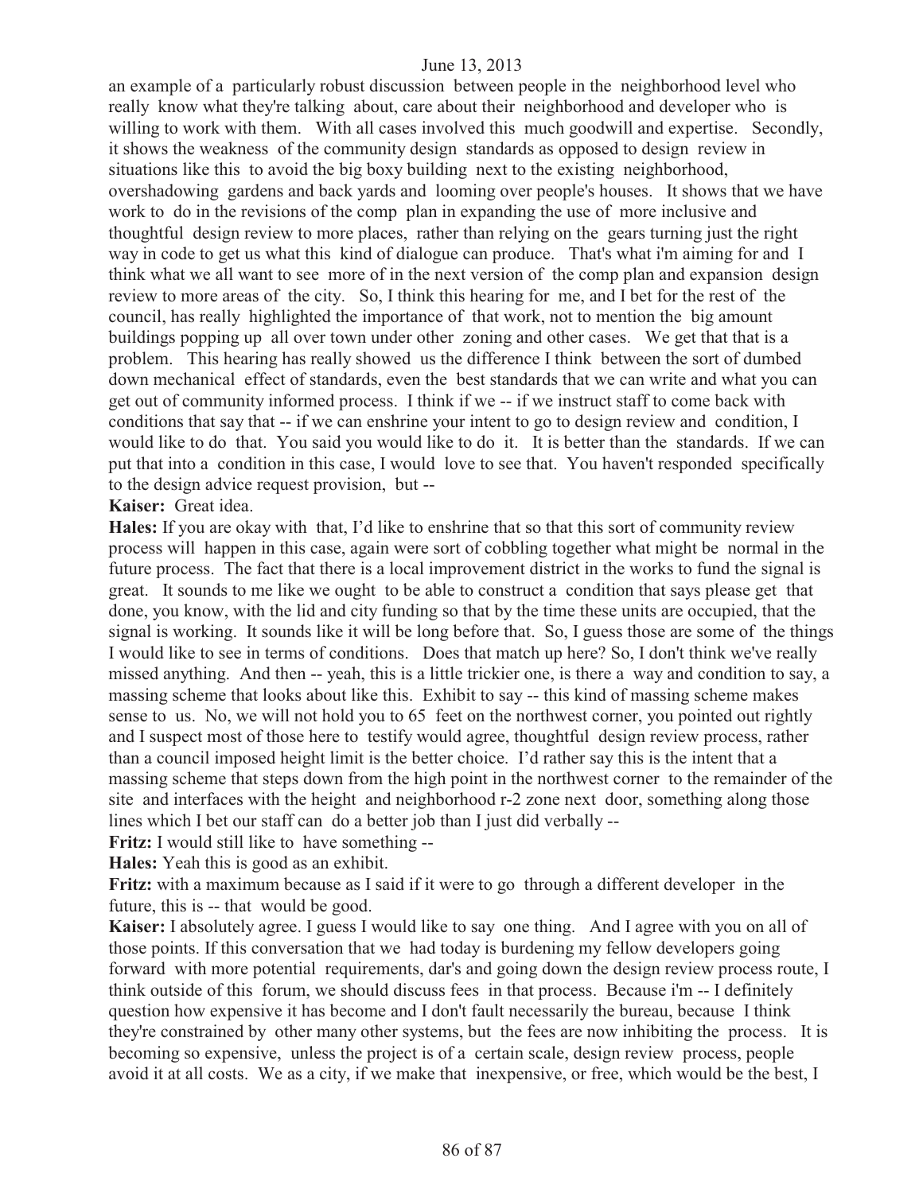an example of a particularly robust discussion between people in the neighborhood level who really know what they're talking about, care about their neighborhood and developer who is willing to work with them. With all cases involved this much goodwill and expertise. Secondly, it shows the weakness of the community design standards as opposed to design review in situations like this to avoid the big boxy building next to the existing neighborhood, overshadowing gardens and back yards and looming over people's houses. It shows that we have work to do in the revisions of the comp plan in expanding the use of more inclusive and thoughtful design review to more places, rather than relying on the gears turning just the right way in code to get us what this kind of dialogue can produce. That's what i'm aiming for and I think what we all want to see more of in the next version of the comp plan and expansion design review to more areas of the city. So, I think this hearing for me, and I bet for the rest of the council, has really highlighted the importance of that work, not to mention the big amount buildings popping up all over town under other zoning and other cases. We get that that is a problem. This hearing has really showed us the difference I think between the sort of dumbed down mechanical effect of standards, even the best standards that we can write and what you can get out of community informed process. I think if we -- if we instruct staff to come back with conditions that say that -- if we can enshrine your intent to go to design review and condition, I would like to do that. You said you would like to do it. It is better than the standards. If we can put that into a condition in this case, I would love to see that. You haven't responded specifically to the design advice request provision, but --

**Kaiser:** Great idea.

**Hales:** If you are okay with that, I'd like to enshrine that so that this sort of community review process will happen in this case, again were sort of cobbling together what might be normal in the future process. The fact that there is a local improvement district in the works to fund the signal is great. It sounds to me like we ought to be able to construct a condition that says please get that done, you know, with the lid and city funding so that by the time these units are occupied, that the signal is working. It sounds like it will be long before that. So, I guess those are some of the things I would like to see in terms of conditions. Does that match up here? So, I don't think we've really missed anything. And then -- yeah, this is a little trickier one, is there a way and condition to say, a massing scheme that looks about like this. Exhibit to say -- this kind of massing scheme makes sense to us. No, we will not hold you to 65 feet on the northwest corner, you pointed out rightly and I suspect most of those here to testify would agree, thoughtful design review process, rather than a council imposed height limit is the better choice. I'd rather say this is the intent that a massing scheme that steps down from the high point in the northwest corner to the remainder of the site and interfaces with the height and neighborhood r-2 zone next door, something along those lines which I bet our staff can do a better job than I just did verbally --

**Fritz:** I would still like to have something --

**Hales:** Yeah this is good as an exhibit.

**Fritz:** with a maximum because as I said if it were to go through a different developer in the future, this is -- that would be good.

**Kaiser:** I absolutely agree. I guess I would like to say one thing. And I agree with you on all of those points. If this conversation that we had today is burdening my fellow developers going forward with more potential requirements, dar's and going down the design review process route, I think outside of this forum, we should discuss fees in that process. Because i'm -- I definitely question how expensive it has become and I don't fault necessarily the bureau, because I think they're constrained by other many other systems, but the fees are now inhibiting the process. It is becoming so expensive, unless the project is of a certain scale, design review process, people avoid it at all costs. We as a city, if we make that inexpensive, or free, which would be the best, I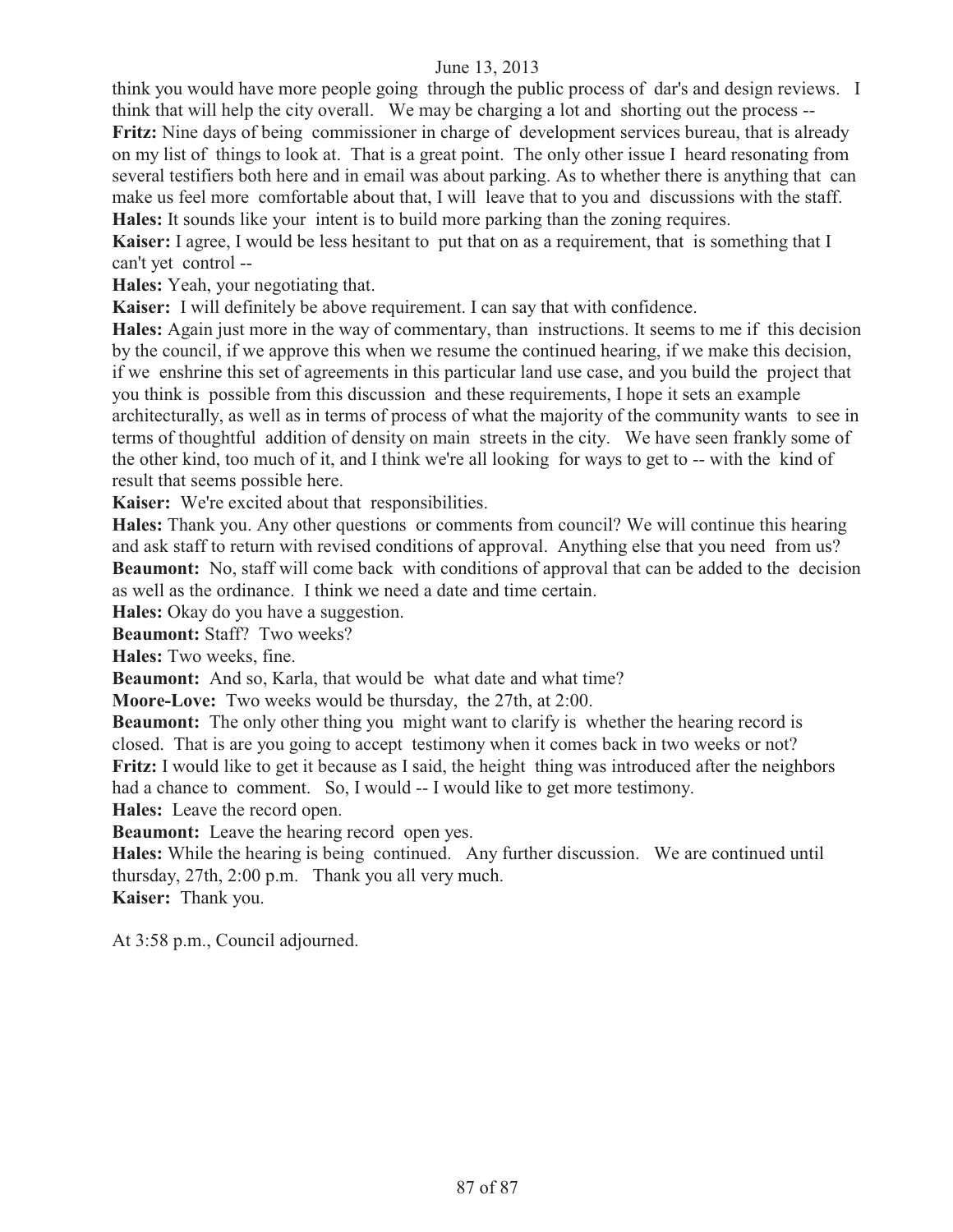think you would have more people going through the public process of dar's and design reviews. I think that will help the city overall. We may be charging a lot and shorting out the process --

**Fritz:** Nine days of being commissioner in charge of development services bureau, that is already on my list of things to look at. That is a great point. The only other issue I heard resonating from several testifiers both here and in email was about parking. As to whether there is anything that can make us feel more comfortable about that, I will leave that to you and discussions with the staff.

**Hales:** It sounds like your intent is to build more parking than the zoning requires.

**Kaiser:** I agree, I would be less hesitant to put that on as a requirement, that is something that I can't yet control --

**Hales:** Yeah, your negotiating that.

**Kaiser:** I will definitely be above requirement. I can say that with confidence.

**Hales:** Again just more in the way of commentary, than instructions. It seems to me if this decision by the council, if we approve this when we resume the continued hearing, if we make this decision, if we enshrine this set of agreements in this particular land use case, and you build the project that you think is possible from this discussion and these requirements, I hope it sets an example architecturally, as well as in terms of process of what the majority of the community wants to see in terms of thoughtful addition of density on main streets in the city. We have seen frankly some of the other kind, too much of it, and I think we're all looking for ways to get to -- with the kind of result that seems possible here.

**Kaiser:** We're excited about that responsibilities.

**Hales:** Thank you. Any other questions or comments from council? We will continue this hearing and ask staff to return with revised conditions of approval. Anything else that you need from us?

**Beaumont:** No, staff will come back with conditions of approval that can be added to the decision as well as the ordinance. I think we need a date and time certain.

**Hales:** Okay do you have a suggestion.

**Beaumont:** Staff? Two weeks?

**Hales:** Two weeks, fine.

**Beaumont:** And so, Karla, that would be what date and what time?

**Moore-Love:** Two weeks would be thursday, the 27th, at 2:00.

**Beaumont:** The only other thing you might want to clarify is whether the hearing record is closed. That is are you going to accept testimony when it comes back in two weeks or not?

**Fritz:** I would like to get it because as I said, the height thing was introduced after the neighbors had a chance to comment. So, I would -- I would like to get more testimony.

**Hales:** Leave the record open.

**Beaumont:** Leave the hearing record open yes.

**Hales:** While the hearing is being continued. Any further discussion. We are continued until thursday, 27th, 2:00 p.m. Thank you all very much.

**Kaiser:** Thank you.

At 3:58 p.m., Council adjourned.